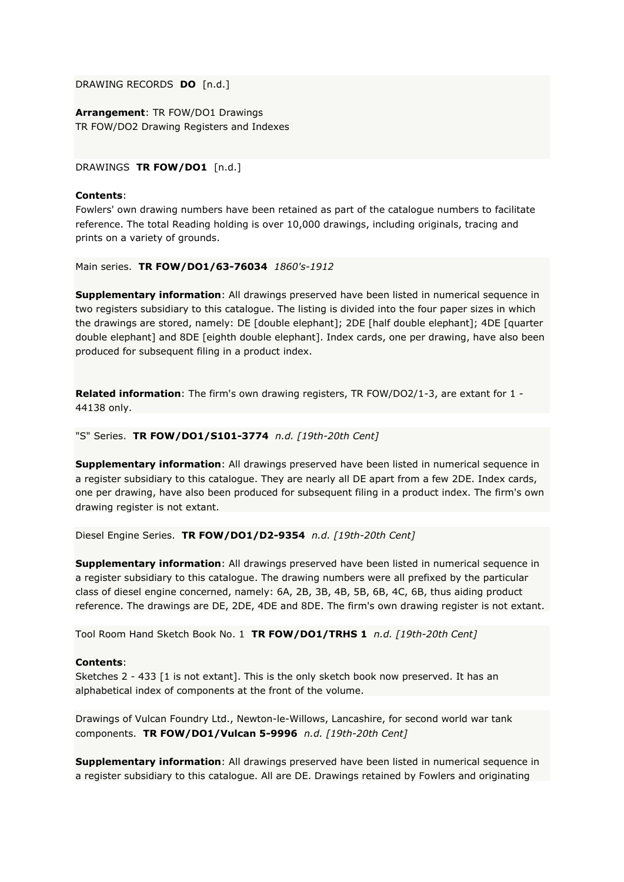DRAWING RECORDS **DO** [n.d.]

**Arrangement**: TR FOW/DO1 Drawings
TR FOW/DO2 Drawing Registers and Indexes

DRAWINGS **TR FOW/DO1** [n.d.]

**Contents**:
Fowlers' own drawing numbers have been retained as part of the catalogue numbers to facilitate reference. The total Reading holding is over 10,000 drawings, including originals, tracing and prints on a variety of grounds.

Main series. **TR FOW/DO1/63-76034** *1860's-1912*

**Supplementary information**: All drawings preserved have been listed in numerical sequence in two registers subsidiary to this catalogue. The listing is divided into the four paper sizes in which the drawings are stored, namely: DE [double elephant]; 2DE [half double elephant]; 4DE [quarter double elephant] and 8DE [eighth double elephant]. Index cards, one per drawing, have also been produced for subsequent filing in a product index.

**Related information**: The firm's own drawing registers, TR FOW/DO2/1-3, are extant for 1 - 44138 only.

"S" Series. **TR FOW/DO1/S101-3774** *n.d. [19th-20th Cent]*

**Supplementary information**: All drawings preserved have been listed in numerical sequence in a register subsidiary to this catalogue. They are nearly all DE apart from a few 2DE. Index cards, one per drawing, have also been produced for subsequent filing in a product index. The firm's own drawing register is not extant.

Diesel Engine Series. **TR FOW/DO1/D2-9354** *n.d. [19th-20th Cent]*

**Supplementary information**: All drawings preserved have been listed in numerical sequence in a register subsidiary to this catalogue. The drawing numbers were all prefixed by the particular class of diesel engine concerned, namely: 6A, 2B, 3B, 4B, 5B, 6B, 4C, 6B, thus aiding product reference. The drawings are DE, 2DE, 4DE and 8DE. The firm's own drawing register is not extant.

Tool Room Hand Sketch Book No. 1 **TR FOW/DO1/TRHS 1** *n.d. [19th-20th Cent]*

**Contents**:
Sketches 2 - 433 [1 is not extant]. This is the only sketch book now preserved. It has an alphabetical index of components at the front of the volume.

Drawings of Vulcan Foundry Ltd., Newton-le-Willows, Lancashire, for second world war tank components. **TR FOW/DO1/Vulcan 5-9996** *n.d. [19th-20th Cent]*

**Supplementary information**: All drawings preserved have been listed in numerical sequence in a register subsidiary to this catalogue. All are DE. Drawings retained by Fowlers and originating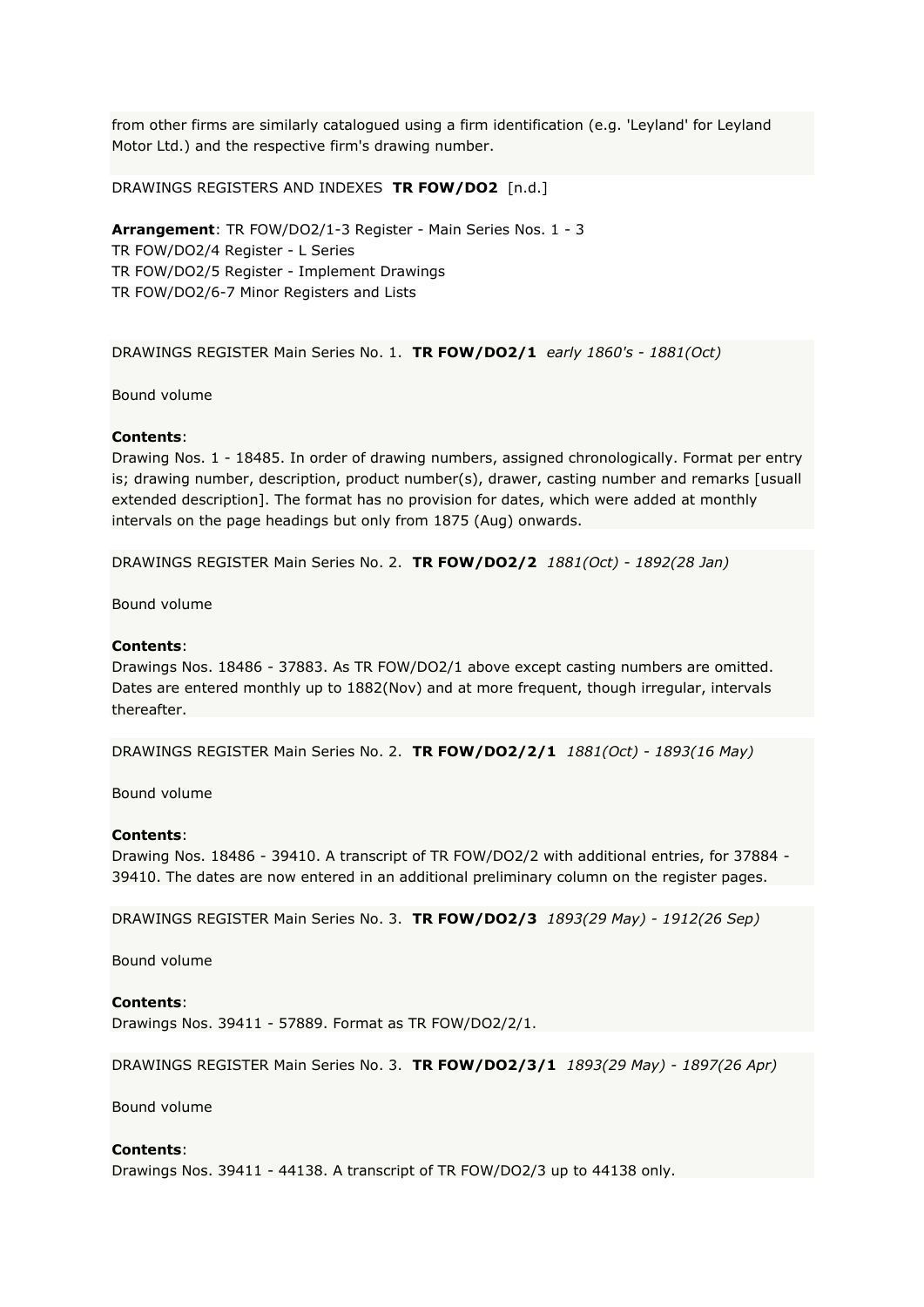from other firms are similarly catalogued using a firm identification (e.g. 'Leyland' for Leyland Motor Ltd.) and the respective firm's drawing number.

DRAWINGS REGISTERS AND INDEXES **TR FOW/DO2** [n.d.]

**Arrangement**: TR FOW/DO2/1-3 Register - Main Series Nos. 1 - 3
TR FOW/DO2/4 Register - L Series
TR FOW/DO2/5 Register - Implement Drawings
TR FOW/DO2/6-7 Minor Registers and Lists

DRAWINGS REGISTER Main Series No. 1. **TR FOW/DO2/1** *early 1860's - 1881(Oct)*

Bound volume

**Contents**:
Drawing Nos. 1 - 18485. In order of drawing numbers, assigned chronologically. Format per entry is; drawing number, description, product number(s), drawer, casting number and remarks [usuall extended description]. The format has no provision for dates, which were added at monthly intervals on the page headings but only from 1875 (Aug) onwards.

DRAWINGS REGISTER Main Series No. 2. **TR FOW/DO2/2** *1881(Oct) - 1892(28 Jan)*

Bound volume

**Contents**:
Drawings Nos. 18486 - 37883. As TR FOW/DO2/1 above except casting numbers are omitted. Dates are entered monthly up to 1882(Nov) and at more frequent, though irregular, intervals thereafter.

DRAWINGS REGISTER Main Series No. 2. **TR FOW/DO2/2/1** *1881(Oct) - 1893(16 May)*

Bound volume

**Contents**:
Drawing Nos. 18486 - 39410. A transcript of TR FOW/DO2/2 with additional entries, for 37884 - 39410. The dates are now entered in an additional preliminary column on the register pages.

DRAWINGS REGISTER Main Series No. 3. **TR FOW/DO2/3** *1893(29 May) - 1912(26 Sep)*

Bound volume

**Contents**:
Drawings Nos. 39411 - 57889. Format as TR FOW/DO2/2/1.

DRAWINGS REGISTER Main Series No. 3. **TR FOW/DO2/3/1** *1893(29 May) - 1897(26 Apr)*

Bound volume

**Contents**:
Drawings Nos. 39411 - 44138. A transcript of TR FOW/DO2/3 up to 44138 only.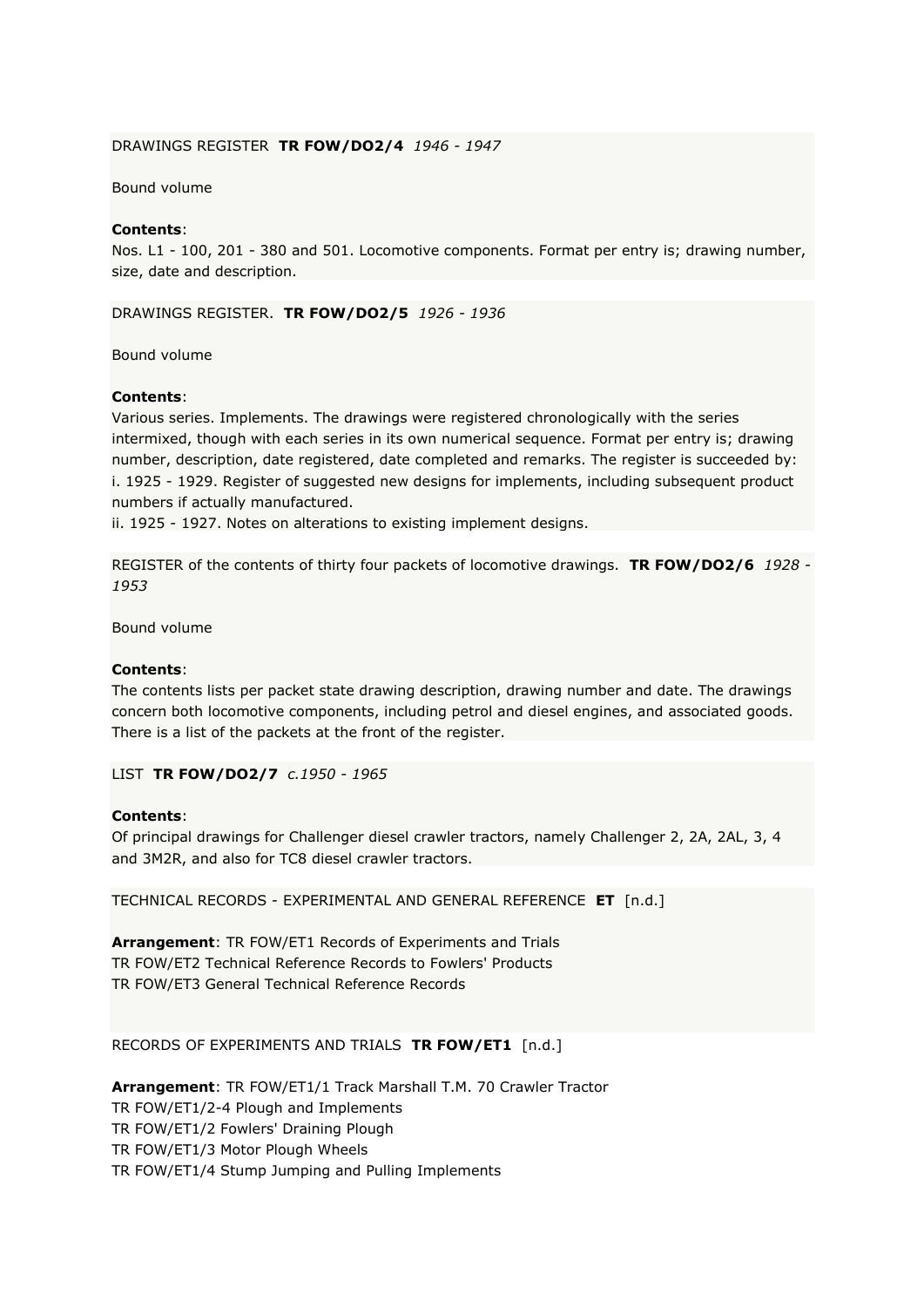DRAWINGS REGISTER **TR FOW/DO2/4** *1946 - 1947*

Bound volume

**Contents**:
Nos. L1 - 100, 201 - 380 and 501. Locomotive components. Format per entry is; drawing number, size, date and description.

DRAWINGS REGISTER. **TR FOW/DO2/5** *1926 - 1936*

Bound volume

**Contents**:
Various series. Implements. The drawings were registered chronologically with the series intermixed, though with each series in its own numerical sequence. Format per entry is; drawing number, description, date registered, date completed and remarks. The register is succeeded by:
i. 1925 - 1929. Register of suggested new designs for implements, including subsequent product numbers if actually manufactured.
ii. 1925 - 1927. Notes on alterations to existing implement designs.

REGISTER of the contents of thirty four packets of locomotive drawings. **TR FOW/DO2/6** *1928 - 1953*

Bound volume

**Contents**:
The contents lists per packet state drawing description, drawing number and date. The drawings concern both locomotive components, including petrol and diesel engines, and associated goods. There is a list of the packets at the front of the register.

LIST **TR FOW/DO2/7** *c.1950 - 1965*

**Contents**:
Of principal drawings for Challenger diesel crawler tractors, namely Challenger 2, 2A, 2AL, 3, 4 and 3M2R, and also for TC8 diesel crawler tractors.

TECHNICAL RECORDS - EXPERIMENTAL AND GENERAL REFERENCE **ET** [n.d.]

**Arrangement**: TR FOW/ET1 Records of Experiments and Trials
TR FOW/ET2 Technical Reference Records to Fowlers' Products
TR FOW/ET3 General Technical Reference Records

RECORDS OF EXPERIMENTS AND TRIALS **TR FOW/ET1** [n.d.]

**Arrangement**: TR FOW/ET1/1 Track Marshall T.M. 70 Crawler Tractor
TR FOW/ET1/2-4 Plough and Implements
TR FOW/ET1/2 Fowlers' Draining Plough
TR FOW/ET1/3 Motor Plough Wheels
TR FOW/ET1/4 Stump Jumping and Pulling Implements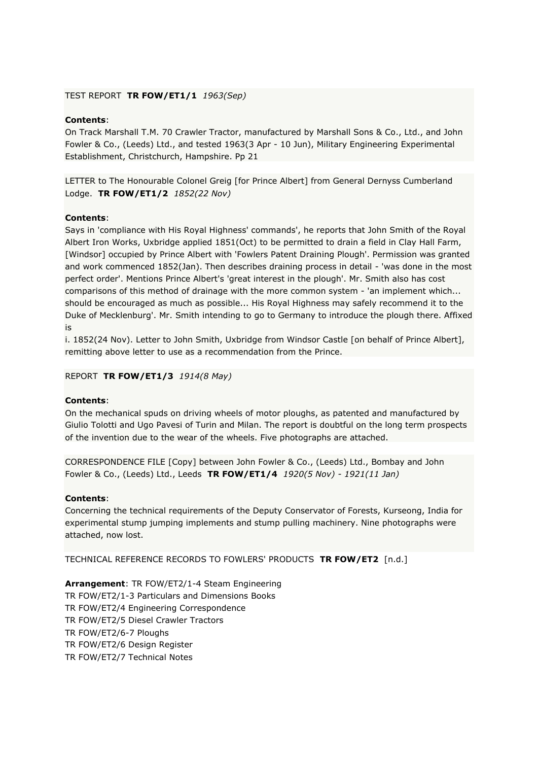TEST REPORT **TR FOW/ET1/1** *1963(Sep)*

**Contents**:
On Track Marshall T.M. 70 Crawler Tractor, manufactured by Marshall Sons & Co., Ltd., and John Fowler & Co., (Leeds) Ltd., and tested 1963(3 Apr - 10 Jun), Military Engineering Experimental Establishment, Christchurch, Hampshire. Pp 21

LETTER to The Honourable Colonel Greig [for Prince Albert] from General Dernyss Cumberland Lodge. **TR FOW/ET1/2** *1852(22 Nov)*

**Contents**:
Says in 'compliance with His Royal Highness' commands', he reports that John Smith of the Royal Albert Iron Works, Uxbridge applied 1851(Oct) to be permitted to drain a field in Clay Hall Farm, [Windsor] occupied by Prince Albert with 'Fowlers Patent Draining Plough'. Permission was granted and work commenced 1852(Jan). Then describes draining process in detail - 'was done in the most perfect order'. Mentions Prince Albert's 'great interest in the plough'. Mr. Smith also has cost comparisons of this method of drainage with the more common system - 'an implement which... should be encouraged as much as possible... His Royal Highness may safely recommend it to the Duke of Mecklenburg'. Mr. Smith intending to go to Germany to introduce the plough there. Affixed is
i. 1852(24 Nov). Letter to John Smith, Uxbridge from Windsor Castle [on behalf of Prince Albert], remitting above letter to use as a recommendation from the Prince.

REPORT **TR FOW/ET1/3** *1914(8 May)*

**Contents**:
On the mechanical spuds on driving wheels of motor ploughs, as patented and manufactured by Giulio Tolotti and Ugo Pavesi of Turin and Milan. The report is doubtful on the long term prospects of the invention due to the wear of the wheels. Five photographs are attached.

CORRESPONDENCE FILE [Copy] between John Fowler & Co., (Leeds) Ltd., Bombay and John Fowler & Co., (Leeds) Ltd., Leeds **TR FOW/ET1/4** *1920(5 Nov) - 1921(11 Jan)*

**Contents**:
Concerning the technical requirements of the Deputy Conservator of Forests, Kurseong, India for experimental stump jumping implements and stump pulling machinery. Nine photographs were attached, now lost.

TECHNICAL REFERENCE RECORDS TO FOWLERS' PRODUCTS **TR FOW/ET2** [n.d.]

**Arrangement**: TR FOW/ET2/1-4 Steam Engineering
TR FOW/ET2/1-3 Particulars and Dimensions Books
TR FOW/ET2/4 Engineering Correspondence
TR FOW/ET2/5 Diesel Crawler Tractors
TR FOW/ET2/6-7 Ploughs
TR FOW/ET2/6 Design Register
TR FOW/ET2/7 Technical Notes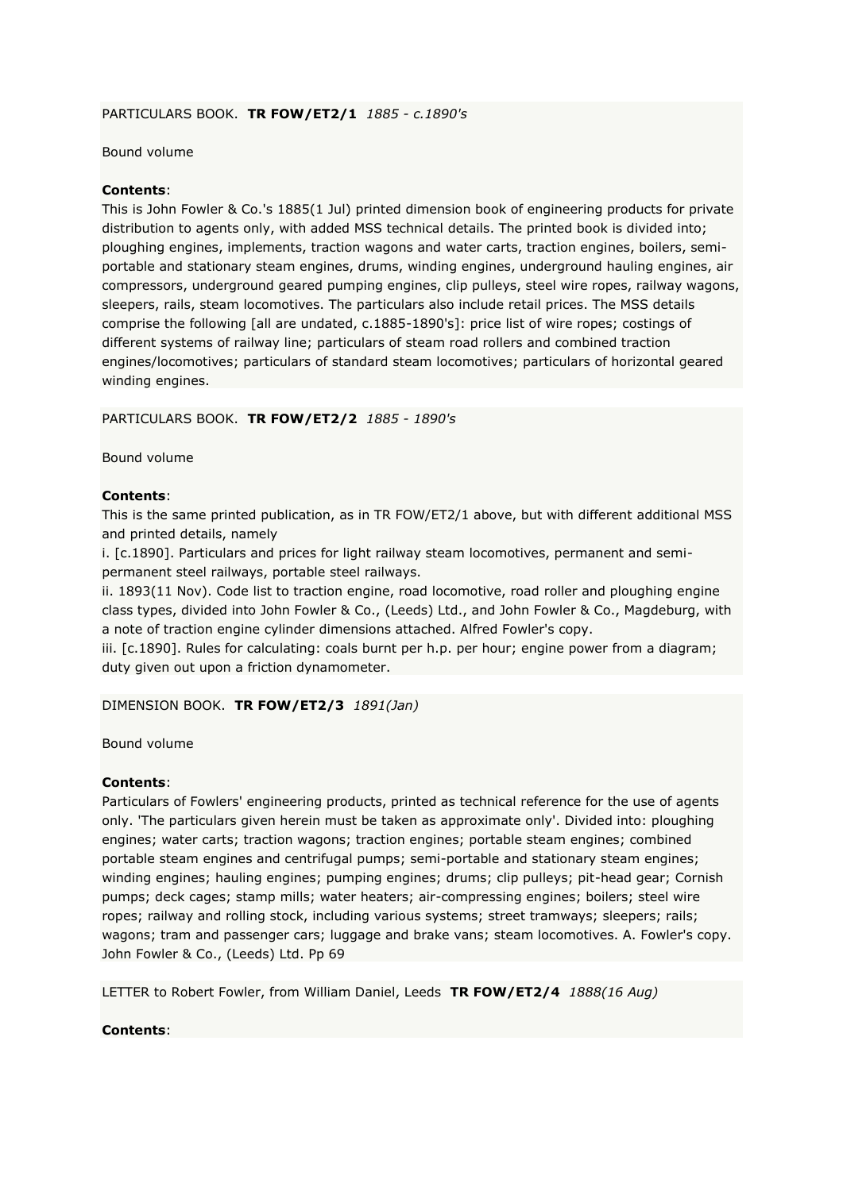PARTICULARS BOOK. **TR FOW/ET2/1** *1885 - c.1890's*

Bound volume

**Contents**:
This is John Fowler & Co.'s 1885(1 Jul) printed dimension book of engineering products for private distribution to agents only, with added MSS technical details. The printed book is divided into; ploughing engines, implements, traction wagons and water carts, traction engines, boilers, semi-portable and stationary steam engines, drums, winding engines, underground hauling engines, air compressors, underground geared pumping engines, clip pulleys, steel wire ropes, railway wagons, sleepers, rails, steam locomotives. The particulars also include retail prices. The MSS details comprise the following [all are undated, c.1885-1890's]: price list of wire ropes; costings of different systems of railway line; particulars of steam road rollers and combined traction engines/locomotives; particulars of standard steam locomotives; particulars of horizontal geared winding engines.

PARTICULARS BOOK. **TR FOW/ET2/2** *1885 - 1890's*

Bound volume

**Contents**:
This is the same printed publication, as in TR FOW/ET2/1 above, but with different additional MSS and printed details, namely
i. [c.1890]. Particulars and prices for light railway steam locomotives, permanent and semi-permanent steel railways, portable steel railways.
ii. 1893(11 Nov). Code list to traction engine, road locomotive, road roller and ploughing engine class types, divided into John Fowler & Co., (Leeds) Ltd., and John Fowler & Co., Magdeburg, with a note of traction engine cylinder dimensions attached. Alfred Fowler's copy.
iii. [c.1890]. Rules for calculating: coals burnt per h.p. per hour; engine power from a diagram; duty given out upon a friction dynamometer.

DIMENSION BOOK. **TR FOW/ET2/3** *1891(Jan)*

Bound volume

**Contents**:
Particulars of Fowlers' engineering products, printed as technical reference for the use of agents only. 'The particulars given herein must be taken as approximate only'. Divided into: ploughing engines; water carts; traction wagons; traction engines; portable steam engines; combined portable steam engines and centrifugal pumps; semi-portable and stationary steam engines; winding engines; hauling engines; pumping engines; drums; clip pulleys; pit-head gear; Cornish pumps; deck cages; stamp mills; water heaters; air-compressing engines; boilers; steel wire ropes; railway and rolling stock, including various systems; street tramways; sleepers; rails; wagons; tram and passenger cars; luggage and brake vans; steam locomotives. A. Fowler's copy. John Fowler & Co., (Leeds) Ltd. Pp 69

LETTER to Robert Fowler, from William Daniel, Leeds **TR FOW/ET2/4** *1888(16 Aug)*

**Contents**: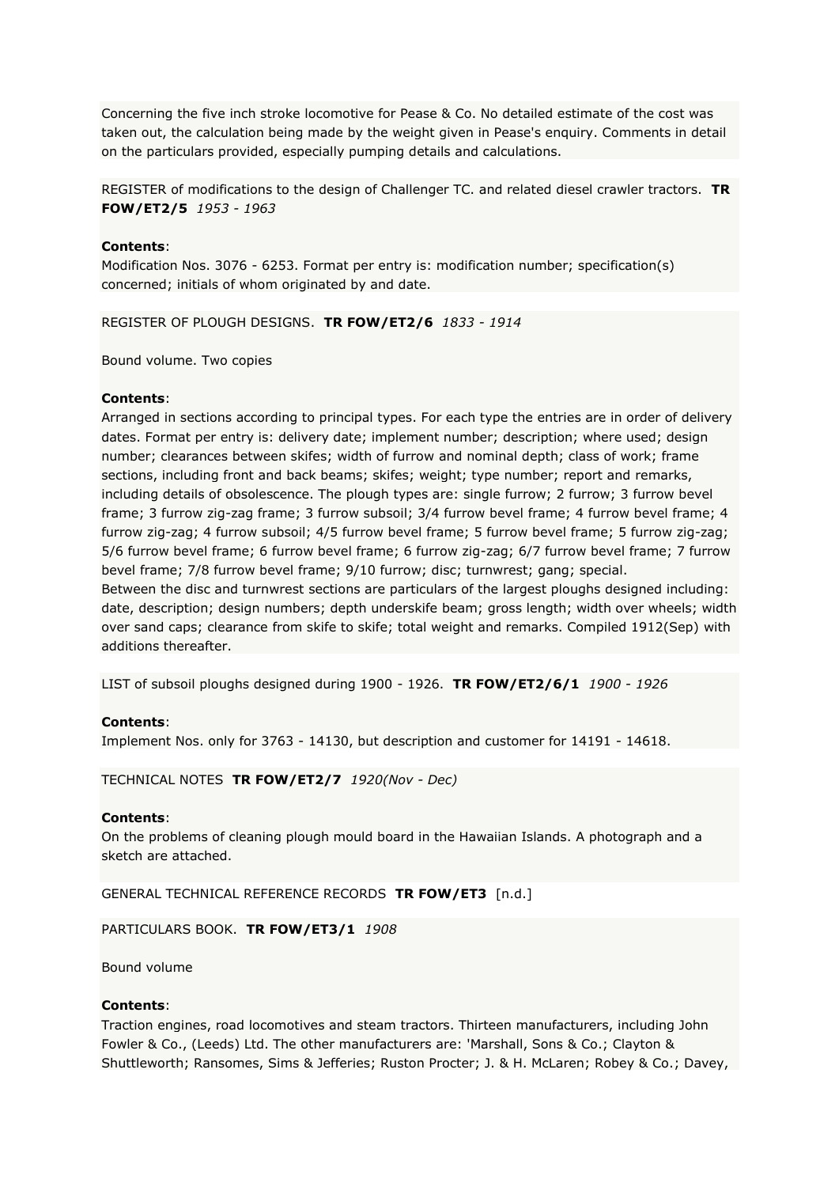Concerning the five inch stroke locomotive for Pease & Co. No detailed estimate of the cost was taken out, the calculation being made by the weight given in Pease's enquiry. Comments in detail on the particulars provided, especially pumping details and calculations.

REGISTER of modifications to the design of Challenger TC. and related diesel crawler tractors. **TR FOW/ET2/5** *1953 - 1963*

**Contents**:
Modification Nos. 3076 - 6253. Format per entry is: modification number; specification(s) concerned; initials of whom originated by and date.

REGISTER OF PLOUGH DESIGNS. **TR FOW/ET2/6** *1833 - 1914*

Bound volume. Two copies

**Contents**:
Arranged in sections according to principal types. For each type the entries are in order of delivery dates. Format per entry is: delivery date; implement number; description; where used; design number; clearances between skifes; width of furrow and nominal depth; class of work; frame sections, including front and back beams; skifes; weight; type number; report and remarks, including details of obsolescence. The plough types are: single furrow; 2 furrow; 3 furrow bevel frame; 3 furrow zig-zag frame; 3 furrow subsoil; 3/4 furrow bevel frame; 4 furrow bevel frame; 4 furrow zig-zag; 4 furrow subsoil; 4/5 furrow bevel frame; 5 furrow bevel frame; 5 furrow zig-zag; 5/6 furrow bevel frame; 6 furrow bevel frame; 6 furrow zig-zag; 6/7 furrow bevel frame; 7 furrow bevel frame; 7/8 furrow bevel frame; 9/10 furrow; disc; turnwrest; gang; special.
Between the disc and turnwrest sections are particulars of the largest ploughs designed including: date, description; design numbers; depth underskife beam; gross length; width over wheels; width over sand caps; clearance from skife to skife; total weight and remarks. Compiled 1912(Sep) with additions thereafter.

LIST of subsoil ploughs designed during 1900 - 1926. **TR FOW/ET2/6/1** *1900 - 1926*

**Contents**:
Implement Nos. only for 3763 - 14130, but description and customer for 14191 - 14618.

TECHNICAL NOTES **TR FOW/ET2/7** *1920(Nov - Dec)*

**Contents**:
On the problems of cleaning plough mould board in the Hawaiian Islands. A photograph and a sketch are attached.

GENERAL TECHNICAL REFERENCE RECORDS **TR FOW/ET3** [n.d.]

PARTICULARS BOOK. **TR FOW/ET3/1** *1908*

Bound volume

**Contents**:
Traction engines, road locomotives and steam tractors. Thirteen manufacturers, including John Fowler & Co., (Leeds) Ltd. The other manufacturers are: 'Marshall, Sons & Co.; Clayton & Shuttleworth; Ransomes, Sims & Jefferies; Ruston Procter; J. & H. McLaren; Robey & Co.; Davey,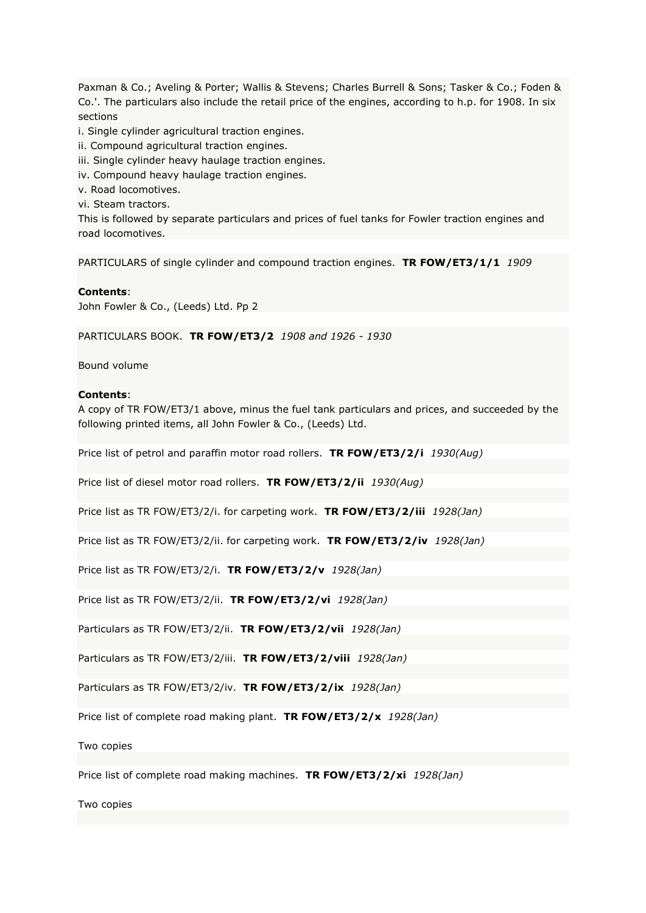Paxman & Co.; Aveling & Porter; Wallis & Stevens; Charles Burrell & Sons; Tasker & Co.; Foden & Co.'. The particulars also include the retail price of the engines, according to h.p. for 1908. In six sections

i. Single cylinder agricultural traction engines.
ii. Compound agricultural traction engines.
iii. Single cylinder heavy haulage traction engines.
iv. Compound heavy haulage traction engines.
v. Road locomotives.
vi. Steam tractors.

This is followed by separate particulars and prices of fuel tanks for Fowler traction engines and road locomotives.

PARTICULARS of single cylinder and compound traction engines. **TR FOW/ET3/1/1** *1909*

**Contents**:
John Fowler & Co., (Leeds) Ltd. Pp 2

PARTICULARS BOOK. **TR FOW/ET3/2** *1908 and 1926 - 1930*

Bound volume

**Contents**:
A copy of TR FOW/ET3/1 above, minus the fuel tank particulars and prices, and succeeded by the following printed items, all John Fowler & Co., (Leeds) Ltd.

Price list of petrol and paraffin motor road rollers. **TR FOW/ET3/2/i** *1930(Aug)*

Price list of diesel motor road rollers. **TR FOW/ET3/2/ii** *1930(Aug)*

Price list as TR FOW/ET3/2/i. for carpeting work. **TR FOW/ET3/2/iii** *1928(Jan)*

Price list as TR FOW/ET3/2/ii. for carpeting work. **TR FOW/ET3/2/iv** *1928(Jan)*

Price list as TR FOW/ET3/2/i. **TR FOW/ET3/2/v** *1928(Jan)*

Price list as TR FOW/ET3/2/ii. **TR FOW/ET3/2/vi** *1928(Jan)*

Particulars as TR FOW/ET3/2/ii. **TR FOW/ET3/2/vii** *1928(Jan)*

Particulars as TR FOW/ET3/2/iii. **TR FOW/ET3/2/viii** *1928(Jan)*

Particulars as TR FOW/ET3/2/iv. **TR FOW/ET3/2/ix** *1928(Jan)*

Price list of complete road making plant. **TR FOW/ET3/2/x** *1928(Jan)*

Two copies

Price list of complete road making machines. **TR FOW/ET3/2/xi** *1928(Jan)*

Two copies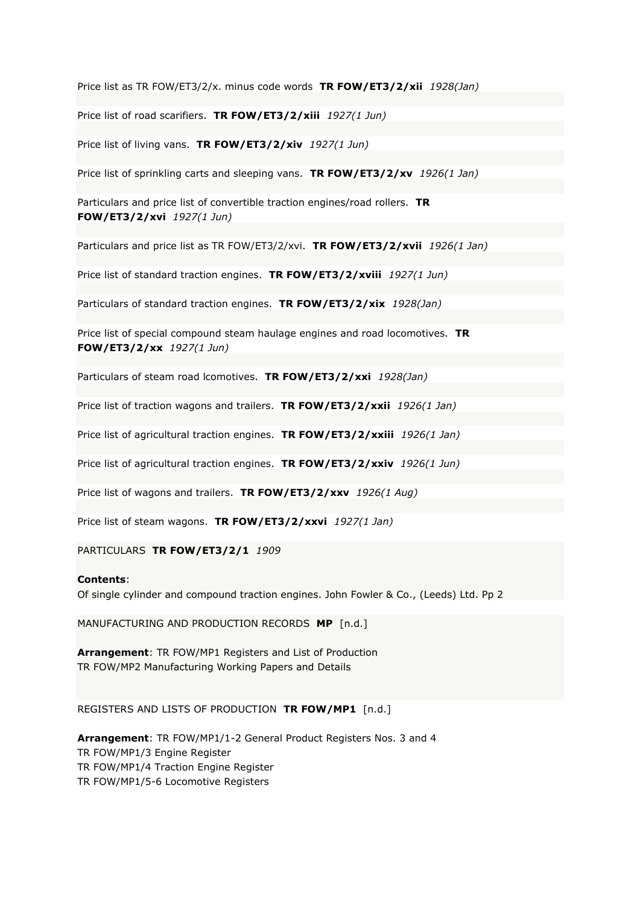Price list as TR FOW/ET3/2/x. minus code words **TR FOW/ET3/2/xii** *1928(Jan)*

Price list of road scarifiers. **TR FOW/ET3/2/xiii** *1927(1 Jun)*

Price list of living vans. **TR FOW/ET3/2/xiv** *1927(1 Jun)*

Price list of sprinkling carts and sleeping vans. **TR FOW/ET3/2/xv** *1926(1 Jan)*

Particulars and price list of convertible traction engines/road rollers. **TR FOW/ET3/2/xvi** *1927(1 Jun)*

Particulars and price list as TR FOW/ET3/2/xvi. **TR FOW/ET3/2/xvii** *1926(1 Jan)*

Price list of standard traction engines. **TR FOW/ET3/2/xviii** *1927(1 Jun)*

Particulars of standard traction engines. **TR FOW/ET3/2/xix** *1928(Jan)*

Price list of special compound steam haulage engines and road locomotives. **TR FOW/ET3/2/xx** *1927(1 Jun)*

Particulars of steam road lcomotives. **TR FOW/ET3/2/xxi** *1928(Jan)*

Price list of traction wagons and trailers. **TR FOW/ET3/2/xxii** *1926(1 Jan)*

Price list of agricultural traction engines. **TR FOW/ET3/2/xxiii** *1926(1 Jan)*

Price list of agricultural traction engines. **TR FOW/ET3/2/xxiv** *1926(1 Jun)*

Price list of wagons and trailers. **TR FOW/ET3/2/xxv** *1926(1 Aug)*

Price list of steam wagons. **TR FOW/ET3/2/xxvi** *1927(1 Jan)*

PARTICULARS **TR FOW/ET3/2/1** *1909*

**Contents**:
Of single cylinder and compound traction engines. John Fowler & Co., (Leeds) Ltd. Pp 2

MANUFACTURING AND PRODUCTION RECORDS **MP** [n.d.]

**Arrangement**: TR FOW/MP1 Registers and List of Production
TR FOW/MP2 Manufacturing Working Papers and Details

REGISTERS AND LISTS OF PRODUCTION **TR FOW/MP1** [n.d.]

**Arrangement**: TR FOW/MP1/1-2 General Product Registers Nos. 3 and 4
TR FOW/MP1/3 Engine Register
TR FOW/MP1/4 Traction Engine Register
TR FOW/MP1/5-6 Locomotive Registers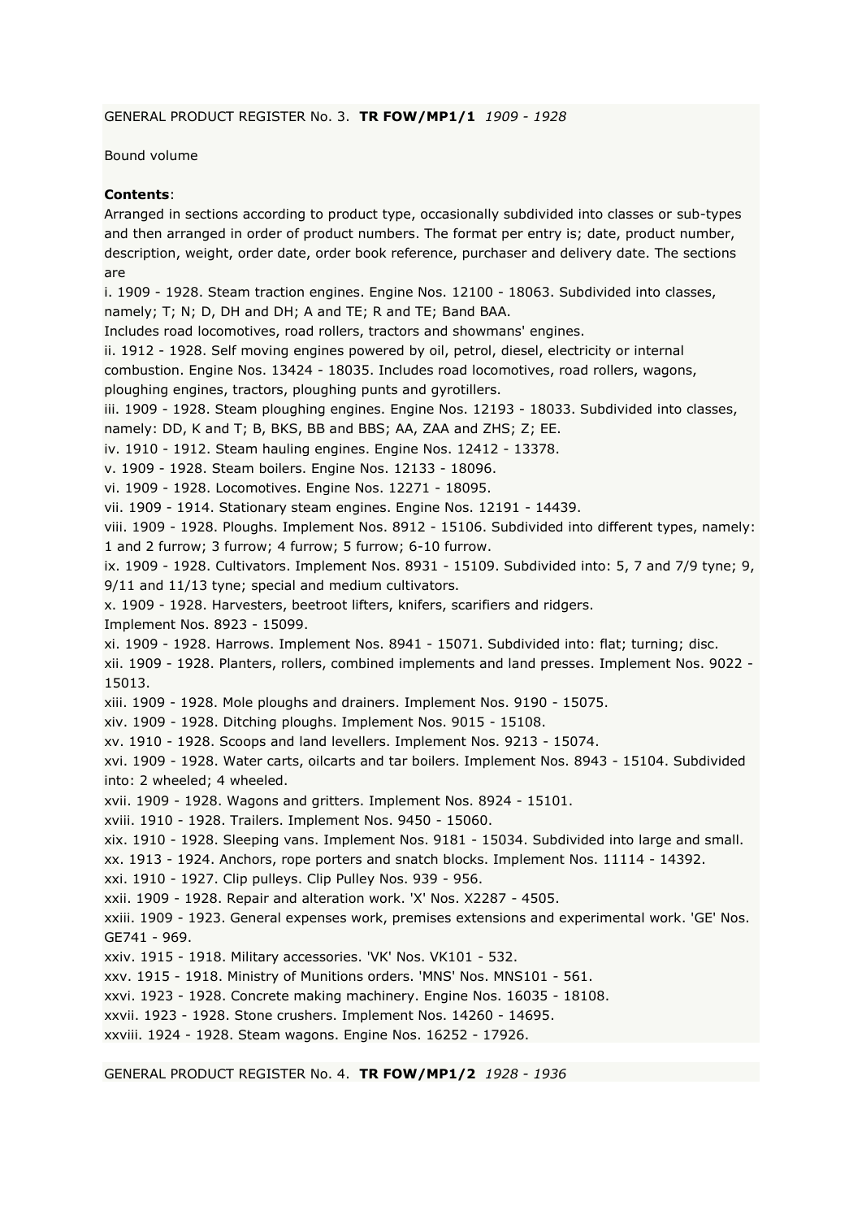GENERAL PRODUCT REGISTER No. 3. **TR FOW/MP1/1** *1909 - 1928*

Bound volume

**Contents**:

Arranged in sections according to product type, occasionally subdivided into classes or sub-types and then arranged in order of product numbers. The format per entry is; date, product number, description, weight, order date, order book reference, purchaser and delivery date. The sections are

i. 1909 - 1928. Steam traction engines. Engine Nos. 12100 - 18063. Subdivided into classes, namely; T; N; D, DH and DH; A and TE; R and TE; Band BAA.
Includes road locomotives, road rollers, tractors and showmans' engines.
ii. 1912 - 1928. Self moving engines powered by oil, petrol, diesel, electricity or internal combustion. Engine Nos. 13424 - 18035. Includes road locomotives, road rollers, wagons, ploughing engines, tractors, ploughing punts and gyrotillers.
iii. 1909 - 1928. Steam ploughing engines. Engine Nos. 12193 - 18033. Subdivided into classes, namely: DD, K and T; B, BKS, BB and BBS; AA, ZAA and ZHS; Z; EE.
iv. 1910 - 1912. Steam hauling engines. Engine Nos. 12412 - 13378.
v. 1909 - 1928. Steam boilers. Engine Nos. 12133 - 18096.
vi. 1909 - 1928. Locomotives. Engine Nos. 12271 - 18095.
vii. 1909 - 1914. Stationary steam engines. Engine Nos. 12191 - 14439.
viii. 1909 - 1928. Ploughs. Implement Nos. 8912 - 15106. Subdivided into different types, namely: 1 and 2 furrow; 3 furrow; 4 furrow; 5 furrow; 6-10 furrow.
ix. 1909 - 1928. Cultivators. Implement Nos. 8931 - 15109. Subdivided into: 5, 7 and 7/9 tyne; 9, 9/11 and 11/13 tyne; special and medium cultivators.
x. 1909 - 1928. Harvesters, beetroot lifters, knifers, scarifiers and ridgers.
Implement Nos. 8923 - 15099.
xi. 1909 - 1928. Harrows. Implement Nos. 8941 - 15071. Subdivided into: flat; turning; disc.
xii. 1909 - 1928. Planters, rollers, combined implements and land presses. Implement Nos. 9022 - 15013.
xiii. 1909 - 1928. Mole ploughs and drainers. Implement Nos. 9190 - 15075.
xiv. 1909 - 1928. Ditching ploughs. Implement Nos. 9015 - 15108.
xv. 1910 - 1928. Scoops and land levellers. Implement Nos. 9213 - 15074.
xvi. 1909 - 1928. Water carts, oilcarts and tar boilers. Implement Nos. 8943 - 15104. Subdivided into: 2 wheeled; 4 wheeled.
xvii. 1909 - 1928. Wagons and gritters. Implement Nos. 8924 - 15101.
xviii. 1910 - 1928. Trailers. Implement Nos. 9450 - 15060.
xix. 1910 - 1928. Sleeping vans. Implement Nos. 9181 - 15034. Subdivided into large and small.
xx. 1913 - 1924. Anchors, rope porters and snatch blocks. Implement Nos. 11114 - 14392.
xxi. 1910 - 1927. Clip pulleys. Clip Pulley Nos. 939 - 956.
xxii. 1909 - 1928. Repair and alteration work. 'X' Nos. X2287 - 4505.
xxiii. 1909 - 1923. General expenses work, premises extensions and experimental work. 'GE' Nos. GE741 - 969.
xxiv. 1915 - 1918. Military accessories. 'VK' Nos. VK101 - 532.
xxv. 1915 - 1918. Ministry of Munitions orders. 'MNS' Nos. MNS101 - 561.
xxvi. 1923 - 1928. Concrete making machinery. Engine Nos. 16035 - 18108.
xxvii. 1923 - 1928. Stone crushers. Implement Nos. 14260 - 14695.
xxviii. 1924 - 1928. Steam wagons. Engine Nos. 16252 - 17926.

GENERAL PRODUCT REGISTER No. 4. **TR FOW/MP1/2** *1928 - 1936*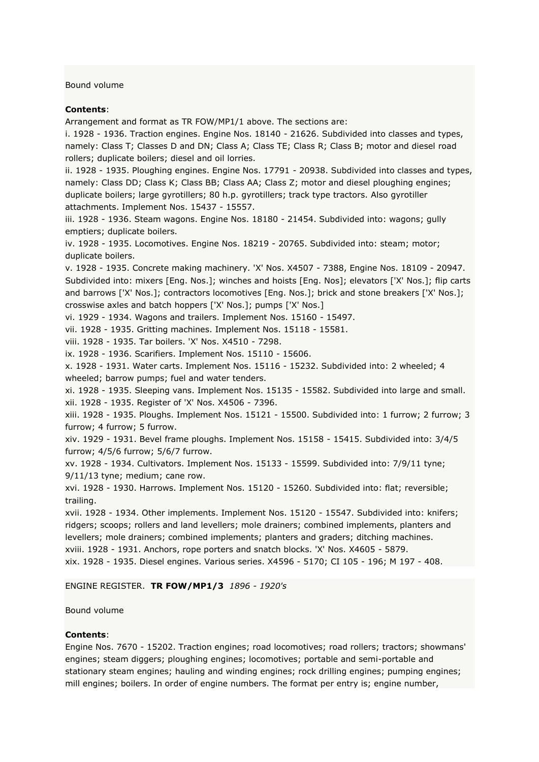Bound volume

**Contents**:

Arrangement and format as TR FOW/MP1/1 above. The sections are:

i. 1928 - 1936. Traction engines. Engine Nos. 18140 - 21626. Subdivided into classes and types, namely: Class T; Classes D and DN; Class A; Class TE; Class R; Class B; motor and diesel road rollers; duplicate boilers; diesel and oil lorries.

ii. 1928 - 1935. Ploughing engines. Engine Nos. 17791 - 20938. Subdivided into classes and types, namely: Class DD; Class K; Class BB; Class AA; Class Z; motor and diesel ploughing engines; duplicate boilers; large gyrotillers; 80 h.p. gyrotillers; track type tractors. Also gyrotiller attachments. Implement Nos. 15437 - 15557.

iii. 1928 - 1936. Steam wagons. Engine Nos. 18180 - 21454. Subdivided into: wagons; gully emptiers; duplicate boilers.

iv. 1928 - 1935. Locomotives. Engine Nos. 18219 - 20765. Subdivided into: steam; motor; duplicate boilers.

v. 1928 - 1935. Concrete making machinery. 'X' Nos. X4507 - 7388, Engine Nos. 18109 - 20947. Subdivided into: mixers [Eng. Nos.]; winches and hoists [Eng. Nos]; elevators ['X' Nos.]; flip carts and barrows ['X' Nos.]; contractors locomotives [Eng. Nos.]; brick and stone breakers ['X' Nos.]; crosswise axles and batch hoppers ['X' Nos.]; pumps ['X' Nos.]

vi. 1929 - 1934. Wagons and trailers. Implement Nos. 15160 - 15497.

vii. 1928 - 1935. Gritting machines. Implement Nos. 15118 - 15581.

viii. 1928 - 1935. Tar boilers. 'X' Nos. X4510 - 7298.

ix. 1928 - 1936. Scarifiers. Implement Nos. 15110 - 15606.

x. 1928 - 1931. Water carts. Implement Nos. 15116 - 15232. Subdivided into: 2 wheeled; 4 wheeled; barrow pumps; fuel and water tenders.

xi. 1928 - 1935. Sleeping vans. Implement Nos. 15135 - 15582. Subdivided into large and small.

xii. 1928 - 1935. Register of 'X' Nos. X4506 - 7396.

xiii. 1928 - 1935. Ploughs. Implement Nos. 15121 - 15500. Subdivided into: 1 furrow; 2 furrow; 3 furrow; 4 furrow; 5 furrow.

xiv. 1929 - 1931. Bevel frame ploughs. Implement Nos. 15158 - 15415. Subdivided into: 3/4/5 furrow; 4/5/6 furrow; 5/6/7 furrow.

xv. 1928 - 1934. Cultivators. Implement Nos. 15133 - 15599. Subdivided into: 7/9/11 tyne; 9/11/13 tyne; medium; cane row.

xvi. 1928 - 1930. Harrows. Implement Nos. 15120 - 15260. Subdivided into: flat; reversible; trailing.

xvii. 1928 - 1934. Other implements. Implement Nos. 15120 - 15547. Subdivided into: knifers; ridgers; scoops; rollers and land levellers; mole drainers; combined implements, planters and levellers; mole drainers; combined implements; planters and graders; ditching machines.

xviii. 1928 - 1931. Anchors, rope porters and snatch blocks. 'X' Nos. X4605 - 5879.

xix. 1928 - 1935. Diesel engines. Various series. X4596 - 5170; CI 105 - 196; M 197 - 408.

ENGINE REGISTER. **TR FOW/MP1/3** *1896 - 1920's*

Bound volume

**Contents**:

Engine Nos. 7670 - 15202. Traction engines; road locomotives; road rollers; tractors; showmans' engines; steam diggers; ploughing engines; locomotives; portable and semi-portable and stationary steam engines; hauling and winding engines; rock drilling engines; pumping engines; mill engines; boilers. In order of engine numbers. The format per entry is; engine number,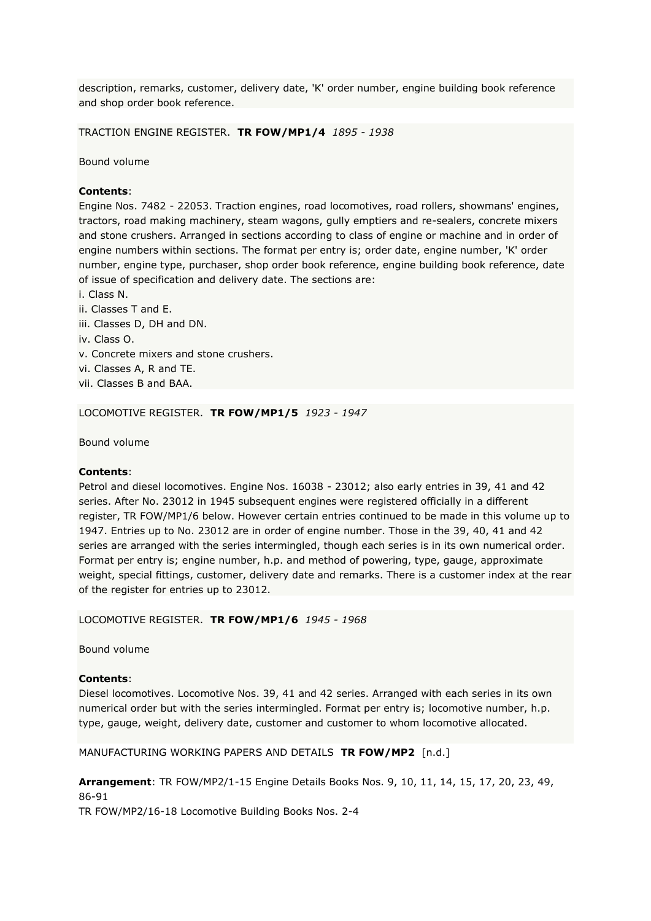description, remarks, customer, delivery date, 'K' order number, engine building book reference and shop order book reference.

TRACTION ENGINE REGISTER. **TR FOW/MP1/4** *1895 - 1938*

Bound volume

**Contents**:
Engine Nos. 7482 - 22053. Traction engines, road locomotives, road rollers, showmans' engines, tractors, road making machinery, steam wagons, gully emptiers and re-sealers, concrete mixers and stone crushers. Arranged in sections according to class of engine or machine and in order of engine numbers within sections. The format per entry is; order date, engine number, 'K' order number, engine type, purchaser, shop order book reference, engine building book reference, date of issue of specification and delivery date. The sections are:
i. Class N.
ii. Classes T and E.
iii. Classes D, DH and DN.
iv. Class O.
v. Concrete mixers and stone crushers.
vi. Classes A, R and TE.
vii. Classes B and BAA.

LOCOMOTIVE REGISTER. **TR FOW/MP1/5** *1923 - 1947*

Bound volume

**Contents**:
Petrol and diesel locomotives. Engine Nos. 16038 - 23012; also early entries in 39, 41 and 42 series. After No. 23012 in 1945 subsequent engines were registered officially in a different register, TR FOW/MP1/6 below. However certain entries continued to be made in this volume up to 1947. Entries up to No. 23012 are in order of engine number. Those in the 39, 40, 41 and 42 series are arranged with the series intermingled, though each series is in its own numerical order. Format per entry is; engine number, h.p. and method of powering, type, gauge, approximate weight, special fittings, customer, delivery date and remarks. There is a customer index at the rear of the register for entries up to 23012.

LOCOMOTIVE REGISTER. **TR FOW/MP1/6** *1945 - 1968*

Bound volume

**Contents**:
Diesel locomotives. Locomotive Nos. 39, 41 and 42 series. Arranged with each series in its own numerical order but with the series intermingled. Format per entry is; locomotive number, h.p. type, gauge, weight, delivery date, customer and customer to whom locomotive allocated.

MANUFACTURING WORKING PAPERS AND DETAILS **TR FOW/MP2** [n.d.]

**Arrangement**: TR FOW/MP2/1-15 Engine Details Books Nos. 9, 10, 11, 14, 15, 17, 20, 23, 49, 86-91
TR FOW/MP2/16-18 Locomotive Building Books Nos. 2-4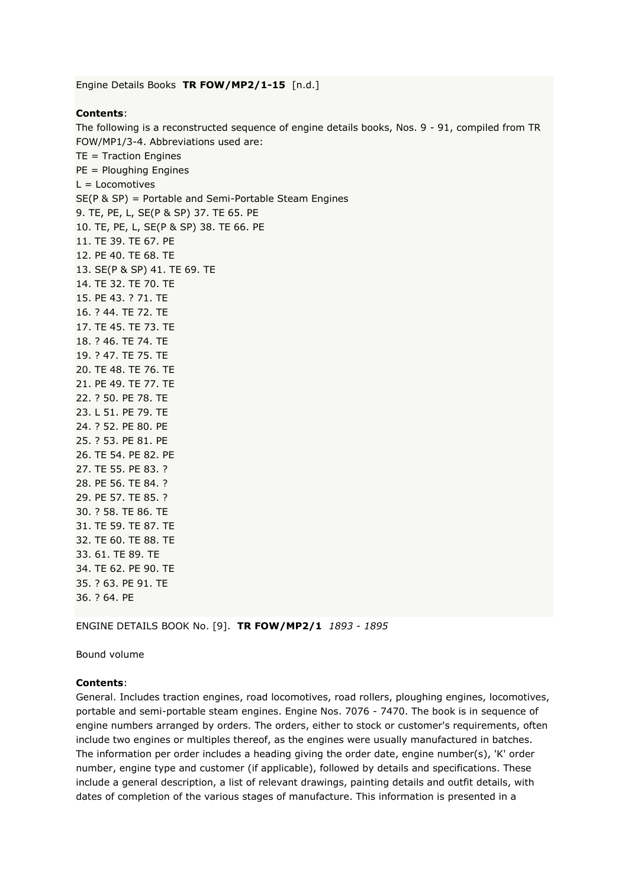Engine Details Books **TR FOW/MP2/1-15** [n.d.]

**Contents**:
The following is a reconstructed sequence of engine details books, Nos. 9 - 91, compiled from TR FOW/MP1/3-4. Abbreviations used are:
TE = Traction Engines
PE = Ploughing Engines
L = Locomotives
SE(P & SP) = Portable and Semi-Portable Steam Engines
9. TE, PE, L, SE(P & SP) 37. TE 65. PE
10. TE, PE, L, SE(P & SP) 38. TE 66. PE
11. TE 39. TE 67. PE
12. PE 40. TE 68. TE
13. SE(P & SP) 41. TE 69. TE
14. TE 32. TE 70. TE
15. PE 43. ? 71. TE
16. ? 44. TE 72. TE
17. TE 45. TE 73. TE
18. ? 46. TE 74. TE
19. ? 47. TE 75. TE
20. TE 48. TE 76. TE
21. PE 49. TE 77. TE
22. ? 50. PE 78. TE
23. L 51. PE 79. TE
24. ? 52. PE 80. PE
25. ? 53. PE 81. PE
26. TE 54. PE 82. PE
27. TE 55. PE 83. ?
28. PE 56. TE 84. ?
29. PE 57. TE 85. ?
30. ? 58. TE 86. TE
31. TE 59. TE 87. TE
32. TE 60. TE 88. TE
33. 61. TE 89. TE
34. TE 62. PE 90. TE
35. ? 63. PE 91. TE
36. ? 64. PE

ENGINE DETAILS BOOK No. [9]. **TR FOW/MP2/1** *1893 - 1895*

Bound volume

**Contents**:
General. Includes traction engines, road locomotives, road rollers, ploughing engines, locomotives, portable and semi-portable steam engines. Engine Nos. 7076 - 7470. The book is in sequence of engine numbers arranged by orders. The orders, either to stock or customer's requirements, often include two engines or multiples thereof, as the engines were usually manufactured in batches. The information per order includes a heading giving the order date, engine number(s), 'K' order number, engine type and customer (if applicable), followed by details and specifications. These include a general description, a list of relevant drawings, painting details and outfit details, with dates of completion of the various stages of manufacture. This information is presented in a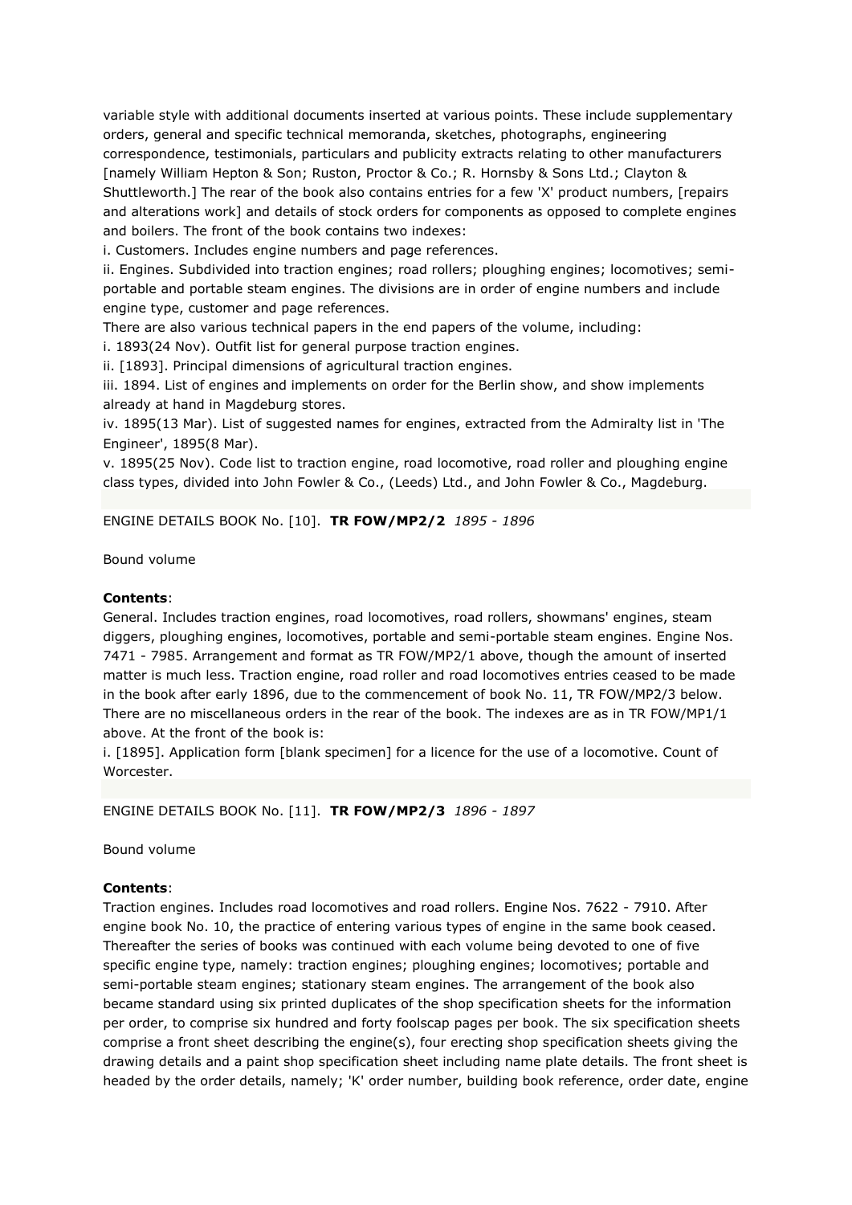variable style with additional documents inserted at various points. These include supplementary orders, general and specific technical memoranda, sketches, photographs, engineering correspondence, testimonials, particulars and publicity extracts relating to other manufacturers [namely William Hepton & Son; Ruston, Proctor & Co.; R. Hornsby & Sons Ltd.; Clayton & Shuttleworth.] The rear of the book also contains entries for a few 'X' product numbers, [repairs and alterations work] and details of stock orders for components as opposed to complete engines and boilers. The front of the book contains two indexes:

i. Customers. Includes engine numbers and page references.

ii. Engines. Subdivided into traction engines; road rollers; ploughing engines; locomotives; semi-portable and portable steam engines. The divisions are in order of engine numbers and include engine type, customer and page references.

There are also various technical papers in the end papers of the volume, including:

i. 1893(24 Nov). Outfit list for general purpose traction engines.

ii. [1893]. Principal dimensions of agricultural traction engines.

iii. 1894. List of engines and implements on order for the Berlin show, and show implements already at hand in Magdeburg stores.

iv. 1895(13 Mar). List of suggested names for engines, extracted from the Admiralty list in 'The Engineer', 1895(8 Mar).

v. 1895(25 Nov). Code list to traction engine, road locomotive, road roller and ploughing engine class types, divided into John Fowler & Co., (Leeds) Ltd., and John Fowler & Co., Magdeburg.

ENGINE DETAILS BOOK No. [10]. **TR FOW/MP2/2** *1895 - 1896*

Bound volume

**Contents**:

General. Includes traction engines, road locomotives, road rollers, showmans' engines, steam diggers, ploughing engines, locomotives, portable and semi-portable steam engines. Engine Nos. 7471 - 7985. Arrangement and format as TR FOW/MP2/1 above, though the amount of inserted matter is much less. Traction engine, road roller and road locomotives entries ceased to be made in the book after early 1896, due to the commencement of book No. 11, TR FOW/MP2/3 below. There are no miscellaneous orders in the rear of the book. The indexes are as in TR FOW/MP1/1 above. At the front of the book is:

i. [1895]. Application form [blank specimen] for a licence for the use of a locomotive. Count of Worcester.

ENGINE DETAILS BOOK No. [11]. **TR FOW/MP2/3** *1896 - 1897*

Bound volume

**Contents**:

Traction engines. Includes road locomotives and road rollers. Engine Nos. 7622 - 7910. After engine book No. 10, the practice of entering various types of engine in the same book ceased. Thereafter the series of books was continued with each volume being devoted to one of five specific engine type, namely: traction engines; ploughing engines; locomotives; portable and semi-portable steam engines; stationary steam engines. The arrangement of the book also became standard using six printed duplicates of the shop specification sheets for the information per order, to comprise six hundred and forty foolscap pages per book. The six specification sheets comprise a front sheet describing the engine(s), four erecting shop specification sheets giving the drawing details and a paint shop specification sheet including name plate details. The front sheet is headed by the order details, namely; 'K' order number, building book reference, order date, engine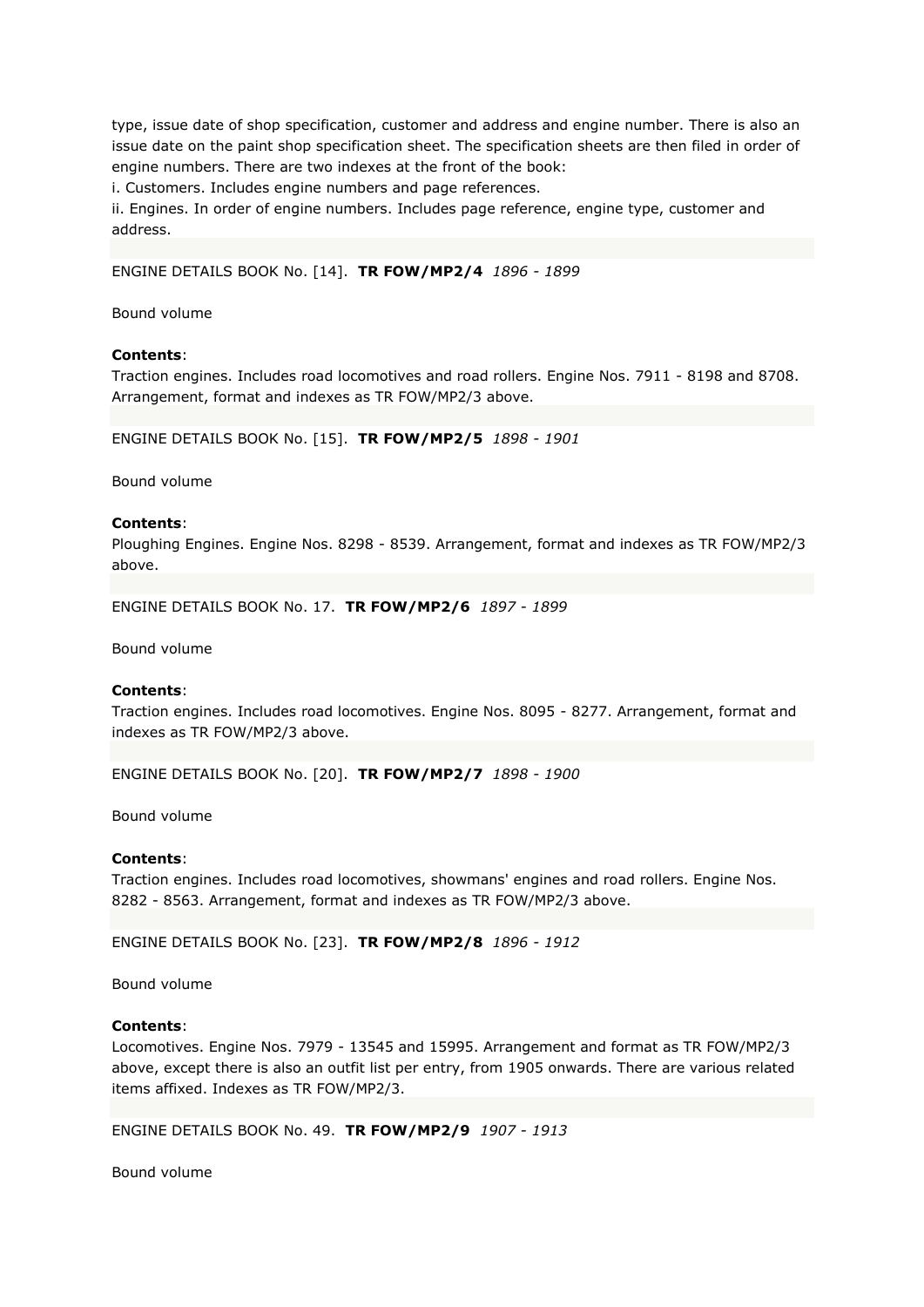type, issue date of shop specification, customer and address and engine number. There is also an issue date on the paint shop specification sheet. The specification sheets are then filed in order of engine numbers. There are two indexes at the front of the book:

i. Customers. Includes engine numbers and page references.

ii. Engines. In order of engine numbers. Includes page reference, engine type, customer and address.

ENGINE DETAILS BOOK No. [14]. **TR FOW/MP2/4** *1896 - 1899*

Bound volume

**Contents**:
Traction engines. Includes road locomotives and road rollers. Engine Nos. 7911 - 8198 and 8708. Arrangement, format and indexes as TR FOW/MP2/3 above.

ENGINE DETAILS BOOK No. [15]. **TR FOW/MP2/5** *1898 - 1901*

Bound volume

**Contents**:
Ploughing Engines. Engine Nos. 8298 - 8539. Arrangement, format and indexes as TR FOW/MP2/3 above.

ENGINE DETAILS BOOK No. 17. **TR FOW/MP2/6** *1897 - 1899*

Bound volume

**Contents**:
Traction engines. Includes road locomotives. Engine Nos. 8095 - 8277. Arrangement, format and indexes as TR FOW/MP2/3 above.

ENGINE DETAILS BOOK No. [20]. **TR FOW/MP2/7** *1898 - 1900*

Bound volume

**Contents**:
Traction engines. Includes road locomotives, showmans' engines and road rollers. Engine Nos. 8282 - 8563. Arrangement, format and indexes as TR FOW/MP2/3 above.

ENGINE DETAILS BOOK No. [23]. **TR FOW/MP2/8** *1896 - 1912*

Bound volume

**Contents**:
Locomotives. Engine Nos. 7979 - 13545 and 15995. Arrangement and format as TR FOW/MP2/3 above, except there is also an outfit list per entry, from 1905 onwards. There are various related items affixed. Indexes as TR FOW/MP2/3.

ENGINE DETAILS BOOK No. 49. **TR FOW/MP2/9** *1907 - 1913*

Bound volume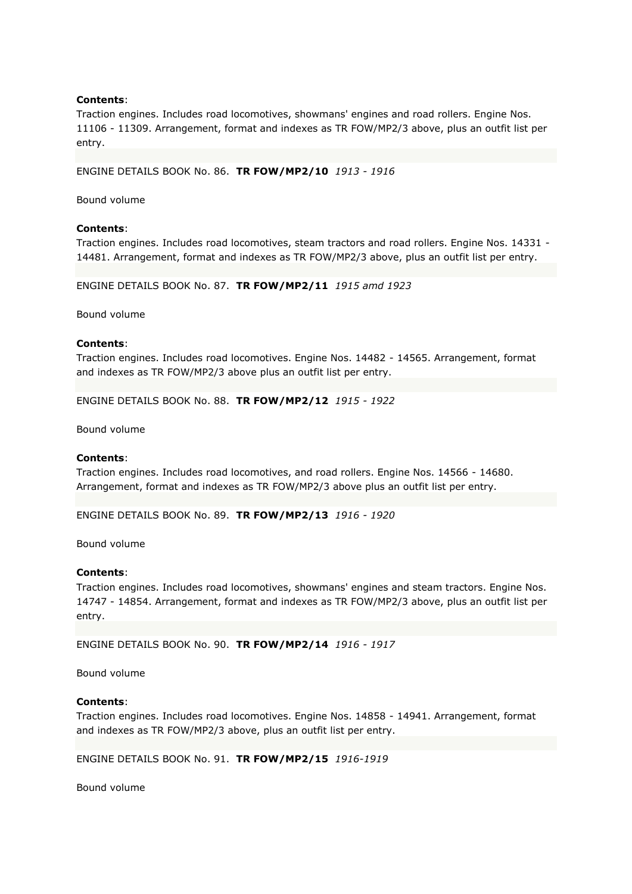**Contents**:
Traction engines. Includes road locomotives, showmans' engines and road rollers. Engine Nos. 11106 - 11309. Arrangement, format and indexes as TR FOW/MP2/3 above, plus an outfit list per entry.

ENGINE DETAILS BOOK No. 86. **TR FOW/MP2/10** *1913 - 1916*

Bound volume

**Contents**:
Traction engines. Includes road locomotives, steam tractors and road rollers. Engine Nos. 14331 - 14481. Arrangement, format and indexes as TR FOW/MP2/3 above, plus an outfit list per entry.

ENGINE DETAILS BOOK No. 87. **TR FOW/MP2/11** *1915 amd 1923*

Bound volume

**Contents**:
Traction engines. Includes road locomotives. Engine Nos. 14482 - 14565. Arrangement, format and indexes as TR FOW/MP2/3 above plus an outfit list per entry.

ENGINE DETAILS BOOK No. 88. **TR FOW/MP2/12** *1915 - 1922*

Bound volume

**Contents**:
Traction engines. Includes road locomotives, and road rollers. Engine Nos. 14566 - 14680. Arrangement, format and indexes as TR FOW/MP2/3 above plus an outfit list per entry.

ENGINE DETAILS BOOK No. 89. **TR FOW/MP2/13** *1916 - 1920*

Bound volume

**Contents**:
Traction engines. Includes road locomotives, showmans' engines and steam tractors. Engine Nos. 14747 - 14854. Arrangement, format and indexes as TR FOW/MP2/3 above, plus an outfit list per entry.

ENGINE DETAILS BOOK No. 90. **TR FOW/MP2/14** *1916 - 1917*

Bound volume

**Contents**:
Traction engines. Includes road locomotives. Engine Nos. 14858 - 14941. Arrangement, format and indexes as TR FOW/MP2/3 above, plus an outfit list per entry.

ENGINE DETAILS BOOK No. 91. **TR FOW/MP2/15** *1916-1919*

Bound volume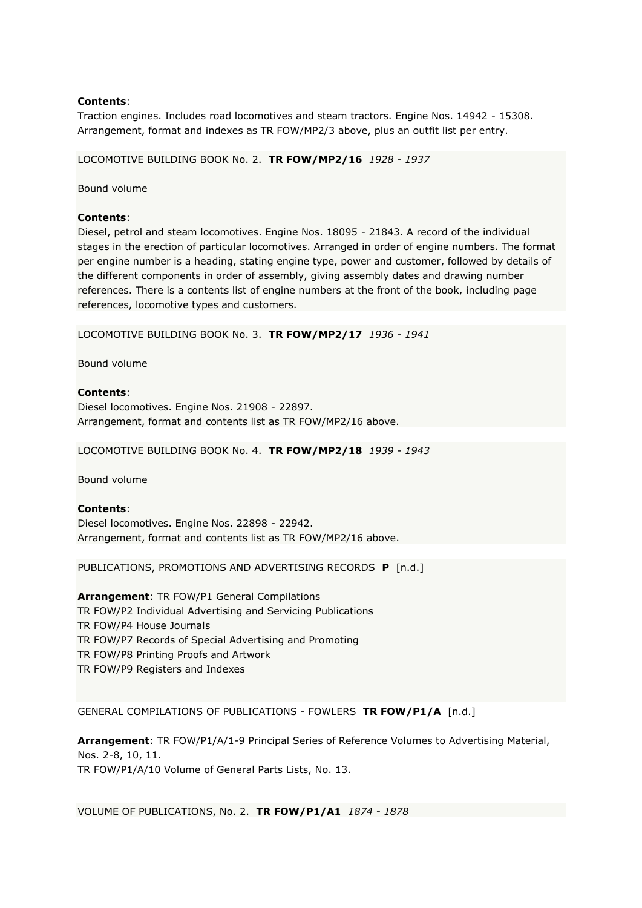**Contents**:
Traction engines. Includes road locomotives and steam tractors. Engine Nos. 14942 - 15308. Arrangement, format and indexes as TR FOW/MP2/3 above, plus an outfit list per entry.

LOCOMOTIVE BUILDING BOOK No. 2. **TR FOW/MP2/16** *1928 - 1937*

Bound volume

**Contents**:
Diesel, petrol and steam locomotives. Engine Nos. 18095 - 21843. A record of the individual stages in the erection of particular locomotives. Arranged in order of engine numbers. The format per engine number is a heading, stating engine type, power and customer, followed by details of the different components in order of assembly, giving assembly dates and drawing number references. There is a contents list of engine numbers at the front of the book, including page references, locomotive types and customers.

LOCOMOTIVE BUILDING BOOK No. 3. **TR FOW/MP2/17** *1936 - 1941*

Bound volume

**Contents**:
Diesel locomotives. Engine Nos. 21908 - 22897.
Arrangement, format and contents list as TR FOW/MP2/16 above.

LOCOMOTIVE BUILDING BOOK No. 4. **TR FOW/MP2/18** *1939 - 1943*

Bound volume

**Contents**:
Diesel locomotives. Engine Nos. 22898 - 22942.
Arrangement, format and contents list as TR FOW/MP2/16 above.

PUBLICATIONS, PROMOTIONS AND ADVERTISING RECORDS **P** [n.d.]

**Arrangement**: TR FOW/P1 General Compilations
TR FOW/P2 Individual Advertising and Servicing Publications
TR FOW/P4 House Journals
TR FOW/P7 Records of Special Advertising and Promoting
TR FOW/P8 Printing Proofs and Artwork
TR FOW/P9 Registers and Indexes

GENERAL COMPILATIONS OF PUBLICATIONS - FOWLERS **TR FOW/P1/A** [n.d.]

**Arrangement**: TR FOW/P1/A/1-9 Principal Series of Reference Volumes to Advertising Material, Nos. 2-8, 10, 11.
TR FOW/P1/A/10 Volume of General Parts Lists, No. 13.

VOLUME OF PUBLICATIONS, No. 2. **TR FOW/P1/A1** *1874 - 1878*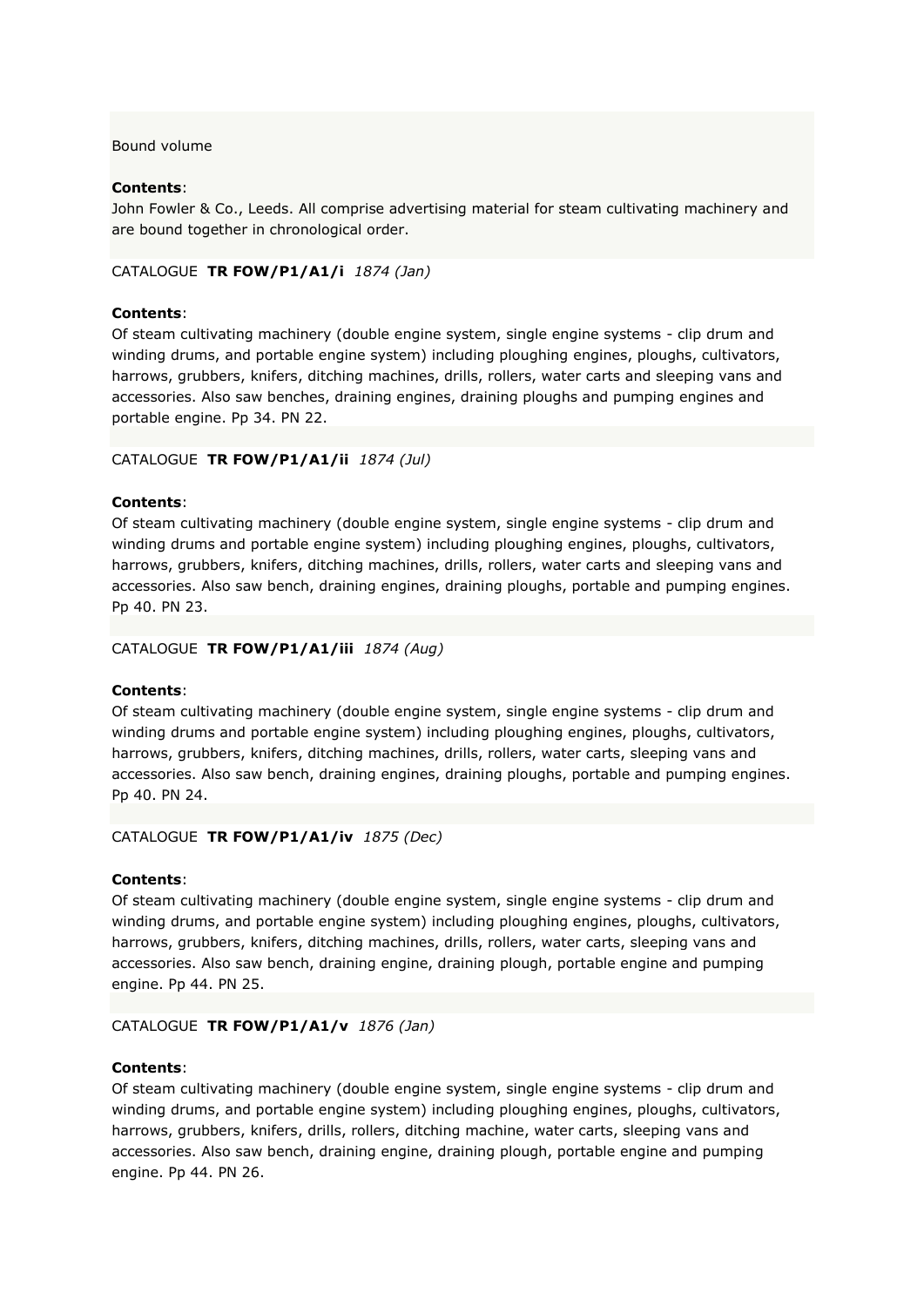Bound volume

**Contents**:
John Fowler & Co., Leeds. All comprise advertising material for steam cultivating machinery and are bound together in chronological order.

CATALOGUE **TR FOW/P1/A1/i** *1874 (Jan)*

**Contents**:
Of steam cultivating machinery (double engine system, single engine systems - clip drum and winding drums, and portable engine system) including ploughing engines, ploughs, cultivators, harrows, grubbers, knifers, ditching machines, drills, rollers, water carts and sleeping vans and accessories. Also saw benches, draining engines, draining ploughs and pumping engines and portable engine. Pp 34. PN 22.

CATALOGUE **TR FOW/P1/A1/ii** *1874 (Jul)*

**Contents**:
Of steam cultivating machinery (double engine system, single engine systems - clip drum and winding drums and portable engine system) including ploughing engines, ploughs, cultivators, harrows, grubbers, knifers, ditching machines, drills, rollers, water carts and sleeping vans and accessories. Also saw bench, draining engines, draining ploughs, portable and pumping engines. Pp 40. PN 23.

CATALOGUE **TR FOW/P1/A1/iii** *1874 (Aug)*

**Contents**:
Of steam cultivating machinery (double engine system, single engine systems - clip drum and winding drums and portable engine system) including ploughing engines, ploughs, cultivators, harrows, grubbers, knifers, ditching machines, drills, rollers, water carts, sleeping vans and accessories. Also saw bench, draining engines, draining ploughs, portable and pumping engines. Pp 40. PN 24.

CATALOGUE **TR FOW/P1/A1/iv** *1875 (Dec)*

**Contents**:
Of steam cultivating machinery (double engine system, single engine systems - clip drum and winding drums, and portable engine system) including ploughing engines, ploughs, cultivators, harrows, grubbers, knifers, ditching machines, drills, rollers, water carts, sleeping vans and accessories. Also saw bench, draining engine, draining plough, portable engine and pumping engine. Pp 44. PN 25.

CATALOGUE **TR FOW/P1/A1/v** *1876 (Jan)*

**Contents**:
Of steam cultivating machinery (double engine system, single engine systems - clip drum and winding drums, and portable engine system) including ploughing engines, ploughs, cultivators, harrows, grubbers, knifers, drills, rollers, ditching machine, water carts, sleeping vans and accessories. Also saw bench, draining engine, draining plough, portable engine and pumping engine. Pp 44. PN 26.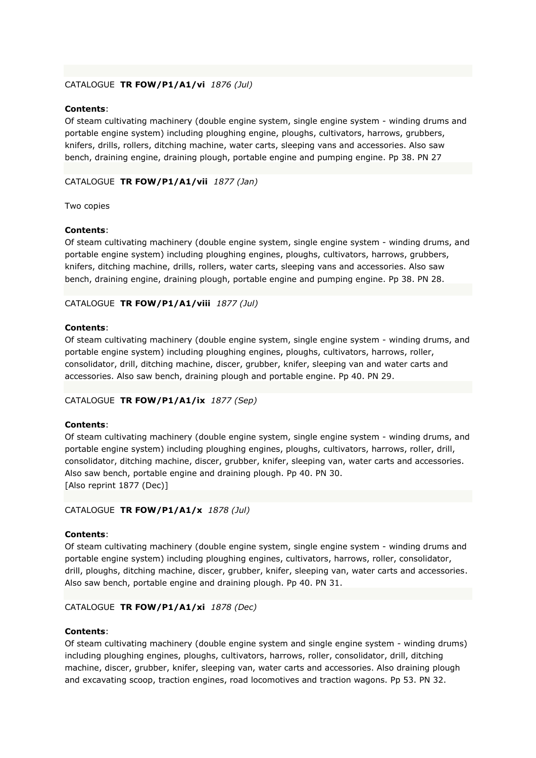CATALOGUE **TR FOW/P1/A1/vi** *1876 (Jul)*

**Contents**:
Of steam cultivating machinery (double engine system, single engine system - winding drums and portable engine system) including ploughing engine, ploughs, cultivators, harrows, grubbers, knifers, drills, rollers, ditching machine, water carts, sleeping vans and accessories. Also saw bench, draining engine, draining plough, portable engine and pumping engine. Pp 38. PN 27

CATALOGUE **TR FOW/P1/A1/vii** *1877 (Jan)*

Two copies

**Contents**:
Of steam cultivating machinery (double engine system, single engine system - winding drums, and portable engine system) including ploughing engines, ploughs, cultivators, harrows, grubbers, knifers, ditching machine, drills, rollers, water carts, sleeping vans and accessories. Also saw bench, draining engine, draining plough, portable engine and pumping engine. Pp 38. PN 28.

CATALOGUE **TR FOW/P1/A1/viii** *1877 (Jul)*

**Contents**:
Of steam cultivating machinery (double engine system, single engine system - winding drums, and portable engine system) including ploughing engines, ploughs, cultivators, harrows, roller, consolidator, drill, ditching machine, discer, grubber, knifer, sleeping van and water carts and accessories. Also saw bench, draining plough and portable engine. Pp 40. PN 29.

CATALOGUE **TR FOW/P1/A1/ix** *1877 (Sep)*

**Contents**:
Of steam cultivating machinery (double engine system, single engine system - winding drums, and portable engine system) including ploughing engines, ploughs, cultivators, harrows, roller, drill, consolidator, ditching machine, discer, grubber, knifer, sleeping van, water carts and accessories. Also saw bench, portable engine and draining plough. Pp 40. PN 30.
[Also reprint 1877 (Dec)]

CATALOGUE **TR FOW/P1/A1/x** *1878 (Jul)*

**Contents**:
Of steam cultivating machinery (double engine system, single engine system - winding drums and portable engine system) including ploughing engines, cultivators, harrows, roller, consolidator, drill, ploughs, ditching machine, discer, grubber, knifer, sleeping van, water carts and accessories. Also saw bench, portable engine and draining plough. Pp 40. PN 31.

CATALOGUE **TR FOW/P1/A1/xi** *1878 (Dec)*

**Contents**:
Of steam cultivating machinery (double engine system and single engine system - winding drums) including ploughing engines, ploughs, cultivators, harrows, roller, consolidator, drill, ditching machine, discer, grubber, knifer, sleeping van, water carts and accessories. Also draining plough and excavating scoop, traction engines, road locomotives and traction wagons. Pp 53. PN 32.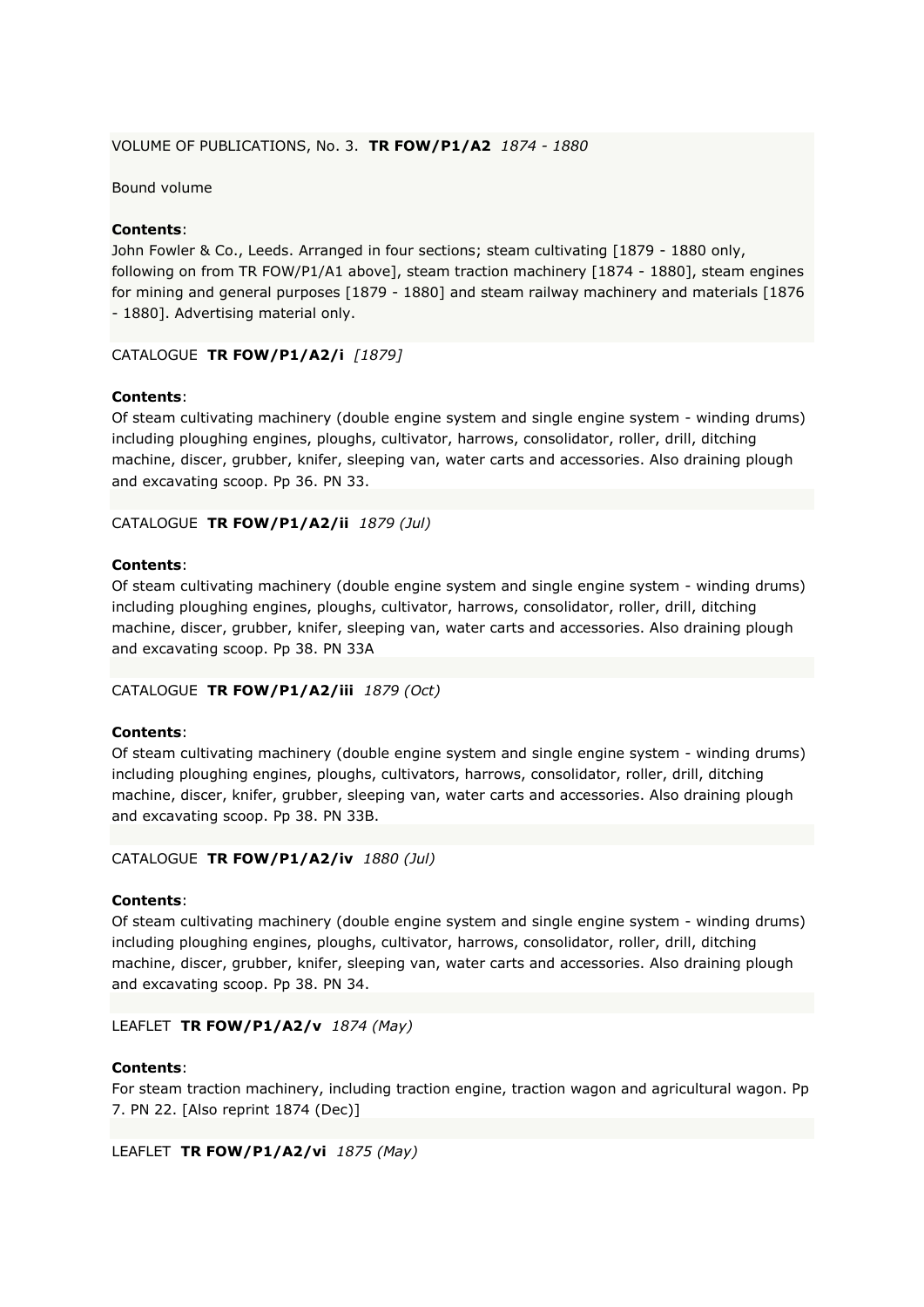VOLUME OF PUBLICATIONS, No. 3. **TR FOW/P1/A2** *1874 - 1880*

Bound volume

**Contents**:
John Fowler & Co., Leeds. Arranged in four sections; steam cultivating [1879 - 1880 only, following on from TR FOW/P1/A1 above], steam traction machinery [1874 - 1880], steam engines for mining and general purposes [1879 - 1880] and steam railway machinery and materials [1876 - 1880]. Advertising material only.

CATALOGUE **TR FOW/P1/A2/i** *[1879]*

**Contents**:
Of steam cultivating machinery (double engine system and single engine system - winding drums) including ploughing engines, ploughs, cultivator, harrows, consolidator, roller, drill, ditching machine, discer, grubber, knifer, sleeping van, water carts and accessories. Also draining plough and excavating scoop. Pp 36. PN 33.

CATALOGUE **TR FOW/P1/A2/ii** *1879 (Jul)*

**Contents**:
Of steam cultivating machinery (double engine system and single engine system - winding drums) including ploughing engines, ploughs, cultivator, harrows, consolidator, roller, drill, ditching machine, discer, grubber, knifer, sleeping van, water carts and accessories. Also draining plough and excavating scoop. Pp 38. PN 33A

CATALOGUE **TR FOW/P1/A2/iii** *1879 (Oct)*

**Contents**:
Of steam cultivating machinery (double engine system and single engine system - winding drums) including ploughing engines, ploughs, cultivators, harrows, consolidator, roller, drill, ditching machine, discer, knifer, grubber, sleeping van, water carts and accessories. Also draining plough and excavating scoop. Pp 38. PN 33B.

CATALOGUE **TR FOW/P1/A2/iv** *1880 (Jul)*

**Contents**:
Of steam cultivating machinery (double engine system and single engine system - winding drums) including ploughing engines, ploughs, cultivator, harrows, consolidator, roller, drill, ditching machine, discer, grubber, knifer, sleeping van, water carts and accessories. Also draining plough and excavating scoop. Pp 38. PN 34.

LEAFLET **TR FOW/P1/A2/v** *1874 (May)*

**Contents**:
For steam traction machinery, including traction engine, traction wagon and agricultural wagon. Pp 7. PN 22. [Also reprint 1874 (Dec)]

LEAFLET **TR FOW/P1/A2/vi** *1875 (May)*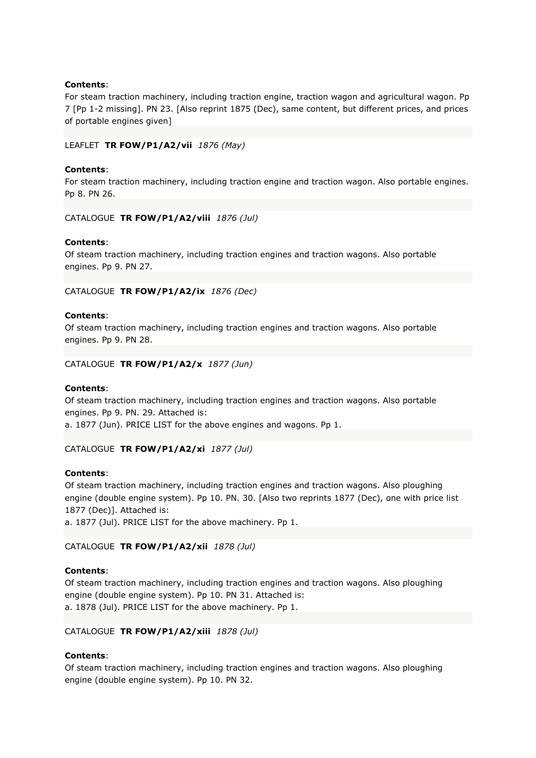**Contents**:
For steam traction machinery, including traction engine, traction wagon and agricultural wagon. Pp 7 [Pp 1-2 missing]. PN 23. [Also reprint 1875 (Dec), same content, but different prices, and prices of portable engines given]

LEAFLET **TR FOW/P1/A2/vii** *1876 (May)*

**Contents**:
For steam traction machinery, including traction engine and traction wagon. Also portable engines. Pp 8. PN 26.

CATALOGUE **TR FOW/P1/A2/viii** *1876 (Jul)*

**Contents**:
Of steam traction machinery, including traction engines and traction wagons. Also portable engines. Pp 9. PN 27.

CATALOGUE **TR FOW/P1/A2/ix** *1876 (Dec)*

**Contents**:
Of steam traction machinery, including traction engines and traction wagons. Also portable engines. Pp 9. PN 28.

CATALOGUE **TR FOW/P1/A2/x** *1877 (Jun)*

**Contents**:
Of steam traction machinery, including traction engines and traction wagons. Also portable engines. Pp 9. PN. 29. Attached is:
a. 1877 (Jun). PRICE LIST for the above engines and wagons. Pp 1.

CATALOGUE **TR FOW/P1/A2/xi** *1877 (Jul)*

**Contents**:
Of steam traction machinery, including traction engines and traction wagons. Also ploughing engine (double engine system). Pp 10. PN. 30. [Also two reprints 1877 (Dec), one with price list 1877 (Dec)]. Attached is:
a. 1877 (Jul). PRICE LIST for the above machinery. Pp 1.

CATALOGUE **TR FOW/P1/A2/xii** *1878 (Jul)*

**Contents**:
Of steam traction machinery, including traction engines and traction wagons. Also ploughing engine (double engine system). Pp 10. PN 31. Attached is:
a. 1878 (Jul). PRICE LIST for the above machinery. Pp 1.

CATALOGUE **TR FOW/P1/A2/xiii** *1878 (Jul)*

**Contents**:
Of steam traction machinery, including traction engines and traction wagons. Also ploughing engine (double engine system). Pp 10. PN 32.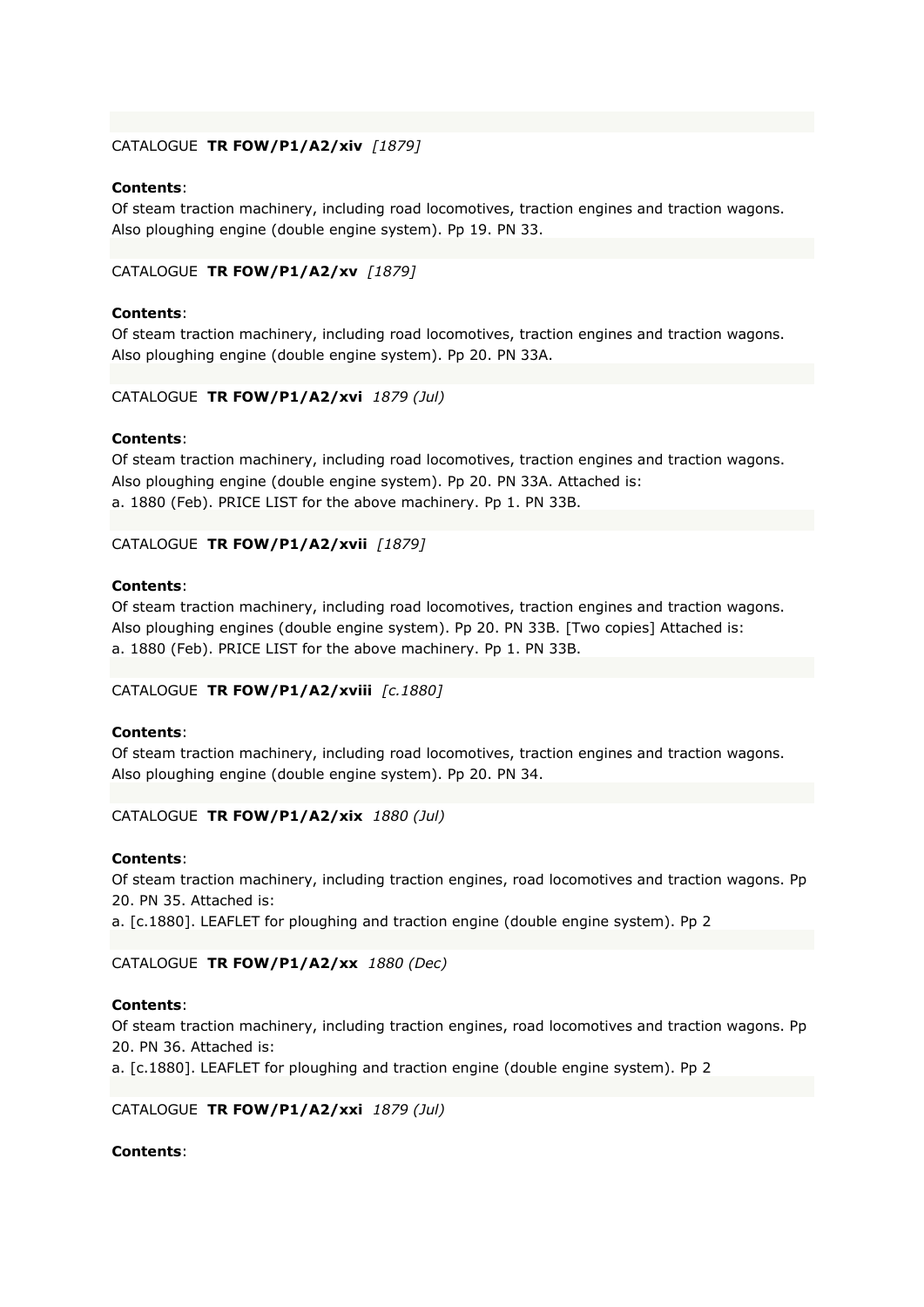CATALOGUE **TR FOW/P1/A2/xiv** *[1879]*

**Contents**:
Of steam traction machinery, including road locomotives, traction engines and traction wagons. Also ploughing engine (double engine system). Pp 19. PN 33.

CATALOGUE **TR FOW/P1/A2/xv** *[1879]*

**Contents**:
Of steam traction machinery, including road locomotives, traction engines and traction wagons. Also ploughing engine (double engine system). Pp 20. PN 33A.

CATALOGUE **TR FOW/P1/A2/xvi** *1879 (Jul)*

**Contents**:
Of steam traction machinery, including road locomotives, traction engines and traction wagons. Also ploughing engine (double engine system). Pp 20. PN 33A. Attached is:
a. 1880 (Feb). PRICE LIST for the above machinery. Pp 1. PN 33B.

CATALOGUE **TR FOW/P1/A2/xvii** *[1879]*

**Contents**:
Of steam traction machinery, including road locomotives, traction engines and traction wagons. Also ploughing engines (double engine system). Pp 20. PN 33B. [Two copies] Attached is:
a. 1880 (Feb). PRICE LIST for the above machinery. Pp 1. PN 33B.

CATALOGUE **TR FOW/P1/A2/xviii** *[c.1880]*

**Contents**:
Of steam traction machinery, including road locomotives, traction engines and traction wagons. Also ploughing engine (double engine system). Pp 20. PN 34.

CATALOGUE **TR FOW/P1/A2/xix** *1880 (Jul)*

**Contents**:
Of steam traction machinery, including traction engines, road locomotives and traction wagons. Pp 20. PN 35. Attached is:
a. [c.1880]. LEAFLET for ploughing and traction engine (double engine system). Pp 2

CATALOGUE **TR FOW/P1/A2/xx** *1880 (Dec)*

**Contents**:
Of steam traction machinery, including traction engines, road locomotives and traction wagons. Pp 20. PN 36. Attached is:
a. [c.1880]. LEAFLET for ploughing and traction engine (double engine system). Pp 2

CATALOGUE **TR FOW/P1/A2/xxi** *1879 (Jul)*

**Contents**: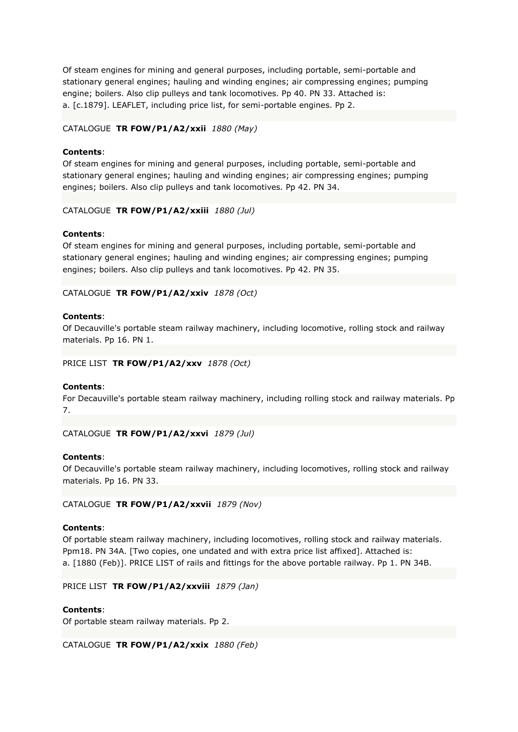Of steam engines for mining and general purposes, including portable, semi-portable and stationary general engines; hauling and winding engines; air compressing engines; pumping engine; boilers. Also clip pulleys and tank locomotives. Pp 40. PN 33. Attached is:
a. [c.1879]. LEAFLET, including price list, for semi-portable engines. Pp 2.

CATALOGUE **TR FOW/P1/A2/xxii** *1880 (May)*

**Contents**:
Of steam engines for mining and general purposes, including portable, semi-portable and stationary general engines; hauling and winding engines; air compressing engines; pumping engines; boilers. Also clip pulleys and tank locomotives. Pp 42. PN 34.

CATALOGUE **TR FOW/P1/A2/xxiii** *1880 (Jul)*

**Contents**:
Of steam engines for mining and general purposes, including portable, semi-portable and stationary general engines; hauling and winding engines; air compressing engines; pumping engines; boilers. Also clip pulleys and tank locomotives. Pp 42. PN 35.

CATALOGUE **TR FOW/P1/A2/xxiv** *1878 (Oct)*

**Contents**:
Of Decauville's portable steam railway machinery, including locomotive, rolling stock and railway materials. Pp 16. PN 1.

PRICE LIST **TR FOW/P1/A2/xxv** *1878 (Oct)*

**Contents**:
For Decauville's portable steam railway machinery, including rolling stock and railway materials. Pp 7.

CATALOGUE **TR FOW/P1/A2/xxvi** *1879 (Jul)*

**Contents**:
Of Decauville's portable steam railway machinery, including locomotives, rolling stock and railway materials. Pp 16. PN 33.

CATALOGUE **TR FOW/P1/A2/xxvii** *1879 (Nov)*

**Contents**:
Of portable steam railway machinery, including locomotives, rolling stock and railway materials. Ppm18. PN 34A. [Two copies, one undated and with extra price list affixed]. Attached is:
a. [1880 (Feb)]. PRICE LIST of rails and fittings for the above portable railway. Pp 1. PN 34B.

PRICE LIST **TR FOW/P1/A2/xxviii** *1879 (Jan)*

**Contents**:
Of portable steam railway materials. Pp 2.

CATALOGUE **TR FOW/P1/A2/xxix** *1880 (Feb)*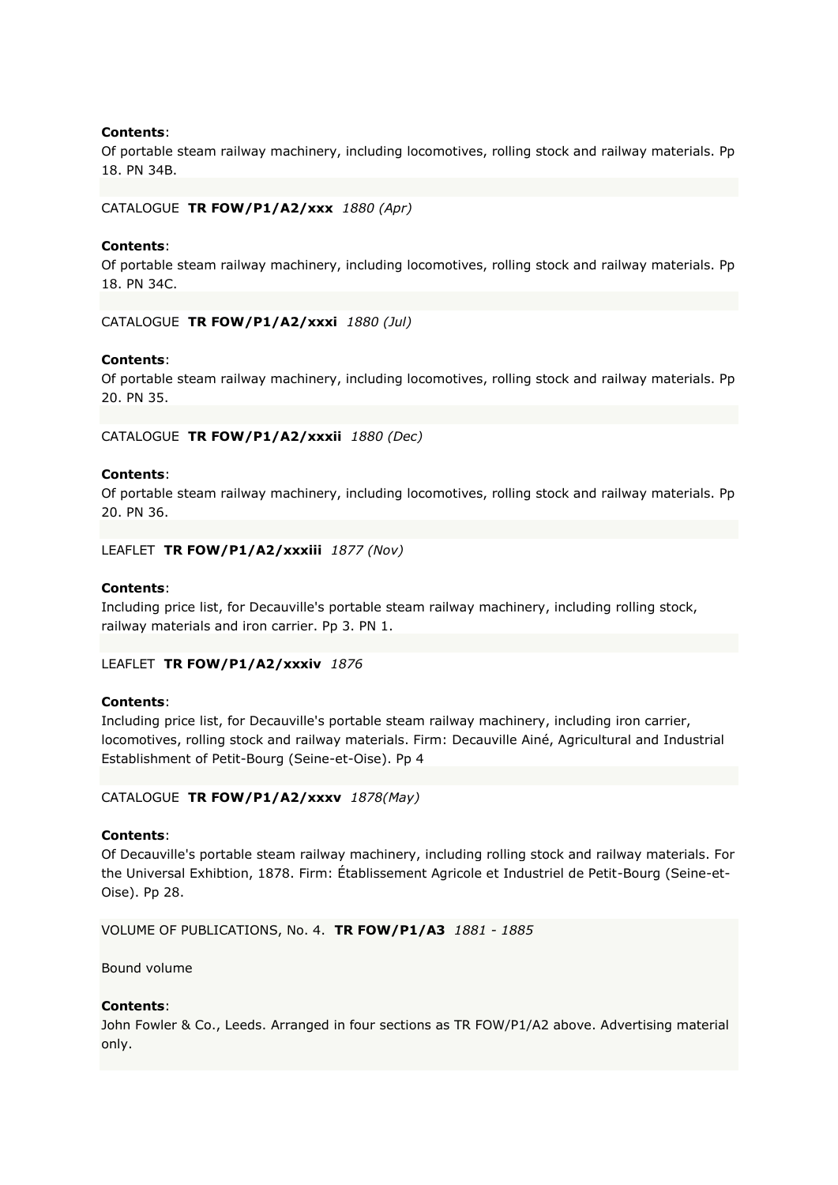**Contents**:
Of portable steam railway machinery, including locomotives, rolling stock and railway materials. Pp 18. PN 34B.

CATALOGUE **TR FOW/P1/A2/xxx** *1880 (Apr)*

**Contents**:
Of portable steam railway machinery, including locomotives, rolling stock and railway materials. Pp 18. PN 34C.

CATALOGUE **TR FOW/P1/A2/xxxi** *1880 (Jul)*

**Contents**:
Of portable steam railway machinery, including locomotives, rolling stock and railway materials. Pp 20. PN 35.

CATALOGUE **TR FOW/P1/A2/xxxii** *1880 (Dec)*

**Contents**:
Of portable steam railway machinery, including locomotives, rolling stock and railway materials. Pp 20. PN 36.

LEAFLET **TR FOW/P1/A2/xxxiii** *1877 (Nov)*

**Contents**:
Including price list, for Decauville's portable steam railway machinery, including rolling stock, railway materials and iron carrier. Pp 3. PN 1.

LEAFLET **TR FOW/P1/A2/xxxiv** *1876*

**Contents**:
Including price list, for Decauville's portable steam railway machinery, including iron carrier, locomotives, rolling stock and railway materials. Firm: Decauville Ainé, Agricultural and Industrial Establishment of Petit-Bourg (Seine-et-Oise). Pp 4

CATALOGUE **TR FOW/P1/A2/xxxv** *1878(May)*

**Contents**:
Of Decauville's portable steam railway machinery, including rolling stock and railway materials. For the Universal Exhibtion, 1878. Firm: Établissement Agricole et Industriel de Petit-Bourg (Seine-et-Oise). Pp 28.

VOLUME OF PUBLICATIONS, No. 4. **TR FOW/P1/A3** *1881 - 1885*

Bound volume

**Contents**:
John Fowler & Co., Leeds. Arranged in four sections as TR FOW/P1/A2 above. Advertising material only.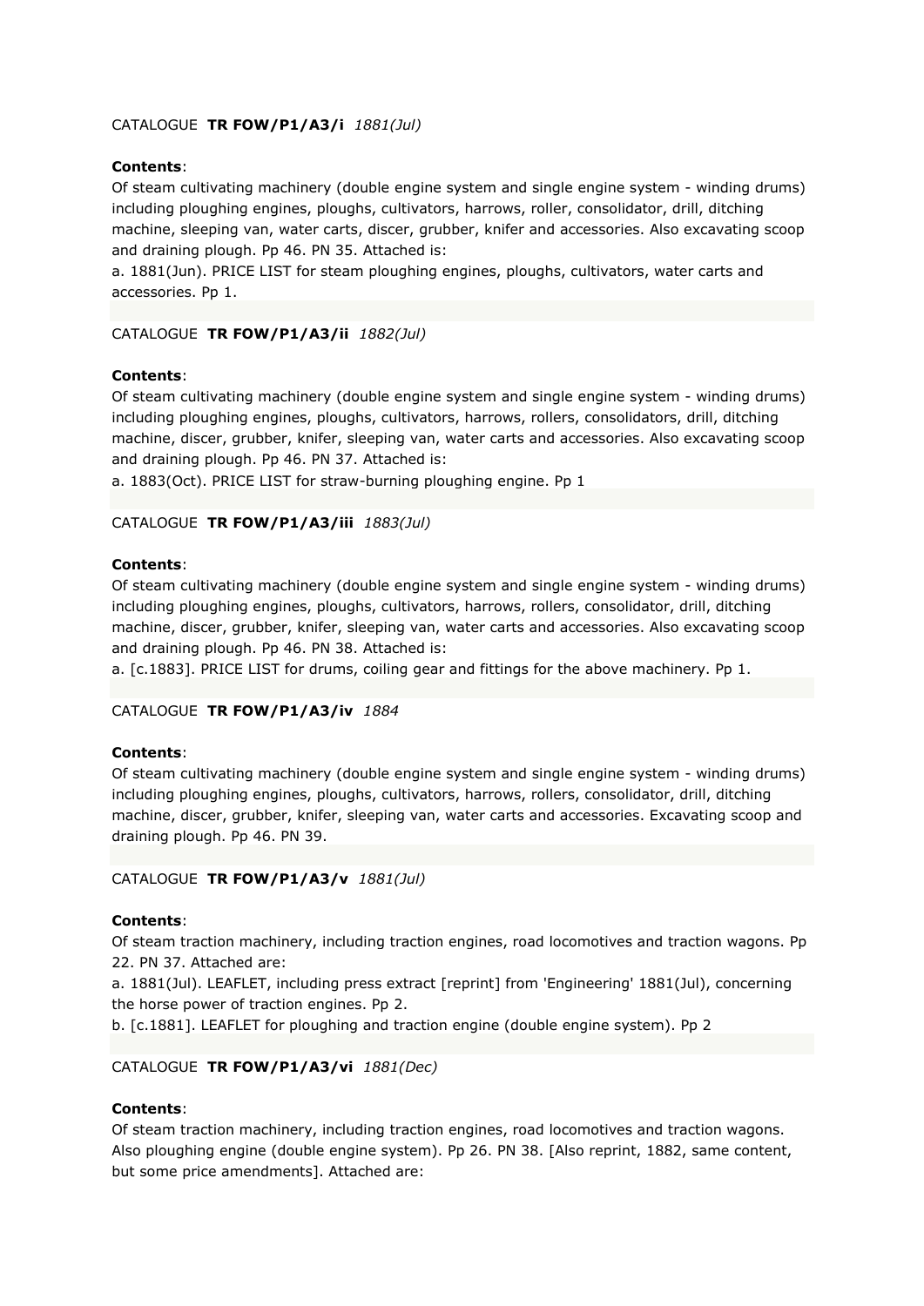CATALOGUE **TR FOW/P1/A3/i** *1881(Jul)*

**Contents**:
Of steam cultivating machinery (double engine system and single engine system - winding drums) including ploughing engines, ploughs, cultivators, harrows, roller, consolidator, drill, ditching machine, sleeping van, water carts, discer, grubber, knifer and accessories. Also excavating scoop and draining plough. Pp 46. PN 35. Attached is:
a. 1881(Jun). PRICE LIST for steam ploughing engines, ploughs, cultivators, water carts and accessories. Pp 1.

CATALOGUE **TR FOW/P1/A3/ii** *1882(Jul)*

**Contents**:
Of steam cultivating machinery (double engine system and single engine system - winding drums) including ploughing engines, ploughs, cultivators, harrows, rollers, consolidators, drill, ditching machine, discer, grubber, knifer, sleeping van, water carts and accessories. Also excavating scoop and draining plough. Pp 46. PN 37. Attached is:
a. 1883(Oct). PRICE LIST for straw-burning ploughing engine. Pp 1

CATALOGUE **TR FOW/P1/A3/iii** *1883(Jul)*

**Contents**:
Of steam cultivating machinery (double engine system and single engine system - winding drums) including ploughing engines, ploughs, cultivators, harrows, rollers, consolidator, drill, ditching machine, discer, grubber, knifer, sleeping van, water carts and accessories. Also excavating scoop and draining plough. Pp 46. PN 38. Attached is:
a. [c.1883]. PRICE LIST for drums, coiling gear and fittings for the above machinery. Pp 1.

CATALOGUE **TR FOW/P1/A3/iv** *1884*

**Contents**:
Of steam cultivating machinery (double engine system and single engine system - winding drums) including ploughing engines, ploughs, cultivators, harrows, rollers, consolidator, drill, ditching machine, discer, grubber, knifer, sleeping van, water carts and accessories. Excavating scoop and draining plough. Pp 46. PN 39.

CATALOGUE **TR FOW/P1/A3/v** *1881(Jul)*

**Contents**:
Of steam traction machinery, including traction engines, road locomotives and traction wagons. Pp 22. PN 37. Attached are:
a. 1881(Jul). LEAFLET, including press extract [reprint] from 'Engineering' 1881(Jul), concerning the horse power of traction engines. Pp 2.
b. [c.1881]. LEAFLET for ploughing and traction engine (double engine system). Pp 2

CATALOGUE **TR FOW/P1/A3/vi** *1881(Dec)*

**Contents**:
Of steam traction machinery, including traction engines, road locomotives and traction wagons. Also ploughing engine (double engine system). Pp 26. PN 38. [Also reprint, 1882, same content, but some price amendments]. Attached are: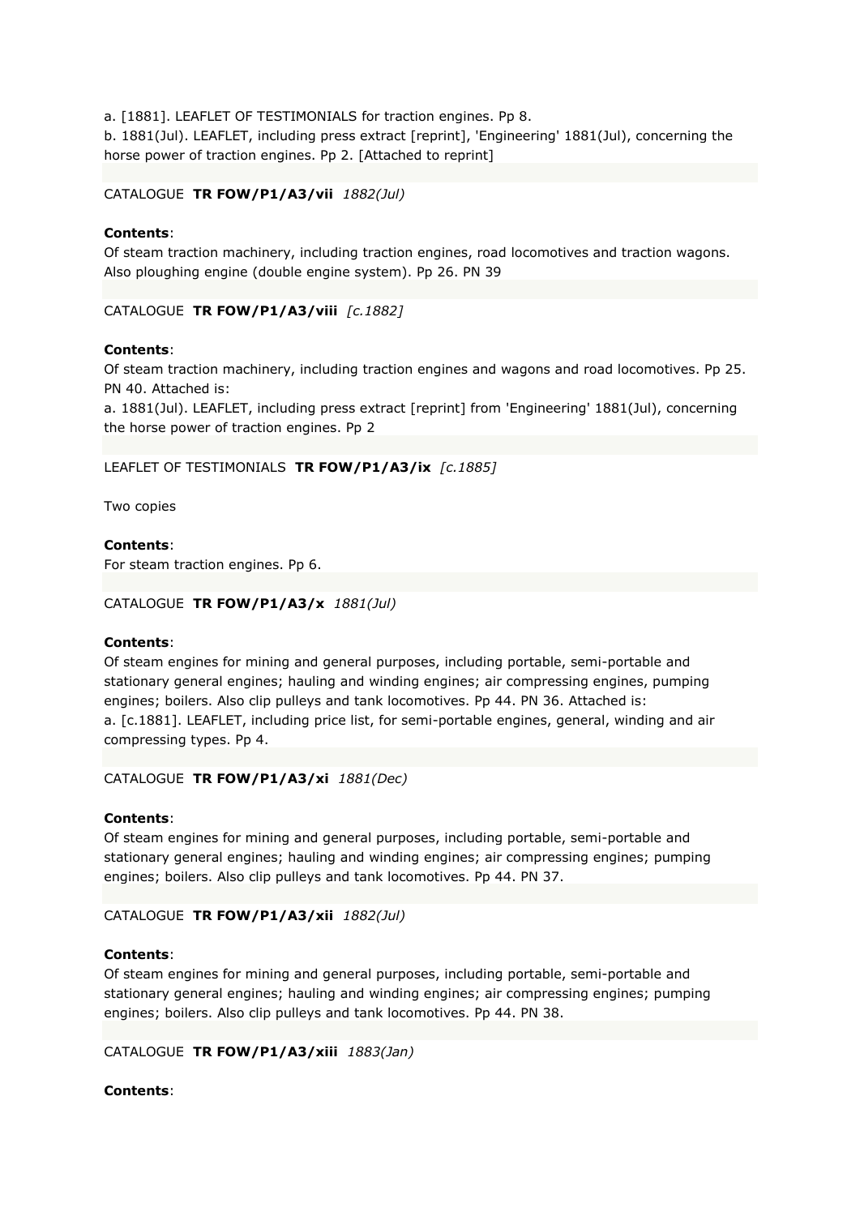a. [1881]. LEAFLET OF TESTIMONIALS for traction engines. Pp 8.
b. 1881(Jul). LEAFLET, including press extract [reprint], 'Engineering' 1881(Jul), concerning the horse power of traction engines. Pp 2. [Attached to reprint]

CATALOGUE **TR FOW/P1/A3/vii** *1882(Jul)*

**Contents**:
Of steam traction machinery, including traction engines, road locomotives and traction wagons. Also ploughing engine (double engine system). Pp 26. PN 39

CATALOGUE **TR FOW/P1/A3/viii** *[c.1882]*

**Contents**:
Of steam traction machinery, including traction engines and wagons and road locomotives. Pp 25. PN 40. Attached is:
a. 1881(Jul). LEAFLET, including press extract [reprint] from 'Engineering' 1881(Jul), concerning the horse power of traction engines. Pp 2

LEAFLET OF TESTIMONIALS **TR FOW/P1/A3/ix** *[c.1885]*

Two copies

**Contents**:
For steam traction engines. Pp 6.

CATALOGUE **TR FOW/P1/A3/x** *1881(Jul)*

**Contents**:
Of steam engines for mining and general purposes, including portable, semi-portable and stationary general engines; hauling and winding engines; air compressing engines, pumping engines; boilers. Also clip pulleys and tank locomotives. Pp 44. PN 36. Attached is:
a. [c.1881]. LEAFLET, including price list, for semi-portable engines, general, winding and air compressing types. Pp 4.

CATALOGUE **TR FOW/P1/A3/xi** *1881(Dec)*

**Contents**:
Of steam engines for mining and general purposes, including portable, semi-portable and stationary general engines; hauling and winding engines; air compressing engines; pumping engines; boilers. Also clip pulleys and tank locomotives. Pp 44. PN 37.

CATALOGUE **TR FOW/P1/A3/xii** *1882(Jul)*

**Contents**:
Of steam engines for mining and general purposes, including portable, semi-portable and stationary general engines; hauling and winding engines; air compressing engines; pumping engines; boilers. Also clip pulleys and tank locomotives. Pp 44. PN 38.

CATALOGUE **TR FOW/P1/A3/xiii** *1883(Jan)*

**Contents**: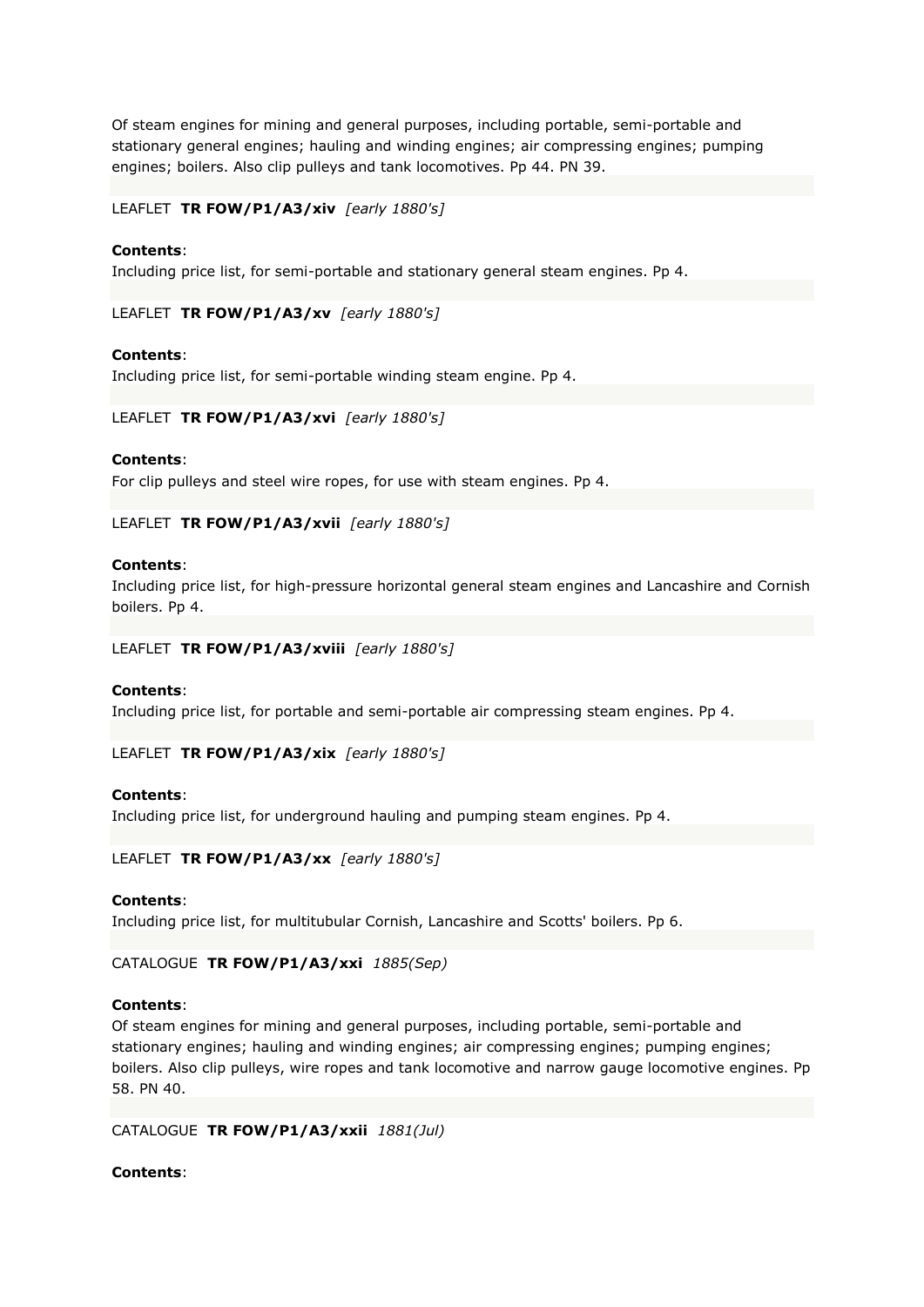Of steam engines for mining and general purposes, including portable, semi-portable and stationary general engines; hauling and winding engines; air compressing engines; pumping engines; boilers. Also clip pulleys and tank locomotives. Pp 44. PN 39.

LEAFLET **TR FOW/P1/A3/xiv** *[early 1880's]*

**Contents**:
Including price list, for semi-portable and stationary general steam engines. Pp 4.

LEAFLET **TR FOW/P1/A3/xv** *[early 1880's]*

**Contents**:
Including price list, for semi-portable winding steam engine. Pp 4.

LEAFLET **TR FOW/P1/A3/xvi** *[early 1880's]*

**Contents**:
For clip pulleys and steel wire ropes, for use with steam engines. Pp 4.

LEAFLET **TR FOW/P1/A3/xvii** *[early 1880's]*

**Contents**:
Including price list, for high-pressure horizontal general steam engines and Lancashire and Cornish boilers. Pp 4.

LEAFLET **TR FOW/P1/A3/xviii** *[early 1880's]*

**Contents**:
Including price list, for portable and semi-portable air compressing steam engines. Pp 4.

LEAFLET **TR FOW/P1/A3/xix** *[early 1880's]*

**Contents**:
Including price list, for underground hauling and pumping steam engines. Pp 4.

LEAFLET **TR FOW/P1/A3/xx** *[early 1880's]*

**Contents**:
Including price list, for multitubular Cornish, Lancashire and Scotts' boilers. Pp 6.

CATALOGUE **TR FOW/P1/A3/xxi** *1885(Sep)*

**Contents**:
Of steam engines for mining and general purposes, including portable, semi-portable and stationary engines; hauling and winding engines; air compressing engines; pumping engines; boilers. Also clip pulleys, wire ropes and tank locomotive and narrow gauge locomotive engines. Pp 58. PN 40.

CATALOGUE **TR FOW/P1/A3/xxii** *1881(Jul)*

**Contents**: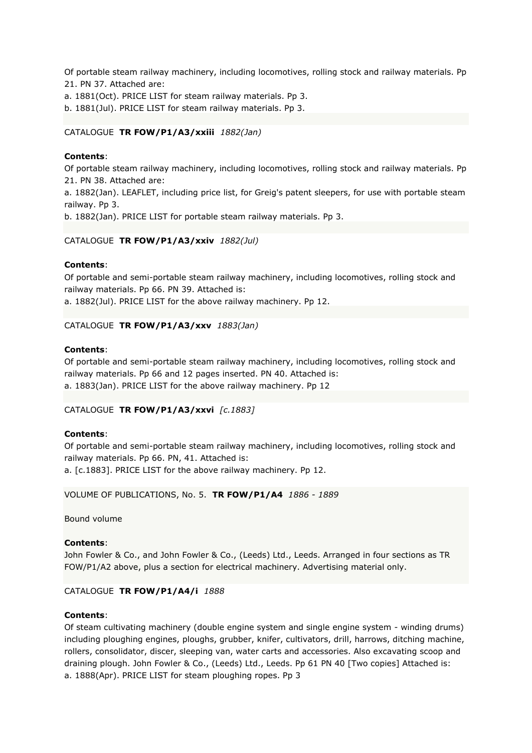Of portable steam railway machinery, including locomotives, rolling stock and railway materials. Pp 21. PN 37. Attached are:

a. 1881(Oct). PRICE LIST for steam railway materials. Pp 3.

b. 1881(Jul). PRICE LIST for steam railway materials. Pp 3.

CATALOGUE **TR FOW/P1/A3/xxiii** *1882(Jan)*

**Contents**:

Of portable steam railway machinery, including locomotives, rolling stock and railway materials. Pp 21. PN 38. Attached are:

a. 1882(Jan). LEAFLET, including price list, for Greig's patent sleepers, for use with portable steam railway. Pp 3.

b. 1882(Jan). PRICE LIST for portable steam railway materials. Pp 3.

CATALOGUE **TR FOW/P1/A3/xxiv** *1882(Jul)*

**Contents**:

Of portable and semi-portable steam railway machinery, including locomotives, rolling stock and railway materials. Pp 66. PN 39. Attached is:

a. 1882(Jul). PRICE LIST for the above railway machinery. Pp 12.

CATALOGUE **TR FOW/P1/A3/xxv** *1883(Jan)*

**Contents**:

Of portable and semi-portable steam railway machinery, including locomotives, rolling stock and railway materials. Pp 66 and 12 pages inserted. PN 40. Attached is:

a. 1883(Jan). PRICE LIST for the above railway machinery. Pp 12

CATALOGUE **TR FOW/P1/A3/xxvi** *[c.1883]*

**Contents**:

Of portable and semi-portable steam railway machinery, including locomotives, rolling stock and railway materials. Pp 66. PN, 41. Attached is:

a. [c.1883]. PRICE LIST for the above railway machinery. Pp 12.

VOLUME OF PUBLICATIONS, No. 5. **TR FOW/P1/A4** *1886 - 1889*

Bound volume

**Contents**:

John Fowler & Co., and John Fowler & Co., (Leeds) Ltd., Leeds. Arranged in four sections as TR FOW/P1/A2 above, plus a section for electrical machinery. Advertising material only.

CATALOGUE **TR FOW/P1/A4/i** *1888*

**Contents**:

Of steam cultivating machinery (double engine system and single engine system - winding drums) including ploughing engines, ploughs, grubber, knifer, cultivators, drill, harrows, ditching machine, rollers, consolidator, discer, sleeping van, water carts and accessories. Also excavating scoop and draining plough. John Fowler & Co., (Leeds) Ltd., Leeds. Pp 61 PN 40 [Two copies] Attached is:

a. 1888(Apr). PRICE LIST for steam ploughing ropes. Pp 3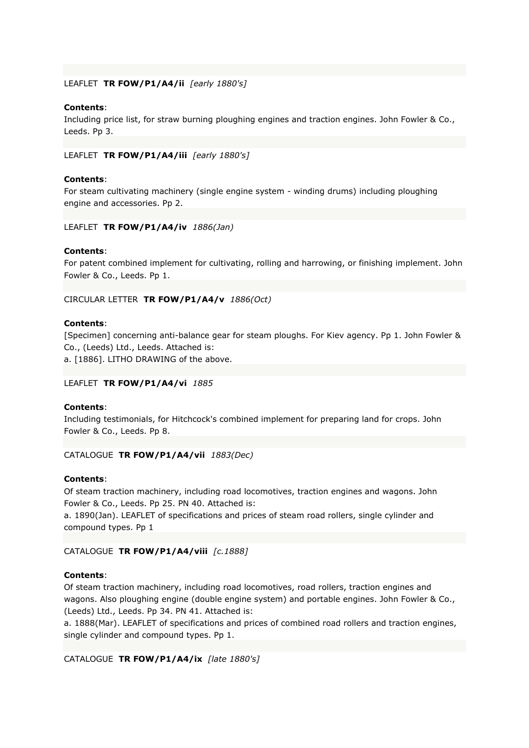LEAFLET **TR FOW/P1/A4/ii** *[early 1880's]*

**Contents**:
Including price list, for straw burning ploughing engines and traction engines. John Fowler & Co., Leeds. Pp 3.

LEAFLET **TR FOW/P1/A4/iii** *[early 1880's]*

**Contents**:
For steam cultivating machinery (single engine system - winding drums) including ploughing engine and accessories. Pp 2.

LEAFLET **TR FOW/P1/A4/iv** *1886(Jan)*

**Contents**:
For patent combined implement for cultivating, rolling and harrowing, or finishing implement. John Fowler & Co., Leeds. Pp 1.

CIRCULAR LETTER **TR FOW/P1/A4/v** *1886(Oct)*

**Contents**:
[Specimen] concerning anti-balance gear for steam ploughs. For Kiev agency. Pp 1. John Fowler & Co., (Leeds) Ltd., Leeds. Attached is:
a. [1886]. LITHO DRAWING of the above.

LEAFLET **TR FOW/P1/A4/vi** *1885*

**Contents**:
Including testimonials, for Hitchcock's combined implement for preparing land for crops. John Fowler & Co., Leeds. Pp 8.

CATALOGUE **TR FOW/P1/A4/vii** *1883(Dec)*

**Contents**:
Of steam traction machinery, including road locomotives, traction engines and wagons. John Fowler & Co., Leeds. Pp 25. PN 40. Attached is:
a. 1890(Jan). LEAFLET of specifications and prices of steam road rollers, single cylinder and compound types. Pp 1

CATALOGUE **TR FOW/P1/A4/viii** *[c.1888]*

**Contents**:
Of steam traction machinery, including road locomotives, road rollers, traction engines and wagons. Also ploughing engine (double engine system) and portable engines. John Fowler & Co., (Leeds) Ltd., Leeds. Pp 34. PN 41. Attached is:
a. 1888(Mar). LEAFLET of specifications and prices of combined road rollers and traction engines, single cylinder and compound types. Pp 1.

CATALOGUE **TR FOW/P1/A4/ix** *[late 1880's]*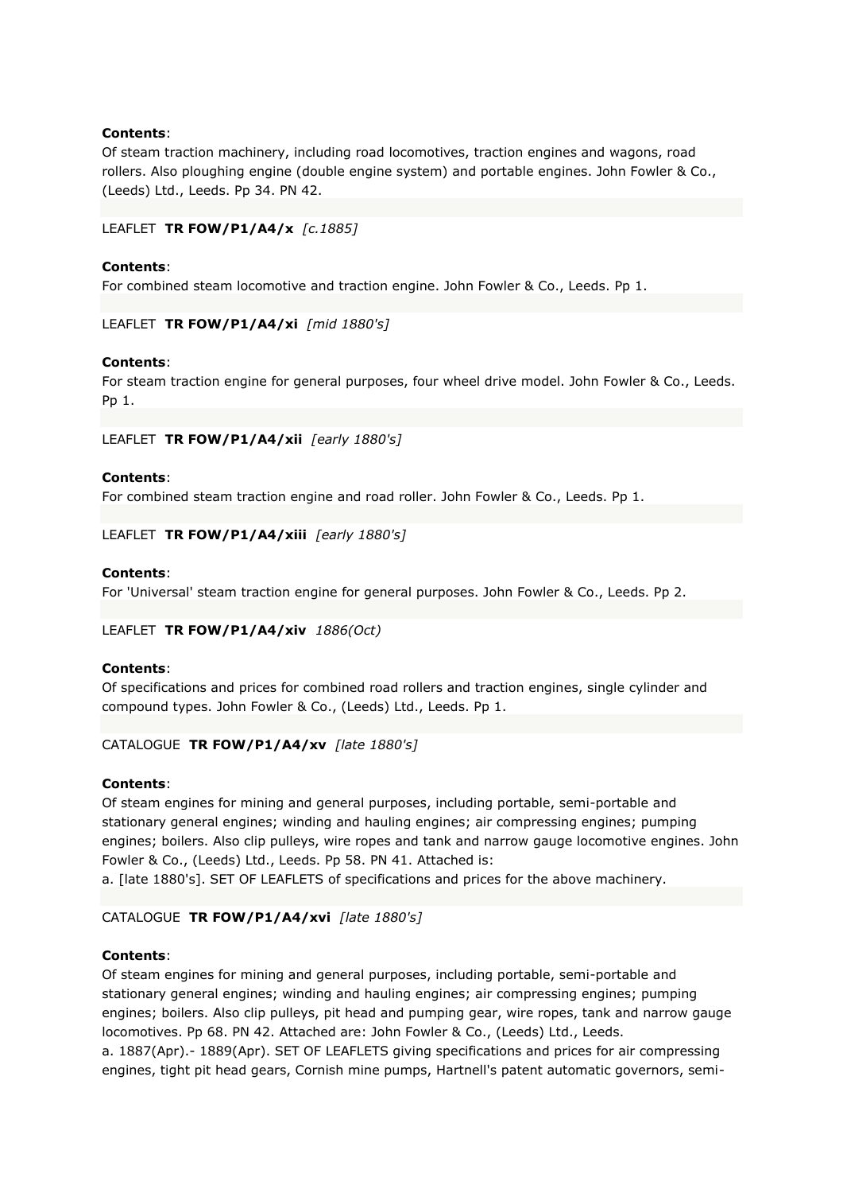**Contents**:
Of steam traction machinery, including road locomotives, traction engines and wagons, road rollers. Also ploughing engine (double engine system) and portable engines. John Fowler & Co., (Leeds) Ltd., Leeds. Pp 34. PN 42.

LEAFLET **TR FOW/P1/A4/x** *[c.1885]*

**Contents**:
For combined steam locomotive and traction engine. John Fowler & Co., Leeds. Pp 1.

LEAFLET **TR FOW/P1/A4/xi** *[mid 1880's]*

**Contents**:
For steam traction engine for general purposes, four wheel drive model. John Fowler & Co., Leeds. Pp 1.

LEAFLET **TR FOW/P1/A4/xii** *[early 1880's]*

**Contents**:
For combined steam traction engine and road roller. John Fowler & Co., Leeds. Pp 1.

LEAFLET **TR FOW/P1/A4/xiii** *[early 1880's]*

**Contents**:
For 'Universal' steam traction engine for general purposes. John Fowler & Co., Leeds. Pp 2.

LEAFLET **TR FOW/P1/A4/xiv** *1886(Oct)*

**Contents**:
Of specifications and prices for combined road rollers and traction engines, single cylinder and compound types. John Fowler & Co., (Leeds) Ltd., Leeds. Pp 1.

CATALOGUE **TR FOW/P1/A4/xv** *[late 1880's]*

**Contents**:
Of steam engines for mining and general purposes, including portable, semi-portable and stationary general engines; winding and hauling engines; air compressing engines; pumping engines; boilers. Also clip pulleys, wire ropes and tank and narrow gauge locomotive engines. John Fowler & Co., (Leeds) Ltd., Leeds. Pp 58. PN 41. Attached is:
a. [late 1880's]. SET OF LEAFLETS of specifications and prices for the above machinery.

CATALOGUE **TR FOW/P1/A4/xvi** *[late 1880's]*

**Contents**:
Of steam engines for mining and general purposes, including portable, semi-portable and stationary general engines; winding and hauling engines; air compressing engines; pumping engines; boilers. Also clip pulleys, pit head and pumping gear, wire ropes, tank and narrow gauge locomotives. Pp 68. PN 42. Attached are: John Fowler & Co., (Leeds) Ltd., Leeds.
a. 1887(Apr).- 1889(Apr). SET OF LEAFLETS giving specifications and prices for air compressing engines, tight pit head gears, Cornish mine pumps, Hartnell's patent automatic governors, semi-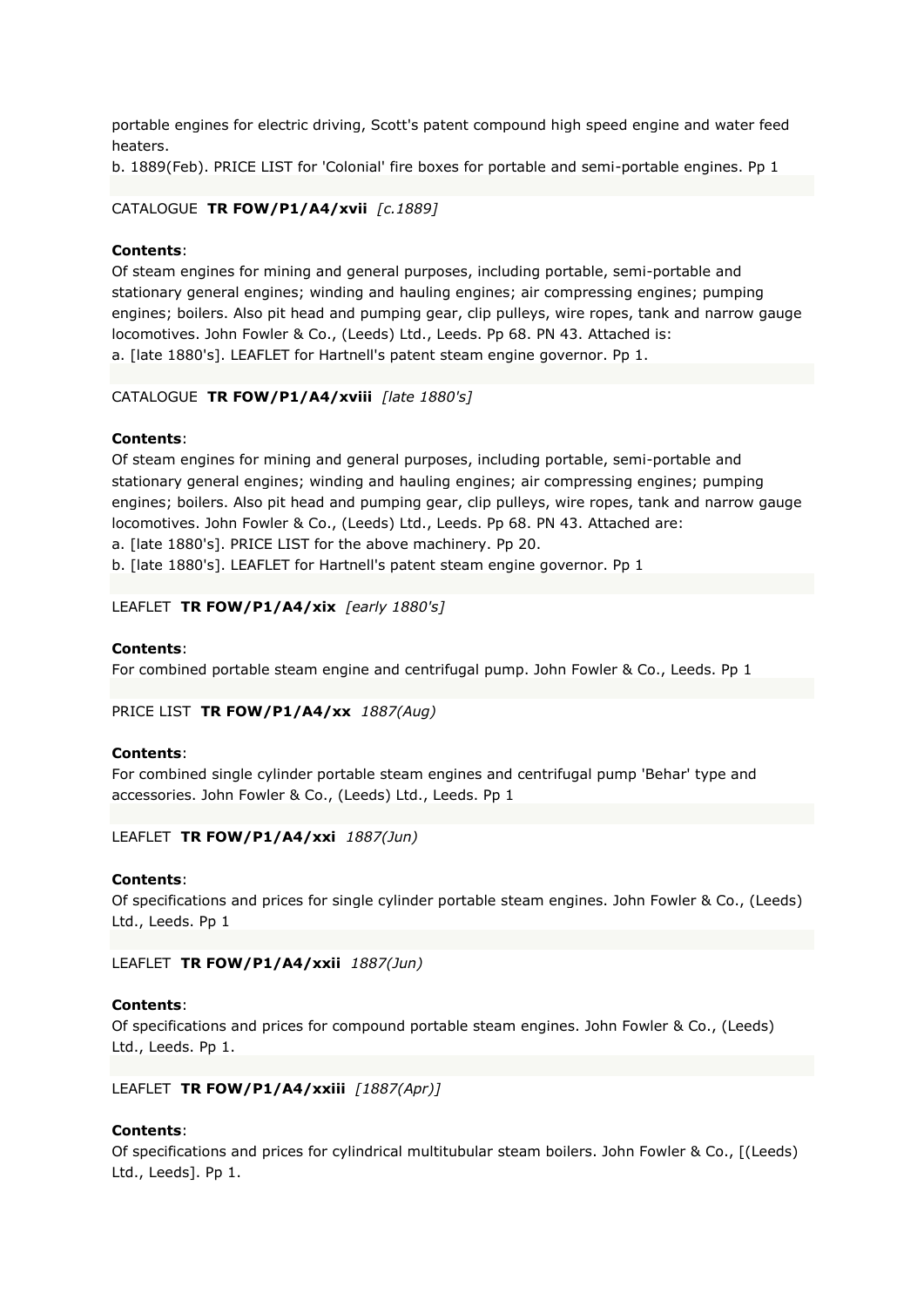portable engines for electric driving, Scott's patent compound high speed engine and water feed heaters.
b. 1889(Feb). PRICE LIST for 'Colonial' fire boxes for portable and semi-portable engines. Pp 1

CATALOGUE **TR FOW/P1/A4/xvii** *[c.1889]*

**Contents**:
Of steam engines for mining and general purposes, including portable, semi-portable and stationary general engines; winding and hauling engines; air compressing engines; pumping engines; boilers. Also pit head and pumping gear, clip pulleys, wire ropes, tank and narrow gauge locomotives. John Fowler & Co., (Leeds) Ltd., Leeds. Pp 68. PN 43. Attached is:
a. [late 1880's]. LEAFLET for Hartnell's patent steam engine governor. Pp 1.

CATALOGUE **TR FOW/P1/A4/xviii** *[late 1880's]*

**Contents**:
Of steam engines for mining and general purposes, including portable, semi-portable and stationary general engines; winding and hauling engines; air compressing engines; pumping engines; boilers. Also pit head and pumping gear, clip pulleys, wire ropes, tank and narrow gauge locomotives. John Fowler & Co., (Leeds) Ltd., Leeds. Pp 68. PN 43. Attached are:
a. [late 1880's]. PRICE LIST for the above machinery. Pp 20.
b. [late 1880's]. LEAFLET for Hartnell's patent steam engine governor. Pp 1

LEAFLET **TR FOW/P1/A4/xix** *[early 1880's]*

**Contents**:
For combined portable steam engine and centrifugal pump. John Fowler & Co., Leeds. Pp 1

PRICE LIST **TR FOW/P1/A4/xx** *1887(Aug)*

**Contents**:
For combined single cylinder portable steam engines and centrifugal pump 'Behar' type and accessories. John Fowler & Co., (Leeds) Ltd., Leeds. Pp 1

LEAFLET **TR FOW/P1/A4/xxi** *1887(Jun)*

**Contents**:
Of specifications and prices for single cylinder portable steam engines. John Fowler & Co., (Leeds) Ltd., Leeds. Pp 1

LEAFLET **TR FOW/P1/A4/xxii** *1887(Jun)*

**Contents**:
Of specifications and prices for compound portable steam engines. John Fowler & Co., (Leeds) Ltd., Leeds. Pp 1.

LEAFLET **TR FOW/P1/A4/xxiii** *[1887(Apr)]*

**Contents**:
Of specifications and prices for cylindrical multitubular steam boilers. John Fowler & Co., [(Leeds) Ltd., Leeds]. Pp 1.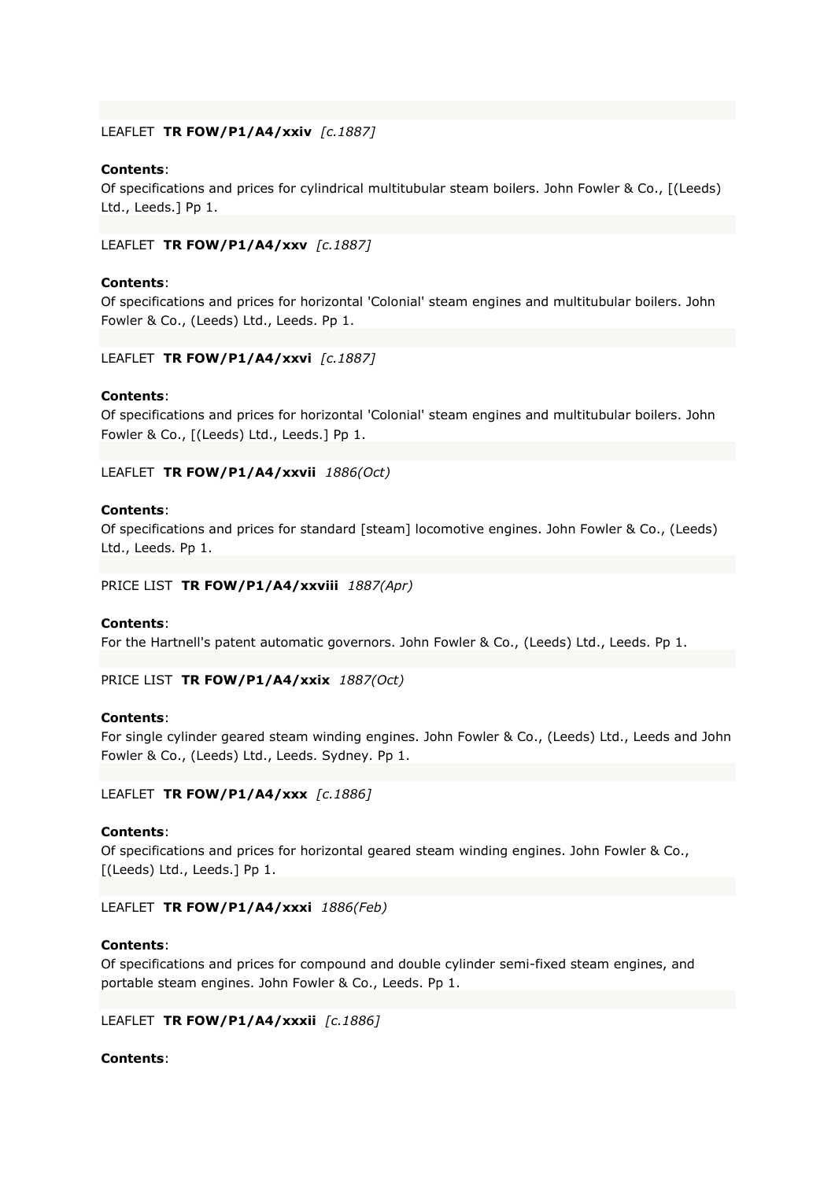LEAFLET **TR FOW/P1/A4/xxiv** *[c.1887]*

**Contents**:
Of specifications and prices for cylindrical multitubular steam boilers. John Fowler & Co., [(Leeds) Ltd., Leeds.] Pp 1.

LEAFLET **TR FOW/P1/A4/xxv** *[c.1887]*

**Contents**:
Of specifications and prices for horizontal 'Colonial' steam engines and multitubular boilers. John Fowler & Co., (Leeds) Ltd., Leeds. Pp 1.

LEAFLET **TR FOW/P1/A4/xxvi** *[c.1887]*

**Contents**:
Of specifications and prices for horizontal 'Colonial' steam engines and multitubular boilers. John Fowler & Co., [(Leeds) Ltd., Leeds.] Pp 1.

LEAFLET **TR FOW/P1/A4/xxvii** *1886(Oct)*

**Contents**:
Of specifications and prices for standard [steam] locomotive engines. John Fowler & Co., (Leeds) Ltd., Leeds. Pp 1.

PRICE LIST **TR FOW/P1/A4/xxviii** *1887(Apr)*

**Contents**:
For the Hartnell's patent automatic governors. John Fowler & Co., (Leeds) Ltd., Leeds. Pp 1.

PRICE LIST **TR FOW/P1/A4/xxix** *1887(Oct)*

**Contents**:
For single cylinder geared steam winding engines. John Fowler & Co., (Leeds) Ltd., Leeds and John Fowler & Co., (Leeds) Ltd., Leeds. Sydney. Pp 1.

LEAFLET **TR FOW/P1/A4/xxx** *[c.1886]*

**Contents**:
Of specifications and prices for horizontal geared steam winding engines. John Fowler & Co., [(Leeds) Ltd., Leeds.] Pp 1.

LEAFLET **TR FOW/P1/A4/xxxi** *1886(Feb)*

**Contents**:
Of specifications and prices for compound and double cylinder semi-fixed steam engines, and portable steam engines. John Fowler & Co., Leeds. Pp 1.

LEAFLET **TR FOW/P1/A4/xxxii** *[c.1886]*

**Contents**: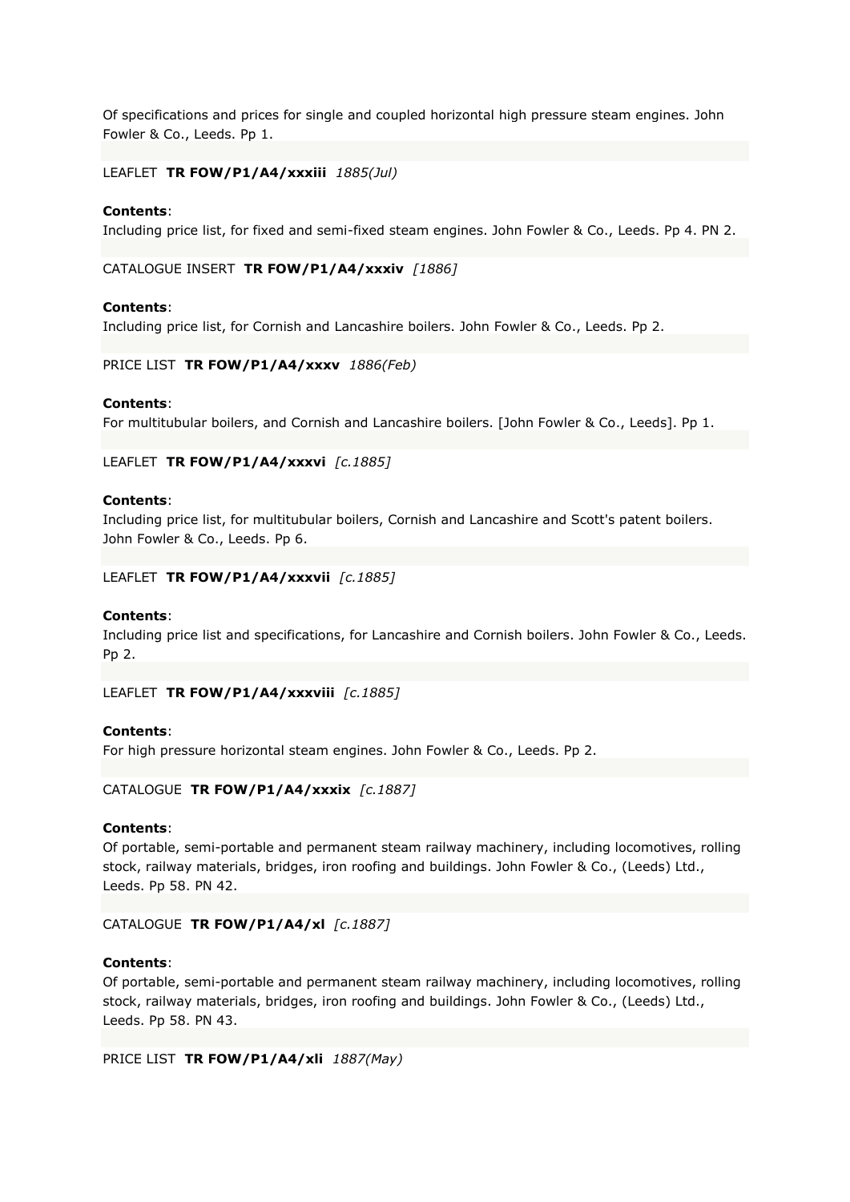Of specifications and prices for single and coupled horizontal high pressure steam engines. John Fowler & Co., Leeds. Pp 1.

LEAFLET **TR FOW/P1/A4/xxxiii** *1885(Jul)*

**Contents**:
Including price list, for fixed and semi-fixed steam engines. John Fowler & Co., Leeds. Pp 4. PN 2.

CATALOGUE INSERT **TR FOW/P1/A4/xxxiv** *[1886]*

**Contents**:
Including price list, for Cornish and Lancashire boilers. John Fowler & Co., Leeds. Pp 2.

PRICE LIST **TR FOW/P1/A4/xxxv** *1886(Feb)*

**Contents**:
For multitubular boilers, and Cornish and Lancashire boilers. [John Fowler & Co., Leeds]. Pp 1.

LEAFLET **TR FOW/P1/A4/xxxvi** *[c.1885]*

**Contents**:
Including price list, for multitubular boilers, Cornish and Lancashire and Scott's patent boilers. John Fowler & Co., Leeds. Pp 6.

LEAFLET **TR FOW/P1/A4/xxxvii** *[c.1885]*

**Contents**:
Including price list and specifications, for Lancashire and Cornish boilers. John Fowler & Co., Leeds. Pp 2.

LEAFLET **TR FOW/P1/A4/xxxviii** *[c.1885]*

**Contents**:
For high pressure horizontal steam engines. John Fowler & Co., Leeds. Pp 2.

CATALOGUE **TR FOW/P1/A4/xxxix** *[c.1887]*

**Contents**:
Of portable, semi-portable and permanent steam railway machinery, including locomotives, rolling stock, railway materials, bridges, iron roofing and buildings. John Fowler & Co., (Leeds) Ltd., Leeds. Pp 58. PN 42.

CATALOGUE **TR FOW/P1/A4/xl** *[c.1887]*

**Contents**:
Of portable, semi-portable and permanent steam railway machinery, including locomotives, rolling stock, railway materials, bridges, iron roofing and buildings. John Fowler & Co., (Leeds) Ltd., Leeds. Pp 58. PN 43.

PRICE LIST **TR FOW/P1/A4/xli** *1887(May)*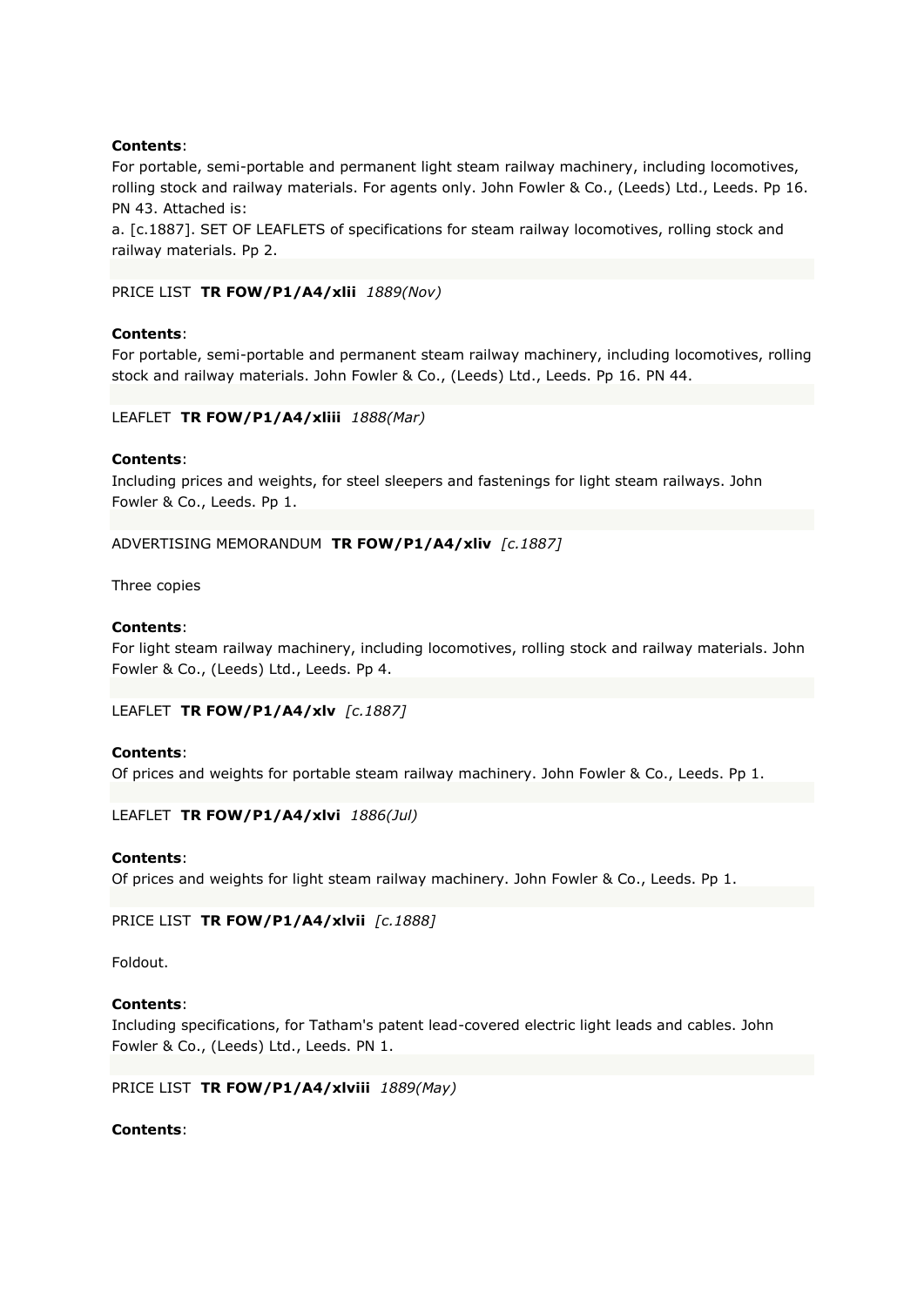**Contents**:
For portable, semi-portable and permanent light steam railway machinery, including locomotives, rolling stock and railway materials. For agents only. John Fowler & Co., (Leeds) Ltd., Leeds. Pp 16. PN 43. Attached is:
a. [c.1887]. SET OF LEAFLETS of specifications for steam railway locomotives, rolling stock and railway materials. Pp 2.

PRICE LIST **TR FOW/P1/A4/xlii** *1889(Nov)*

**Contents**:
For portable, semi-portable and permanent steam railway machinery, including locomotives, rolling stock and railway materials. John Fowler & Co., (Leeds) Ltd., Leeds. Pp 16. PN 44.

LEAFLET **TR FOW/P1/A4/xliii** *1888(Mar)*

**Contents**:
Including prices and weights, for steel sleepers and fastenings for light steam railways. John Fowler & Co., Leeds. Pp 1.

ADVERTISING MEMORANDUM **TR FOW/P1/A4/xliv** *[c.1887]*

Three copies

**Contents**:
For light steam railway machinery, including locomotives, rolling stock and railway materials. John Fowler & Co., (Leeds) Ltd., Leeds. Pp 4.

LEAFLET **TR FOW/P1/A4/xlv** *[c.1887]*

**Contents**:
Of prices and weights for portable steam railway machinery. John Fowler & Co., Leeds. Pp 1.

LEAFLET **TR FOW/P1/A4/xlvi** *1886(Jul)*

**Contents**:
Of prices and weights for light steam railway machinery. John Fowler & Co., Leeds. Pp 1.

PRICE LIST **TR FOW/P1/A4/xlvii** *[c.1888]*

Foldout.

**Contents**:
Including specifications, for Tatham's patent lead-covered electric light leads and cables. John Fowler & Co., (Leeds) Ltd., Leeds. PN 1.

PRICE LIST **TR FOW/P1/A4/xlviii** *1889(May)*

**Contents**: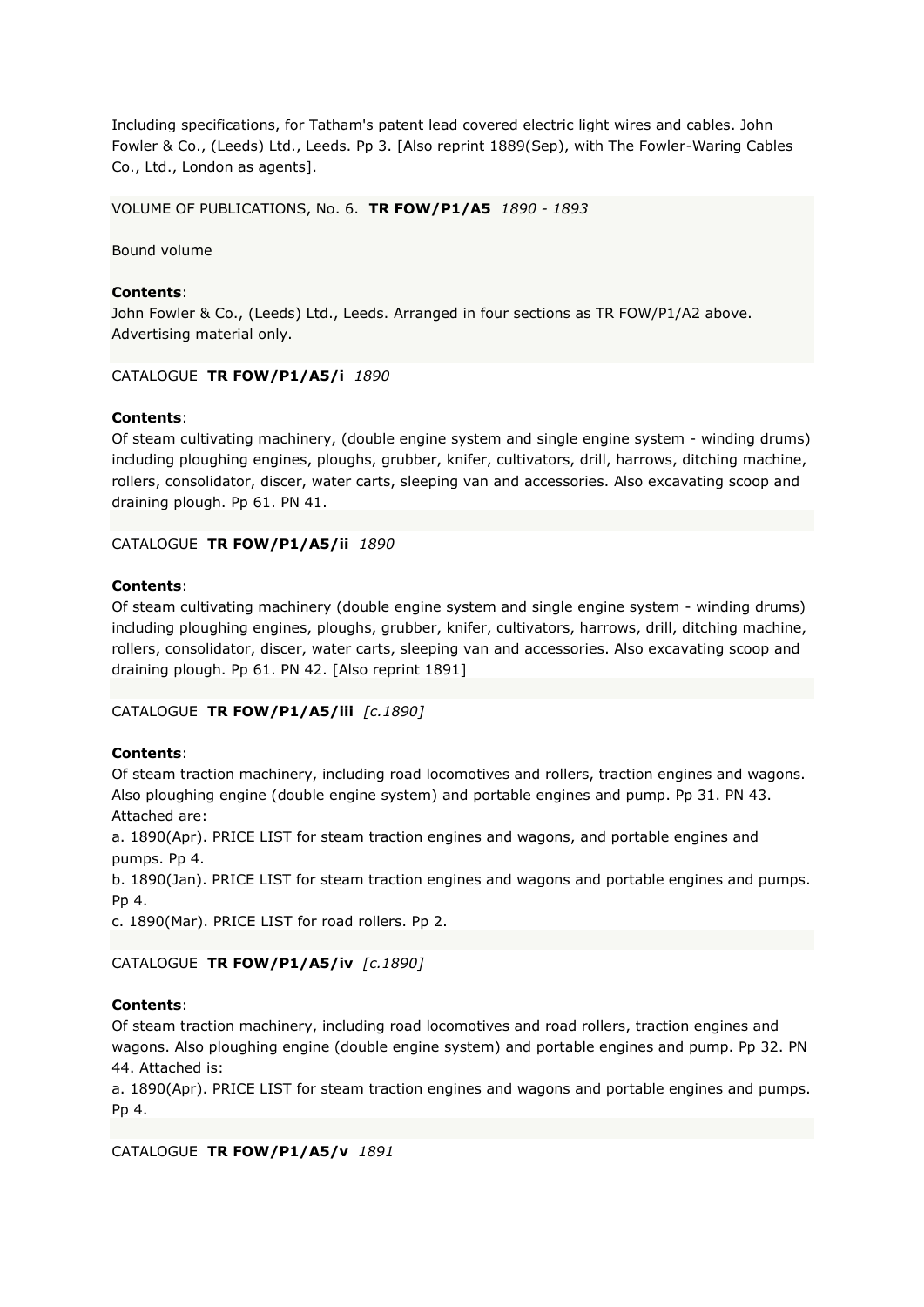Including specifications, for Tatham's patent lead covered electric light wires and cables. John Fowler & Co., (Leeds) Ltd., Leeds. Pp 3. [Also reprint 1889(Sep), with The Fowler-Waring Cables Co., Ltd., London as agents].

VOLUME OF PUBLICATIONS, No. 6. **TR FOW/P1/A5** *1890 - 1893*

Bound volume

**Contents**:
John Fowler & Co., (Leeds) Ltd., Leeds. Arranged in four sections as TR FOW/P1/A2 above. Advertising material only.

CATALOGUE **TR FOW/P1/A5/i** *1890*

**Contents**:
Of steam cultivating machinery, (double engine system and single engine system - winding drums) including ploughing engines, ploughs, grubber, knifer, cultivators, drill, harrows, ditching machine, rollers, consolidator, discer, water carts, sleeping van and accessories. Also excavating scoop and draining plough. Pp 61. PN 41.

CATALOGUE **TR FOW/P1/A5/ii** *1890*

**Contents**:
Of steam cultivating machinery (double engine system and single engine system - winding drums) including ploughing engines, ploughs, grubber, knifer, cultivators, harrows, drill, ditching machine, rollers, consolidator, discer, water carts, sleeping van and accessories. Also excavating scoop and draining plough. Pp 61. PN 42. [Also reprint 1891]

CATALOGUE **TR FOW/P1/A5/iii** *[c.1890]*

**Contents**:
Of steam traction machinery, including road locomotives and rollers, traction engines and wagons. Also ploughing engine (double engine system) and portable engines and pump. Pp 31. PN 43.
Attached are:
a. 1890(Apr). PRICE LIST for steam traction engines and wagons, and portable engines and pumps. Pp 4.
b. 1890(Jan). PRICE LIST for steam traction engines and wagons and portable engines and pumps. Pp 4.
c. 1890(Mar). PRICE LIST for road rollers. Pp 2.

CATALOGUE **TR FOW/P1/A5/iv** *[c.1890]*

**Contents**:
Of steam traction machinery, including road locomotives and road rollers, traction engines and wagons. Also ploughing engine (double engine system) and portable engines and pump. Pp 32. PN 44. Attached is:
a. 1890(Apr). PRICE LIST for steam traction engines and wagons and portable engines and pumps. Pp 4.

CATALOGUE **TR FOW/P1/A5/v** *1891*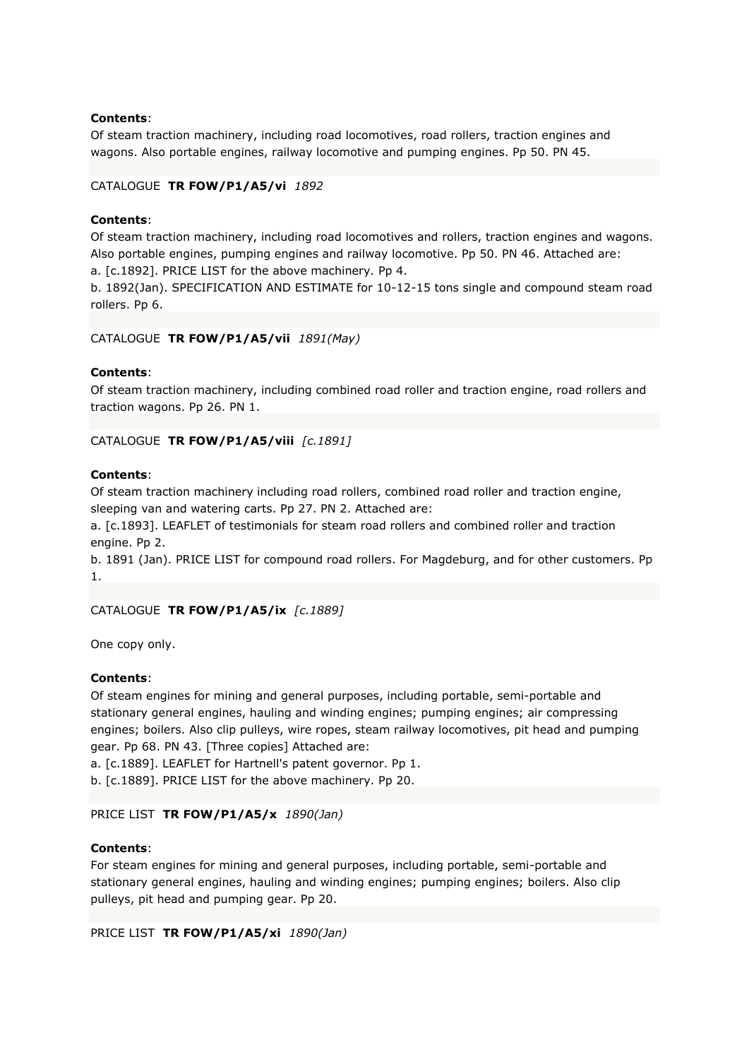**Contents**:
Of steam traction machinery, including road locomotives, road rollers, traction engines and wagons. Also portable engines, railway locomotive and pumping engines. Pp 50. PN 45.

CATALOGUE **TR FOW/P1/A5/vi** *1892*

**Contents**:
Of steam traction machinery, including road locomotives and rollers, traction engines and wagons. Also portable engines, pumping engines and railway locomotive. Pp 50. PN 46. Attached are:
a. [c.1892]. PRICE LIST for the above machinery. Pp 4.
b. 1892(Jan). SPECIFICATION AND ESTIMATE for 10-12-15 tons single and compound steam road rollers. Pp 6.

CATALOGUE **TR FOW/P1/A5/vii** *1891(May)*

**Contents**:
Of steam traction machinery, including combined road roller and traction engine, road rollers and traction wagons. Pp 26. PN 1.

CATALOGUE **TR FOW/P1/A5/viii** *[c.1891]*

**Contents**:
Of steam traction machinery including road rollers, combined road roller and traction engine, sleeping van and watering carts. Pp 27. PN 2. Attached are:
a. [c.1893]. LEAFLET of testimonials for steam road rollers and combined roller and traction engine. Pp 2.
b. 1891 (Jan). PRICE LIST for compound road rollers. For Magdeburg, and for other customers. Pp 1.

CATALOGUE **TR FOW/P1/A5/ix** *[c.1889]*

One copy only.

**Contents**:
Of steam engines for mining and general purposes, including portable, semi-portable and stationary general engines, hauling and winding engines; pumping engines; air compressing engines; boilers. Also clip pulleys, wire ropes, steam railway locomotives, pit head and pumping gear. Pp 68. PN 43. [Three copies] Attached are:
a. [c.1889]. LEAFLET for Hartnell's patent governor. Pp 1.
b. [c.1889]. PRICE LIST for the above machinery. Pp 20.

PRICE LIST **TR FOW/P1/A5/x** *1890(Jan)*

**Contents**:
For steam engines for mining and general purposes, including portable, semi-portable and stationary general engines, hauling and winding engines; pumping engines; boilers. Also clip pulleys, pit head and pumping gear. Pp 20.

PRICE LIST **TR FOW/P1/A5/xi** *1890(Jan)*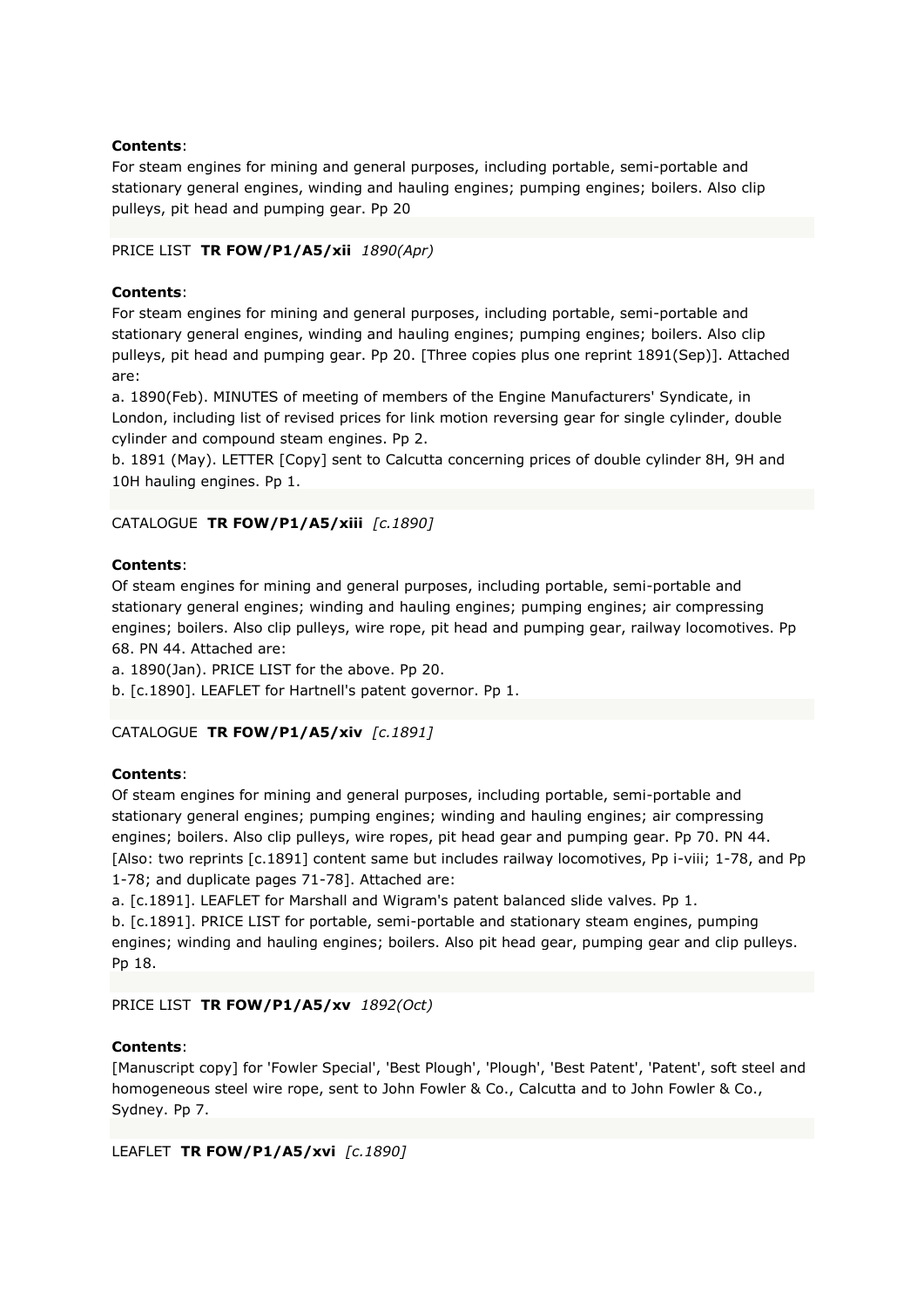**Contents**:
For steam engines for mining and general purposes, including portable, semi-portable and stationary general engines, winding and hauling engines; pumping engines; boilers. Also clip pulleys, pit head and pumping gear. Pp 20

PRICE LIST **TR FOW/P1/A5/xii** *1890(Apr)*

**Contents**:
For steam engines for mining and general purposes, including portable, semi-portable and stationary general engines, winding and hauling engines; pumping engines; boilers. Also clip pulleys, pit head and pumping gear. Pp 20. [Three copies plus one reprint 1891(Sep)]. Attached are:
a. 1890(Feb). MINUTES of meeting of members of the Engine Manufacturers' Syndicate, in London, including list of revised prices for link motion reversing gear for single cylinder, double cylinder and compound steam engines. Pp 2.
b. 1891 (May). LETTER [Copy] sent to Calcutta concerning prices of double cylinder 8H, 9H and 10H hauling engines. Pp 1.

CATALOGUE **TR FOW/P1/A5/xiii** *[c.1890]*

**Contents**:
Of steam engines for mining and general purposes, including portable, semi-portable and stationary general engines; winding and hauling engines; pumping engines; air compressing engines; boilers. Also clip pulleys, wire rope, pit head and pumping gear, railway locomotives. Pp 68. PN 44. Attached are:
a. 1890(Jan). PRICE LIST for the above. Pp 20.
b. [c.1890]. LEAFLET for Hartnell's patent governor. Pp 1.

CATALOGUE **TR FOW/P1/A5/xiv** *[c.1891]*

**Contents**:
Of steam engines for mining and general purposes, including portable, semi-portable and stationary general engines; pumping engines; winding and hauling engines; air compressing engines; boilers. Also clip pulleys, wire ropes, pit head gear and pumping gear. Pp 70. PN 44. [Also: two reprints [c.1891] content same but includes railway locomotives, Pp i-viii; 1-78, and Pp 1-78; and duplicate pages 71-78]. Attached are:
a. [c.1891]. LEAFLET for Marshall and Wigram's patent balanced slide valves. Pp 1.
b. [c.1891]. PRICE LIST for portable, semi-portable and stationary steam engines, pumping engines; winding and hauling engines; boilers. Also pit head gear, pumping gear and clip pulleys. Pp 18.

PRICE LIST **TR FOW/P1/A5/xv** *1892(Oct)*

**Contents**:
[Manuscript copy] for 'Fowler Special', 'Best Plough', 'Plough', 'Best Patent', 'Patent', soft steel and homogeneous steel wire rope, sent to John Fowler & Co., Calcutta and to John Fowler & Co., Sydney. Pp 7.

LEAFLET **TR FOW/P1/A5/xvi** *[c.1890]*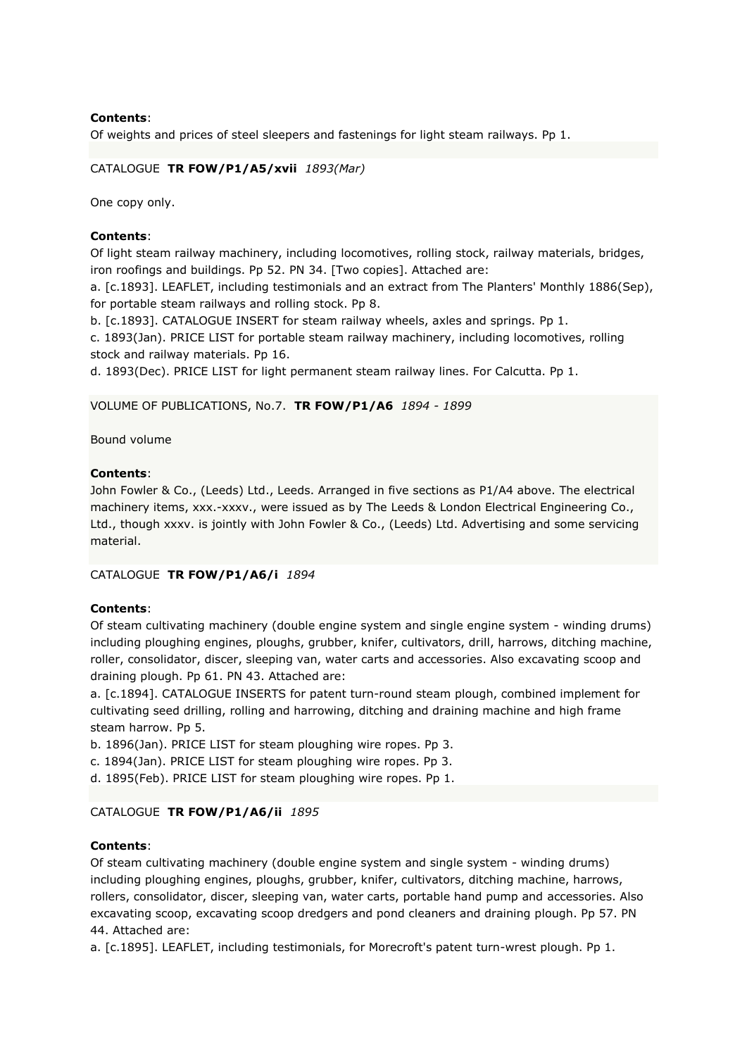**Contents**:
Of weights and prices of steel sleepers and fastenings for light steam railways. Pp 1.

CATALOGUE **TR FOW/P1/A5/xvii** *1893(Mar)*

One copy only.

**Contents**:
Of light steam railway machinery, including locomotives, rolling stock, railway materials, bridges, iron roofings and buildings. Pp 52. PN 34. [Two copies]. Attached are:
a. [c.1893]. LEAFLET, including testimonials and an extract from The Planters' Monthly 1886(Sep), for portable steam railways and rolling stock. Pp 8.
b. [c.1893]. CATALOGUE INSERT for steam railway wheels, axles and springs. Pp 1.
c. 1893(Jan). PRICE LIST for portable steam railway machinery, including locomotives, rolling stock and railway materials. Pp 16.
d. 1893(Dec). PRICE LIST for light permanent steam railway lines. For Calcutta. Pp 1.

VOLUME OF PUBLICATIONS, No.7. **TR FOW/P1/A6** *1894 - 1899*

Bound volume

**Contents**:
John Fowler & Co., (Leeds) Ltd., Leeds. Arranged in five sections as P1/A4 above. The electrical machinery items, xxx.-xxxv., were issued as by The Leeds & London Electrical Engineering Co., Ltd., though xxxv. is jointly with John Fowler & Co., (Leeds) Ltd. Advertising and some servicing material.

CATALOGUE **TR FOW/P1/A6/i** *1894*

**Contents**:
Of steam cultivating machinery (double engine system and single engine system - winding drums) including ploughing engines, ploughs, grubber, knifer, cultivators, drill, harrows, ditching machine, roller, consolidator, discer, sleeping van, water carts and accessories. Also excavating scoop and draining plough. Pp 61. PN 43. Attached are:
a. [c.1894]. CATALOGUE INSERTS for patent turn-round steam plough, combined implement for cultivating seed drilling, rolling and harrowing, ditching and draining machine and high frame steam harrow. Pp 5.
b. 1896(Jan). PRICE LIST for steam ploughing wire ropes. Pp 3.
c. 1894(Jan). PRICE LIST for steam ploughing wire ropes. Pp 3.
d. 1895(Feb). PRICE LIST for steam ploughing wire ropes. Pp 1.

CATALOGUE **TR FOW/P1/A6/ii** *1895*

**Contents**:
Of steam cultivating machinery (double engine system and single system - winding drums) including ploughing engines, ploughs, grubber, knifer, cultivators, ditching machine, harrows, rollers, consolidator, discer, sleeping van, water carts, portable hand pump and accessories. Also excavating scoop, excavating scoop dredgers and pond cleaners and draining plough. Pp 57. PN 44. Attached are:
a. [c.1895]. LEAFLET, including testimonials, for Morecroft's patent turn-wrest plough. Pp 1.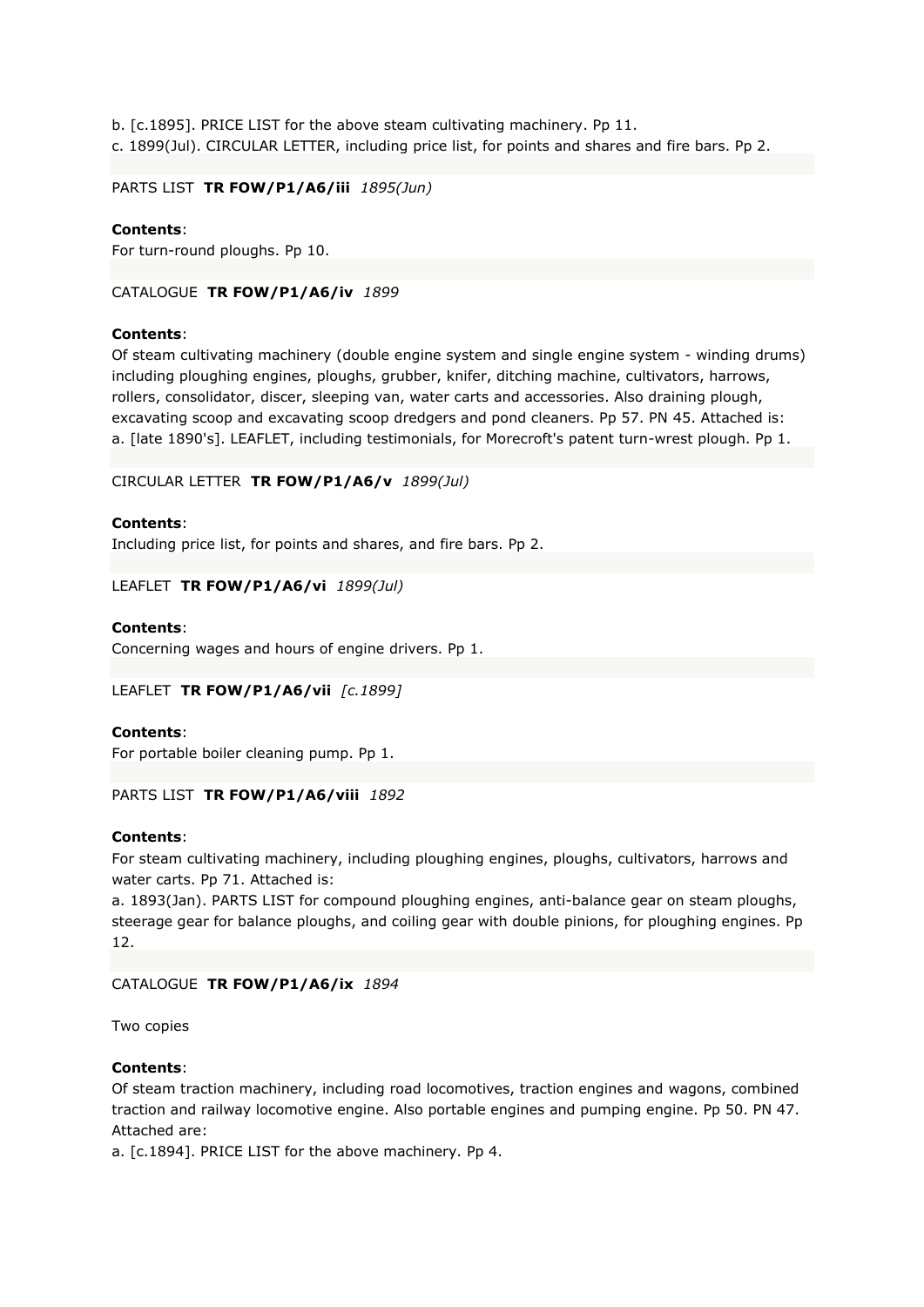b. [c.1895]. PRICE LIST for the above steam cultivating machinery. Pp 11.
c. 1899(Jul). CIRCULAR LETTER, including price list, for points and shares and fire bars. Pp 2.

PARTS LIST **TR FOW/P1/A6/iii** *1895(Jun)*

**Contents**:
For turn-round ploughs. Pp 10.

CATALOGUE **TR FOW/P1/A6/iv** *1899*

**Contents**:
Of steam cultivating machinery (double engine system and single engine system - winding drums) including ploughing engines, ploughs, grubber, knifer, ditching machine, cultivators, harrows, rollers, consolidator, discer, sleeping van, water carts and accessories. Also draining plough, excavating scoop and excavating scoop dredgers and pond cleaners. Pp 57. PN 45. Attached is:
a. [late 1890's]. LEAFLET, including testimonials, for Morecroft's patent turn-wrest plough. Pp 1.

CIRCULAR LETTER **TR FOW/P1/A6/v** *1899(Jul)*

**Contents**:
Including price list, for points and shares, and fire bars. Pp 2.

LEAFLET **TR FOW/P1/A6/vi** *1899(Jul)*

**Contents**:
Concerning wages and hours of engine drivers. Pp 1.

LEAFLET **TR FOW/P1/A6/vii** *[c.1899]*

**Contents**:
For portable boiler cleaning pump. Pp 1.

PARTS LIST **TR FOW/P1/A6/viii** *1892*

**Contents**:
For steam cultivating machinery, including ploughing engines, ploughs, cultivators, harrows and water carts. Pp 71. Attached is:
a. 1893(Jan). PARTS LIST for compound ploughing engines, anti-balance gear on steam ploughs, steerage gear for balance ploughs, and coiling gear with double pinions, for ploughing engines. Pp 12.

CATALOGUE **TR FOW/P1/A6/ix** *1894*

Two copies

**Contents**:
Of steam traction machinery, including road locomotives, traction engines and wagons, combined traction and railway locomotive engine. Also portable engines and pumping engine. Pp 50. PN 47. Attached are:
a. [c.1894]. PRICE LIST for the above machinery. Pp 4.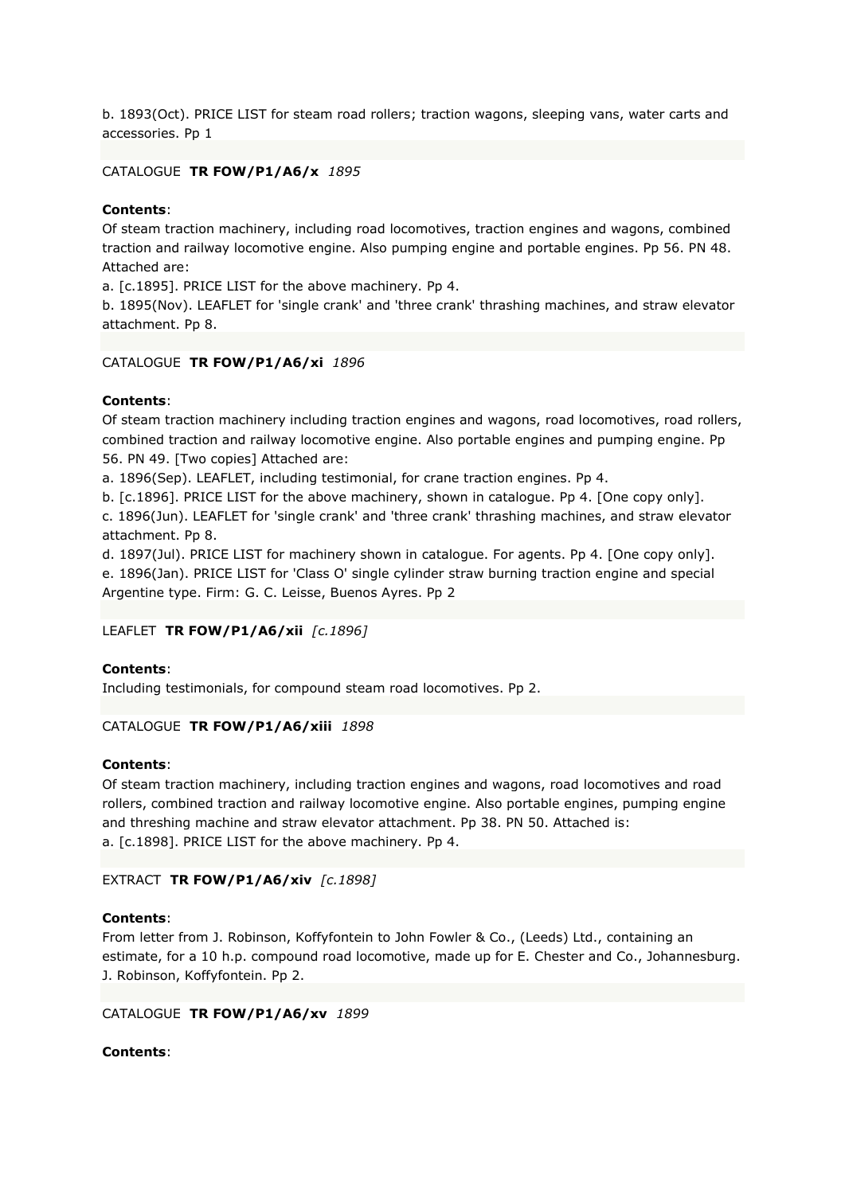b. 1893(Oct). PRICE LIST for steam road rollers; traction wagons, sleeping vans, water carts and accessories. Pp 1

CATALOGUE **TR FOW/P1/A6/x** *1895*

**Contents**:

Of steam traction machinery, including road locomotives, traction engines and wagons, combined traction and railway locomotive engine. Also pumping engine and portable engines. Pp 56. PN 48. Attached are:

a. [c.1895]. PRICE LIST for the above machinery. Pp 4.

b. 1895(Nov). LEAFLET for 'single crank' and 'three crank' thrashing machines, and straw elevator attachment. Pp 8.

CATALOGUE **TR FOW/P1/A6/xi** *1896*

**Contents**:

Of steam traction machinery including traction engines and wagons, road locomotives, road rollers, combined traction and railway locomotive engine. Also portable engines and pumping engine. Pp 56. PN 49. [Two copies] Attached are:

a. 1896(Sep). LEAFLET, including testimonial, for crane traction engines. Pp 4.

b. [c.1896]. PRICE LIST for the above machinery, shown in catalogue. Pp 4. [One copy only].

c. 1896(Jun). LEAFLET for 'single crank' and 'three crank' thrashing machines, and straw elevator attachment. Pp 8.

d. 1897(Jul). PRICE LIST for machinery shown in catalogue. For agents. Pp 4. [One copy only].

e. 1896(Jan). PRICE LIST for 'Class O' single cylinder straw burning traction engine and special Argentine type. Firm: G. C. Leisse, Buenos Ayres. Pp 2

LEAFLET **TR FOW/P1/A6/xii** *[c.1896]*

**Contents**:

Including testimonials, for compound steam road locomotives. Pp 2.

CATALOGUE **TR FOW/P1/A6/xiii** *1898*

**Contents**:

Of steam traction machinery, including traction engines and wagons, road locomotives and road rollers, combined traction and railway locomotive engine. Also portable engines, pumping engine and threshing machine and straw elevator attachment. Pp 38. PN 50. Attached is:

a. [c.1898]. PRICE LIST for the above machinery. Pp 4.

EXTRACT **TR FOW/P1/A6/xiv** *[c.1898]*

**Contents**:

From letter from J. Robinson, Koffyfontein to John Fowler & Co., (Leeds) Ltd., containing an estimate, for a 10 h.p. compound road locomotive, made up for E. Chester and Co., Johannesburg. J. Robinson, Koffyfontein. Pp 2.

CATALOGUE **TR FOW/P1/A6/xv** *1899*

**Contents**: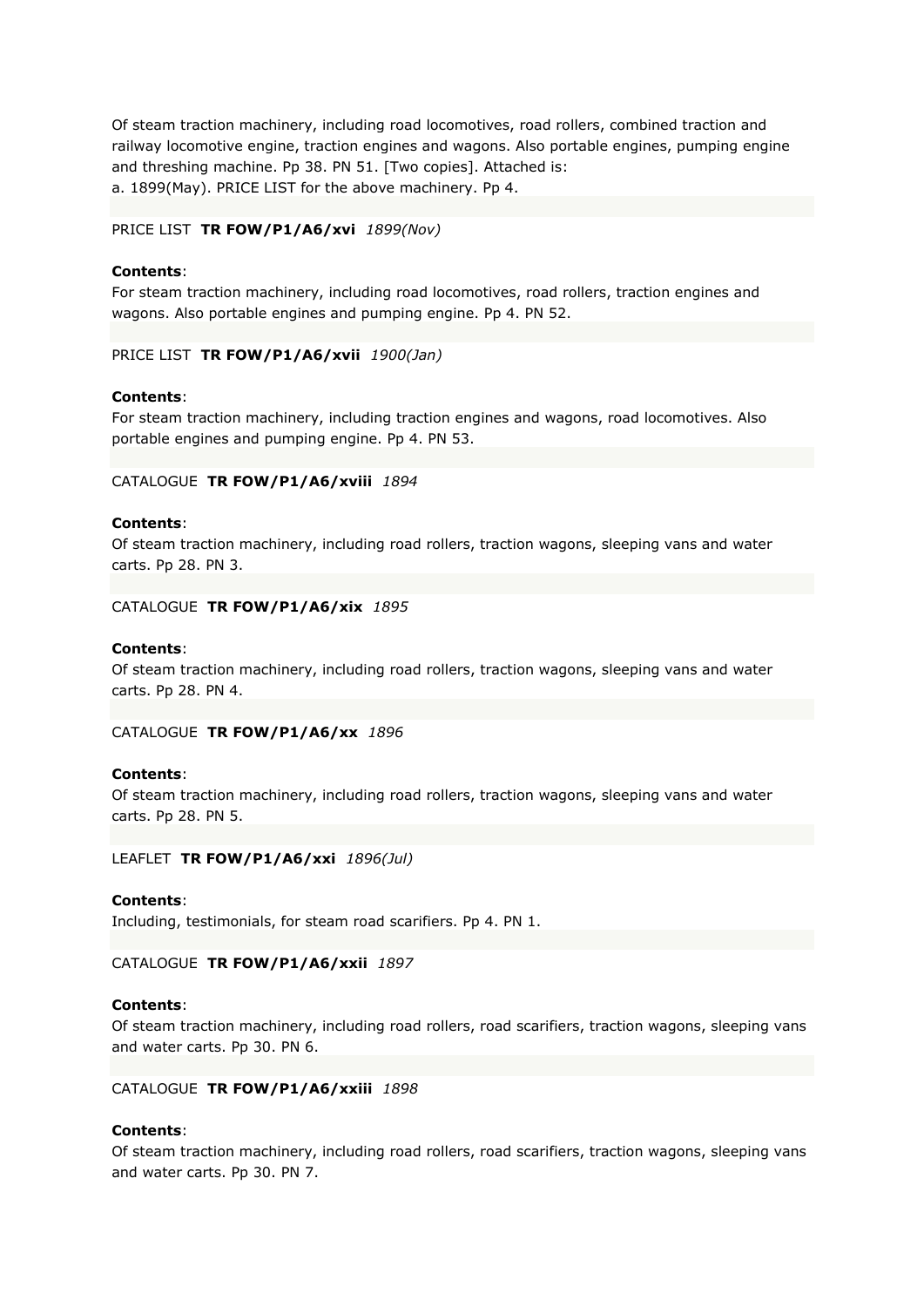Of steam traction machinery, including road locomotives, road rollers, combined traction and railway locomotive engine, traction engines and wagons. Also portable engines, pumping engine and threshing machine. Pp 38. PN 51. [Two copies]. Attached is:
a. 1899(May). PRICE LIST for the above machinery. Pp 4.

PRICE LIST **TR FOW/P1/A6/xvi** *1899(Nov)*

**Contents**:
For steam traction machinery, including road locomotives, road rollers, traction engines and wagons. Also portable engines and pumping engine. Pp 4. PN 52.

PRICE LIST **TR FOW/P1/A6/xvii** *1900(Jan)*

**Contents**:
For steam traction machinery, including traction engines and wagons, road locomotives. Also portable engines and pumping engine. Pp 4. PN 53.

CATALOGUE **TR FOW/P1/A6/xviii** *1894*

**Contents**:
Of steam traction machinery, including road rollers, traction wagons, sleeping vans and water carts. Pp 28. PN 3.

CATALOGUE **TR FOW/P1/A6/xix** *1895*

**Contents**:
Of steam traction machinery, including road rollers, traction wagons, sleeping vans and water carts. Pp 28. PN 4.

CATALOGUE **TR FOW/P1/A6/xx** *1896*

**Contents**:
Of steam traction machinery, including road rollers, traction wagons, sleeping vans and water carts. Pp 28. PN 5.

LEAFLET **TR FOW/P1/A6/xxi** *1896(Jul)*

**Contents**:
Including, testimonials, for steam road scarifiers. Pp 4. PN 1.

CATALOGUE **TR FOW/P1/A6/xxii** *1897*

**Contents**:
Of steam traction machinery, including road rollers, road scarifiers, traction wagons, sleeping vans and water carts. Pp 30. PN 6.

CATALOGUE **TR FOW/P1/A6/xxiii** *1898*

**Contents**:
Of steam traction machinery, including road rollers, road scarifiers, traction wagons, sleeping vans and water carts. Pp 30. PN 7.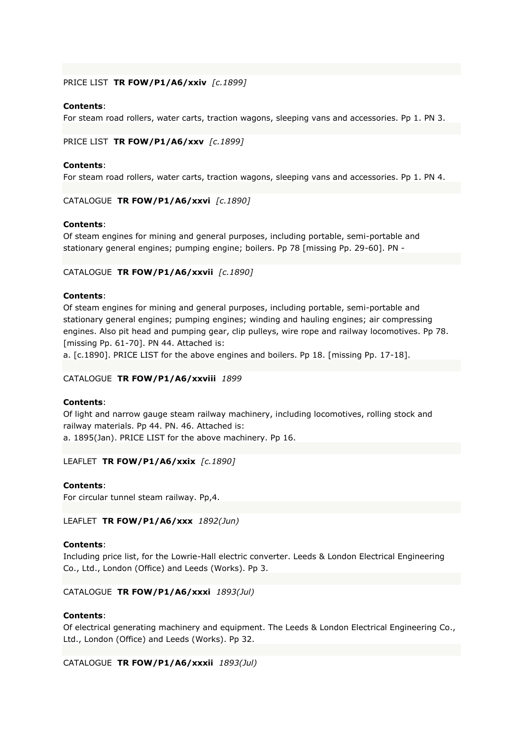PRICE LIST **TR FOW/P1/A6/xxiv** *[c.1899]*

**Contents**:
For steam road rollers, water carts, traction wagons, sleeping vans and accessories. Pp 1. PN 3.

PRICE LIST **TR FOW/P1/A6/xxv** *[c.1899]*

**Contents**:
For steam road rollers, water carts, traction wagons, sleeping vans and accessories. Pp 1. PN 4.

CATALOGUE **TR FOW/P1/A6/xxvi** *[c.1890]*

**Contents**:
Of steam engines for mining and general purposes, including portable, semi-portable and stationary general engines; pumping engine; boilers. Pp 78 [missing Pp. 29-60]. PN -

CATALOGUE **TR FOW/P1/A6/xxvii** *[c.1890]*

**Contents**:
Of steam engines for mining and general purposes, including portable, semi-portable and stationary general engines; pumping engines; winding and hauling engines; air compressing engines. Also pit head and pumping gear, clip pulleys, wire rope and railway locomotives. Pp 78. [missing Pp. 61-70]. PN 44. Attached is:
a. [c.1890]. PRICE LIST for the above engines and boilers. Pp 18. [missing Pp. 17-18].

CATALOGUE **TR FOW/P1/A6/xxviii** *1899*

**Contents**:
Of light and narrow gauge steam railway machinery, including locomotives, rolling stock and railway materials. Pp 44. PN. 46. Attached is:
a. 1895(Jan). PRICE LIST for the above machinery. Pp 16.

LEAFLET **TR FOW/P1/A6/xxix** *[c.1890]*

**Contents**:
For circular tunnel steam railway. Pp,4.

LEAFLET **TR FOW/P1/A6/xxx** *1892(Jun)*

**Contents**:
Including price list, for the Lowrie-Hall electric converter. Leeds & London Electrical Engineering Co., Ltd., London (Office) and Leeds (Works). Pp 3.

CATALOGUE **TR FOW/P1/A6/xxxi** *1893(Jul)*

**Contents**:
Of electrical generating machinery and equipment. The Leeds & London Electrical Engineering Co., Ltd., London (Office) and Leeds (Works). Pp 32.

CATALOGUE **TR FOW/P1/A6/xxxii** *1893(Jul)*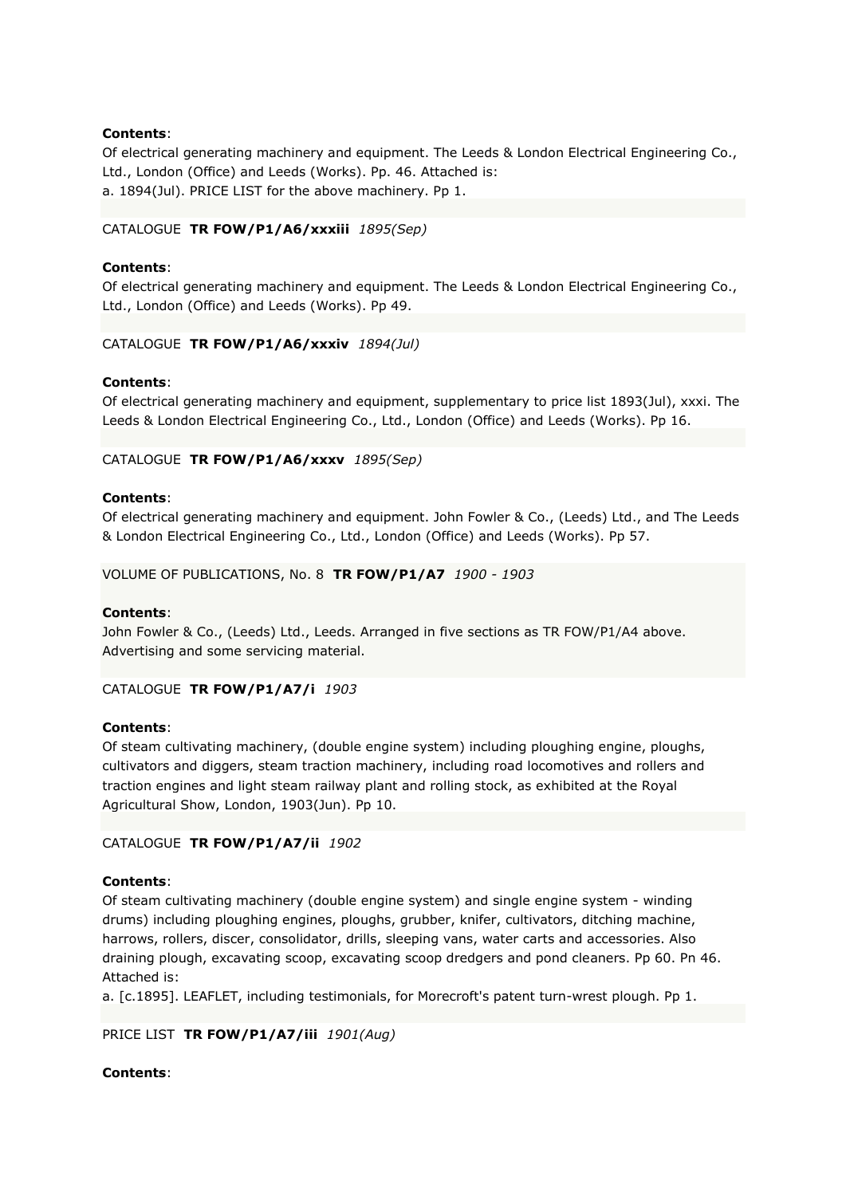**Contents**:
Of electrical generating machinery and equipment. The Leeds & London Electrical Engineering Co., Ltd., London (Office) and Leeds (Works). Pp. 46. Attached is:
a. 1894(Jul). PRICE LIST for the above machinery. Pp 1.

CATALOGUE **TR FOW/P1/A6/xxxiii** *1895(Sep)*

**Contents**:
Of electrical generating machinery and equipment. The Leeds & London Electrical Engineering Co., Ltd., London (Office) and Leeds (Works). Pp 49.

CATALOGUE **TR FOW/P1/A6/xxxiv** *1894(Jul)*

**Contents**:
Of electrical generating machinery and equipment, supplementary to price list 1893(Jul), xxxi. The Leeds & London Electrical Engineering Co., Ltd., London (Office) and Leeds (Works). Pp 16.

CATALOGUE **TR FOW/P1/A6/xxxv** *1895(Sep)*

**Contents**:
Of electrical generating machinery and equipment. John Fowler & Co., (Leeds) Ltd., and The Leeds & London Electrical Engineering Co., Ltd., London (Office) and Leeds (Works). Pp 57.

VOLUME OF PUBLICATIONS, No. 8 **TR FOW/P1/A7** *1900 - 1903*

**Contents**:
John Fowler & Co., (Leeds) Ltd., Leeds. Arranged in five sections as TR FOW/P1/A4 above. Advertising and some servicing material.

CATALOGUE **TR FOW/P1/A7/i** *1903*

**Contents**:
Of steam cultivating machinery, (double engine system) including ploughing engine, ploughs, cultivators and diggers, steam traction machinery, including road locomotives and rollers and traction engines and light steam railway plant and rolling stock, as exhibited at the Royal Agricultural Show, London, 1903(Jun). Pp 10.

CATALOGUE **TR FOW/P1/A7/ii** *1902*

**Contents**:
Of steam cultivating machinery (double engine system) and single engine system - winding drums) including ploughing engines, ploughs, grubber, knifer, cultivators, ditching machine, harrows, rollers, discer, consolidator, drills, sleeping vans, water carts and accessories. Also draining plough, excavating scoop, excavating scoop dredgers and pond cleaners. Pp 60. Pn 46. Attached is:
a. [c.1895]. LEAFLET, including testimonials, for Morecroft's patent turn-wrest plough. Pp 1.

PRICE LIST **TR FOW/P1/A7/iii** *1901(Aug)*

**Contents**: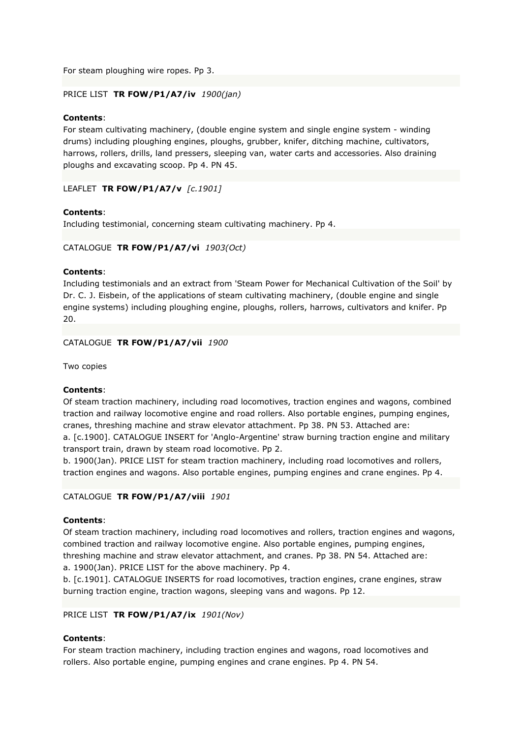For steam ploughing wire ropes. Pp 3.

PRICE LIST **TR FOW/P1/A7/iv** *1900(jan)*

**Contents**:
For steam cultivating machinery, (double engine system and single engine system - winding drums) including ploughing engines, ploughs, grubber, knifer, ditching machine, cultivators, harrows, rollers, drills, land pressers, sleeping van, water carts and accessories. Also draining ploughs and excavating scoop. Pp 4. PN 45.

LEAFLET **TR FOW/P1/A7/v** *[c.1901]*

**Contents**:
Including testimonial, concerning steam cultivating machinery. Pp 4.

CATALOGUE **TR FOW/P1/A7/vi** *1903(Oct)*

**Contents**:
Including testimonials and an extract from 'Steam Power for Mechanical Cultivation of the Soil' by Dr. C. J. Eisbein, of the applications of steam cultivating machinery, (double engine and single engine systems) including ploughing engine, ploughs, rollers, harrows, cultivators and knifer. Pp 20.

CATALOGUE **TR FOW/P1/A7/vii** *1900*

Two copies

**Contents**:
Of steam traction machinery, including road locomotives, traction engines and wagons, combined traction and railway locomotive engine and road rollers. Also portable engines, pumping engines, cranes, threshing machine and straw elevator attachment. Pp 38. PN 53. Attached are:
a. [c.1900]. CATALOGUE INSERT for 'Anglo-Argentine' straw burning traction engine and military transport train, drawn by steam road locomotive. Pp 2.
b. 1900(Jan). PRICE LIST for steam traction machinery, including road locomotives and rollers, traction engines and wagons. Also portable engines, pumping engines and crane engines. Pp 4.

CATALOGUE **TR FOW/P1/A7/viii** *1901*

**Contents**:
Of steam traction machinery, including road locomotives and rollers, traction engines and wagons, combined traction and railway locomotive engine. Also portable engines, pumping engines, threshing machine and straw elevator attachment, and cranes. Pp 38. PN 54. Attached are:
a. 1900(Jan). PRICE LIST for the above machinery. Pp 4.
b. [c.1901]. CATALOGUE INSERTS for road locomotives, traction engines, crane engines, straw burning traction engine, traction wagons, sleeping vans and wagons. Pp 12.

PRICE LIST **TR FOW/P1/A7/ix** *1901(Nov)*

**Contents**:
For steam traction machinery, including traction engines and wagons, road locomotives and rollers. Also portable engine, pumping engines and crane engines. Pp 4. PN 54.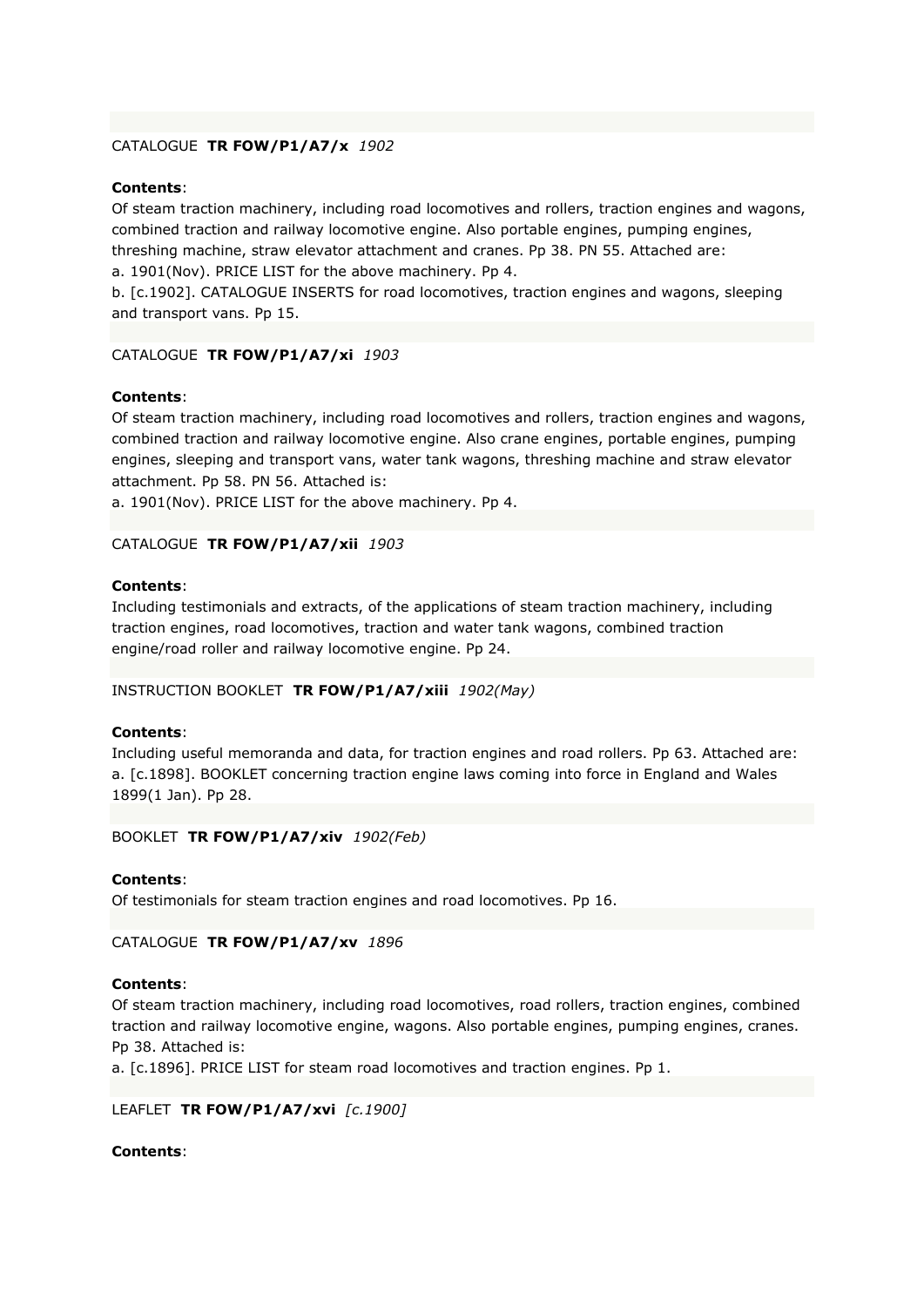CATALOGUE **TR FOW/P1/A7/x** *1902*

**Contents**:
Of steam traction machinery, including road locomotives and rollers, traction engines and wagons, combined traction and railway locomotive engine. Also portable engines, pumping engines, threshing machine, straw elevator attachment and cranes. Pp 38. PN 55. Attached are:
a. 1901(Nov). PRICE LIST for the above machinery. Pp 4.
b. [c.1902]. CATALOGUE INSERTS for road locomotives, traction engines and wagons, sleeping and transport vans. Pp 15.

CATALOGUE **TR FOW/P1/A7/xi** *1903*

**Contents**:
Of steam traction machinery, including road locomotives and rollers, traction engines and wagons, combined traction and railway locomotive engine. Also crane engines, portable engines, pumping engines, sleeping and transport vans, water tank wagons, threshing machine and straw elevator attachment. Pp 58. PN 56. Attached is:
a. 1901(Nov). PRICE LIST for the above machinery. Pp 4.

CATALOGUE **TR FOW/P1/A7/xii** *1903*

**Contents**:
Including testimonials and extracts, of the applications of steam traction machinery, including traction engines, road locomotives, traction and water tank wagons, combined traction engine/road roller and railway locomotive engine. Pp 24.

INSTRUCTION BOOKLET **TR FOW/P1/A7/xiii** *1902(May)*

**Contents**:
Including useful memoranda and data, for traction engines and road rollers. Pp 63. Attached are:
a. [c.1898]. BOOKLET concerning traction engine laws coming into force in England and Wales 1899(1 Jan). Pp 28.

BOOKLET **TR FOW/P1/A7/xiv** *1902(Feb)*

**Contents**:
Of testimonials for steam traction engines and road locomotives. Pp 16.

CATALOGUE **TR FOW/P1/A7/xv** *1896*

**Contents**:
Of steam traction machinery, including road locomotives, road rollers, traction engines, combined traction and railway locomotive engine, wagons. Also portable engines, pumping engines, cranes. Pp 38. Attached is:
a. [c.1896]. PRICE LIST for steam road locomotives and traction engines. Pp 1.

LEAFLET **TR FOW/P1/A7/xvi** *[c.1900]*

**Contents**: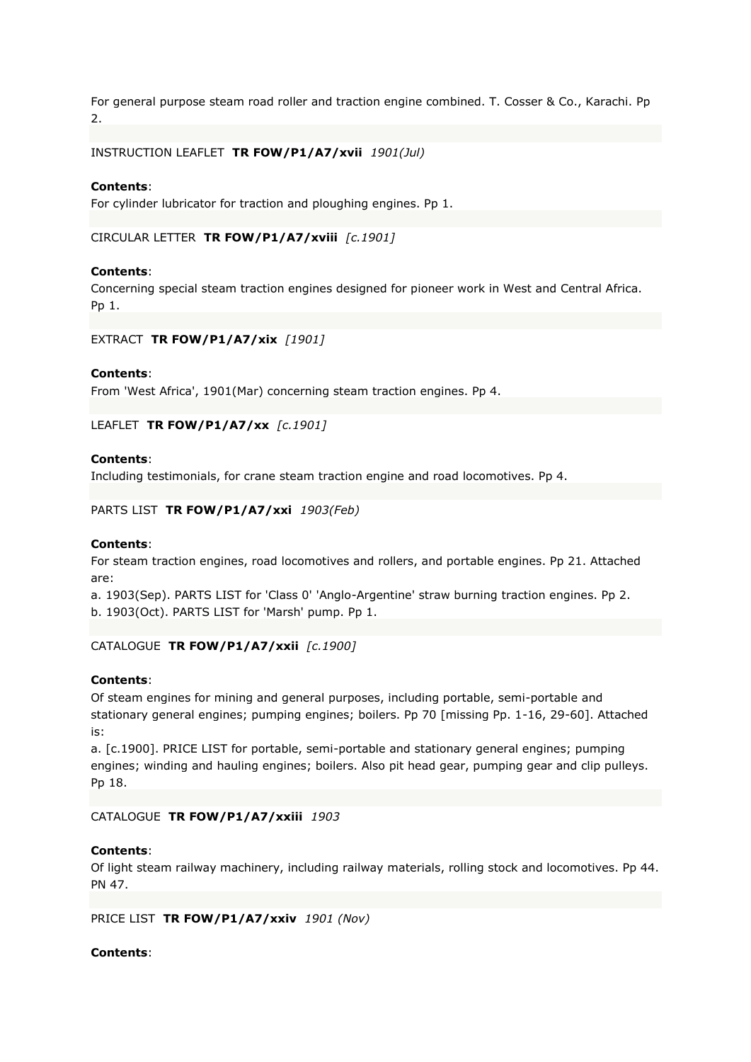For general purpose steam road roller and traction engine combined. T. Cosser & Co., Karachi. Pp 2.

INSTRUCTION LEAFLET **TR FOW/P1/A7/xvii** *1901(Jul)*

**Contents**:
For cylinder lubricator for traction and ploughing engines. Pp 1.

CIRCULAR LETTER **TR FOW/P1/A7/xviii** *[c.1901]*

**Contents**:
Concerning special steam traction engines designed for pioneer work in West and Central Africa. Pp 1.

EXTRACT **TR FOW/P1/A7/xix** *[1901]*

**Contents**:
From 'West Africa', 1901(Mar) concerning steam traction engines. Pp 4.

LEAFLET **TR FOW/P1/A7/xx** *[c.1901]*

**Contents**:
Including testimonials, for crane steam traction engine and road locomotives. Pp 4.

PARTS LIST **TR FOW/P1/A7/xxi** *1903(Feb)*

**Contents**:
For steam traction engines, road locomotives and rollers, and portable engines. Pp 21. Attached are:
a. 1903(Sep). PARTS LIST for 'Class 0' 'Anglo-Argentine' straw burning traction engines. Pp 2.
b. 1903(Oct). PARTS LIST for 'Marsh' pump. Pp 1.

CATALOGUE **TR FOW/P1/A7/xxii** *[c.1900]*

**Contents**:
Of steam engines for mining and general purposes, including portable, semi-portable and stationary general engines; pumping engines; boilers. Pp 70 [missing Pp. 1-16, 29-60]. Attached is:
a. [c.1900]. PRICE LIST for portable, semi-portable and stationary general engines; pumping engines; winding and hauling engines; boilers. Also pit head gear, pumping gear and clip pulleys. Pp 18.

CATALOGUE **TR FOW/P1/A7/xxiii** *1903*

**Contents**:
Of light steam railway machinery, including railway materials, rolling stock and locomotives. Pp 44. PN 47.

PRICE LIST **TR FOW/P1/A7/xxiv** *1901 (Nov)*

**Contents**: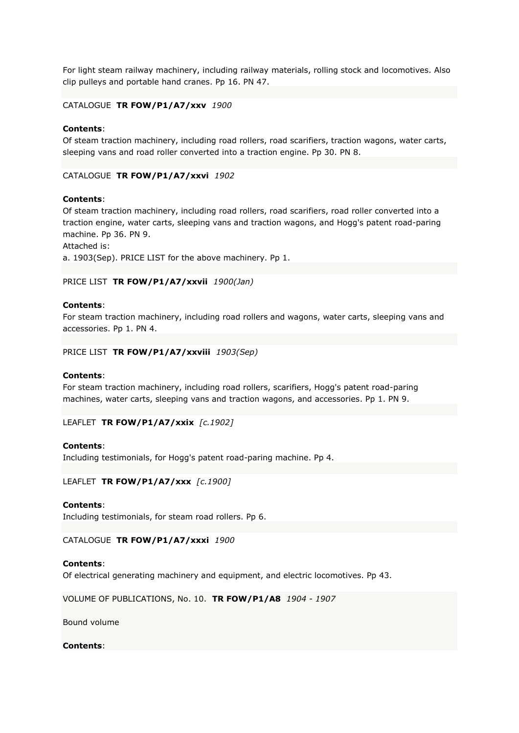For light steam railway machinery, including railway materials, rolling stock and locomotives. Also clip pulleys and portable hand cranes. Pp 16. PN 47.

CATALOGUE **TR FOW/P1/A7/xxv** *1900*

**Contents**:
Of steam traction machinery, including road rollers, road scarifiers, traction wagons, water carts, sleeping vans and road roller converted into a traction engine. Pp 30. PN 8.

CATALOGUE **TR FOW/P1/A7/xxvi** *1902*

**Contents**:
Of steam traction machinery, including road rollers, road scarifiers, road roller converted into a traction engine, water carts, sleeping vans and traction wagons, and Hogg's patent road-paring machine. Pp 36. PN 9.
Attached is:
a. 1903(Sep). PRICE LIST for the above machinery. Pp 1.

PRICE LIST **TR FOW/P1/A7/xxvii** *1900(Jan)*

**Contents**:
For steam traction machinery, including road rollers and wagons, water carts, sleeping vans and accessories. Pp 1. PN 4.

PRICE LIST **TR FOW/P1/A7/xxviii** *1903(Sep)*

**Contents**:
For steam traction machinery, including road rollers, scarifiers, Hogg's patent road-paring machines, water carts, sleeping vans and traction wagons, and accessories. Pp 1. PN 9.

LEAFLET **TR FOW/P1/A7/xxix** *[c.1902]*

**Contents**:
Including testimonials, for Hogg's patent road-paring machine. Pp 4.

LEAFLET **TR FOW/P1/A7/xxx** *[c.1900]*

**Contents**:
Including testimonials, for steam road rollers. Pp 6.

CATALOGUE **TR FOW/P1/A7/xxxi** *1900*

**Contents**:
Of electrical generating machinery and equipment, and electric locomotives. Pp 43.

VOLUME OF PUBLICATIONS, No. 10. **TR FOW/P1/A8** *1904 - 1907*

Bound volume

**Contents**: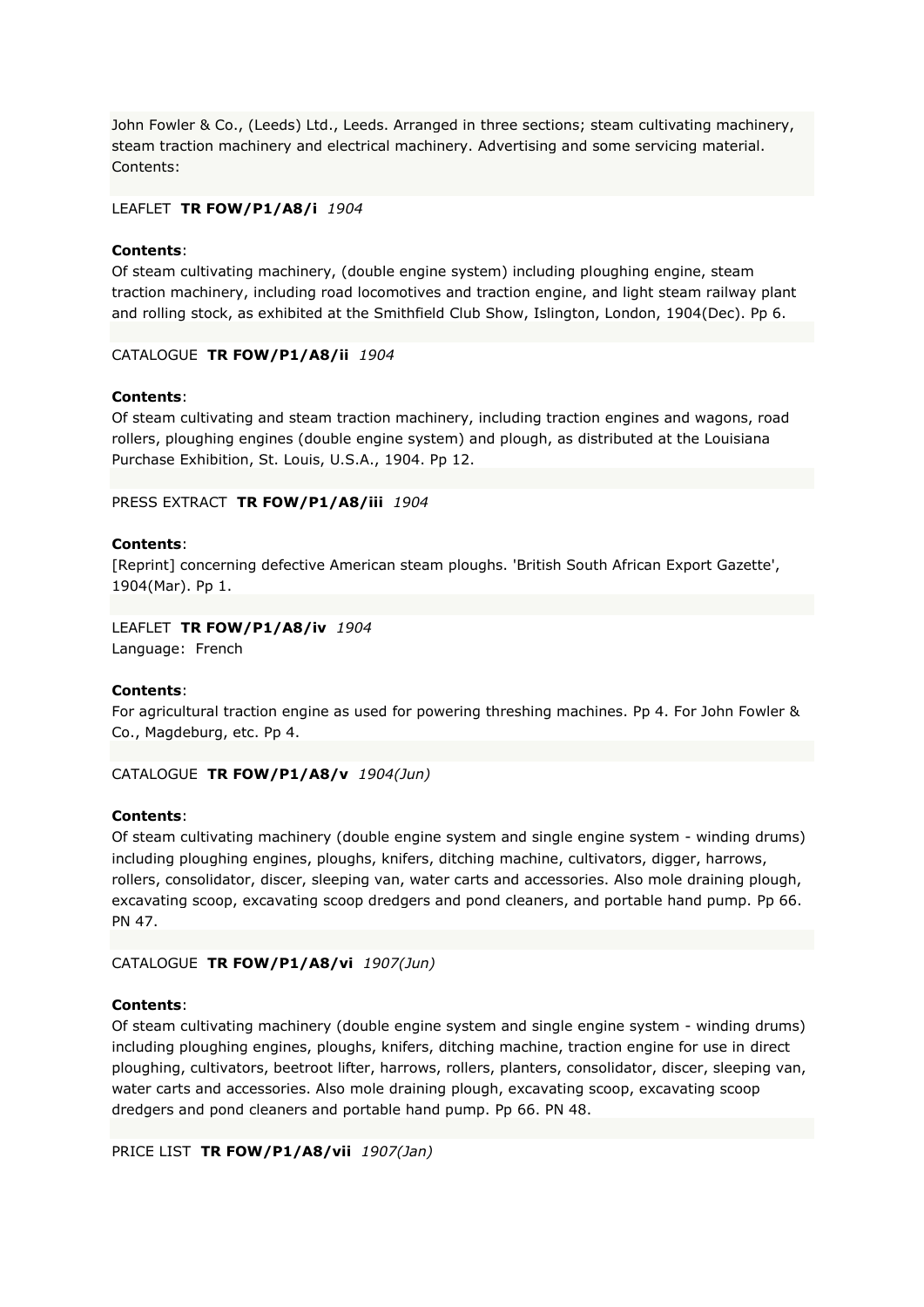John Fowler & Co., (Leeds) Ltd., Leeds. Arranged in three sections; steam cultivating machinery, steam traction machinery and electrical machinery. Advertising and some servicing material. Contents:

LEAFLET **TR FOW/P1/A8/i** *1904*

**Contents**:
Of steam cultivating machinery, (double engine system) including ploughing engine, steam traction machinery, including road locomotives and traction engine, and light steam railway plant and rolling stock, as exhibited at the Smithfield Club Show, Islington, London, 1904(Dec). Pp 6.

CATALOGUE **TR FOW/P1/A8/ii** *1904*

**Contents**:
Of steam cultivating and steam traction machinery, including traction engines and wagons, road rollers, ploughing engines (double engine system) and plough, as distributed at the Louisiana Purchase Exhibition, St. Louis, U.S.A., 1904. Pp 12.

PRESS EXTRACT **TR FOW/P1/A8/iii** *1904*

**Contents**:
[Reprint] concerning defective American steam ploughs. 'British South African Export Gazette', 1904(Mar). Pp 1.

LEAFLET **TR FOW/P1/A8/iv** *1904*
Language: French

**Contents**:
For agricultural traction engine as used for powering threshing machines. Pp 4. For John Fowler & Co., Magdeburg, etc. Pp 4.

CATALOGUE **TR FOW/P1/A8/v** *1904(Jun)*

**Contents**:
Of steam cultivating machinery (double engine system and single engine system - winding drums) including ploughing engines, ploughs, knifers, ditching machine, cultivators, digger, harrows, rollers, consolidator, discer, sleeping van, water carts and accessories. Also mole draining plough, excavating scoop, excavating scoop dredgers and pond cleaners, and portable hand pump. Pp 66. PN 47.

CATALOGUE **TR FOW/P1/A8/vi** *1907(Jun)*

**Contents**:
Of steam cultivating machinery (double engine system and single engine system - winding drums) including ploughing engines, ploughs, knifers, ditching machine, traction engine for use in direct ploughing, cultivators, beetroot lifter, harrows, rollers, planters, consolidator, discer, sleeping van, water carts and accessories. Also mole draining plough, excavating scoop, excavating scoop dredgers and pond cleaners and portable hand pump. Pp 66. PN 48.

PRICE LIST **TR FOW/P1/A8/vii** *1907(Jan)*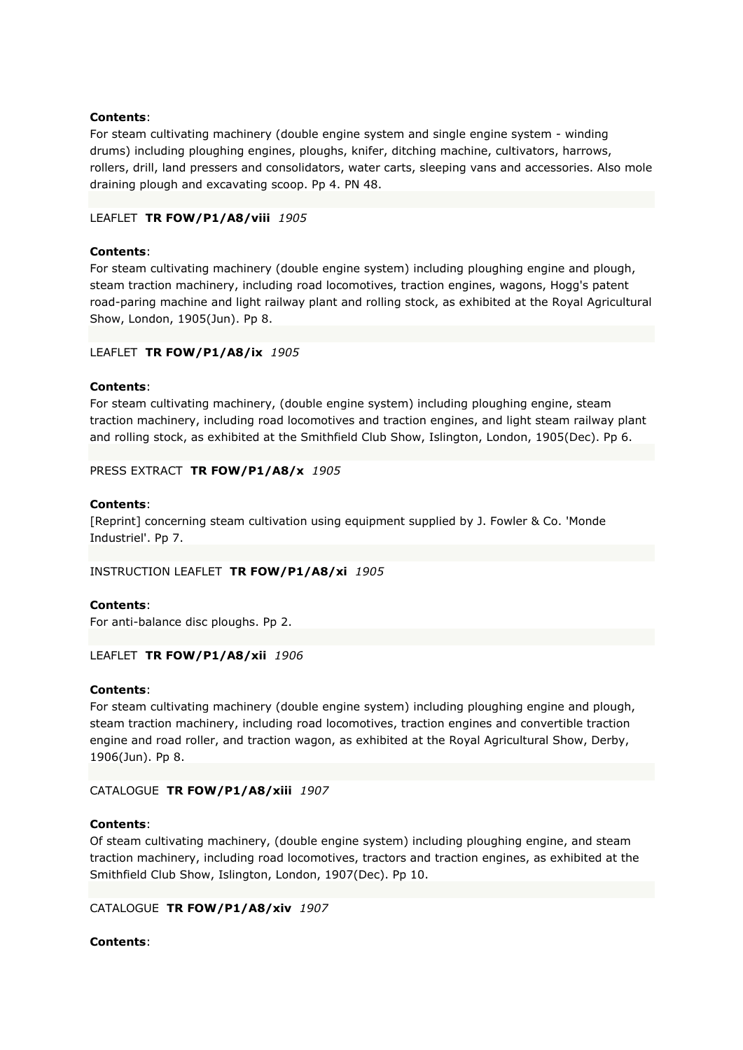**Contents**:
For steam cultivating machinery (double engine system and single engine system - winding drums) including ploughing engines, ploughs, knifer, ditching machine, cultivators, harrows, rollers, drill, land pressers and consolidators, water carts, sleeping vans and accessories. Also mole draining plough and excavating scoop. Pp 4. PN 48.

LEAFLET **TR FOW/P1/A8/viii** *1905*

**Contents**:
For steam cultivating machinery (double engine system) including ploughing engine and plough, steam traction machinery, including road locomotives, traction engines, wagons, Hogg's patent road-paring machine and light railway plant and rolling stock, as exhibited at the Royal Agricultural Show, London, 1905(Jun). Pp 8.

LEAFLET **TR FOW/P1/A8/ix** *1905*

**Contents**:
For steam cultivating machinery, (double engine system) including ploughing engine, steam traction machinery, including road locomotives and traction engines, and light steam railway plant and rolling stock, as exhibited at the Smithfield Club Show, Islington, London, 1905(Dec). Pp 6.

PRESS EXTRACT **TR FOW/P1/A8/x** *1905*

**Contents**:
[Reprint] concerning steam cultivation using equipment supplied by J. Fowler & Co. 'Monde Industriel'. Pp 7.

INSTRUCTION LEAFLET **TR FOW/P1/A8/xi** *1905*

**Contents**:
For anti-balance disc ploughs. Pp 2.

LEAFLET **TR FOW/P1/A8/xii** *1906*

**Contents**:
For steam cultivating machinery (double engine system) including ploughing engine and plough, steam traction machinery, including road locomotives, traction engines and convertible traction engine and road roller, and traction wagon, as exhibited at the Royal Agricultural Show, Derby, 1906(Jun). Pp 8.

CATALOGUE **TR FOW/P1/A8/xiii** *1907*

**Contents**:
Of steam cultivating machinery, (double engine system) including ploughing engine, and steam traction machinery, including road locomotives, tractors and traction engines, as exhibited at the Smithfield Club Show, Islington, London, 1907(Dec). Pp 10.

CATALOGUE **TR FOW/P1/A8/xiv** *1907*

**Contents**: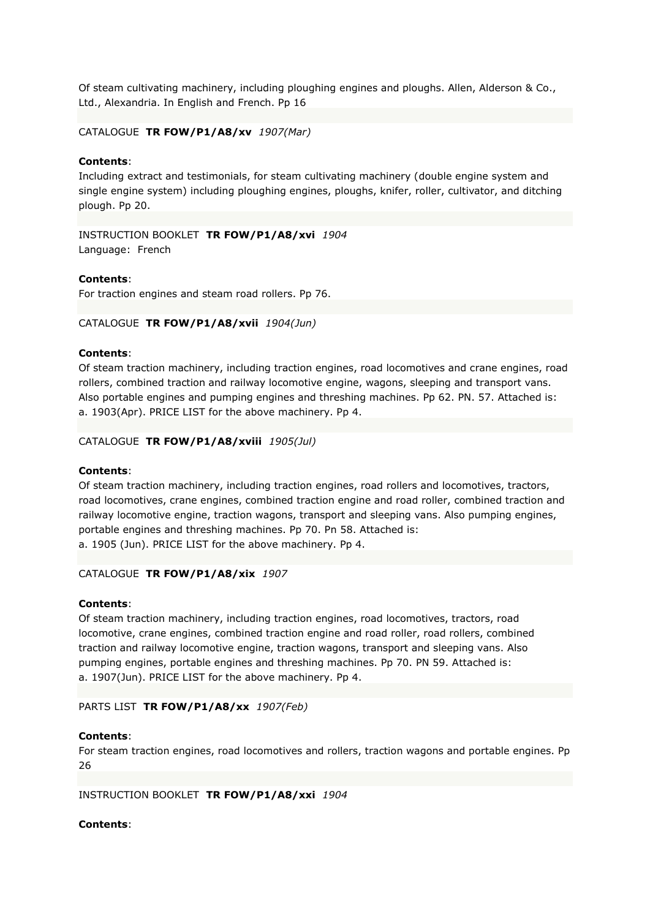Of steam cultivating machinery, including ploughing engines and ploughs. Allen, Alderson & Co., Ltd., Alexandria. In English and French. Pp 16

CATALOGUE **TR FOW/P1/A8/xv** *1907(Mar)*

**Contents**:
Including extract and testimonials, for steam cultivating machinery (double engine system and single engine system) including ploughing engines, ploughs, knifer, roller, cultivator, and ditching plough. Pp 20.

INSTRUCTION BOOKLET **TR FOW/P1/A8/xvi** *1904*
Language: French

**Contents**:
For traction engines and steam road rollers. Pp 76.

CATALOGUE **TR FOW/P1/A8/xvii** *1904(Jun)*

**Contents**:
Of steam traction machinery, including traction engines, road locomotives and crane engines, road rollers, combined traction and railway locomotive engine, wagons, sleeping and transport vans. Also portable engines and pumping engines and threshing machines. Pp 62. PN. 57. Attached is:
a. 1903(Apr). PRICE LIST for the above machinery. Pp 4.

CATALOGUE **TR FOW/P1/A8/xviii** *1905(Jul)*

**Contents**:
Of steam traction machinery, including traction engines, road rollers and locomotives, tractors, road locomotives, crane engines, combined traction engine and road roller, combined traction and railway locomotive engine, traction wagons, transport and sleeping vans. Also pumping engines, portable engines and threshing machines. Pp 70. Pn 58. Attached is:
a. 1905 (Jun). PRICE LIST for the above machinery. Pp 4.

CATALOGUE **TR FOW/P1/A8/xix** *1907*

**Contents**:
Of steam traction machinery, including traction engines, road locomotives, tractors, road locomotive, crane engines, combined traction engine and road roller, road rollers, combined traction and railway locomotive engine, traction wagons, transport and sleeping vans. Also pumping engines, portable engines and threshing machines. Pp 70. PN 59. Attached is:
a. 1907(Jun). PRICE LIST for the above machinery. Pp 4.

PARTS LIST **TR FOW/P1/A8/xx** *1907(Feb)*

**Contents**:
For steam traction engines, road locomotives and rollers, traction wagons and portable engines. Pp 26

INSTRUCTION BOOKLET **TR FOW/P1/A8/xxi** *1904*

**Contents**: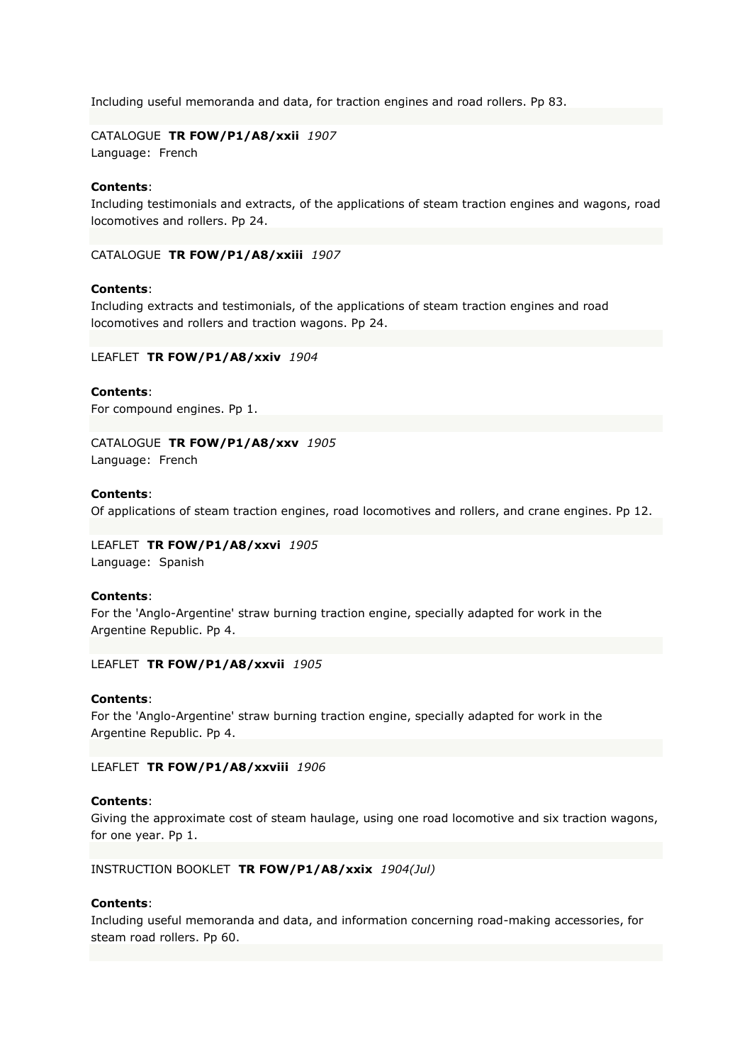Including useful memoranda and data, for traction engines and road rollers. Pp 83.

CATALOGUE **TR FOW/P1/A8/xxii** *1907*
Language: French

**Contents**:
Including testimonials and extracts, of the applications of steam traction engines and wagons, road locomotives and rollers. Pp 24.

CATALOGUE **TR FOW/P1/A8/xxiii** *1907*

**Contents**:
Including extracts and testimonials, of the applications of steam traction engines and road locomotives and rollers and traction wagons. Pp 24.

LEAFLET **TR FOW/P1/A8/xxiv** *1904*

**Contents**:
For compound engines. Pp 1.

CATALOGUE **TR FOW/P1/A8/xxv** *1905*
Language: French

**Contents**:
Of applications of steam traction engines, road locomotives and rollers, and crane engines. Pp 12.

LEAFLET **TR FOW/P1/A8/xxvi** *1905*
Language: Spanish

**Contents**:
For the 'Anglo-Argentine' straw burning traction engine, specially adapted for work in the Argentine Republic. Pp 4.

LEAFLET **TR FOW/P1/A8/xxvii** *1905*

**Contents**:
For the 'Anglo-Argentine' straw burning traction engine, specially adapted for work in the Argentine Republic. Pp 4.

LEAFLET **TR FOW/P1/A8/xxviii** *1906*

**Contents**:
Giving the approximate cost of steam haulage, using one road locomotive and six traction wagons, for one year. Pp 1.

INSTRUCTION BOOKLET **TR FOW/P1/A8/xxix** *1904(Jul)*

**Contents**:
Including useful memoranda and data, and information concerning road-making accessories, for steam road rollers. Pp 60.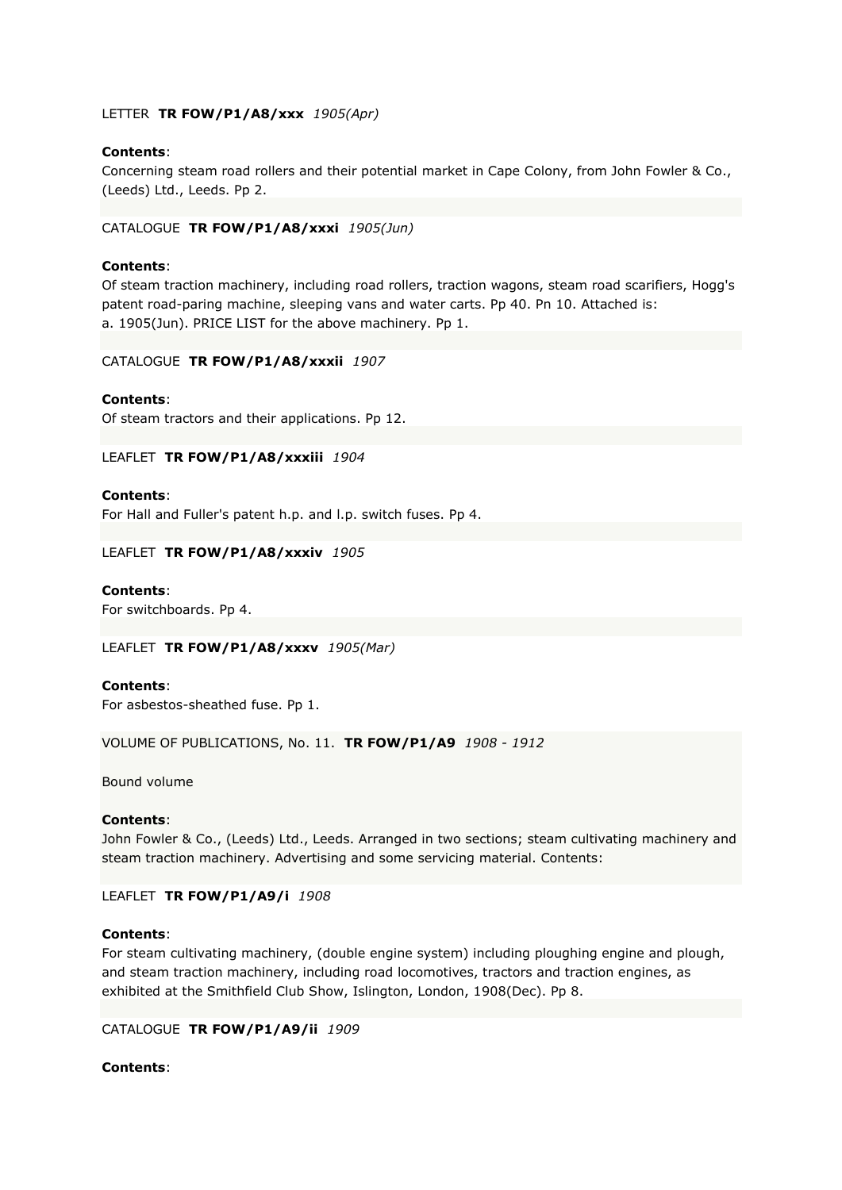LETTER **TR FOW/P1/A8/xxx** *1905(Apr)*

**Contents**:
Concerning steam road rollers and their potential market in Cape Colony, from John Fowler & Co., (Leeds) Ltd., Leeds. Pp 2.

CATALOGUE **TR FOW/P1/A8/xxxi** *1905(Jun)*

**Contents**:
Of steam traction machinery, including road rollers, traction wagons, steam road scarifiers, Hogg's patent road-paring machine, sleeping vans and water carts. Pp 40. Pn 10. Attached is:
a. 1905(Jun). PRICE LIST for the above machinery. Pp 1.

CATALOGUE **TR FOW/P1/A8/xxxii** *1907*

**Contents**:
Of steam tractors and their applications. Pp 12.

LEAFLET **TR FOW/P1/A8/xxxiii** *1904*

**Contents**:
For Hall and Fuller's patent h.p. and l.p. switch fuses. Pp 4.

LEAFLET **TR FOW/P1/A8/xxxiv** *1905*

**Contents**:
For switchboards. Pp 4.

LEAFLET **TR FOW/P1/A8/xxxv** *1905(Mar)*

**Contents**:
For asbestos-sheathed fuse. Pp 1.

VOLUME OF PUBLICATIONS, No. 11. **TR FOW/P1/A9** *1908 - 1912*

Bound volume

**Contents**:
John Fowler & Co., (Leeds) Ltd., Leeds. Arranged in two sections; steam cultivating machinery and steam traction machinery. Advertising and some servicing material. Contents:

LEAFLET **TR FOW/P1/A9/i** *1908*

**Contents**:
For steam cultivating machinery, (double engine system) including ploughing engine and plough, and steam traction machinery, including road locomotives, tractors and traction engines, as exhibited at the Smithfield Club Show, Islington, London, 1908(Dec). Pp 8.

CATALOGUE **TR FOW/P1/A9/ii** *1909*

**Contents**: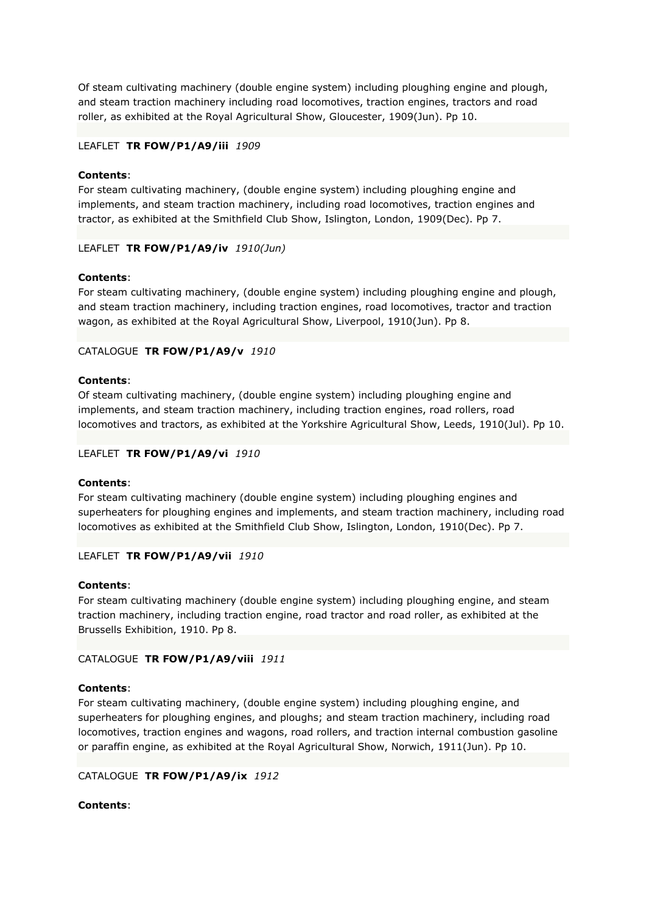Of steam cultivating machinery (double engine system) including ploughing engine and plough, and steam traction machinery including road locomotives, traction engines, tractors and road roller, as exhibited at the Royal Agricultural Show, Gloucester, 1909(Jun). Pp 10.

LEAFLET **TR FOW/P1/A9/iii** *1909*

**Contents**:
For steam cultivating machinery, (double engine system) including ploughing engine and implements, and steam traction machinery, including road locomotives, traction engines and tractor, as exhibited at the Smithfield Club Show, Islington, London, 1909(Dec). Pp 7.

LEAFLET **TR FOW/P1/A9/iv** *1910(Jun)*

**Contents**:
For steam cultivating machinery, (double engine system) including ploughing engine and plough, and steam traction machinery, including traction engines, road locomotives, tractor and traction wagon, as exhibited at the Royal Agricultural Show, Liverpool, 1910(Jun). Pp 8.

CATALOGUE **TR FOW/P1/A9/v** *1910*

**Contents**:
Of steam cultivating machinery, (double engine system) including ploughing engine and implements, and steam traction machinery, including traction engines, road rollers, road locomotives and tractors, as exhibited at the Yorkshire Agricultural Show, Leeds, 1910(Jul). Pp 10.

LEAFLET **TR FOW/P1/A9/vi** *1910*

**Contents**:
For steam cultivating machinery (double engine system) including ploughing engines and superheaters for ploughing engines and implements, and steam traction machinery, including road locomotives as exhibited at the Smithfield Club Show, Islington, London, 1910(Dec). Pp 7.

LEAFLET **TR FOW/P1/A9/vii** *1910*

**Contents**:
For steam cultivating machinery (double engine system) including ploughing engine, and steam traction machinery, including traction engine, road tractor and road roller, as exhibited at the Brussells Exhibition, 1910. Pp 8.

CATALOGUE **TR FOW/P1/A9/viii** *1911*

**Contents**:
For steam cultivating machinery, (double engine system) including ploughing engine, and superheaters for ploughing engines, and ploughs; and steam traction machinery, including road locomotives, traction engines and wagons, road rollers, and traction internal combustion gasoline or paraffin engine, as exhibited at the Royal Agricultural Show, Norwich, 1911(Jun). Pp 10.

CATALOGUE **TR FOW/P1/A9/ix** *1912*

**Contents**: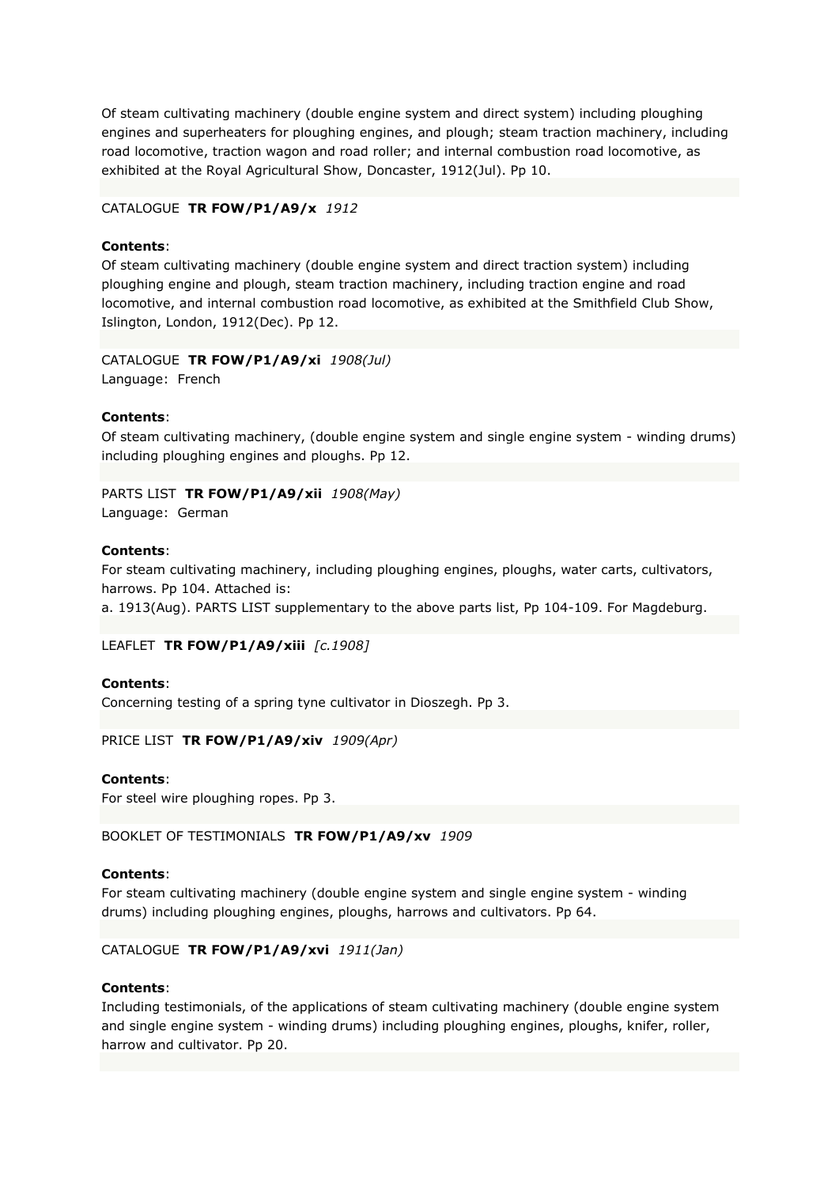Of steam cultivating machinery (double engine system and direct system) including ploughing engines and superheaters for ploughing engines, and plough; steam traction machinery, including road locomotive, traction wagon and road roller; and internal combustion road locomotive, as exhibited at the Royal Agricultural Show, Doncaster, 1912(Jul). Pp 10.

CATALOGUE **TR FOW/P1/A9/x** *1912*

**Contents**:
Of steam cultivating machinery (double engine system and direct traction system) including ploughing engine and plough, steam traction machinery, including traction engine and road locomotive, and internal combustion road locomotive, as exhibited at the Smithfield Club Show, Islington, London, 1912(Dec). Pp 12.

CATALOGUE **TR FOW/P1/A9/xi** *1908(Jul)*
Language: French

**Contents**:
Of steam cultivating machinery, (double engine system and single engine system - winding drums) including ploughing engines and ploughs. Pp 12.

PARTS LIST **TR FOW/P1/A9/xii** *1908(May)*
Language: German

**Contents**:
For steam cultivating machinery, including ploughing engines, ploughs, water carts, cultivators, harrows. Pp 104. Attached is:
a. 1913(Aug). PARTS LIST supplementary to the above parts list, Pp 104-109. For Magdeburg.

LEAFLET **TR FOW/P1/A9/xiii** *[c.1908]*

**Contents**:
Concerning testing of a spring tyne cultivator in Dioszegh. Pp 3.

PRICE LIST **TR FOW/P1/A9/xiv** *1909(Apr)*

**Contents**:
For steel wire ploughing ropes. Pp 3.

BOOKLET OF TESTIMONIALS **TR FOW/P1/A9/xv** *1909*

**Contents**:
For steam cultivating machinery (double engine system and single engine system - winding drums) including ploughing engines, ploughs, harrows and cultivators. Pp 64.

CATALOGUE **TR FOW/P1/A9/xvi** *1911(Jan)*

**Contents**:
Including testimonials, of the applications of steam cultivating machinery (double engine system and single engine system - winding drums) including ploughing engines, ploughs, knifer, roller, harrow and cultivator. Pp 20.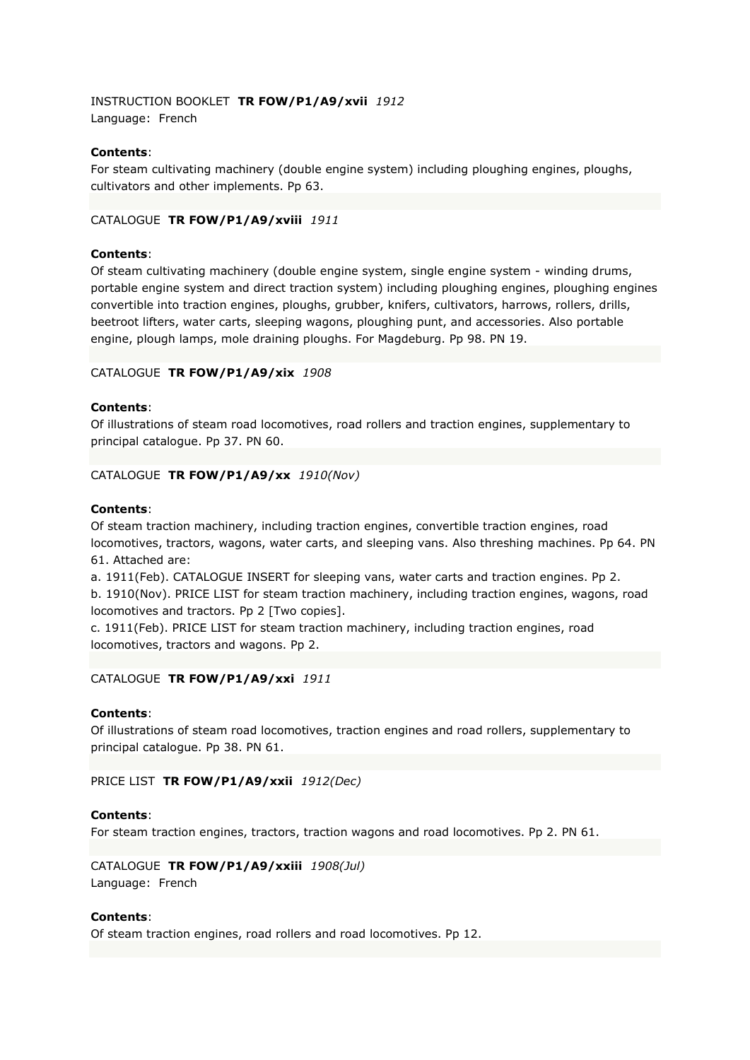INSTRUCTION BOOKLET **TR FOW/P1/A9/xvii** *1912*
Language: French

**Contents**:
For steam cultivating machinery (double engine system) including ploughing engines, ploughs, cultivators and other implements. Pp 63.

CATALOGUE **TR FOW/P1/A9/xviii** *1911*

**Contents**:
Of steam cultivating machinery (double engine system, single engine system - winding drums, portable engine system and direct traction system) including ploughing engines, ploughing engines convertible into traction engines, ploughs, grubber, knifers, cultivators, harrows, rollers, drills, beetroot lifters, water carts, sleeping wagons, ploughing punt, and accessories. Also portable engine, plough lamps, mole draining ploughs. For Magdeburg. Pp 98. PN 19.

CATALOGUE **TR FOW/P1/A9/xix** *1908*

**Contents**:
Of illustrations of steam road locomotives, road rollers and traction engines, supplementary to principal catalogue. Pp 37. PN 60.

CATALOGUE **TR FOW/P1/A9/xx** *1910(Nov)*

**Contents**:
Of steam traction machinery, including traction engines, convertible traction engines, road locomotives, tractors, wagons, water carts, and sleeping vans. Also threshing machines. Pp 64. PN 61. Attached are:
a. 1911(Feb). CATALOGUE INSERT for sleeping vans, water carts and traction engines. Pp 2.
b. 1910(Nov). PRICE LIST for steam traction machinery, including traction engines, wagons, road locomotives and tractors. Pp 2 [Two copies].
c. 1911(Feb). PRICE LIST for steam traction machinery, including traction engines, road locomotives, tractors and wagons. Pp 2.

CATALOGUE **TR FOW/P1/A9/xxi** *1911*

**Contents**:
Of illustrations of steam road locomotives, traction engines and road rollers, supplementary to principal catalogue. Pp 38. PN 61.

PRICE LIST **TR FOW/P1/A9/xxii** *1912(Dec)*

**Contents**:
For steam traction engines, tractors, traction wagons and road locomotives. Pp 2. PN 61.

CATALOGUE **TR FOW/P1/A9/xxiii** *1908(Jul)*
Language: French

**Contents**:
Of steam traction engines, road rollers and road locomotives. Pp 12.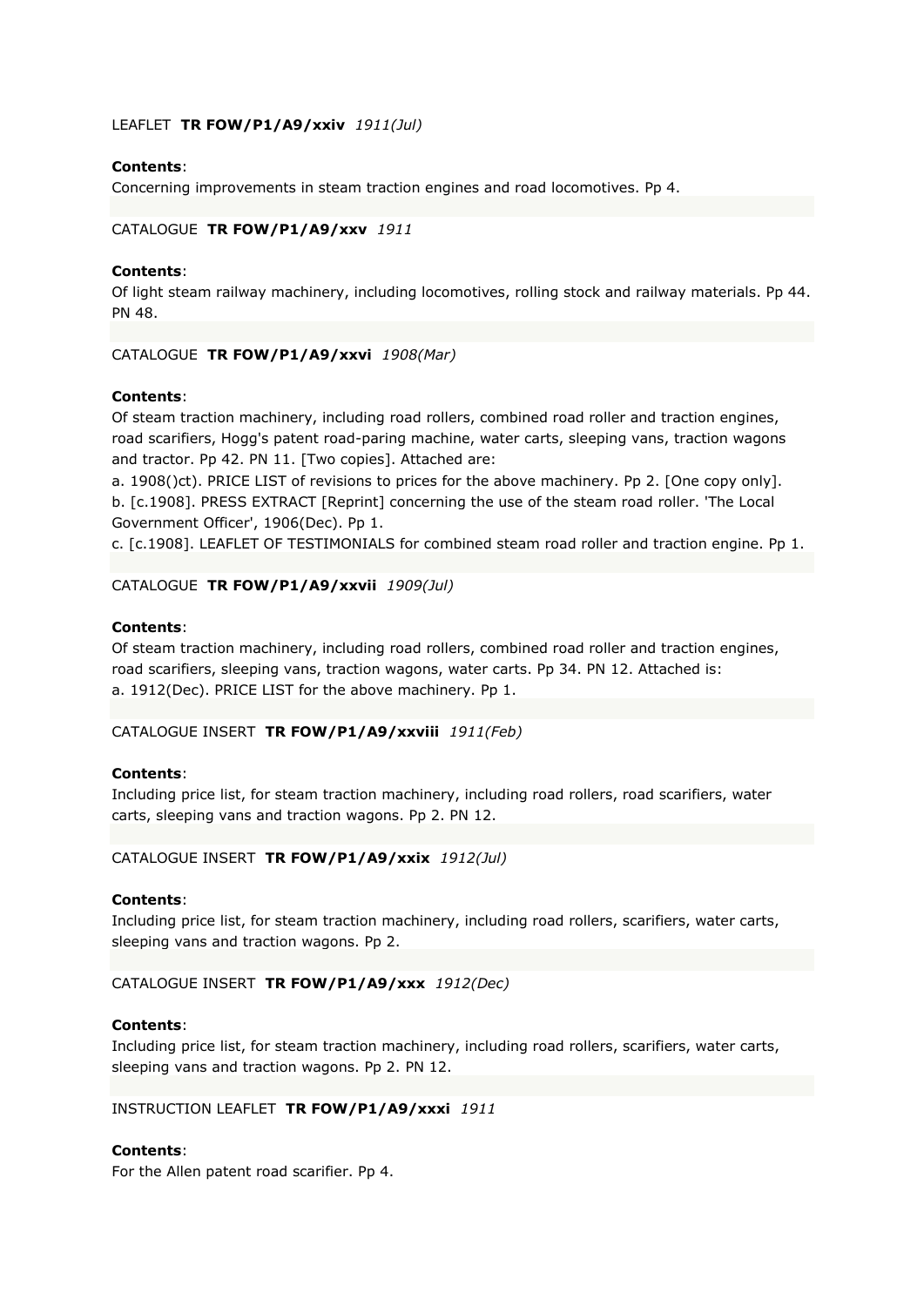LEAFLET **TR FOW/P1/A9/xxiv** *1911(Jul)*

**Contents**:
Concerning improvements in steam traction engines and road locomotives. Pp 4.

CATALOGUE **TR FOW/P1/A9/xxv** *1911*

**Contents**:
Of light steam railway machinery, including locomotives, rolling stock and railway materials. Pp 44. PN 48.

CATALOGUE **TR FOW/P1/A9/xxvi** *1908(Mar)*

**Contents**:
Of steam traction machinery, including road rollers, combined road roller and traction engines, road scarifiers, Hogg's patent road-paring machine, water carts, sleeping vans, traction wagons and tractor. Pp 42. PN 11. [Two copies]. Attached are:
a. 1908()ct). PRICE LIST of revisions to prices for the above machinery. Pp 2. [One copy only].
b. [c.1908]. PRESS EXTRACT [Reprint] concerning the use of the steam road roller. 'The Local Government Officer', 1906(Dec). Pp 1.
c. [c.1908]. LEAFLET OF TESTIMONIALS for combined steam road roller and traction engine. Pp 1.

CATALOGUE **TR FOW/P1/A9/xxvii** *1909(Jul)*

**Contents**:
Of steam traction machinery, including road rollers, combined road roller and traction engines, road scarifiers, sleeping vans, traction wagons, water carts. Pp 34. PN 12. Attached is:
a. 1912(Dec). PRICE LIST for the above machinery. Pp 1.

CATALOGUE INSERT **TR FOW/P1/A9/xxviii** *1911(Feb)*

**Contents**:
Including price list, for steam traction machinery, including road rollers, road scarifiers, water carts, sleeping vans and traction wagons. Pp 2. PN 12.

CATALOGUE INSERT **TR FOW/P1/A9/xxix** *1912(Jul)*

**Contents**:
Including price list, for steam traction machinery, including road rollers, scarifiers, water carts, sleeping vans and traction wagons. Pp 2.

CATALOGUE INSERT **TR FOW/P1/A9/xxx** *1912(Dec)*

**Contents**:
Including price list, for steam traction machinery, including road rollers, scarifiers, water carts, sleeping vans and traction wagons. Pp 2. PN 12.

INSTRUCTION LEAFLET **TR FOW/P1/A9/xxxi** *1911*

**Contents**:
For the Allen patent road scarifier. Pp 4.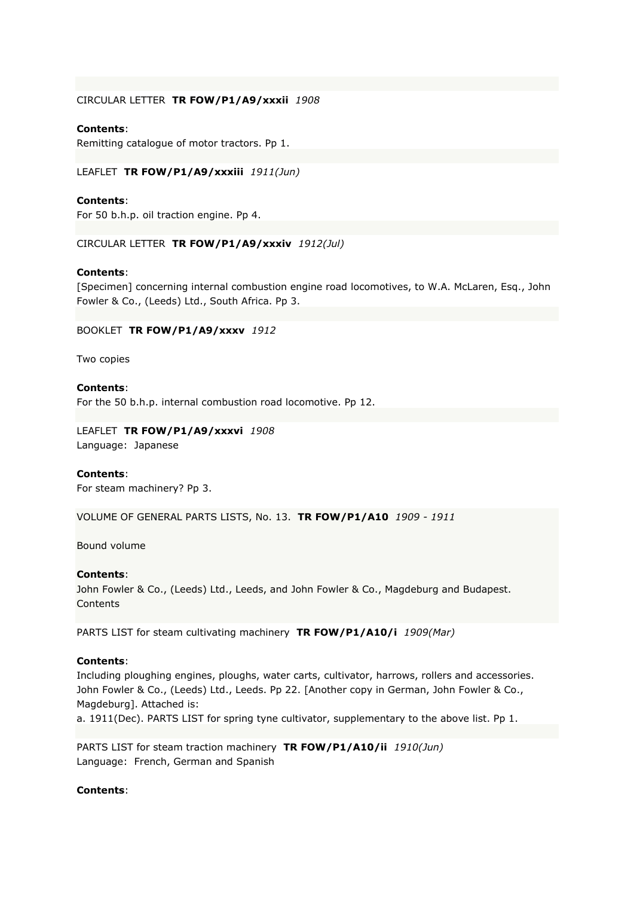CIRCULAR LETTER **TR FOW/P1/A9/xxxii** *1908*

**Contents**:
Remitting catalogue of motor tractors. Pp 1.

LEAFLET **TR FOW/P1/A9/xxxiii** *1911(Jun)*

**Contents**:
For 50 b.h.p. oil traction engine. Pp 4.

CIRCULAR LETTER **TR FOW/P1/A9/xxxiv** *1912(Jul)*

**Contents**:
[Specimen] concerning internal combustion engine road locomotives, to W.A. McLaren, Esq., John Fowler & Co., (Leeds) Ltd., South Africa. Pp 3.

BOOKLET **TR FOW/P1/A9/xxxv** *1912*

Two copies

**Contents**:
For the 50 b.h.p. internal combustion road locomotive. Pp 12.

LEAFLET **TR FOW/P1/A9/xxxvi** *1908*
Language: Japanese

**Contents**:
For steam machinery? Pp 3.

VOLUME OF GENERAL PARTS LISTS, No. 13. **TR FOW/P1/A10** *1909 - 1911*

Bound volume

**Contents**:
John Fowler & Co., (Leeds) Ltd., Leeds, and John Fowler & Co., Magdeburg and Budapest. Contents

PARTS LIST for steam cultivating machinery **TR FOW/P1/A10/i** *1909(Mar)*

**Contents**:
Including ploughing engines, ploughs, water carts, cultivator, harrows, rollers and accessories. John Fowler & Co., (Leeds) Ltd., Leeds. Pp 22. [Another copy in German, John Fowler & Co., Magdeburg]. Attached is:
a. 1911(Dec). PARTS LIST for spring tyne cultivator, supplementary to the above list. Pp 1.

PARTS LIST for steam traction machinery **TR FOW/P1/A10/ii** *1910(Jun)*
Language: French, German and Spanish

**Contents**: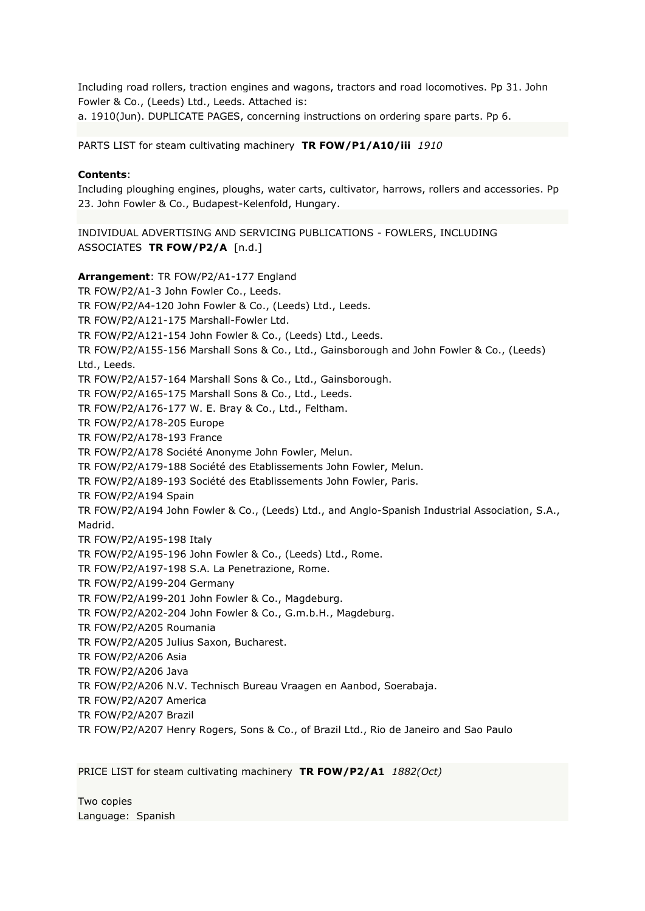Including road rollers, traction engines and wagons, tractors and road locomotives. Pp 31. John Fowler & Co., (Leeds) Ltd., Leeds. Attached is:
a. 1910(Jun). DUPLICATE PAGES, concerning instructions on ordering spare parts. Pp 6.

PARTS LIST for steam cultivating machinery **TR FOW/P1/A10/iii** *1910*

**Contents**:
Including ploughing engines, ploughs, water carts, cultivator, harrows, rollers and accessories. Pp 23. John Fowler & Co., Budapest-Kelenfold, Hungary.

INDIVIDUAL ADVERTISING AND SERVICING PUBLICATIONS - FOWLERS, INCLUDING ASSOCIATES **TR FOW/P2/A** [n.d.]

**Arrangement**: TR FOW/P2/A1-177 England
TR FOW/P2/A1-3 John Fowler Co., Leeds.
TR FOW/P2/A4-120 John Fowler & Co., (Leeds) Ltd., Leeds.
TR FOW/P2/A121-175 Marshall-Fowler Ltd.
TR FOW/P2/A121-154 John Fowler & Co., (Leeds) Ltd., Leeds.
TR FOW/P2/A155-156 Marshall Sons & Co., Ltd., Gainsborough and John Fowler & Co., (Leeds) Ltd., Leeds.
TR FOW/P2/A157-164 Marshall Sons & Co., Ltd., Gainsborough.
TR FOW/P2/A165-175 Marshall Sons & Co., Ltd., Leeds.
TR FOW/P2/A176-177 W. E. Bray & Co., Ltd., Feltham.
TR FOW/P2/A178-205 Europe
TR FOW/P2/A178-193 France
TR FOW/P2/A178 Société Anonyme John Fowler, Melun.
TR FOW/P2/A179-188 Société des Etablissements John Fowler, Melun.
TR FOW/P2/A189-193 Société des Etablissements John Fowler, Paris.
TR FOW/P2/A194 Spain
TR FOW/P2/A194 John Fowler & Co., (Leeds) Ltd., and Anglo-Spanish Industrial Association, S.A., Madrid.
TR FOW/P2/A195-198 Italy
TR FOW/P2/A195-196 John Fowler & Co., (Leeds) Ltd., Rome.
TR FOW/P2/A197-198 S.A. La Penetrazione, Rome.
TR FOW/P2/A199-204 Germany
TR FOW/P2/A199-201 John Fowler & Co., Magdeburg.
TR FOW/P2/A202-204 John Fowler & Co., G.m.b.H., Magdeburg.
TR FOW/P2/A205 Roumania
TR FOW/P2/A205 Julius Saxon, Bucharest.
TR FOW/P2/A206 Asia
TR FOW/P2/A206 Java
TR FOW/P2/A206 N.V. Technisch Bureau Vraagen en Aanbod, Soerabaja.
TR FOW/P2/A207 America
TR FOW/P2/A207 Brazil
TR FOW/P2/A207 Henry Rogers, Sons & Co., of Brazil Ltd., Rio de Janeiro and Sao Paulo

PRICE LIST for steam cultivating machinery **TR FOW/P2/A1** *1882(Oct)*

Two copies
Language: Spanish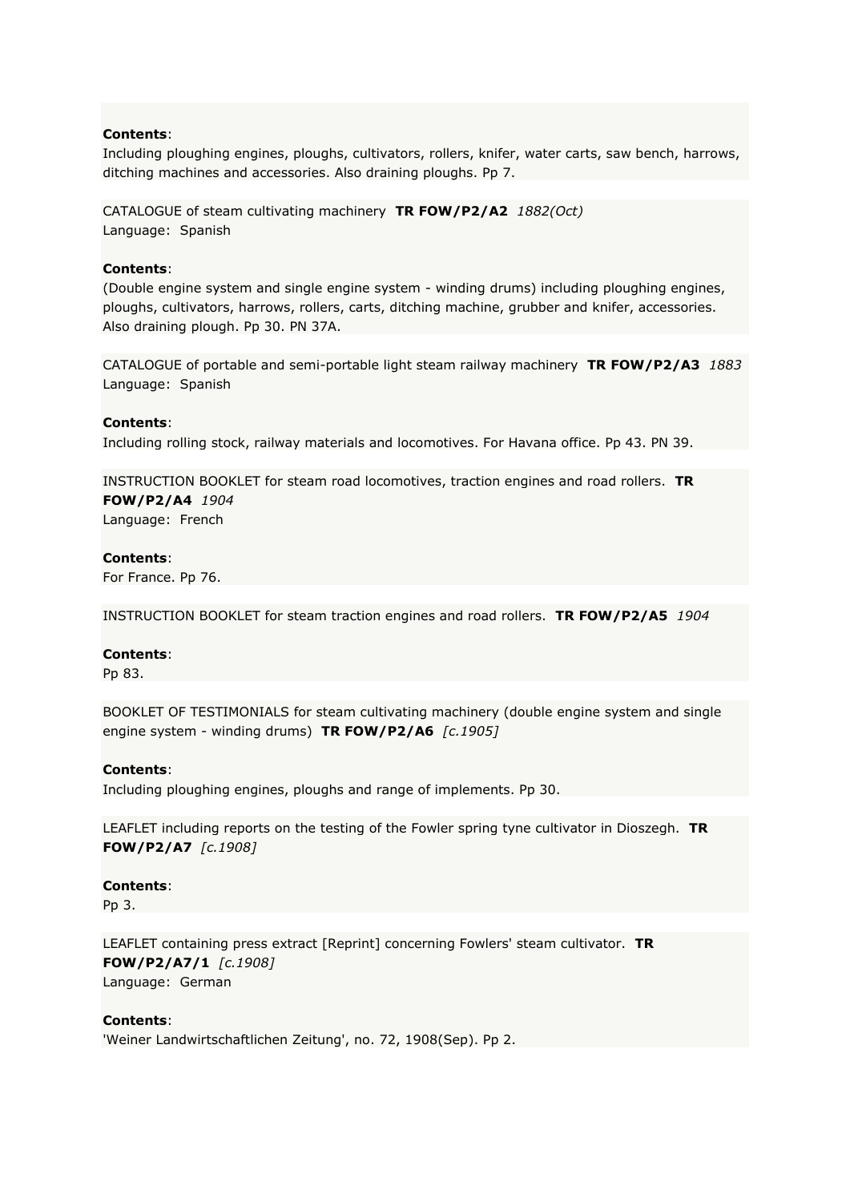**Contents**:
Including ploughing engines, ploughs, cultivators, rollers, knifer, water carts, saw bench, harrows, ditching machines and accessories. Also draining ploughs. Pp 7.

CATALOGUE of steam cultivating machinery **TR FOW/P2/A2** *1882(Oct)*
Language: Spanish

**Contents**:
(Double engine system and single engine system - winding drums) including ploughing engines, ploughs, cultivators, harrows, rollers, carts, ditching machine, grubber and knifer, accessories. Also draining plough. Pp 30. PN 37A.

CATALOGUE of portable and semi-portable light steam railway machinery **TR FOW/P2/A3** *1883*
Language: Spanish

**Contents**:
Including rolling stock, railway materials and locomotives. For Havana office. Pp 43. PN 39.

INSTRUCTION BOOKLET for steam road locomotives, traction engines and road rollers. **TR FOW/P2/A4** *1904*
Language: French

**Contents**:
For France. Pp 76.

INSTRUCTION BOOKLET for steam traction engines and road rollers. **TR FOW/P2/A5** *1904*

**Contents**:
Pp 83.

BOOKLET OF TESTIMONIALS for steam cultivating machinery (double engine system and single engine system - winding drums) **TR FOW/P2/A6** *[c.1905]*

**Contents**:
Including ploughing engines, ploughs and range of implements. Pp 30.

LEAFLET including reports on the testing of the Fowler spring tyne cultivator in Dioszegh. **TR FOW/P2/A7** *[c.1908]*

**Contents**:
Pp 3.

LEAFLET containing press extract [Reprint] concerning Fowlers' steam cultivator. **TR FOW/P2/A7/1** *[c.1908]*
Language: German

**Contents**:
'Weiner Landwirtschaftlichen Zeitung', no. 72, 1908(Sep). Pp 2.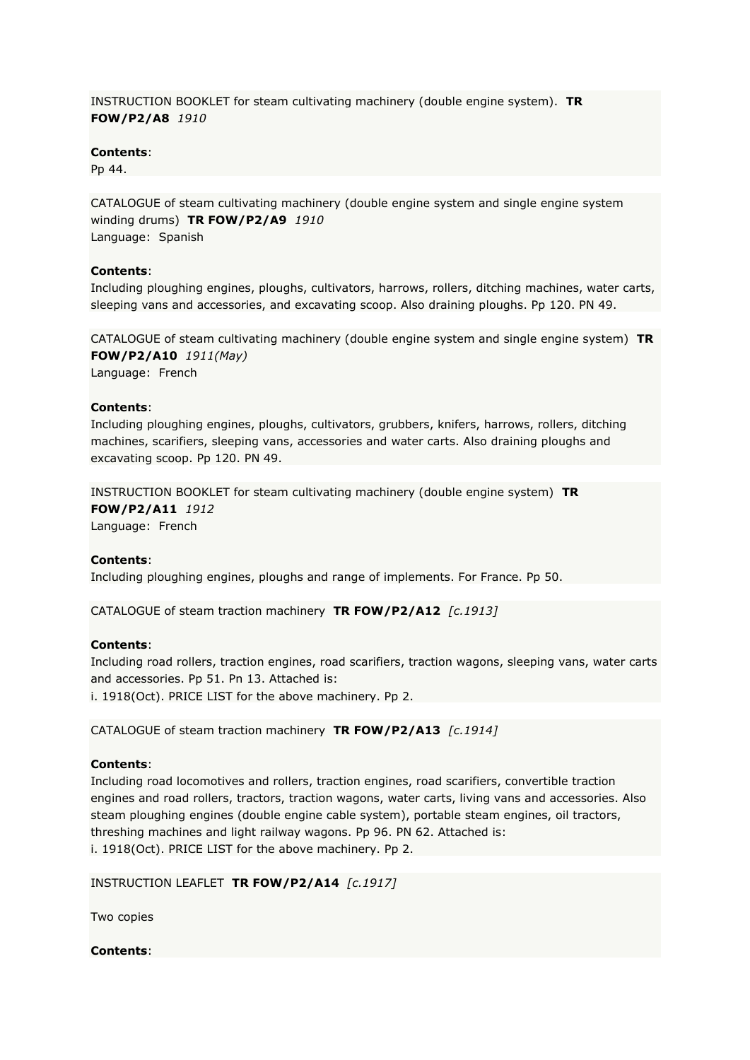INSTRUCTION BOOKLET for steam cultivating machinery (double engine system). **TR FOW/P2/A8** *1910*

**Contents**:
Pp 44.

CATALOGUE of steam cultivating machinery (double engine system and single engine system winding drums) **TR FOW/P2/A9** *1910*
Language: Spanish

**Contents**:
Including ploughing engines, ploughs, cultivators, harrows, rollers, ditching machines, water carts, sleeping vans and accessories, and excavating scoop. Also draining ploughs. Pp 120. PN 49.

CATALOGUE of steam cultivating machinery (double engine system and single engine system) **TR FOW/P2/A10** *1911(May)*
Language: French

**Contents**:
Including ploughing engines, ploughs, cultivators, grubbers, knifers, harrows, rollers, ditching machines, scarifiers, sleeping vans, accessories and water carts. Also draining ploughs and excavating scoop. Pp 120. PN 49.

INSTRUCTION BOOKLET for steam cultivating machinery (double engine system) **TR FOW/P2/A11** *1912*
Language: French

**Contents**:
Including ploughing engines, ploughs and range of implements. For France. Pp 50.

CATALOGUE of steam traction machinery **TR FOW/P2/A12** *[c.1913]*

**Contents**:
Including road rollers, traction engines, road scarifiers, traction wagons, sleeping vans, water carts and accessories. Pp 51. Pn 13. Attached is:
i. 1918(Oct). PRICE LIST for the above machinery. Pp 2.

CATALOGUE of steam traction machinery **TR FOW/P2/A13** *[c.1914]*

**Contents**:
Including road locomotives and rollers, traction engines, road scarifiers, convertible traction engines and road rollers, tractors, traction wagons, water carts, living vans and accessories. Also steam ploughing engines (double engine cable system), portable steam engines, oil tractors, threshing machines and light railway wagons. Pp 96. PN 62. Attached is:
i. 1918(Oct). PRICE LIST for the above machinery. Pp 2.

INSTRUCTION LEAFLET **TR FOW/P2/A14** *[c.1917]*

Two copies

**Contents**: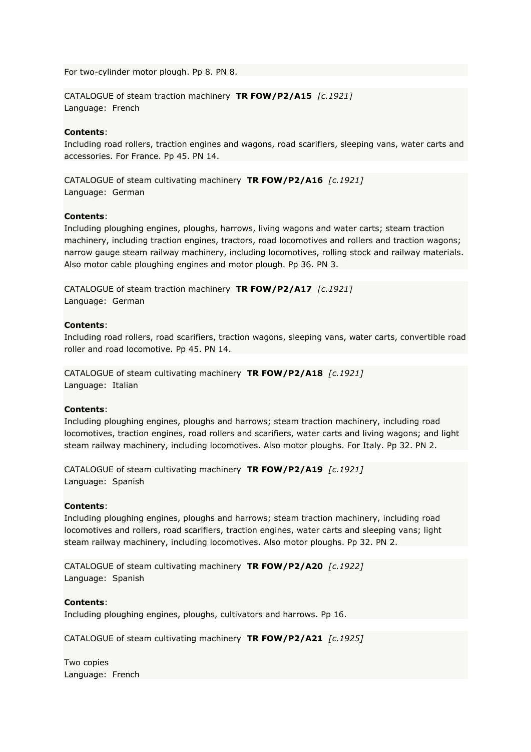For two-cylinder motor plough. Pp 8. PN 8.

CATALOGUE of steam traction machinery **TR FOW/P2/A15** *[c.1921]*
Language: French

**Contents**:
Including road rollers, traction engines and wagons, road scarifiers, sleeping vans, water carts and accessories. For France. Pp 45. PN 14.

CATALOGUE of steam cultivating machinery **TR FOW/P2/A16** *[c.1921]*
Language: German

**Contents**:
Including ploughing engines, ploughs, harrows, living wagons and water carts; steam traction machinery, including traction engines, tractors, road locomotives and rollers and traction wagons; narrow gauge steam railway machinery, including locomotives, rolling stock and railway materials. Also motor cable ploughing engines and motor plough. Pp 36. PN 3.

CATALOGUE of steam traction machinery **TR FOW/P2/A17** *[c.1921]*
Language: German

**Contents**:
Including road rollers, road scarifiers, traction wagons, sleeping vans, water carts, convertible road roller and road locomotive. Pp 45. PN 14.

CATALOGUE of steam cultivating machinery **TR FOW/P2/A18** *[c.1921]*
Language: Italian

**Contents**:
Including ploughing engines, ploughs and harrows; steam traction machinery, including road locomotives, traction engines, road rollers and scarifiers, water carts and living wagons; and light steam railway machinery, including locomotives. Also motor ploughs. For Italy. Pp 32. PN 2.

CATALOGUE of steam cultivating machinery **TR FOW/P2/A19** *[c.1921]*
Language: Spanish

**Contents**:
Including ploughing engines, ploughs and harrows; steam traction machinery, including road locomotives and rollers, road scarifiers, traction engines, water carts and sleeping vans; light steam railway machinery, including locomotives. Also motor ploughs. Pp 32. PN 2.

CATALOGUE of steam cultivating machinery **TR FOW/P2/A20** *[c.1922]*
Language: Spanish

**Contents**:
Including ploughing engines, ploughs, cultivators and harrows. Pp 16.

CATALOGUE of steam cultivating machinery **TR FOW/P2/A21** *[c.1925]*

Two copies
Language: French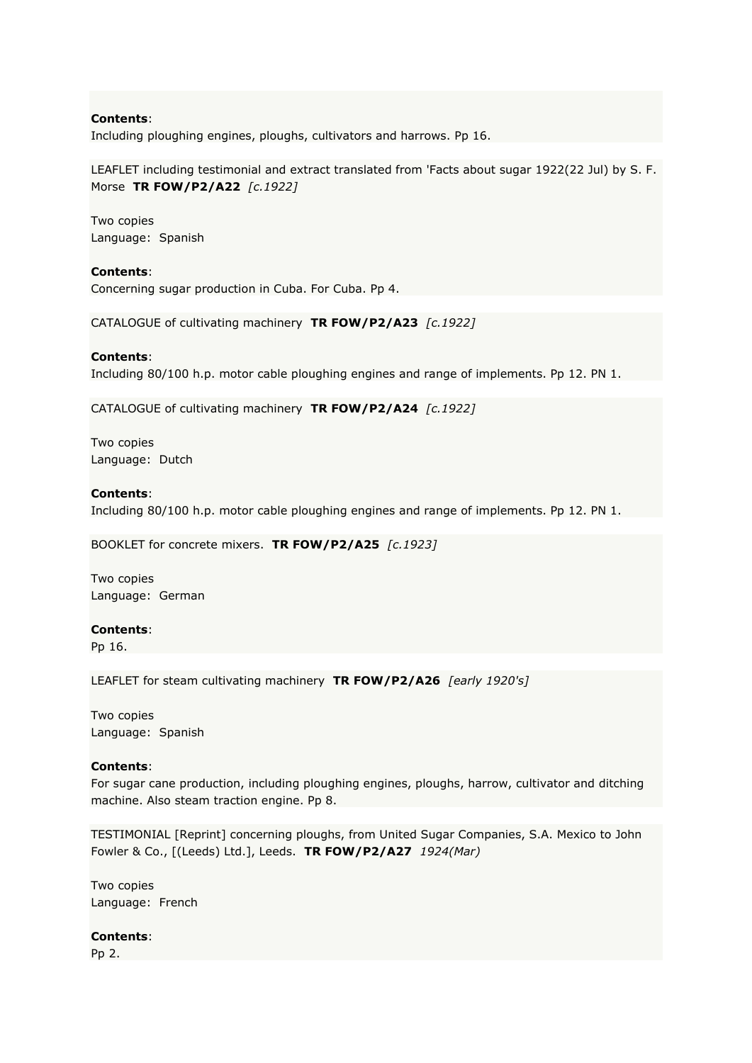**Contents**:
Including ploughing engines, ploughs, cultivators and harrows. Pp 16.

LEAFLET including testimonial and extract translated from 'Facts about sugar 1922(22 Jul) by S. F. Morse **TR FOW/P2/A22** *[c.1922]*

Two copies
Language: Spanish

**Contents**:
Concerning sugar production in Cuba. For Cuba. Pp 4.

CATALOGUE of cultivating machinery **TR FOW/P2/A23** *[c.1922]*

**Contents**:
Including 80/100 h.p. motor cable ploughing engines and range of implements. Pp 12. PN 1.

CATALOGUE of cultivating machinery **TR FOW/P2/A24** *[c.1922]*

Two copies
Language: Dutch

**Contents**:
Including 80/100 h.p. motor cable ploughing engines and range of implements. Pp 12. PN 1.

BOOKLET for concrete mixers. **TR FOW/P2/A25** *[c.1923]*

Two copies
Language: German

**Contents**:
Pp 16.

LEAFLET for steam cultivating machinery **TR FOW/P2/A26** *[early 1920's]*

Two copies
Language: Spanish

**Contents**:
For sugar cane production, including ploughing engines, ploughs, harrow, cultivator and ditching machine. Also steam traction engine. Pp 8.

TESTIMONIAL [Reprint] concerning ploughs, from United Sugar Companies, S.A. Mexico to John Fowler & Co., [(Leeds) Ltd.], Leeds. **TR FOW/P2/A27** *1924(Mar)*

Two copies
Language: French

**Contents**:
Pp 2.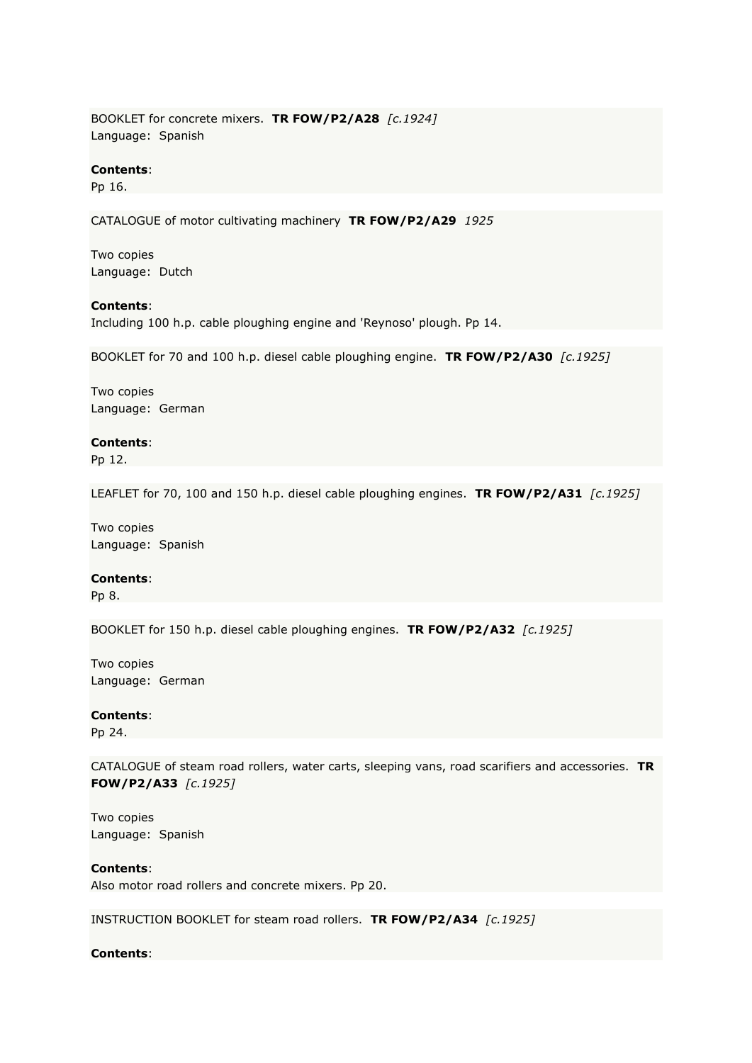BOOKLET for concrete mixers. **TR FOW/P2/A28** *[c.1924]*
Language: Spanish

**Contents**:
Pp 16.

CATALOGUE of motor cultivating machinery **TR FOW/P2/A29** *1925*

Two copies
Language: Dutch

**Contents**:
Including 100 h.p. cable ploughing engine and 'Reynoso' plough. Pp 14.

BOOKLET for 70 and 100 h.p. diesel cable ploughing engine. **TR FOW/P2/A30** *[c.1925]*

Two copies
Language: German

**Contents**:
Pp 12.

LEAFLET for 70, 100 and 150 h.p. diesel cable ploughing engines. **TR FOW/P2/A31** *[c.1925]*

Two copies
Language: Spanish

**Contents**:
Pp 8.

BOOKLET for 150 h.p. diesel cable ploughing engines. **TR FOW/P2/A32** *[c.1925]*

Two copies
Language: German

**Contents**:
Pp 24.

CATALOGUE of steam road rollers, water carts, sleeping vans, road scarifiers and accessories. **TR FOW/P2/A33** *[c.1925]*

Two copies
Language: Spanish

**Contents**:
Also motor road rollers and concrete mixers. Pp 20.

INSTRUCTION BOOKLET for steam road rollers. **TR FOW/P2/A34** *[c.1925]*

**Contents**: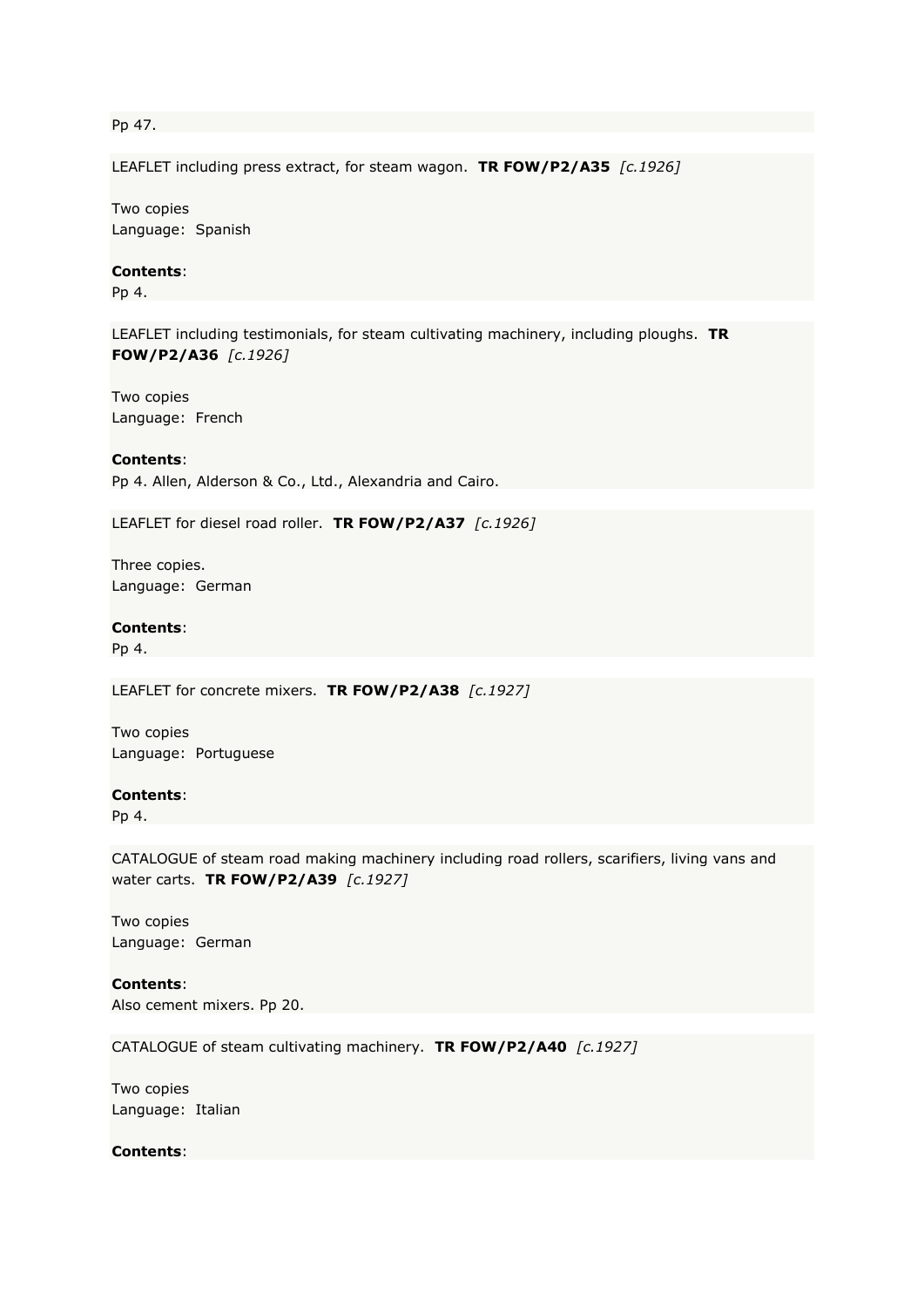Pp 47.

LEAFLET including press extract, for steam wagon. **TR FOW/P2/A35** *[c.1926]*

Two copies
Language: Spanish

**Contents**:
Pp 4.

LEAFLET including testimonials, for steam cultivating machinery, including ploughs. **TR FOW/P2/A36** *[c.1926]*

Two copies
Language: French

**Contents**:
Pp 4. Allen, Alderson & Co., Ltd., Alexandria and Cairo.

LEAFLET for diesel road roller. **TR FOW/P2/A37** *[c.1926]*

Three copies.
Language: German

**Contents**:
Pp 4.

LEAFLET for concrete mixers. **TR FOW/P2/A38** *[c.1927]*

Two copies
Language: Portuguese

**Contents**:
Pp 4.

CATALOGUE of steam road making machinery including road rollers, scarifiers, living vans and water carts. **TR FOW/P2/A39** *[c.1927]*

Two copies
Language: German

**Contents**:
Also cement mixers. Pp 20.

CATALOGUE of steam cultivating machinery. **TR FOW/P2/A40** *[c.1927]*

Two copies
Language: Italian

**Contents**: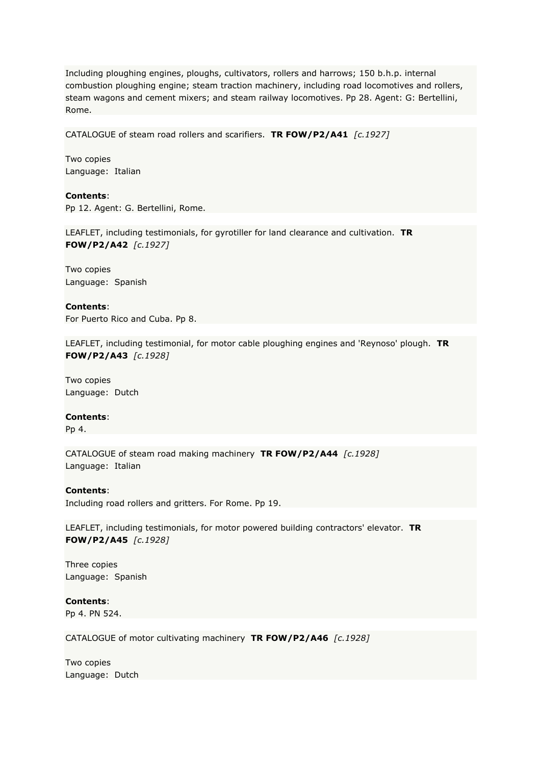Including ploughing engines, ploughs, cultivators, rollers and harrows; 150 b.h.p. internal combustion ploughing engine; steam traction machinery, including road locomotives and rollers, steam wagons and cement mixers; and steam railway locomotives. Pp 28. Agent: G: Bertellini, Rome.

CATALOGUE of steam road rollers and scarifiers. **TR FOW/P2/A41** *[c.1927]*

Two copies
Language: Italian

**Contents**:
Pp 12. Agent: G. Bertellini, Rome.

LEAFLET, including testimonials, for gyrotiller for land clearance and cultivation. **TR FOW/P2/A42** *[c.1927]*

Two copies
Language: Spanish

**Contents**:
For Puerto Rico and Cuba. Pp 8.

LEAFLET, including testimonial, for motor cable ploughing engines and 'Reynoso' plough. **TR FOW/P2/A43** *[c.1928]*

Two copies
Language: Dutch

**Contents**:
Pp 4.

CATALOGUE of steam road making machinery **TR FOW/P2/A44** *[c.1928]*
Language: Italian

**Contents**:
Including road rollers and gritters. For Rome. Pp 19.

LEAFLET, including testimonials, for motor powered building contractors' elevator. **TR FOW/P2/A45** *[c.1928]*

Three copies
Language: Spanish

**Contents**:
Pp 4. PN 524.

CATALOGUE of motor cultivating machinery **TR FOW/P2/A46** *[c.1928]*

Two copies
Language: Dutch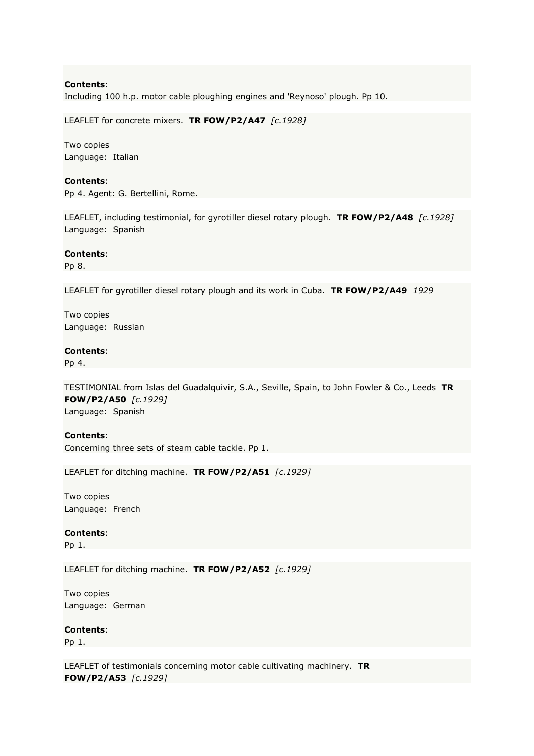**Contents**:
Including 100 h.p. motor cable ploughing engines and 'Reynoso' plough. Pp 10.

LEAFLET for concrete mixers. **TR FOW/P2/A47** *[c.1928]*

Two copies
Language: Italian

**Contents**:
Pp 4. Agent: G. Bertellini, Rome.

LEAFLET, including testimonial, for gyrotiller diesel rotary plough. **TR FOW/P2/A48** *[c.1928]*
Language: Spanish

**Contents**:
Pp 8.

LEAFLET for gyrotiller diesel rotary plough and its work in Cuba. **TR FOW/P2/A49** *1929*

Two copies
Language: Russian

**Contents**:
Pp 4.

TESTIMONIAL from Islas del Guadalquivir, S.A., Seville, Spain, to John Fowler & Co., Leeds **TR FOW/P2/A50** *[c.1929]*
Language: Spanish

**Contents**:
Concerning three sets of steam cable tackle. Pp 1.

LEAFLET for ditching machine. **TR FOW/P2/A51** *[c.1929]*

Two copies
Language: French

**Contents**:
Pp 1.

LEAFLET for ditching machine. **TR FOW/P2/A52** *[c.1929]*

Two copies
Language: German

**Contents**:
Pp 1.

LEAFLET of testimonials concerning motor cable cultivating machinery. **TR FOW/P2/A53** *[c.1929]*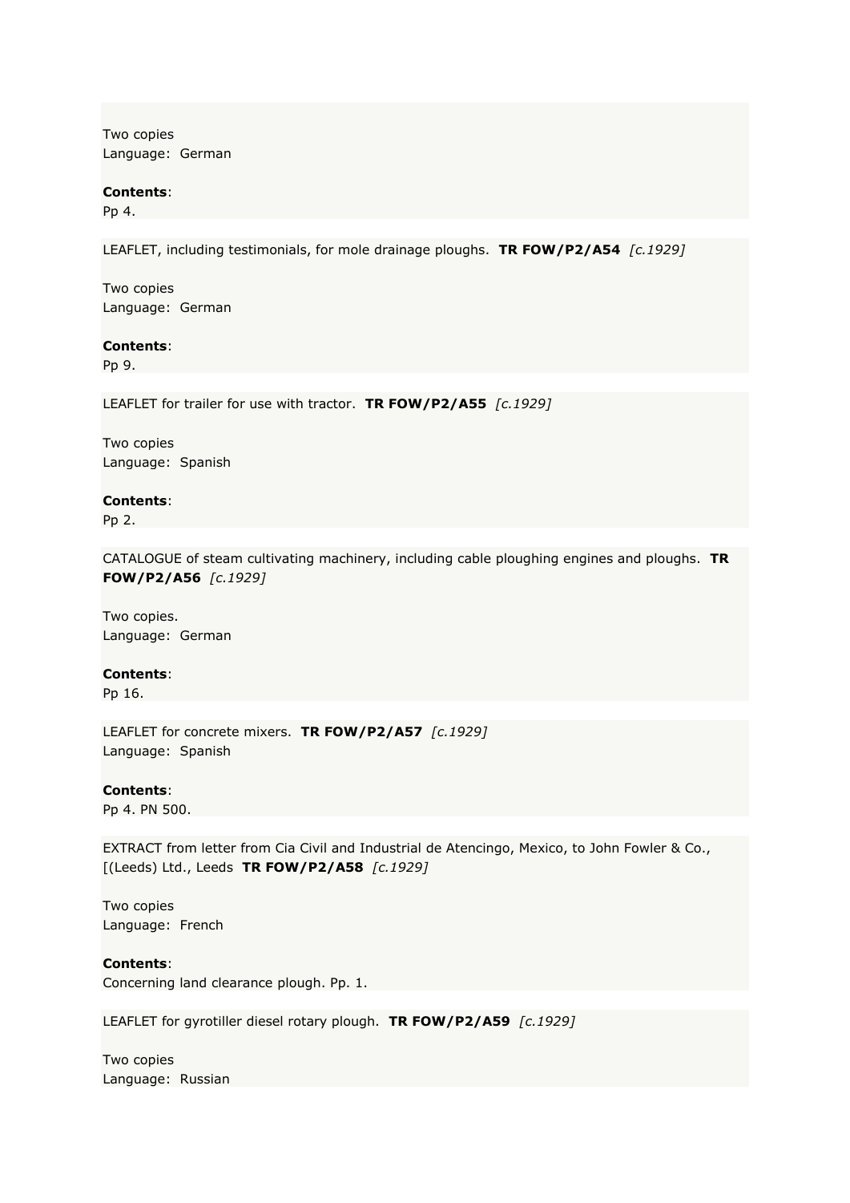Two copies
Language: German

**Contents**:
Pp 4.

LEAFLET, including testimonials, for mole drainage ploughs. **TR FOW/P2/A54** *[c.1929]*

Two copies
Language: German

**Contents**:
Pp 9.

LEAFLET for trailer for use with tractor. **TR FOW/P2/A55** *[c.1929]*

Two copies
Language: Spanish

**Contents**:
Pp 2.

CATALOGUE of steam cultivating machinery, including cable ploughing engines and ploughs. **TR FOW/P2/A56** *[c.1929]*

Two copies.
Language: German

**Contents**:
Pp 16.

LEAFLET for concrete mixers. **TR FOW/P2/A57** *[c.1929]*
Language: Spanish

**Contents**:
Pp 4. PN 500.

EXTRACT from letter from Cia Civil and Industrial de Atencingo, Mexico, to John Fowler & Co., [(Leeds) Ltd., Leeds **TR FOW/P2/A58** *[c.1929]*

Two copies
Language: French

**Contents**:
Concerning land clearance plough. Pp. 1.

LEAFLET for gyrotiller diesel rotary plough. **TR FOW/P2/A59** *[c.1929]*

Two copies
Language: Russian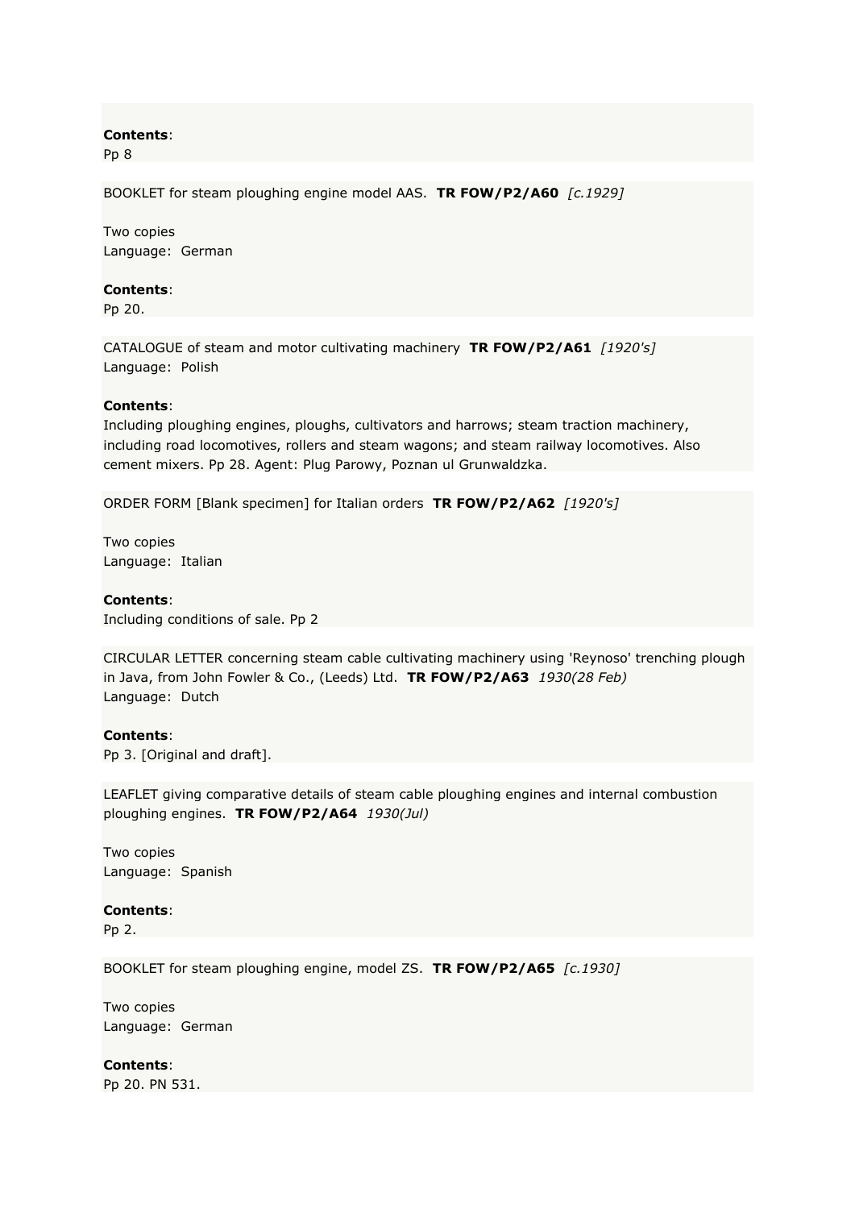**Contents**:
Pp 8

BOOKLET for steam ploughing engine model AAS. **TR FOW/P2/A60** *[c.1929]*

Two copies
Language: German

**Contents**:
Pp 20.

CATALOGUE of steam and motor cultivating machinery **TR FOW/P2/A61** *[1920's]*
Language: Polish

**Contents**:
Including ploughing engines, ploughs, cultivators and harrows; steam traction machinery, including road locomotives, rollers and steam wagons; and steam railway locomotives. Also cement mixers. Pp 28. Agent: Plug Parowy, Poznan ul Grunwaldzka.

ORDER FORM [Blank specimen] for Italian orders **TR FOW/P2/A62** *[1920's]*

Two copies
Language: Italian

**Contents**:
Including conditions of sale. Pp 2

CIRCULAR LETTER concerning steam cable cultivating machinery using 'Reynoso' trenching plough in Java, from John Fowler & Co., (Leeds) Ltd. **TR FOW/P2/A63** *1930(28 Feb)*
Language: Dutch

**Contents**:
Pp 3. [Original and draft].

LEAFLET giving comparative details of steam cable ploughing engines and internal combustion ploughing engines. **TR FOW/P2/A64** *1930(Jul)*

Two copies
Language: Spanish

**Contents**:
Pp 2.

BOOKLET for steam ploughing engine, model ZS. **TR FOW/P2/A65** *[c.1930]*

Two copies
Language: German

**Contents**:
Pp 20. PN 531.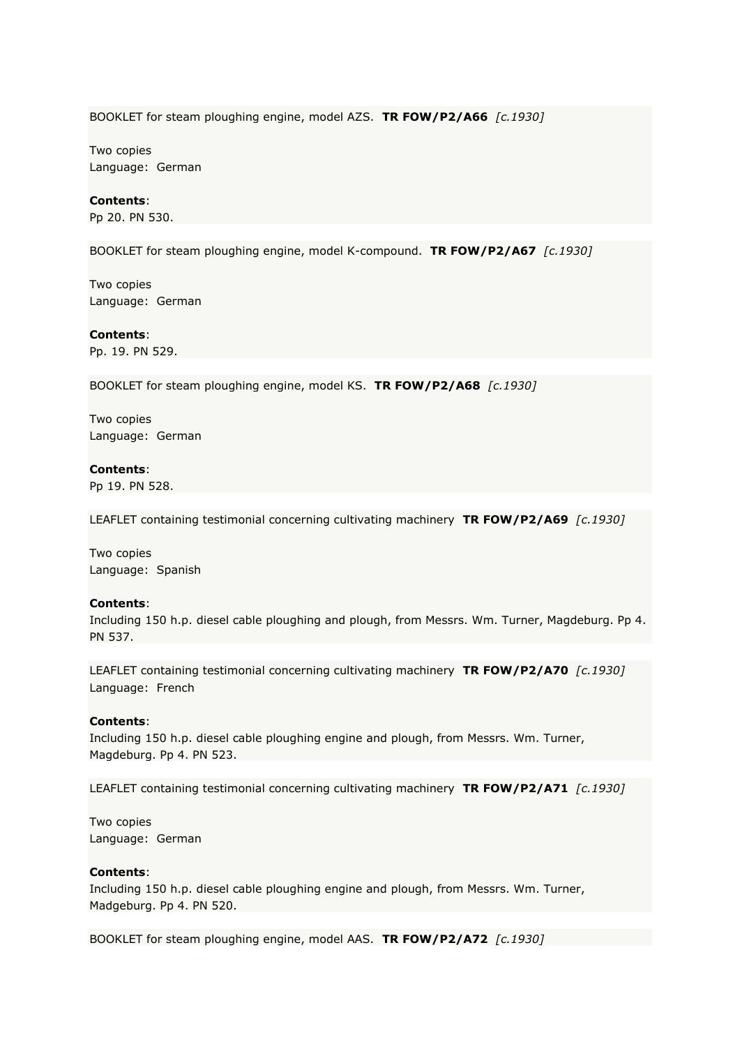BOOKLET for steam ploughing engine, model AZS.  **TR FOW/P2/A66**  *[c.1930]*

Two copies
Language:  German

**Contents**:
Pp 20. PN 530.

BOOKLET for steam ploughing engine, model K-compound.  **TR FOW/P2/A67**  *[c.1930]*

Two copies
Language:  German

**Contents**:
Pp. 19. PN 529.

BOOKLET for steam ploughing engine, model KS.  **TR FOW/P2/A68**  *[c.1930]*

Two copies
Language:  German

**Contents**:
Pp 19. PN 528.

LEAFLET containing testimonial concerning cultivating machinery  **TR FOW/P2/A69**  *[c.1930]*

Two copies
Language:  Spanish

**Contents**:
Including 150 h.p. diesel cable ploughing and plough, from Messrs. Wm. Turner, Magdeburg. Pp 4. PN 537.

LEAFLET containing testimonial concerning cultivating machinery  **TR FOW/P2/A70**  *[c.1930]*
Language:  French

**Contents**:
Including 150 h.p. diesel cable ploughing engine and plough, from Messrs. Wm. Turner, Magdeburg. Pp 4. PN 523.

LEAFLET containing testimonial concerning cultivating machinery  **TR FOW/P2/A71**  *[c.1930]*

Two copies
Language:  German

**Contents**:
Including 150 h.p. diesel cable ploughing engine and plough, from Messrs. Wm. Turner, Madgeburg. Pp 4. PN 520.

BOOKLET for steam ploughing engine, model AAS.  **TR FOW/P2/A72**  *[c.1930]*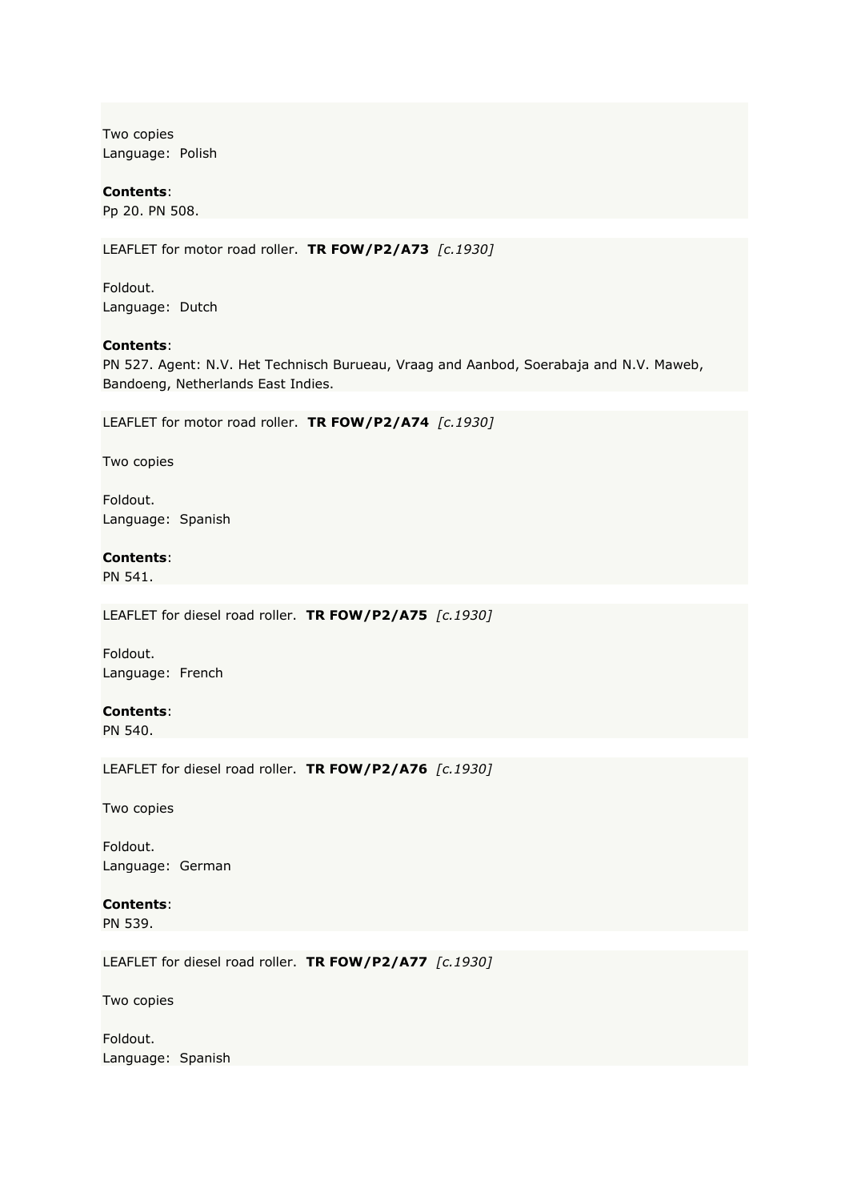Two copies
Language:  Polish

**Contents**:
Pp 20. PN 508.

LEAFLET for motor road roller.  **TR FOW/P2/A73**  *[c.1930]*

Foldout.
Language:  Dutch

**Contents**:
PN 527. Agent: N.V. Het Technisch Burueau, Vraag and Aanbod, Soerabaja and N.V. Maweb, Bandoeng, Netherlands East Indies.

LEAFLET for motor road roller.  **TR FOW/P2/A74**  *[c.1930]*

Two copies

Foldout.
Language:  Spanish

**Contents**:
PN 541.

LEAFLET for diesel road roller.  **TR FOW/P2/A75**  *[c.1930]*

Foldout.
Language:  French

**Contents**:
PN 540.

LEAFLET for diesel road roller.  **TR FOW/P2/A76**  *[c.1930]*

Two copies

Foldout.
Language:  German

**Contents**:
PN 539.

LEAFLET for diesel road roller.  **TR FOW/P2/A77**  *[c.1930]*

Two copies

Foldout.
Language:  Spanish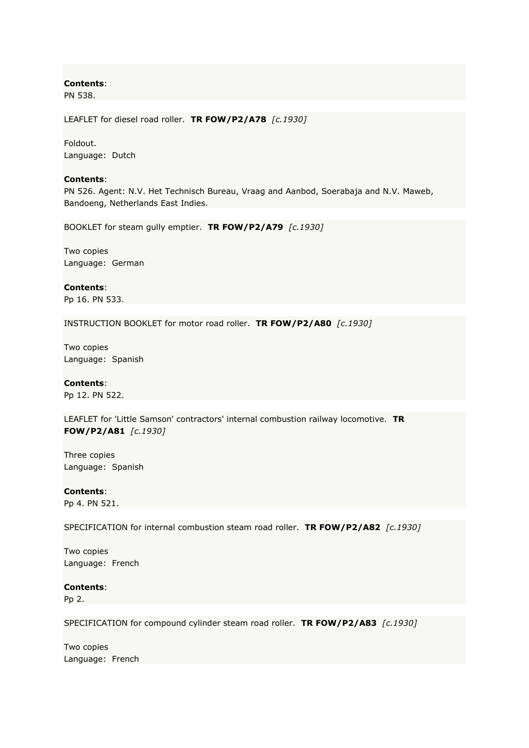**Contents**:
PN 538.

LEAFLET for diesel road roller. **TR FOW/P2/A78** *[c.1930]*

Foldout.
Language: Dutch

**Contents**:
PN 526. Agent: N.V. Het Technisch Bureau, Vraag and Aanbod, Soerabaja and N.V. Maweb, Bandoeng, Netherlands East Indies.

BOOKLET for steam gully emptier. **TR FOW/P2/A79** *[c.1930]*

Two copies
Language: German

**Contents**:
Pp 16. PN 533.

INSTRUCTION BOOKLET for motor road roller. **TR FOW/P2/A80** *[c.1930]*

Two copies
Language: Spanish

**Contents**:
Pp 12. PN 522.

LEAFLET for 'Little Samson' contractors' internal combustion railway locomotive. **TR FOW/P2/A81** *[c.1930]*

Three copies
Language: Spanish

**Contents**:
Pp 4. PN 521.

SPECIFICATION for internal combustion steam road roller. **TR FOW/P2/A82** *[c.1930]*

Two copies
Language: French

**Contents**:
Pp 2.

SPECIFICATION for compound cylinder steam road roller. **TR FOW/P2/A83** *[c.1930]*

Two copies
Language: French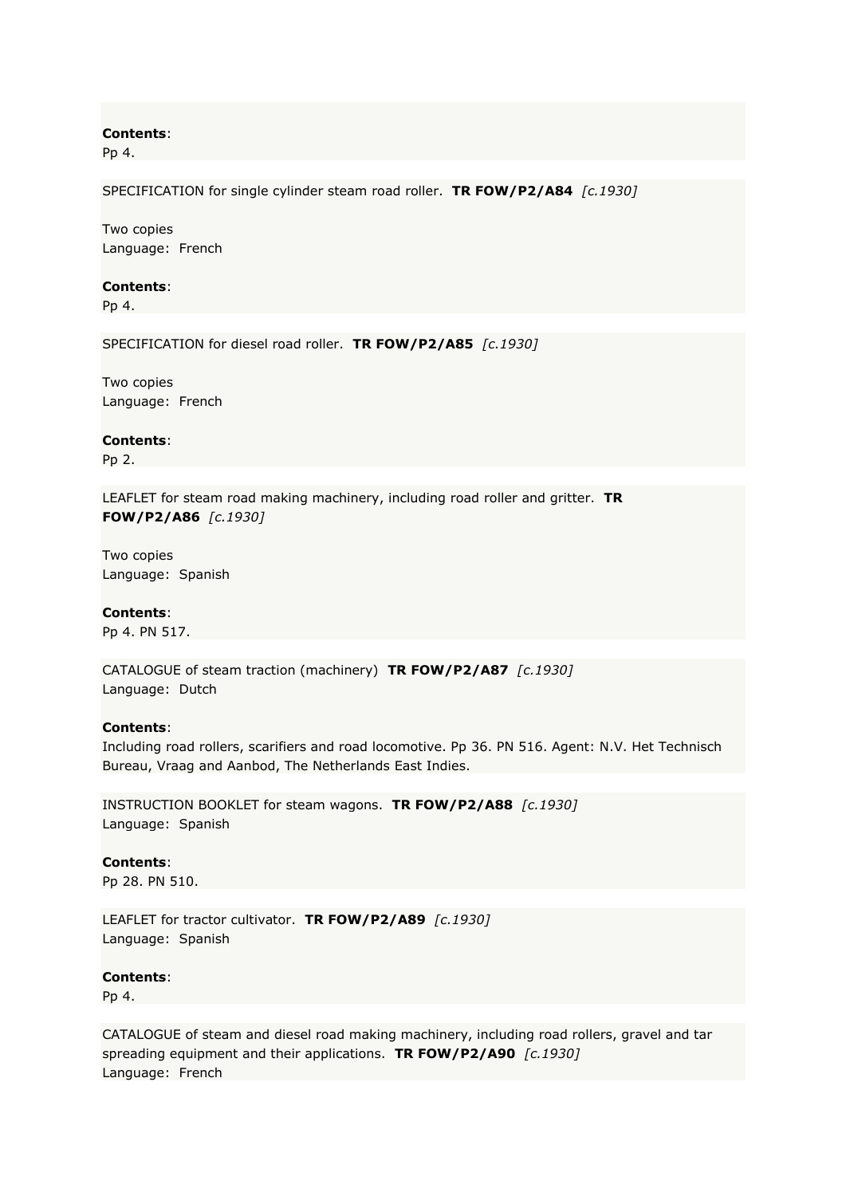**Contents**:
Pp 4.

SPECIFICATION for single cylinder steam road roller. **TR FOW/P2/A84** *[c.1930]*

Two copies
Language: French

**Contents**:
Pp 4.

SPECIFICATION for diesel road roller. **TR FOW/P2/A85** *[c.1930]*

Two copies
Language: French

**Contents**:
Pp 2.

LEAFLET for steam road making machinery, including road roller and gritter. **TR FOW/P2/A86** *[c.1930]*

Two copies
Language: Spanish

**Contents**:
Pp 4. PN 517.

CATALOGUE of steam traction (machinery) **TR FOW/P2/A87** *[c.1930]*
Language: Dutch

**Contents**:
Including road rollers, scarifiers and road locomotive. Pp 36. PN 516. Agent: N.V. Het Technisch Bureau, Vraag and Aanbod, The Netherlands East Indies.

INSTRUCTION BOOKLET for steam wagons. **TR FOW/P2/A88** *[c.1930]*
Language: Spanish

**Contents**:
Pp 28. PN 510.

LEAFLET for tractor cultivator. **TR FOW/P2/A89** *[c.1930]*
Language: Spanish

**Contents**:
Pp 4.

CATALOGUE of steam and diesel road making machinery, including road rollers, gravel and tar spreading equipment and their applications. **TR FOW/P2/A90** *[c.1930]*
Language: French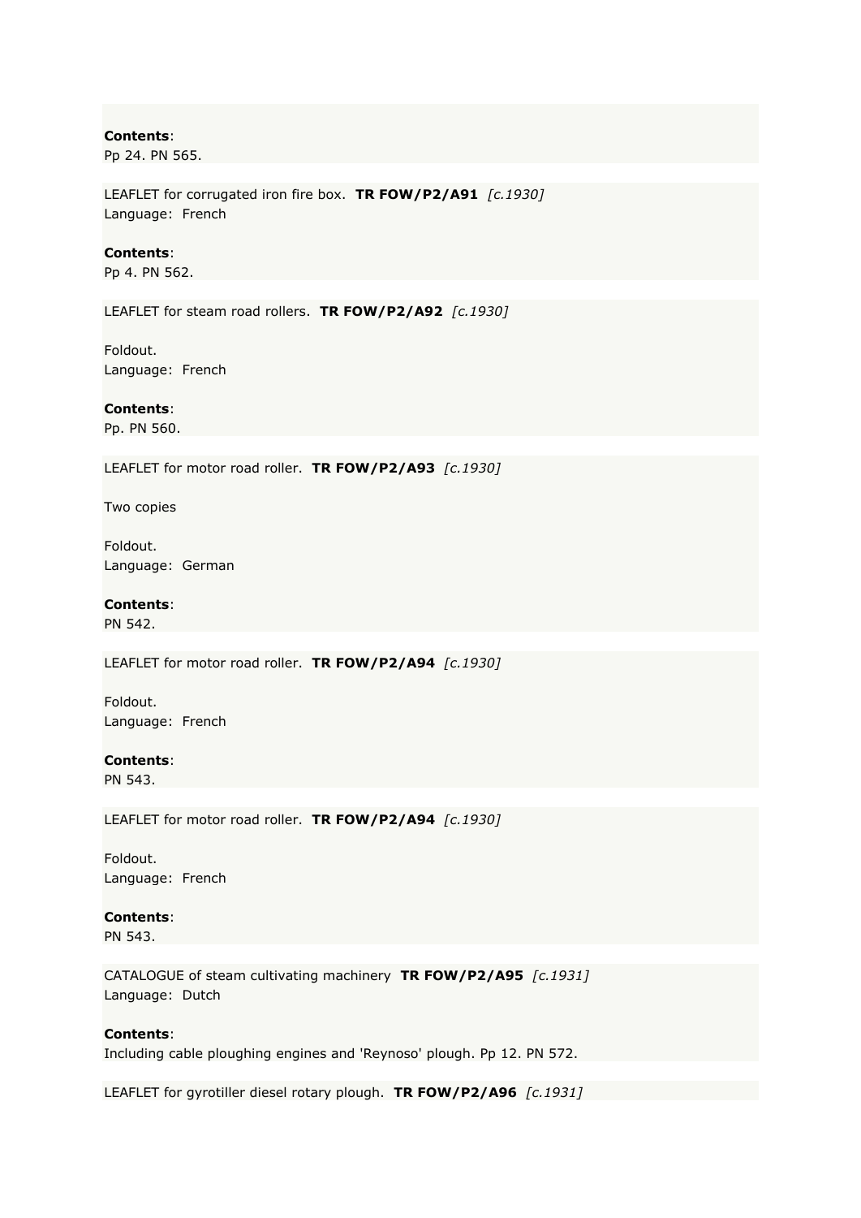**Contents**:
Pp 24. PN 565.

LEAFLET for corrugated iron fire box.  **TR FOW/P2/A91**  *[c.1930]*
Language:  French

**Contents**:
Pp 4. PN 562.

LEAFLET for steam road rollers.  **TR FOW/P2/A92**  *[c.1930]*

Foldout.
Language:  French

**Contents**:
Pp. PN 560.

LEAFLET for motor road roller.  **TR FOW/P2/A93**  *[c.1930]*

Two copies

Foldout.
Language:  German

**Contents**:
PN 542.

LEAFLET for motor road roller.  **TR FOW/P2/A94**  *[c.1930]*

Foldout.
Language:  French

**Contents**:
PN 543.

LEAFLET for motor road roller.  **TR FOW/P2/A94**  *[c.1930]*

Foldout.
Language:  French

**Contents**:
PN 543.

CATALOGUE of steam cultivating machinery  **TR FOW/P2/A95**  *[c.1931]*
Language:  Dutch

**Contents**:
Including cable ploughing engines and 'Reynoso' plough. Pp 12. PN 572.

LEAFLET for gyrotiller diesel rotary plough.  **TR FOW/P2/A96**  *[c.1931]*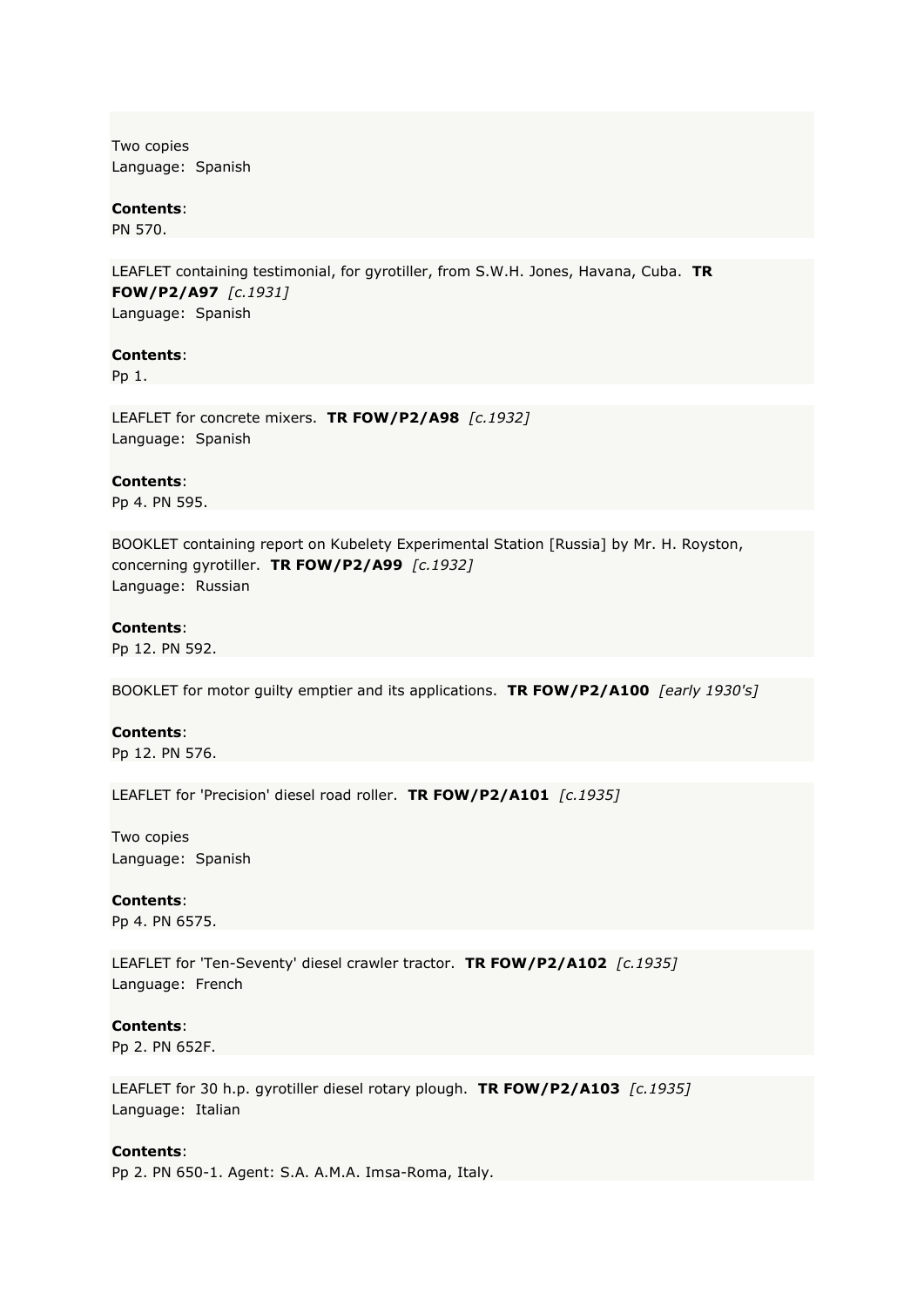Two copies
Language: Spanish

**Contents**:
PN 570.

LEAFLET containing testimonial, for gyrotiller, from S.W.H. Jones, Havana, Cuba. **TR FOW/P2/A97** *[c.1931]*
Language: Spanish

**Contents**:
Pp 1.

LEAFLET for concrete mixers. **TR FOW/P2/A98** *[c.1932]*
Language: Spanish

**Contents**:
Pp 4. PN 595.

BOOKLET containing report on Kubelety Experimental Station [Russia] by Mr. H. Royston, concerning gyrotiller. **TR FOW/P2/A99** *[c.1932]*
Language: Russian

**Contents**:
Pp 12. PN 592.

BOOKLET for motor guilty emptier and its applications. **TR FOW/P2/A100** *[early 1930's]*

**Contents**:
Pp 12. PN 576.

LEAFLET for 'Precision' diesel road roller. **TR FOW/P2/A101** *[c.1935]*

Two copies
Language: Spanish

**Contents**:
Pp 4. PN 6575.

LEAFLET for 'Ten-Seventy' diesel crawler tractor. **TR FOW/P2/A102** *[c.1935]*
Language: French

**Contents**:
Pp 2. PN 652F.

LEAFLET for 30 h.p. gyrotiller diesel rotary plough. **TR FOW/P2/A103** *[c.1935]*
Language: Italian

**Contents**:
Pp 2. PN 650-1. Agent: S.A. A.M.A. Imsa-Roma, Italy.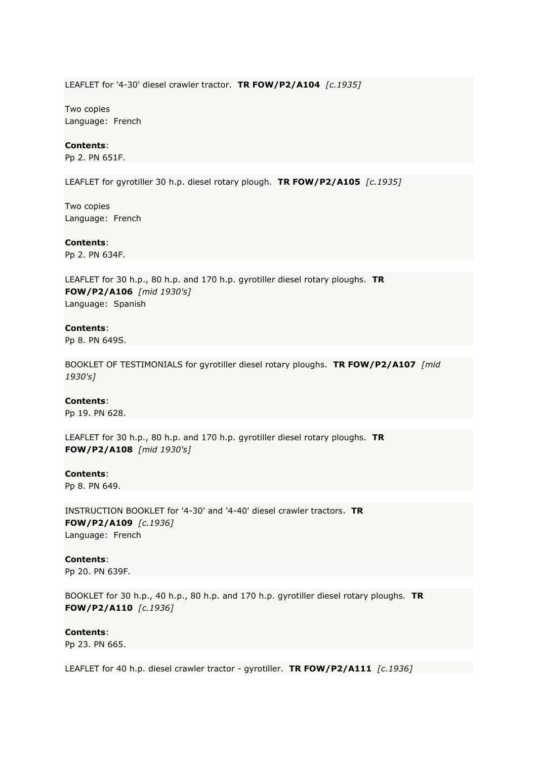LEAFLET for '4-30' diesel crawler tractor.  **TR FOW/P2/A104**  *[c.1935]*

Two copies
Language:  French

**Contents**:
Pp 2. PN 651F.

LEAFLET for gyrotiller 30 h.p. diesel rotary plough.  **TR FOW/P2/A105**  *[c.1935]*

Two copies
Language:  French

**Contents**:
Pp 2. PN 634F.

LEAFLET for 30 h.p., 80 h.p. and 170 h.p. gyrotiller diesel rotary ploughs.  **TR FOW/P2/A106**  *[mid 1930's]*
Language:  Spanish

**Contents**:
Pp 8. PN 649S.

BOOKLET OF TESTIMONIALS for gyrotiller diesel rotary ploughs.  **TR FOW/P2/A107**  *[mid 1930's]*

**Contents**:
Pp 19. PN 628.

LEAFLET for 30 h.p., 80 h.p. and 170 h.p. gyrotiller diesel rotary ploughs.  **TR FOW/P2/A108**  *[mid 1930's]*

**Contents**:
Pp 8. PN 649.

INSTRUCTION BOOKLET for '4-30' and '4-40' diesel crawler tractors.  **TR FOW/P2/A109**  *[c.1936]*
Language:  French

**Contents**:
Pp 20. PN 639F.

BOOKLET for 30 h.p., 40 h.p., 80 h.p. and 170 h.p. gyrotiller diesel rotary ploughs.  **TR FOW/P2/A110**  *[c.1936]*

**Contents**:
Pp 23. PN 665.

LEAFLET for 40 h.p. diesel crawler tractor - gyrotiller.  **TR FOW/P2/A111**  *[c.1936]*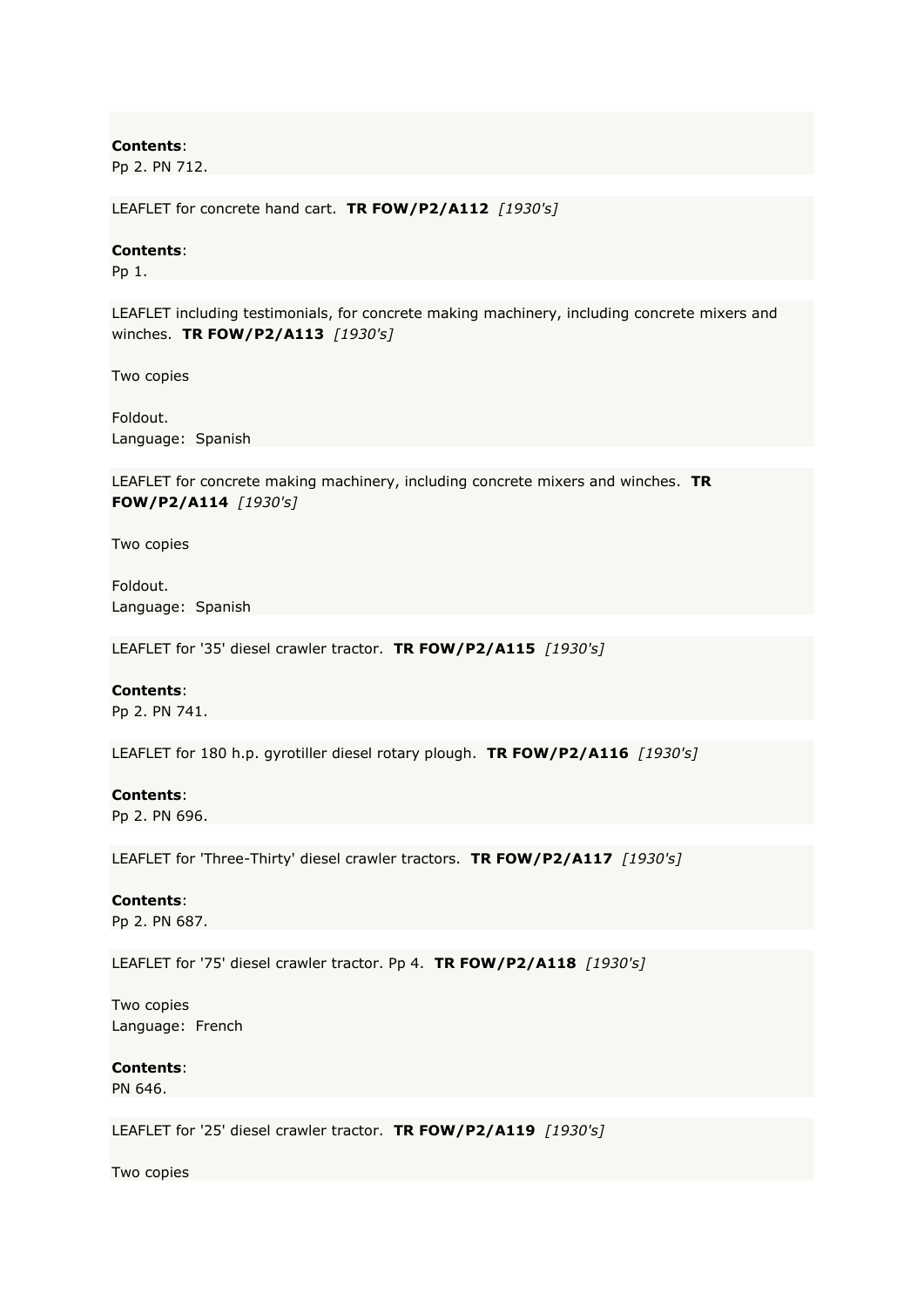**Contents**:
Pp 2. PN 712.

LEAFLET for concrete hand cart. **TR FOW/P2/A112** *[1930's]*

**Contents**:
Pp 1.

LEAFLET including testimonials, for concrete making machinery, including concrete mixers and winches. **TR FOW/P2/A113** *[1930's]*

Two copies

Foldout.
Language: Spanish

LEAFLET for concrete making machinery, including concrete mixers and winches. **TR FOW/P2/A114** *[1930's]*

Two copies

Foldout.
Language: Spanish

LEAFLET for '35' diesel crawler tractor. **TR FOW/P2/A115** *[1930's]*

**Contents**:
Pp 2. PN 741.

LEAFLET for 180 h.p. gyrotiller diesel rotary plough. **TR FOW/P2/A116** *[1930's]*

**Contents**:
Pp 2. PN 696.

LEAFLET for 'Three-Thirty' diesel crawler tractors. **TR FOW/P2/A117** *[1930's]*

**Contents**:
Pp 2. PN 687.

LEAFLET for '75' diesel crawler tractor. Pp 4. **TR FOW/P2/A118** *[1930's]*

Two copies
Language: French

**Contents**:
PN 646.

LEAFLET for '25' diesel crawler tractor. **TR FOW/P2/A119** *[1930's]*

Two copies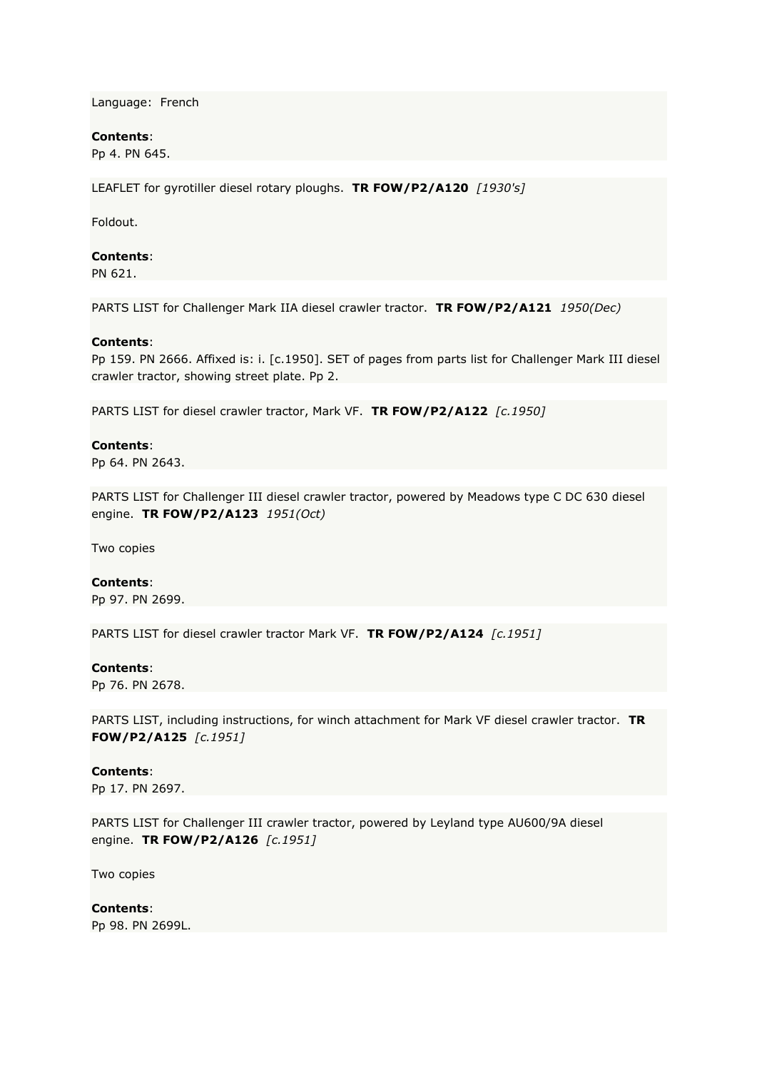Language: French

**Contents**:
Pp 4. PN 645.

LEAFLET for gyrotiller diesel rotary ploughs. **TR FOW/P2/A120** *[1930's]*

Foldout.

**Contents**:
PN 621.

PARTS LIST for Challenger Mark IIA diesel crawler tractor. **TR FOW/P2/A121** *1950(Dec)*

**Contents**:
Pp 159. PN 2666. Affixed is: i. [c.1950]. SET of pages from parts list for Challenger Mark III diesel crawler tractor, showing street plate. Pp 2.

PARTS LIST for diesel crawler tractor, Mark VF. **TR FOW/P2/A122** *[c.1950]*

**Contents**:
Pp 64. PN 2643.

PARTS LIST for Challenger III diesel crawler tractor, powered by Meadows type C DC 630 diesel engine. **TR FOW/P2/A123** *1951(Oct)*

Two copies

**Contents**:
Pp 97. PN 2699.

PARTS LIST for diesel crawler tractor Mark VF. **TR FOW/P2/A124** *[c.1951]*

**Contents**:
Pp 76. PN 2678.

PARTS LIST, including instructions, for winch attachment for Mark VF diesel crawler tractor. **TR FOW/P2/A125** *[c.1951]*

**Contents**:
Pp 17. PN 2697.

PARTS LIST for Challenger III crawler tractor, powered by Leyland type AU600/9A diesel engine. **TR FOW/P2/A126** *[c.1951]*

Two copies

**Contents**:
Pp 98. PN 2699L.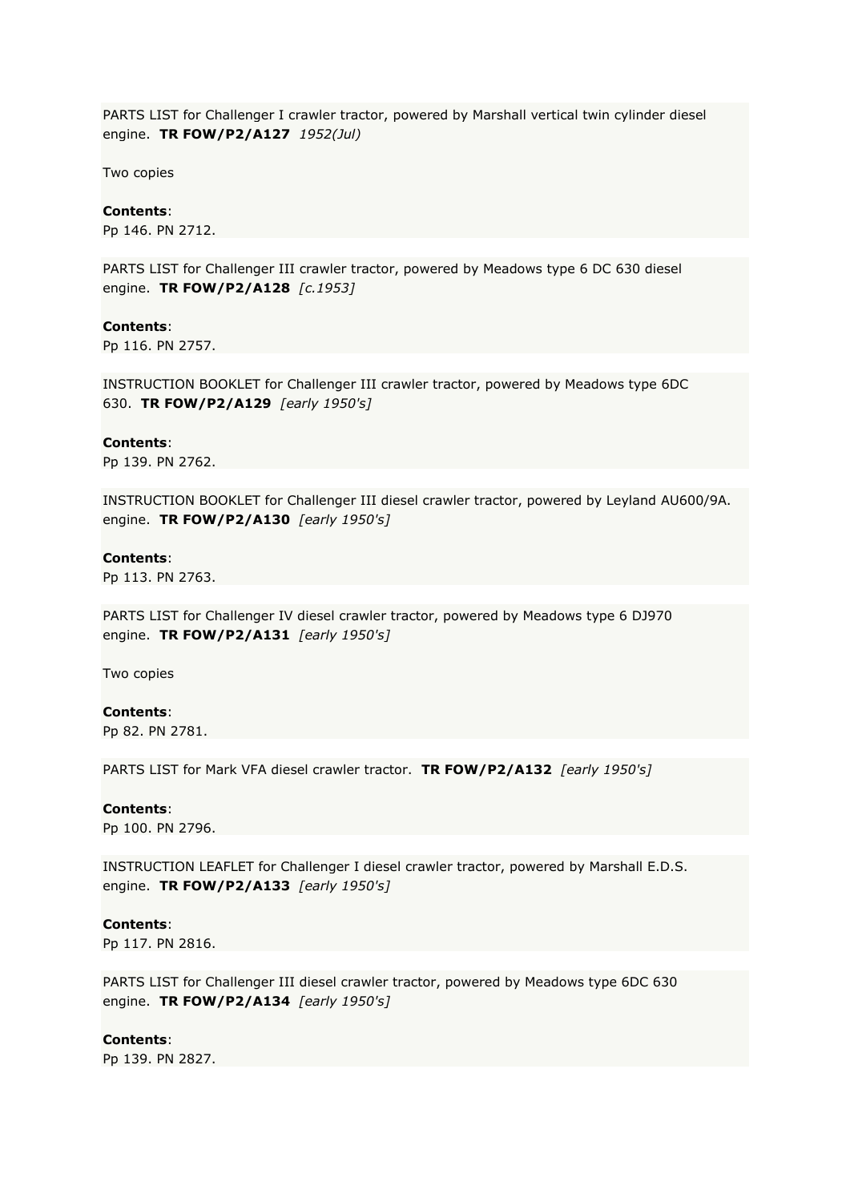PARTS LIST for Challenger I crawler tractor, powered by Marshall vertical twin cylinder diesel engine. **TR FOW/P2/A127** *1952(Jul)*

Two copies

**Contents**:
Pp 146. PN 2712.

PARTS LIST for Challenger III crawler tractor, powered by Meadows type 6 DC 630 diesel engine. **TR FOW/P2/A128** *[c.1953]*

**Contents**:
Pp 116. PN 2757.

INSTRUCTION BOOKLET for Challenger III crawler tractor, powered by Meadows type 6DC 630. **TR FOW/P2/A129** *[early 1950's]*

**Contents**:
Pp 139. PN 2762.

INSTRUCTION BOOKLET for Challenger III diesel crawler tractor, powered by Leyland AU600/9A. engine. **TR FOW/P2/A130** *[early 1950's]*

**Contents**:
Pp 113. PN 2763.

PARTS LIST for Challenger IV diesel crawler tractor, powered by Meadows type 6 DJ970 engine. **TR FOW/P2/A131** *[early 1950's]*

Two copies

**Contents**:
Pp 82. PN 2781.

PARTS LIST for Mark VFA diesel crawler tractor. **TR FOW/P2/A132** *[early 1950's]*

**Contents**:
Pp 100. PN 2796.

INSTRUCTION LEAFLET for Challenger I diesel crawler tractor, powered by Marshall E.D.S. engine. **TR FOW/P2/A133** *[early 1950's]*

**Contents**:
Pp 117. PN 2816.

PARTS LIST for Challenger III diesel crawler tractor, powered by Meadows type 6DC 630 engine. **TR FOW/P2/A134** *[early 1950's]*

**Contents**:
Pp 139. PN 2827.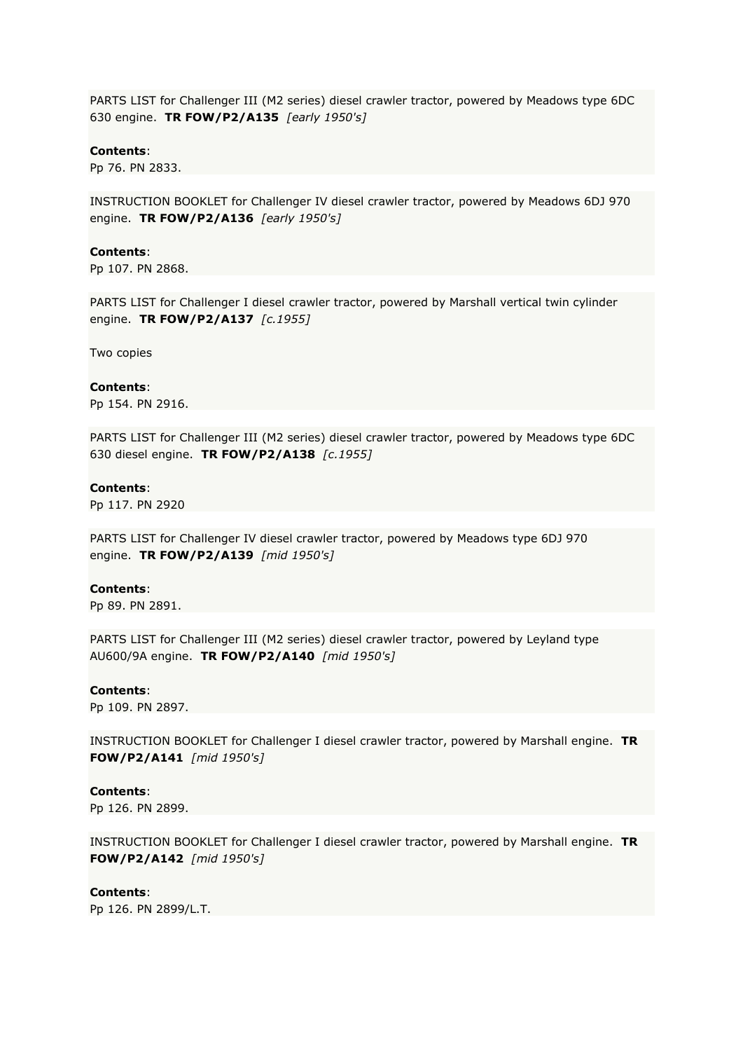PARTS LIST for Challenger III (M2 series) diesel crawler tractor, powered by Meadows type 6DC 630 engine. **TR FOW/P2/A135** *[early 1950's]*

**Contents**:
Pp 76. PN 2833.

INSTRUCTION BOOKLET for Challenger IV diesel crawler tractor, powered by Meadows 6DJ 970 engine. **TR FOW/P2/A136** *[early 1950's]*

**Contents**:
Pp 107. PN 2868.

PARTS LIST for Challenger I diesel crawler tractor, powered by Marshall vertical twin cylinder engine. **TR FOW/P2/A137** *[c.1955]*

Two copies

**Contents**:
Pp 154. PN 2916.

PARTS LIST for Challenger III (M2 series) diesel crawler tractor, powered by Meadows type 6DC 630 diesel engine. **TR FOW/P2/A138** *[c.1955]*

**Contents**:
Pp 117. PN 2920

PARTS LIST for Challenger IV diesel crawler tractor, powered by Meadows type 6DJ 970 engine. **TR FOW/P2/A139** *[mid 1950's]*

**Contents**:
Pp 89. PN 2891.

PARTS LIST for Challenger III (M2 series) diesel crawler tractor, powered by Leyland type AU600/9A engine. **TR FOW/P2/A140** *[mid 1950's]*

**Contents**:
Pp 109. PN 2897.

INSTRUCTION BOOKLET for Challenger I diesel crawler tractor, powered by Marshall engine. **TR FOW/P2/A141** *[mid 1950's]*

**Contents**:
Pp 126. PN 2899.

INSTRUCTION BOOKLET for Challenger I diesel crawler tractor, powered by Marshall engine. **TR FOW/P2/A142** *[mid 1950's]*

**Contents**:
Pp 126. PN 2899/L.T.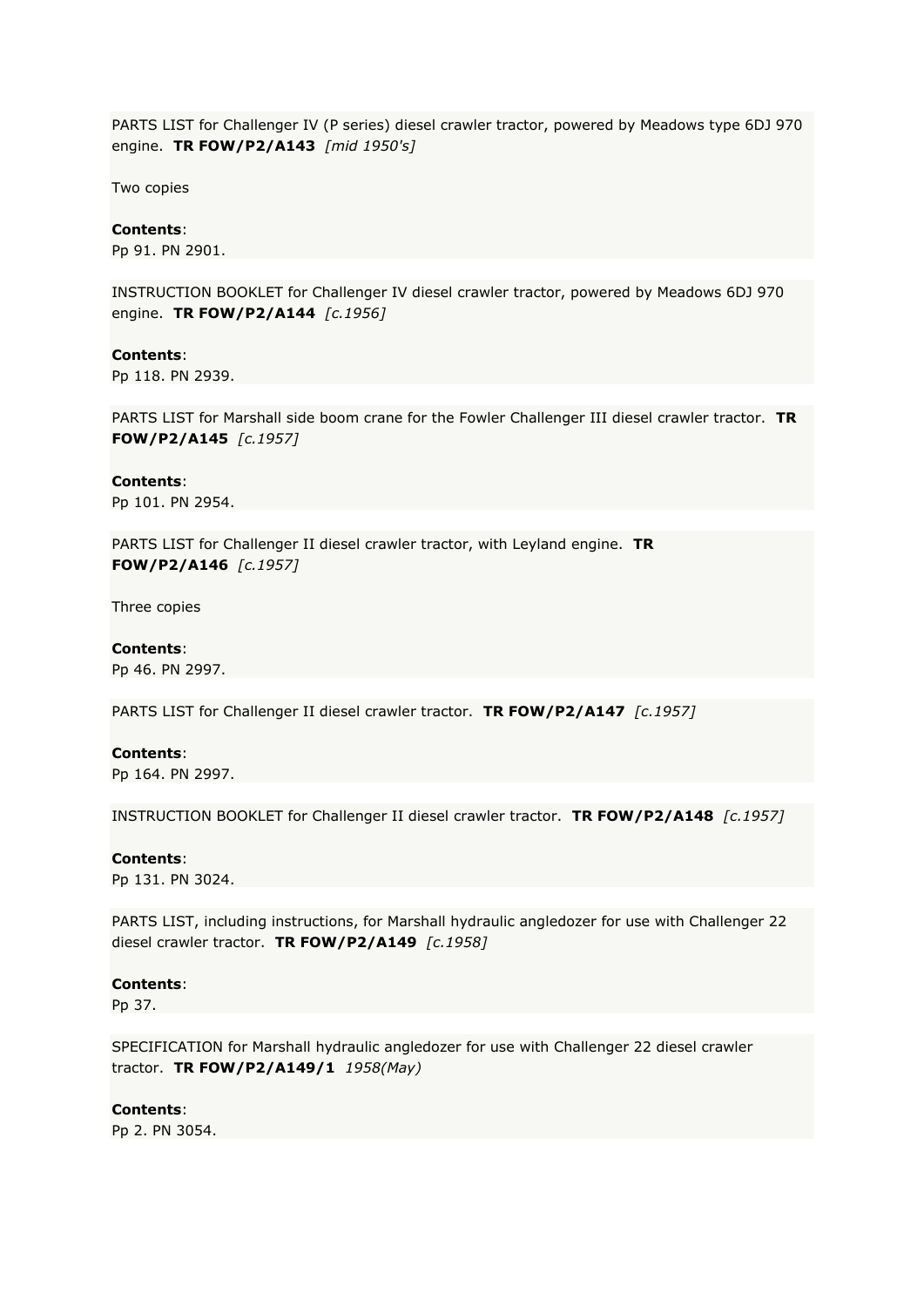PARTS LIST for Challenger IV (P series) diesel crawler tractor, powered by Meadows type 6DJ 970 engine. **TR FOW/P2/A143** *[mid 1950's]*

Two copies

**Contents**:
Pp 91. PN 2901.

INSTRUCTION BOOKLET for Challenger IV diesel crawler tractor, powered by Meadows 6DJ 970 engine. **TR FOW/P2/A144** *[c.1956]*

**Contents**:
Pp 118. PN 2939.

PARTS LIST for Marshall side boom crane for the Fowler Challenger III diesel crawler tractor. **TR FOW/P2/A145** *[c.1957]*

**Contents**:
Pp 101. PN 2954.

PARTS LIST for Challenger II diesel crawler tractor, with Leyland engine. **TR FOW/P2/A146** *[c.1957]*

Three copies

**Contents**:
Pp 46. PN 2997.

PARTS LIST for Challenger II diesel crawler tractor. **TR FOW/P2/A147** *[c.1957]*

**Contents**:
Pp 164. PN 2997.

INSTRUCTION BOOKLET for Challenger II diesel crawler tractor. **TR FOW/P2/A148** *[c.1957]*

**Contents**:
Pp 131. PN 3024.

PARTS LIST, including instructions, for Marshall hydraulic angledozer for use with Challenger 22 diesel crawler tractor. **TR FOW/P2/A149** *[c.1958]*

**Contents**:
Pp 37.

SPECIFICATION for Marshall hydraulic angledozer for use with Challenger 22 diesel crawler tractor. **TR FOW/P2/A149/1** *1958(May)*

**Contents**:
Pp 2. PN 3054.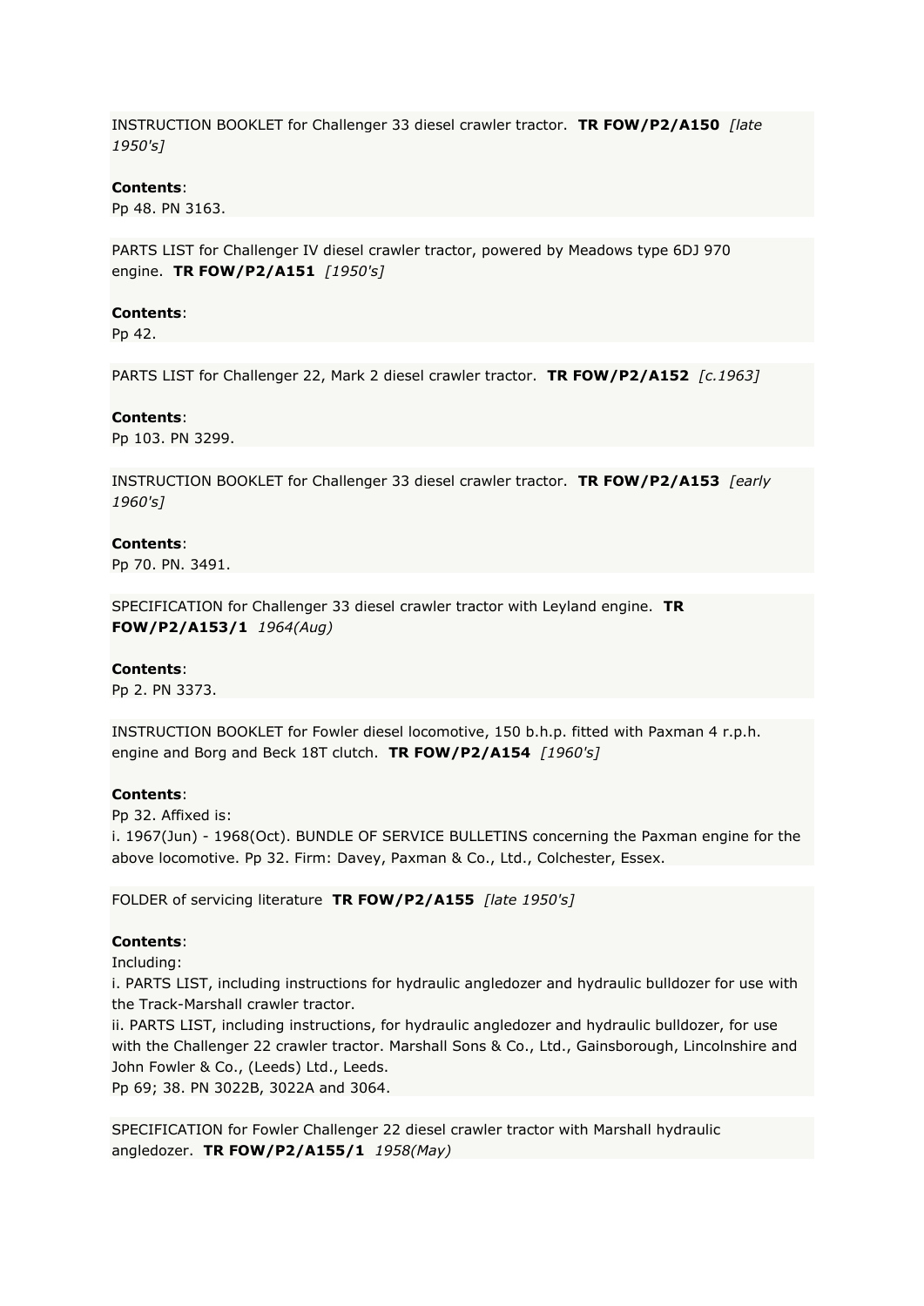INSTRUCTION BOOKLET for Challenger 33 diesel crawler tractor. **TR FOW/P2/A150** *[late 1950's]*

**Contents**:
Pp 48. PN 3163.

PARTS LIST for Challenger IV diesel crawler tractor, powered by Meadows type 6DJ 970 engine. **TR FOW/P2/A151** *[1950's]*

**Contents**:
Pp 42.

PARTS LIST for Challenger 22, Mark 2 diesel crawler tractor. **TR FOW/P2/A152** *[c.1963]*

**Contents**:
Pp 103. PN 3299.

INSTRUCTION BOOKLET for Challenger 33 diesel crawler tractor. **TR FOW/P2/A153** *[early 1960's]*

**Contents**:
Pp 70. PN. 3491.

SPECIFICATION for Challenger 33 diesel crawler tractor with Leyland engine. **TR FOW/P2/A153/1** *1964(Aug)*

**Contents**:
Pp 2. PN 3373.

INSTRUCTION BOOKLET for Fowler diesel locomotive, 150 b.h.p. fitted with Paxman 4 r.p.h. engine and Borg and Beck 18T clutch. **TR FOW/P2/A154** *[1960's]*

**Contents**:
Pp 32. Affixed is:
i. 1967(Jun) - 1968(Oct). BUNDLE OF SERVICE BULLETINS concerning the Paxman engine for the above locomotive. Pp 32. Firm: Davey, Paxman & Co., Ltd., Colchester, Essex.

FOLDER of servicing literature **TR FOW/P2/A155** *[late 1950's]*

**Contents**:
Including:
i. PARTS LIST, including instructions for hydraulic angledozer and hydraulic bulldozer for use with the Track-Marshall crawler tractor.
ii. PARTS LIST, including instructions, for hydraulic angledozer and hydraulic bulldozer, for use with the Challenger 22 crawler tractor. Marshall Sons & Co., Ltd., Gainsborough, Lincolnshire and John Fowler & Co., (Leeds) Ltd., Leeds.
Pp 69; 38. PN 3022B, 3022A and 3064.

SPECIFICATION for Fowler Challenger 22 diesel crawler tractor with Marshall hydraulic angledozer. **TR FOW/P2/A155/1** *1958(May)*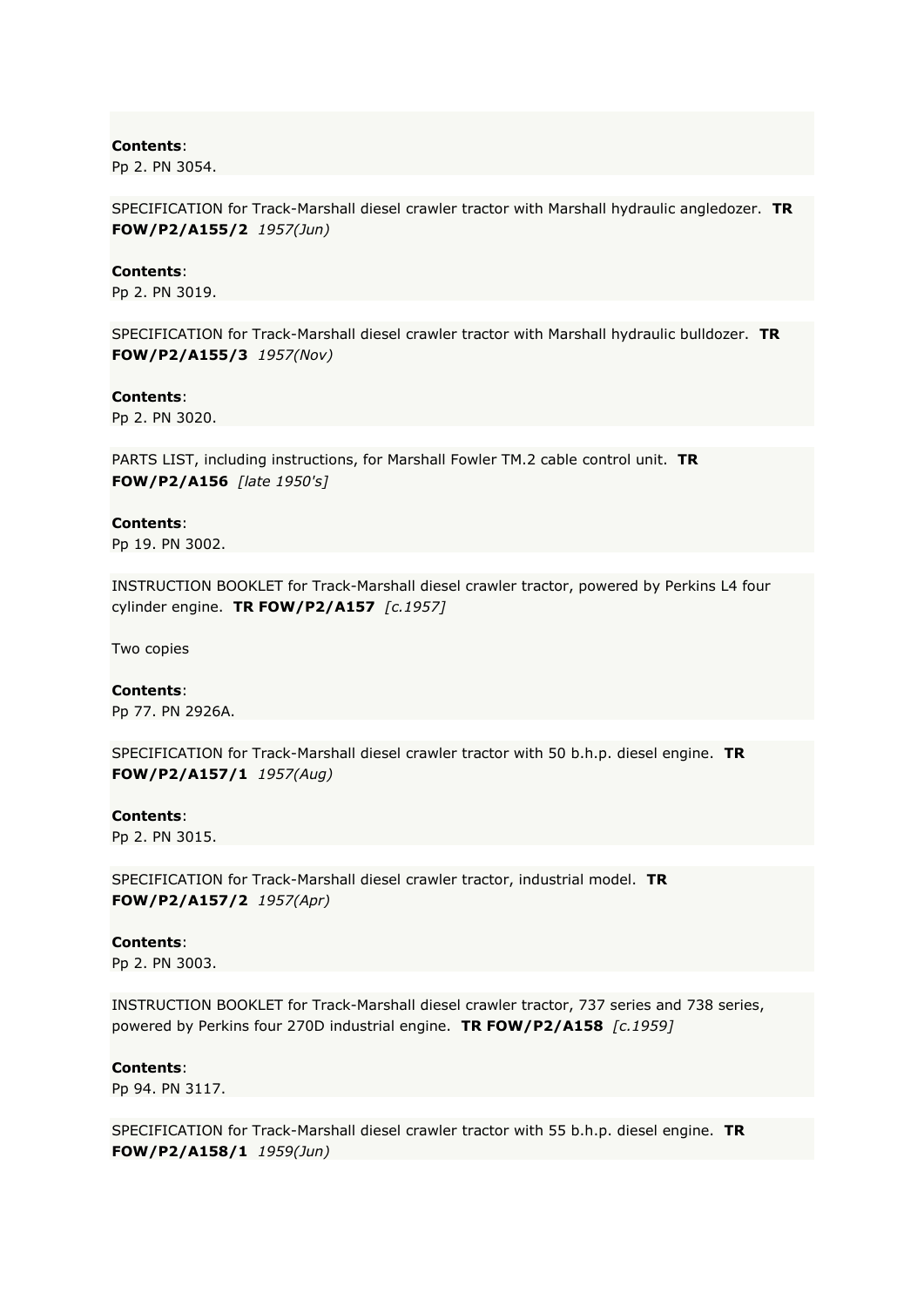**Contents**:
Pp 2. PN 3054.

SPECIFICATION for Track-Marshall diesel crawler tractor with Marshall hydraulic angledozer. **TR FOW/P2/A155/2** *1957(Jun)*

**Contents**:
Pp 2. PN 3019.

SPECIFICATION for Track-Marshall diesel crawler tractor with Marshall hydraulic bulldozer. **TR FOW/P2/A155/3** *1957(Nov)*

**Contents**:
Pp 2. PN 3020.

PARTS LIST, including instructions, for Marshall Fowler TM.2 cable control unit. **TR FOW/P2/A156** *[late 1950's]*

**Contents**:
Pp 19. PN 3002.

INSTRUCTION BOOKLET for Track-Marshall diesel crawler tractor, powered by Perkins L4 four cylinder engine. **TR FOW/P2/A157** *[c.1957]*

Two copies

**Contents**:
Pp 77. PN 2926A.

SPECIFICATION for Track-Marshall diesel crawler tractor with 50 b.h.p. diesel engine. **TR FOW/P2/A157/1** *1957(Aug)*

**Contents**:
Pp 2. PN 3015.

SPECIFICATION for Track-Marshall diesel crawler tractor, industrial model. **TR FOW/P2/A157/2** *1957(Apr)*

**Contents**:
Pp 2. PN 3003.

INSTRUCTION BOOKLET for Track-Marshall diesel crawler tractor, 737 series and 738 series, powered by Perkins four 270D industrial engine. **TR FOW/P2/A158** *[c.1959]*

**Contents**:
Pp 94. PN 3117.

SPECIFICATION for Track-Marshall diesel crawler tractor with 55 b.h.p. diesel engine. **TR FOW/P2/A158/1** *1959(Jun)*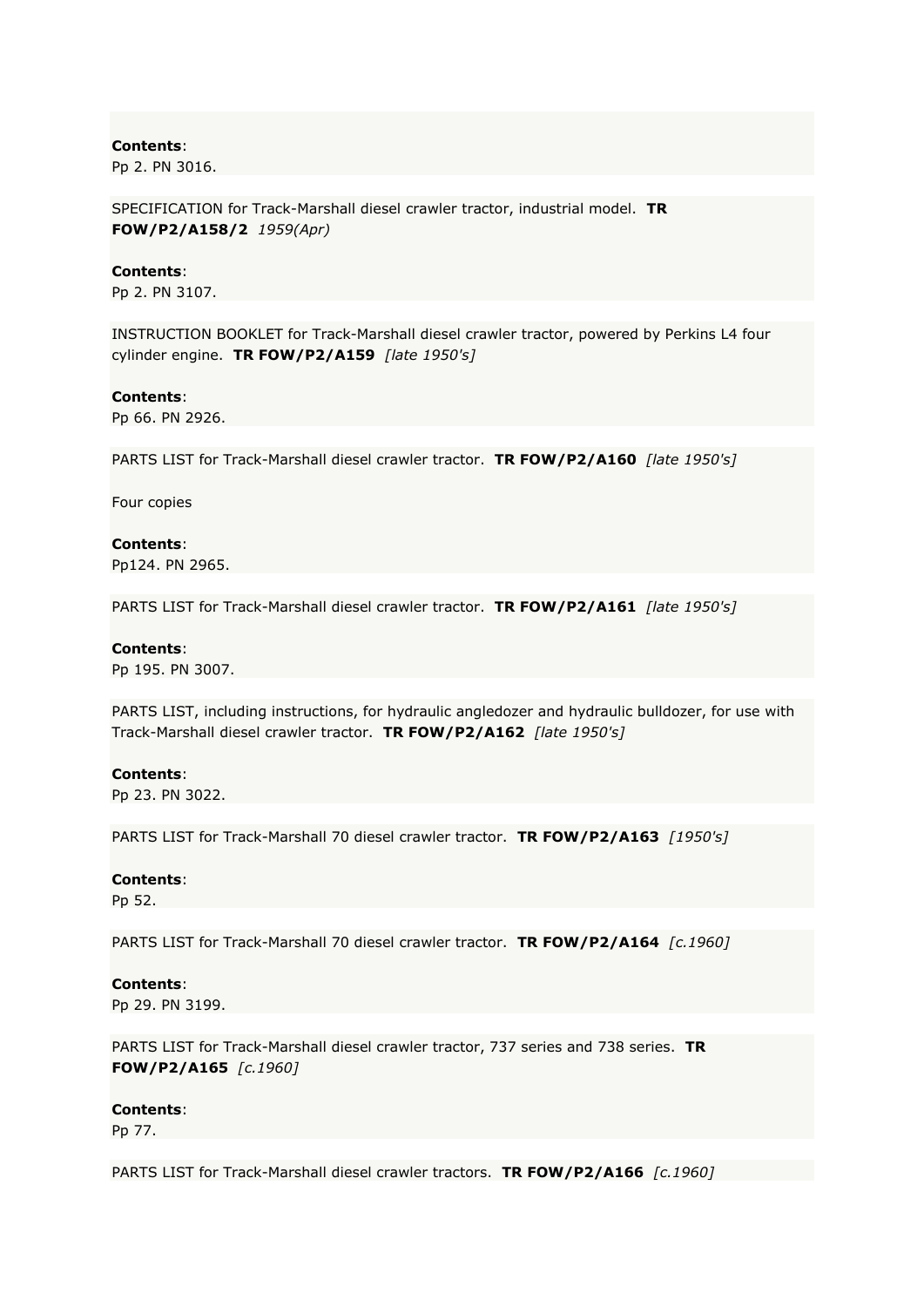**Contents**:
Pp 2. PN 3016.

SPECIFICATION for Track-Marshall diesel crawler tractor, industrial model. **TR FOW/P2/A158/2** *1959(Apr)*

**Contents**:
Pp 2. PN 3107.

INSTRUCTION BOOKLET for Track-Marshall diesel crawler tractor, powered by Perkins L4 four cylinder engine. **TR FOW/P2/A159** *[late 1950's]*

**Contents**:
Pp 66. PN 2926.

PARTS LIST for Track-Marshall diesel crawler tractor. **TR FOW/P2/A160** *[late 1950's]*

Four copies

**Contents**:
Pp124. PN 2965.

PARTS LIST for Track-Marshall diesel crawler tractor. **TR FOW/P2/A161** *[late 1950's]*

**Contents**:
Pp 195. PN 3007.

PARTS LIST, including instructions, for hydraulic angledozer and hydraulic bulldozer, for use with Track-Marshall diesel crawler tractor. **TR FOW/P2/A162** *[late 1950's]*

**Contents**:
Pp 23. PN 3022.

PARTS LIST for Track-Marshall 70 diesel crawler tractor. **TR FOW/P2/A163** *[1950's]*

**Contents**:
Pp 52.

PARTS LIST for Track-Marshall 70 diesel crawler tractor. **TR FOW/P2/A164** *[c.1960]*

**Contents**:
Pp 29. PN 3199.

PARTS LIST for Track-Marshall diesel crawler tractor, 737 series and 738 series. **TR FOW/P2/A165** *[c.1960]*

**Contents**:
Pp 77.

PARTS LIST for Track-Marshall diesel crawler tractors. **TR FOW/P2/A166** *[c.1960]*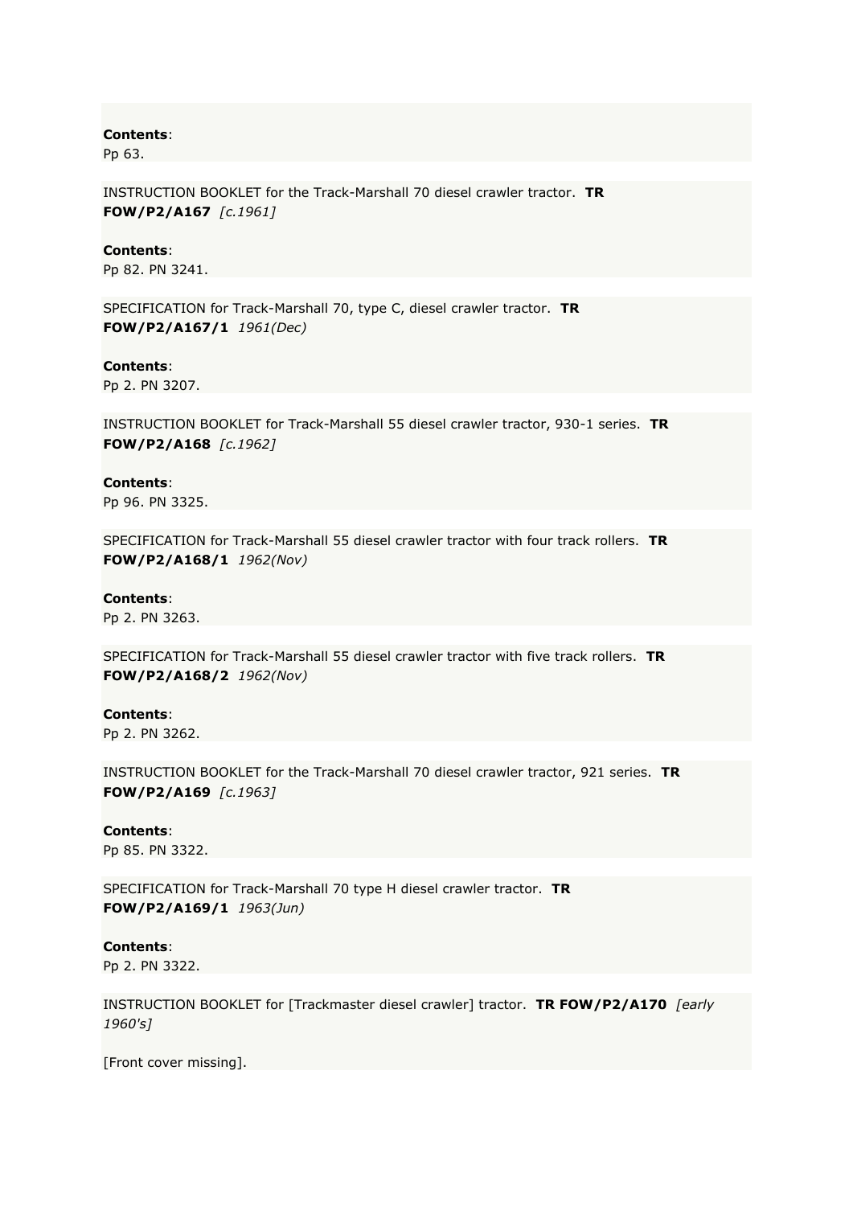**Contents**:
Pp 63.

INSTRUCTION BOOKLET for the Track-Marshall 70 diesel crawler tractor. **TR FOW/P2/A167** *[c.1961]*

**Contents**:
Pp 82. PN 3241.

SPECIFICATION for Track-Marshall 70, type C, diesel crawler tractor. **TR FOW/P2/A167/1** *1961(Dec)*

**Contents**:
Pp 2. PN 3207.

INSTRUCTION BOOKLET for Track-Marshall 55 diesel crawler tractor, 930-1 series. **TR FOW/P2/A168** *[c.1962]*

**Contents**:
Pp 96. PN 3325.

SPECIFICATION for Track-Marshall 55 diesel crawler tractor with four track rollers. **TR FOW/P2/A168/1** *1962(Nov)*

**Contents**:
Pp 2. PN 3263.

SPECIFICATION for Track-Marshall 55 diesel crawler tractor with five track rollers. **TR FOW/P2/A168/2** *1962(Nov)*

**Contents**:
Pp 2. PN 3262.

INSTRUCTION BOOKLET for the Track-Marshall 70 diesel crawler tractor, 921 series. **TR FOW/P2/A169** *[c.1963]*

**Contents**:
Pp 85. PN 3322.

SPECIFICATION for Track-Marshall 70 type H diesel crawler tractor. **TR FOW/P2/A169/1** *1963(Jun)*

**Contents**:
Pp 2. PN 3322.

INSTRUCTION BOOKLET for [Trackmaster diesel crawler] tractor. **TR FOW/P2/A170** *[early 1960's]*

[Front cover missing].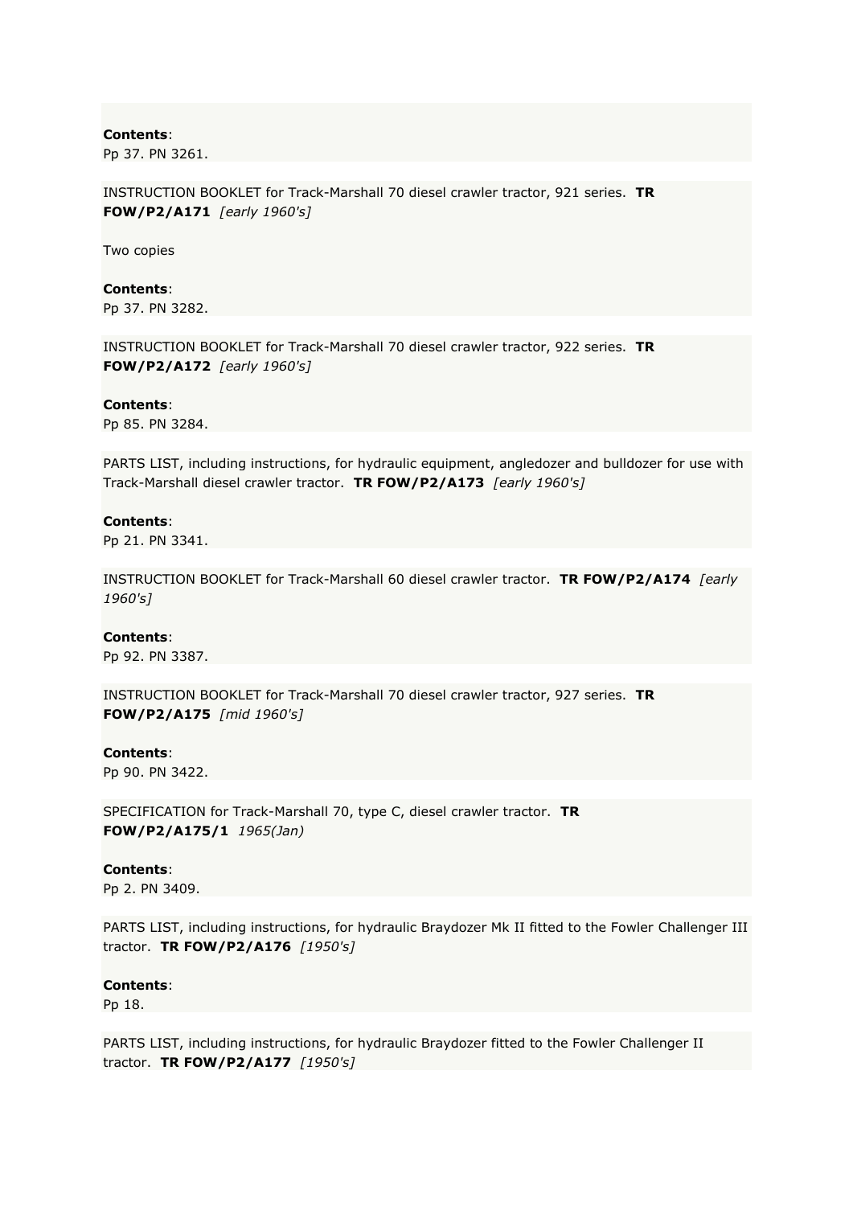**Contents**:
Pp 37. PN 3261.

INSTRUCTION BOOKLET for Track-Marshall 70 diesel crawler tractor, 921 series. **TR FOW/P2/A171** *[early 1960's]*

Two copies

**Contents**:
Pp 37. PN 3282.

INSTRUCTION BOOKLET for Track-Marshall 70 diesel crawler tractor, 922 series. **TR FOW/P2/A172** *[early 1960's]*

**Contents**:
Pp 85. PN 3284.

PARTS LIST, including instructions, for hydraulic equipment, angledozer and bulldozer for use with Track-Marshall diesel crawler tractor. **TR FOW/P2/A173** *[early 1960's]*

**Contents**:
Pp 21. PN 3341.

INSTRUCTION BOOKLET for Track-Marshall 60 diesel crawler tractor. **TR FOW/P2/A174** *[early 1960's]*

**Contents**:
Pp 92. PN 3387.

INSTRUCTION BOOKLET for Track-Marshall 70 diesel crawler tractor, 927 series. **TR FOW/P2/A175** *[mid 1960's]*

**Contents**:
Pp 90. PN 3422.

SPECIFICATION for Track-Marshall 70, type C, diesel crawler tractor. **TR FOW/P2/A175/1** *1965(Jan)*

**Contents**:
Pp 2. PN 3409.

PARTS LIST, including instructions, for hydraulic Braydozer Mk II fitted to the Fowler Challenger III tractor. **TR FOW/P2/A176** *[1950's]*

**Contents**:
Pp 18.

PARTS LIST, including instructions, for hydraulic Braydozer fitted to the Fowler Challenger II tractor. **TR FOW/P2/A177** *[1950's]*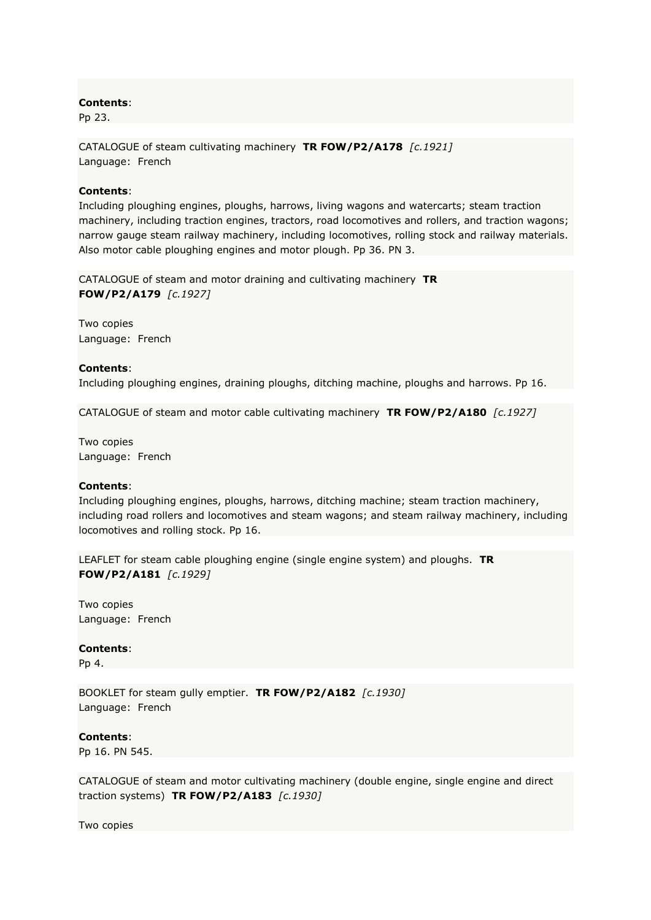**Contents**:
Pp 23.

CATALOGUE of steam cultivating machinery **TR FOW/P2/A178** *[c.1921]*
Language: French

**Contents**:
Including ploughing engines, ploughs, harrows, living wagons and watercarts; steam traction machinery, including traction engines, tractors, road locomotives and rollers, and traction wagons; narrow gauge steam railway machinery, including locomotives, rolling stock and railway materials. Also motor cable ploughing engines and motor plough. Pp 36. PN 3.

CATALOGUE of steam and motor draining and cultivating machinery **TR FOW/P2/A179** *[c.1927]*

Two copies
Language: French

**Contents**:
Including ploughing engines, draining ploughs, ditching machine, ploughs and harrows. Pp 16.

CATALOGUE of steam and motor cable cultivating machinery **TR FOW/P2/A180** *[c.1927]*

Two copies
Language: French

**Contents**:
Including ploughing engines, ploughs, harrows, ditching machine; steam traction machinery, including road rollers and locomotives and steam wagons; and steam railway machinery, including locomotives and rolling stock. Pp 16.

LEAFLET for steam cable ploughing engine (single engine system) and ploughs. **TR FOW/P2/A181** *[c.1929]*

Two copies
Language: French

**Contents**:
Pp 4.

BOOKLET for steam gully emptier. **TR FOW/P2/A182** *[c.1930]*
Language: French

**Contents**:
Pp 16. PN 545.

CATALOGUE of steam and motor cultivating machinery (double engine, single engine and direct traction systems) **TR FOW/P2/A183** *[c.1930]*

Two copies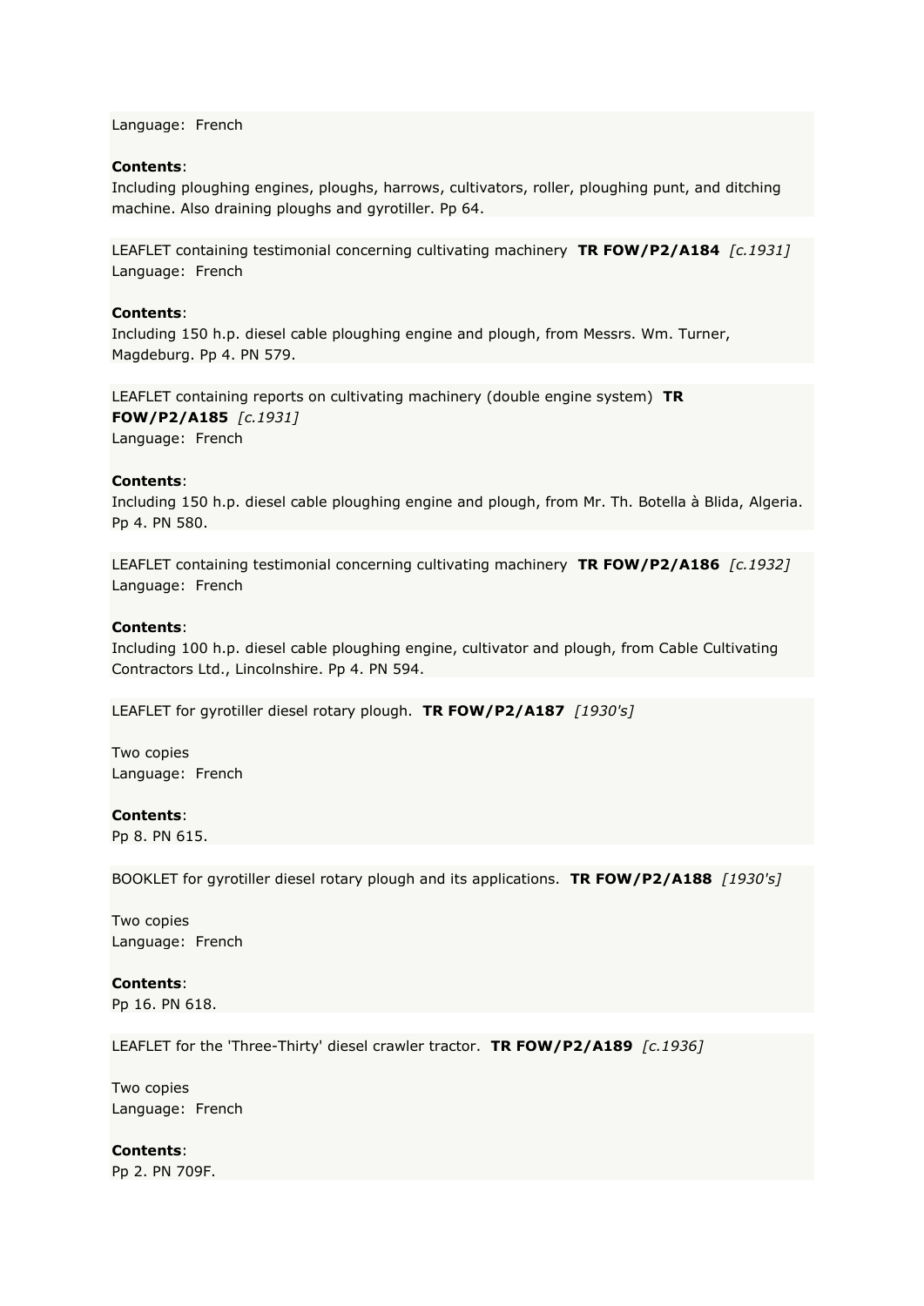Language: French

**Contents**:
Including ploughing engines, ploughs, harrows, cultivators, roller, ploughing punt, and ditching machine. Also draining ploughs and gyrotiller. Pp 64.

LEAFLET containing testimonial concerning cultivating machinery **TR FOW/P2/A184** *[c.1931]*
Language: French

**Contents**:
Including 150 h.p. diesel cable ploughing engine and plough, from Messrs. Wm. Turner, Magdeburg. Pp 4. PN 579.

LEAFLET containing reports on cultivating machinery (double engine system) **TR FOW/P2/A185** *[c.1931]*
Language: French

**Contents**:
Including 150 h.p. diesel cable ploughing engine and plough, from Mr. Th. Botella à Blida, Algeria. Pp 4. PN 580.

LEAFLET containing testimonial concerning cultivating machinery **TR FOW/P2/A186** *[c.1932]*
Language: French

**Contents**:
Including 100 h.p. diesel cable ploughing engine, cultivator and plough, from Cable Cultivating Contractors Ltd., Lincolnshire. Pp 4. PN 594.

LEAFLET for gyrotiller diesel rotary plough. **TR FOW/P2/A187** *[1930's]*

Two copies
Language: French

**Contents**:
Pp 8. PN 615.

BOOKLET for gyrotiller diesel rotary plough and its applications. **TR FOW/P2/A188** *[1930's]*

Two copies
Language: French

**Contents**:
Pp 16. PN 618.

LEAFLET for the 'Three-Thirty' diesel crawler tractor. **TR FOW/P2/A189** *[c.1936]*

Two copies
Language: French

**Contents**:
Pp 2. PN 709F.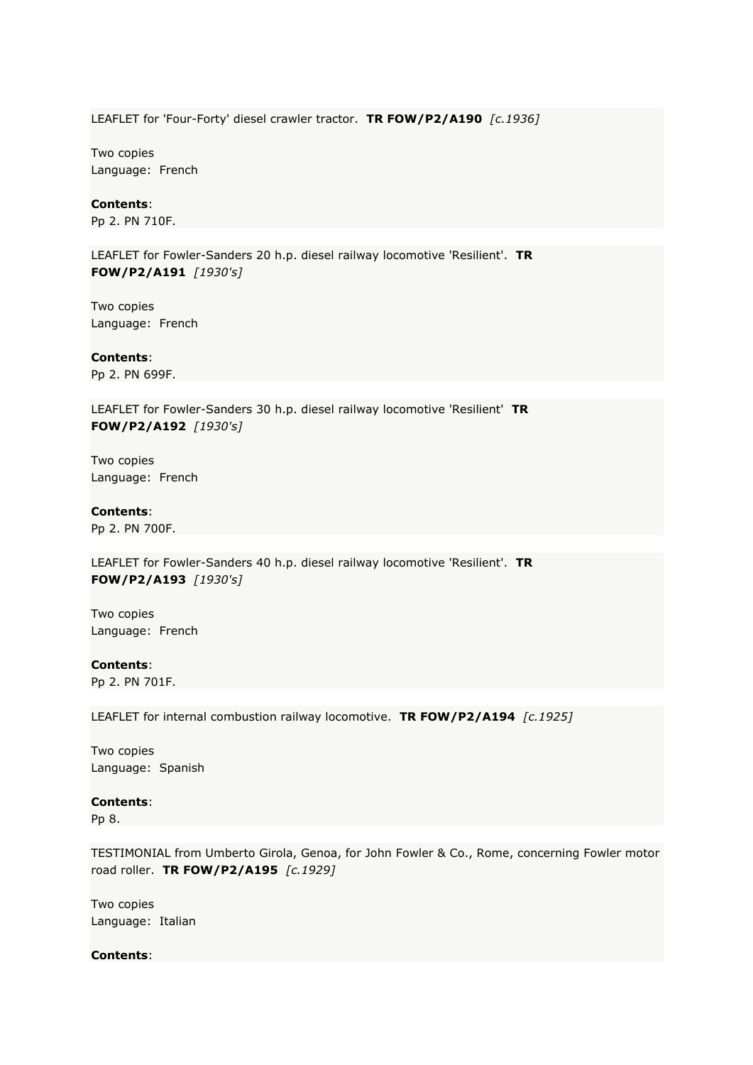LEAFLET for 'Four-Forty' diesel crawler tractor. **TR FOW/P2/A190** *[c.1936]*

Two copies
Language: French

**Contents**:
Pp 2. PN 710F.

LEAFLET for Fowler-Sanders 20 h.p. diesel railway locomotive 'Resilient'. **TR FOW/P2/A191** *[1930's]*

Two copies
Language: French

**Contents**:
Pp 2. PN 699F.

LEAFLET for Fowler-Sanders 30 h.p. diesel railway locomotive 'Resilient' **TR FOW/P2/A192** *[1930's]*

Two copies
Language: French

**Contents**:
Pp 2. PN 700F.

LEAFLET for Fowler-Sanders 40 h.p. diesel railway locomotive 'Resilient'. **TR FOW/P2/A193** *[1930's]*

Two copies
Language: French

**Contents**:
Pp 2. PN 701F.

LEAFLET for internal combustion railway locomotive. **TR FOW/P2/A194** *[c.1925]*

Two copies
Language: Spanish

**Contents**:
Pp 8.

TESTIMONIAL from Umberto Girola, Genoa, for John Fowler & Co., Rome, concerning Fowler motor road roller. **TR FOW/P2/A195** *[c.1929]*

Two copies
Language: Italian

**Contents**: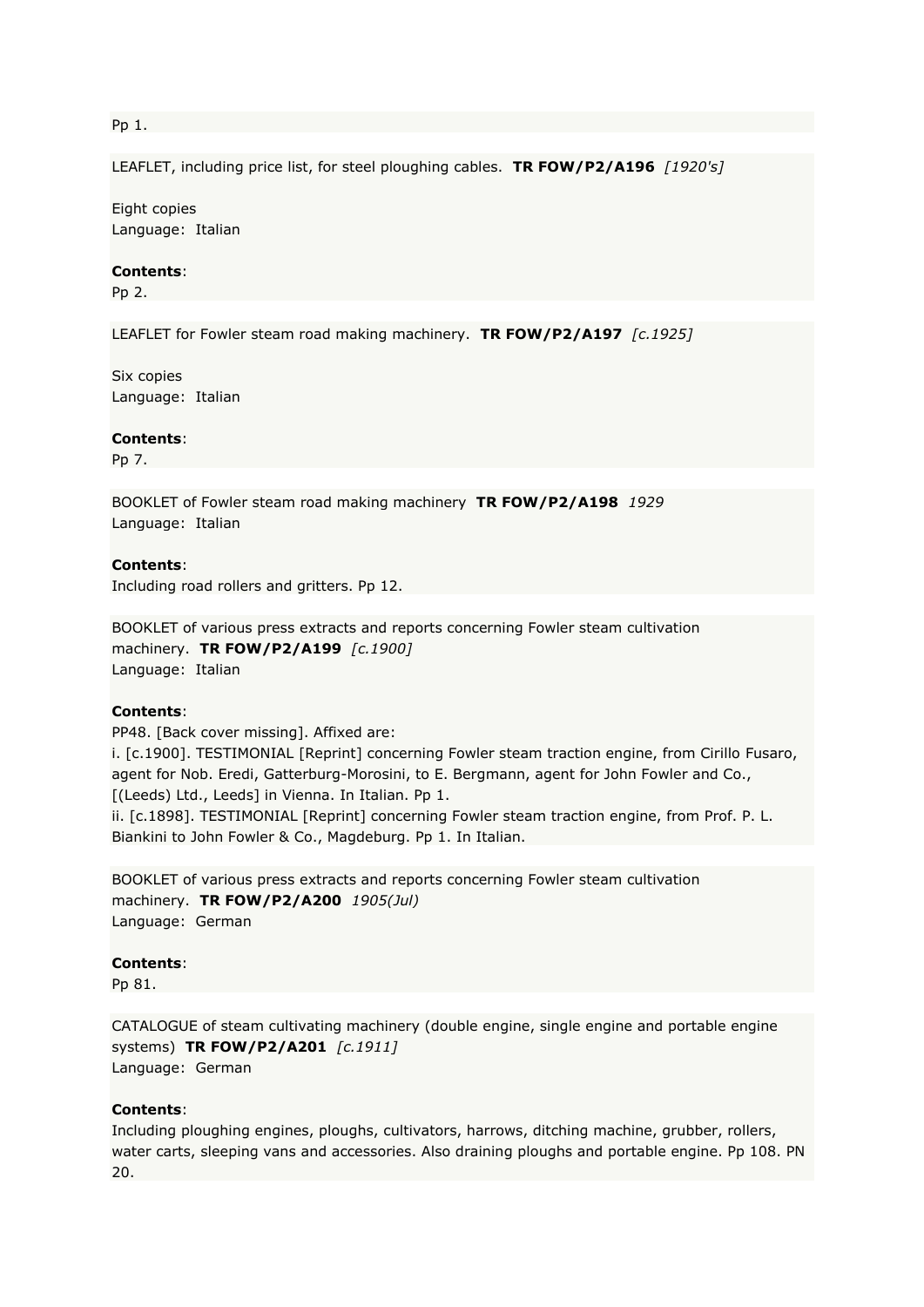Pp 1.

LEAFLET, including price list, for steel ploughing cables. **TR FOW/P2/A196** *[1920's]*

Eight copies
Language: Italian

**Contents**:
Pp 2.

LEAFLET for Fowler steam road making machinery. **TR FOW/P2/A197** *[c.1925]*

Six copies
Language: Italian

**Contents**:
Pp 7.

BOOKLET of Fowler steam road making machinery **TR FOW/P2/A198** *1929*
Language: Italian

**Contents**:
Including road rollers and gritters. Pp 12.

BOOKLET of various press extracts and reports concerning Fowler steam cultivation machinery. **TR FOW/P2/A199** *[c.1900]*
Language: Italian

**Contents**:
PP48. [Back cover missing]. Affixed are:
i. [c.1900]. TESTIMONIAL [Reprint] concerning Fowler steam traction engine, from Cirillo Fusaro, agent for Nob. Eredi, Gatterburg-Morosini, to E. Bergmann, agent for John Fowler and Co., [(Leeds) Ltd., Leeds] in Vienna. In Italian. Pp 1.
ii. [c.1898]. TESTIMONIAL [Reprint] concerning Fowler steam traction engine, from Prof. P. L. Biankini to John Fowler & Co., Magdeburg. Pp 1. In Italian.

BOOKLET of various press extracts and reports concerning Fowler steam cultivation machinery. **TR FOW/P2/A200** *1905(Jul)*
Language: German

**Contents**:
Pp 81.

CATALOGUE of steam cultivating machinery (double engine, single engine and portable engine systems) **TR FOW/P2/A201** *[c.1911]*
Language: German

**Contents**:
Including ploughing engines, ploughs, cultivators, harrows, ditching machine, grubber, rollers, water carts, sleeping vans and accessories. Also draining ploughs and portable engine. Pp 108. PN 20.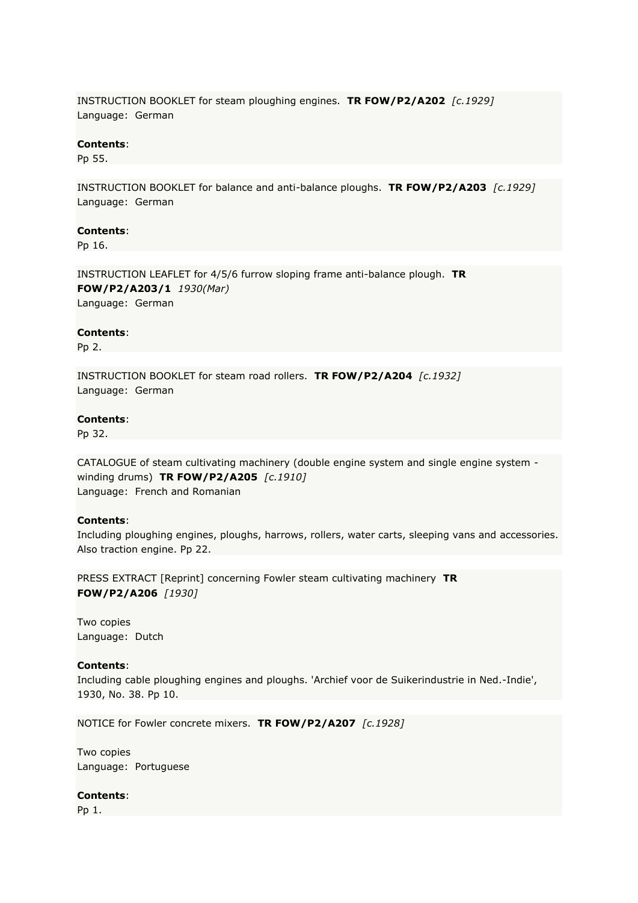INSTRUCTION BOOKLET for steam ploughing engines. **TR FOW/P2/A202** *[c.1929]*
Language: German

**Contents**:
Pp 55.

INSTRUCTION BOOKLET for balance and anti-balance ploughs. **TR FOW/P2/A203** *[c.1929]*
Language: German

**Contents**:
Pp 16.

INSTRUCTION LEAFLET for 4/5/6 furrow sloping frame anti-balance plough. **TR FOW/P2/A203/1** *1930(Mar)*
Language: German

**Contents**:
Pp 2.

INSTRUCTION BOOKLET for steam road rollers. **TR FOW/P2/A204** *[c.1932]*
Language: German

**Contents**:
Pp 32.

CATALOGUE of steam cultivating machinery (double engine system and single engine system - winding drums) **TR FOW/P2/A205** *[c.1910]*
Language: French and Romanian

**Contents**:
Including ploughing engines, ploughs, harrows, rollers, water carts, sleeping vans and accessories. Also traction engine. Pp 22.

PRESS EXTRACT [Reprint] concerning Fowler steam cultivating machinery **TR FOW/P2/A206** *[1930]*

Two copies
Language: Dutch

**Contents**:
Including cable ploughing engines and ploughs. 'Archief voor de Suikerindustrie in Ned.-Indie', 1930, No. 38. Pp 10.

NOTICE for Fowler concrete mixers. **TR FOW/P2/A207** *[c.1928]*

Two copies
Language: Portuguese

**Contents**:
Pp 1.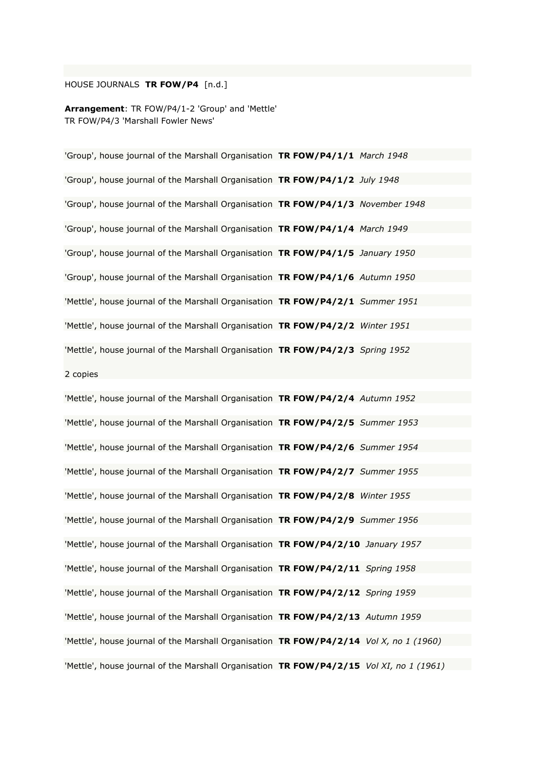HOUSE JOURNALS **TR FOW/P4** [n.d.]

**Arrangement**: TR FOW/P4/1-2 'Group' and 'Mettle'
TR FOW/P4/3 'Marshall Fowler News'

'Group', house journal of the Marshall Organisation **TR FOW/P4/1/1** *March 1948*

'Group', house journal of the Marshall Organisation **TR FOW/P4/1/2** *July 1948*

'Group', house journal of the Marshall Organisation **TR FOW/P4/1/3** *November 1948*

'Group', house journal of the Marshall Organisation **TR FOW/P4/1/4** *March 1949*

'Group', house journal of the Marshall Organisation **TR FOW/P4/1/5** *January 1950*

'Group', house journal of the Marshall Organisation **TR FOW/P4/1/6** *Autumn 1950*

'Mettle', house journal of the Marshall Organisation **TR FOW/P4/2/1** *Summer 1951*

'Mettle', house journal of the Marshall Organisation **TR FOW/P4/2/2** *Winter 1951*

'Mettle', house journal of the Marshall Organisation **TR FOW/P4/2/3** *Spring 1952*

2 copies

'Mettle', house journal of the Marshall Organisation **TR FOW/P4/2/4** *Autumn 1952*

'Mettle', house journal of the Marshall Organisation **TR FOW/P4/2/5** *Summer 1953*

'Mettle', house journal of the Marshall Organisation **TR FOW/P4/2/6** *Summer 1954*

'Mettle', house journal of the Marshall Organisation **TR FOW/P4/2/7** *Summer 1955*

'Mettle', house journal of the Marshall Organisation **TR FOW/P4/2/8** *Winter 1955*

'Mettle', house journal of the Marshall Organisation **TR FOW/P4/2/9** *Summer 1956*

'Mettle', house journal of the Marshall Organisation **TR FOW/P4/2/10** *January 1957*

'Mettle', house journal of the Marshall Organisation **TR FOW/P4/2/11** *Spring 1958*

'Mettle', house journal of the Marshall Organisation **TR FOW/P4/2/12** *Spring 1959*

'Mettle', house journal of the Marshall Organisation **TR FOW/P4/2/13** *Autumn 1959*

'Mettle', house journal of the Marshall Organisation **TR FOW/P4/2/14** *Vol X, no 1 (1960)*

'Mettle', house journal of the Marshall Organisation **TR FOW/P4/2/15** *Vol XI, no 1 (1961)*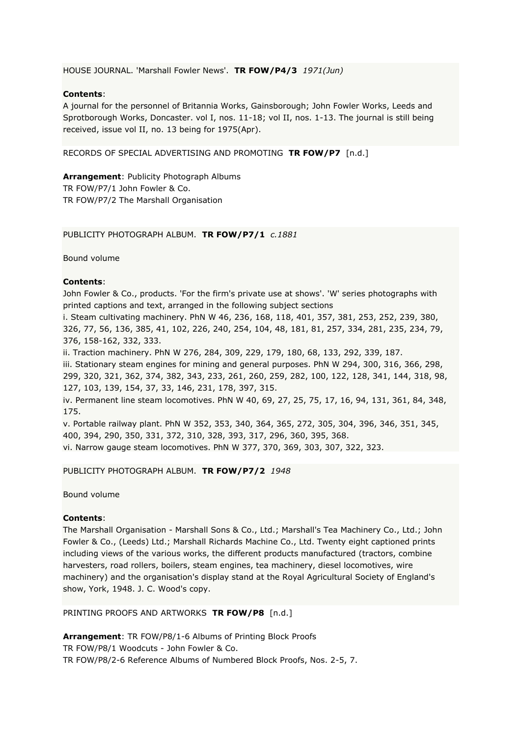HOUSE JOURNAL. 'Marshall Fowler News'. **TR FOW/P4/3** *1971(Jun)*

**Contents**:
A journal for the personnel of Britannia Works, Gainsborough; John Fowler Works, Leeds and Sprotborough Works, Doncaster. vol I, nos. 11-18; vol II, nos. 1-13. The journal is still being received, issue vol II, no. 13 being for 1975(Apr).

RECORDS OF SPECIAL ADVERTISING AND PROMOTING **TR FOW/P7** [n.d.]

**Arrangement**: Publicity Photograph Albums
TR FOW/P7/1 John Fowler & Co.
TR FOW/P7/2 The Marshall Organisation

PUBLICITY PHOTOGRAPH ALBUM. **TR FOW/P7/1** *c.1881*

Bound volume

**Contents**:
John Fowler & Co., products. 'For the firm's private use at shows'. 'W' series photographs with printed captions and text, arranged in the following subject sections
i. Steam cultivating machinery. PhN W 46, 236, 168, 118, 401, 357, 381, 253, 252, 239, 380, 326, 77, 56, 136, 385, 41, 102, 226, 240, 254, 104, 48, 181, 81, 257, 334, 281, 235, 234, 79, 376, 158-162, 332, 333.
ii. Traction machinery. PhN W 276, 284, 309, 229, 179, 180, 68, 133, 292, 339, 187.
iii. Stationary steam engines for mining and general purposes. PhN W 294, 300, 316, 366, 298, 299, 320, 321, 362, 374, 382, 343, 233, 261, 260, 259, 282, 100, 122, 128, 341, 144, 318, 98, 127, 103, 139, 154, 37, 33, 146, 231, 178, 397, 315.
iv. Permanent line steam locomotives. PhN W 40, 69, 27, 25, 75, 17, 16, 94, 131, 361, 84, 348, 175.
v. Portable railway plant. PhN W 352, 353, 340, 364, 365, 272, 305, 304, 396, 346, 351, 345, 400, 394, 290, 350, 331, 372, 310, 328, 393, 317, 296, 360, 395, 368.
vi. Narrow gauge steam locomotives. PhN W 377, 370, 369, 303, 307, 322, 323.

PUBLICITY PHOTOGRAPH ALBUM. **TR FOW/P7/2** *1948*

Bound volume

**Contents**:
The Marshall Organisation - Marshall Sons & Co., Ltd.; Marshall's Tea Machinery Co., Ltd.; John Fowler & Co., (Leeds) Ltd.; Marshall Richards Machine Co., Ltd. Twenty eight captioned prints including views of the various works, the different products manufactured (tractors, combine harvesters, road rollers, boilers, steam engines, tea machinery, diesel locomotives, wire machinery) and the organisation's display stand at the Royal Agricultural Society of England's show, York, 1948. J. C. Wood's copy.

PRINTING PROOFS AND ARTWORKS **TR FOW/P8** [n.d.]

**Arrangement**: TR FOW/P8/1-6 Albums of Printing Block Proofs
TR FOW/P8/1 Woodcuts - John Fowler & Co.
TR FOW/P8/2-6 Reference Albums of Numbered Block Proofs, Nos. 2-5, 7.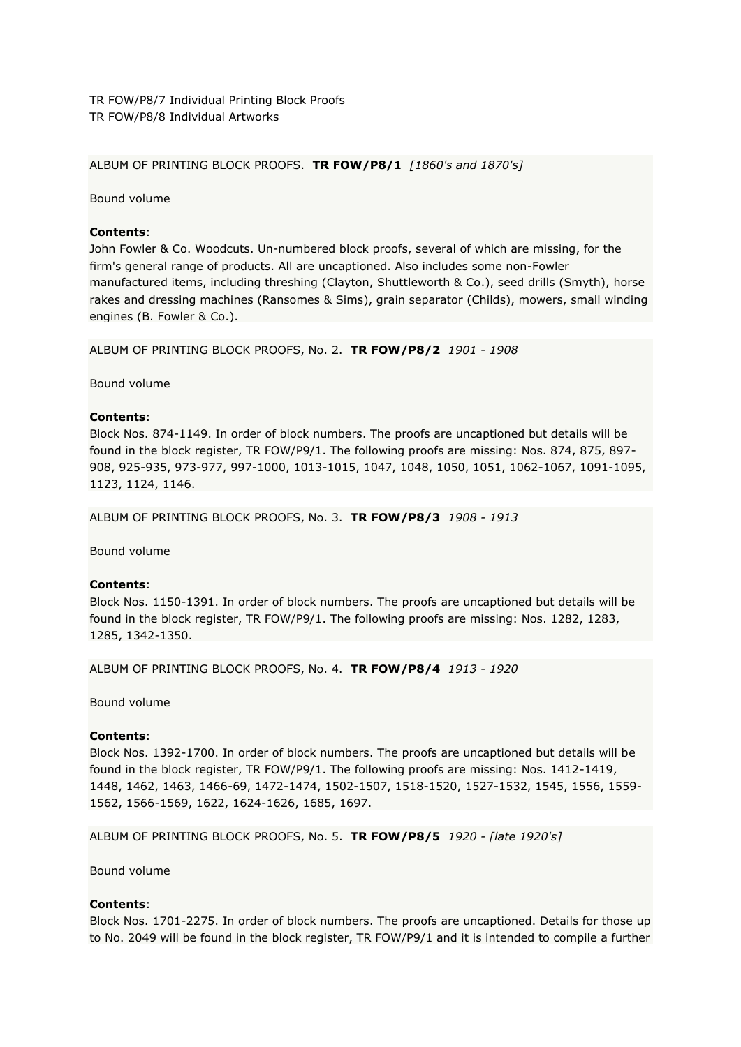TR FOW/P8/7 Individual Printing Block Proofs
TR FOW/P8/8 Individual Artworks

ALBUM OF PRINTING BLOCK PROOFS. **TR FOW/P8/1** *[1860's and 1870's]*

Bound volume

**Contents**:
John Fowler & Co. Woodcuts. Un-numbered block proofs, several of which are missing, for the firm's general range of products. All are uncaptioned. Also includes some non-Fowler manufactured items, including threshing (Clayton, Shuttleworth & Co.), seed drills (Smyth), horse rakes and dressing machines (Ransomes & Sims), grain separator (Childs), mowers, small winding engines (B. Fowler & Co.).

ALBUM OF PRINTING BLOCK PROOFS, No. 2. **TR FOW/P8/2** *1901 - 1908*

Bound volume

**Contents**:
Block Nos. 874-1149. In order of block numbers. The proofs are uncaptioned but details will be found in the block register, TR FOW/P9/1. The following proofs are missing: Nos. 874, 875, 897-908, 925-935, 973-977, 997-1000, 1013-1015, 1047, 1048, 1050, 1051, 1062-1067, 1091-1095, 1123, 1124, 1146.

ALBUM OF PRINTING BLOCK PROOFS, No. 3. **TR FOW/P8/3** *1908 - 1913*

Bound volume

**Contents**:
Block Nos. 1150-1391. In order of block numbers. The proofs are uncaptioned but details will be found in the block register, TR FOW/P9/1. The following proofs are missing: Nos. 1282, 1283, 1285, 1342-1350.

ALBUM OF PRINTING BLOCK PROOFS, No. 4. **TR FOW/P8/4** *1913 - 1920*

Bound volume

**Contents**:
Block Nos. 1392-1700. In order of block numbers. The proofs are uncaptioned but details will be found in the block register, TR FOW/P9/1. The following proofs are missing: Nos. 1412-1419, 1448, 1462, 1463, 1466-69, 1472-1474, 1502-1507, 1518-1520, 1527-1532, 1545, 1556, 1559-1562, 1566-1569, 1622, 1624-1626, 1685, 1697.

ALBUM OF PRINTING BLOCK PROOFS, No. 5. **TR FOW/P8/5** *1920 - [late 1920's]*

Bound volume

**Contents**:
Block Nos. 1701-2275. In order of block numbers. The proofs are uncaptioned. Details for those up to No. 2049 will be found in the block register, TR FOW/P9/1 and it is intended to compile a further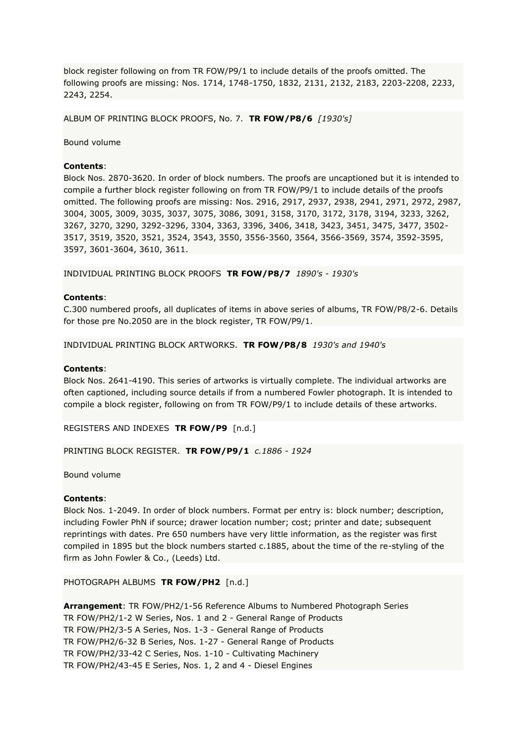block register following on from TR FOW/P9/1 to include details of the proofs omitted. The following proofs are missing: Nos. 1714, 1748-1750, 1832, 2131, 2132, 2183, 2203-2208, 2233, 2243, 2254.

ALBUM OF PRINTING BLOCK PROOFS, No. 7. **TR FOW/P8/6** *[1930's]*

Bound volume

**Contents**:
Block Nos. 2870-3620. In order of block numbers. The proofs are uncaptioned but it is intended to compile a further block register following on from TR FOW/P9/1 to include details of the proofs omitted. The following proofs are missing: Nos. 2916, 2917, 2937, 2938, 2941, 2971, 2972, 2987, 3004, 3005, 3009, 3035, 3037, 3075, 3086, 3091, 3158, 3170, 3172, 3178, 3194, 3233, 3262, 3267, 3270, 3290, 3292-3296, 3304, 3363, 3396, 3406, 3418, 3423, 3451, 3475, 3477, 3502-3517, 3519, 3520, 3521, 3524, 3543, 3550, 3556-3560, 3564, 3566-3569, 3574, 3592-3595, 3597, 3601-3604, 3610, 3611.

INDIVIDUAL PRINTING BLOCK PROOFS **TR FOW/P8/7** *1890's - 1930's*

**Contents**:
C.300 numbered proofs, all duplicates of items in above series of albums, TR FOW/P8/2-6. Details for those pre No.2050 are in the block register, TR FOW/P9/1.

INDIVIDUAL PRINTING BLOCK ARTWORKS. **TR FOW/P8/8** *1930's and 1940's*

**Contents**:
Block Nos. 2641-4190. This series of artworks is virtually complete. The individual artworks are often captioned, including source details if from a numbered Fowler photograph. It is intended to compile a block register, following on from TR FOW/P9/1 to include details of these artworks.

REGISTERS AND INDEXES **TR FOW/P9** [n.d.]

PRINTING BLOCK REGISTER. **TR FOW/P9/1** *c.1886 - 1924*

Bound volume

**Contents**:
Block Nos. 1-2049. In order of block numbers. Format per entry is: block number; description, including Fowler PhN if source; drawer location number; cost; printer and date; subsequent reprintings with dates. Pre 650 numbers have very little information, as the register was first compiled in 1895 but the block numbers started c.1885, about the time of the re-styling of the firm as John Fowler & Co., (Leeds) Ltd.

PHOTOGRAPH ALBUMS **TR FOW/PH2** [n.d.]

**Arrangement**: TR FOW/PH2/1-56 Reference Albums to Numbered Photograph Series
TR FOW/PH2/1-2 W Series, Nos. 1 and 2 - General Range of Products
TR FOW/PH2/3-5 A Series, Nos. 1-3 - General Range of Products
TR FOW/PH2/6-32 B Series, Nos. 1-27 - General Range of Products
TR FOW/PH2/33-42 C Series, Nos. 1-10 - Cultivating Machinery
TR FOW/PH2/43-45 E Series, Nos. 1, 2 and 4 - Diesel Engines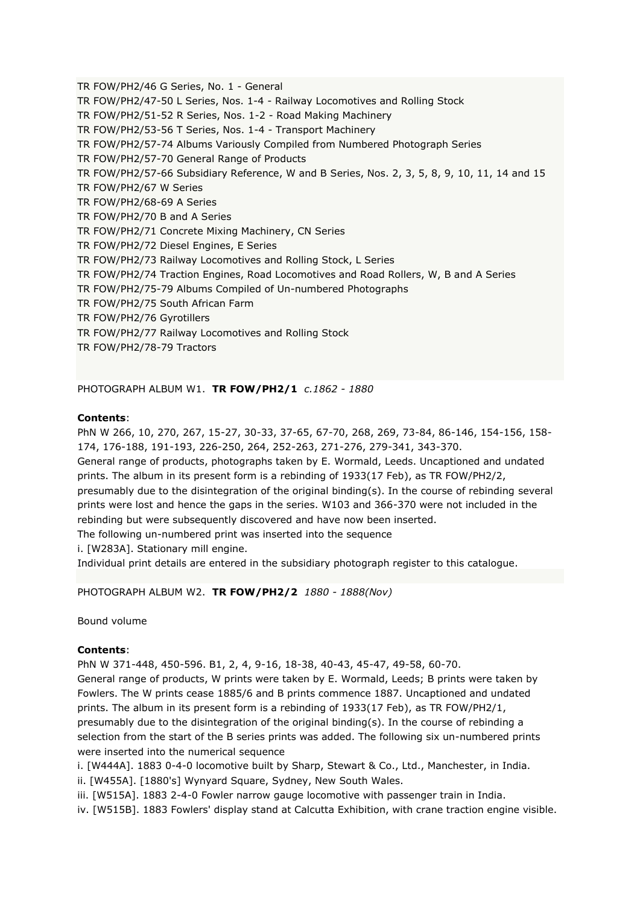TR FOW/PH2/46 G Series, No. 1 - General
TR FOW/PH2/47-50 L Series, Nos. 1-4 - Railway Locomotives and Rolling Stock
TR FOW/PH2/51-52 R Series, Nos. 1-2 - Road Making Machinery
TR FOW/PH2/53-56 T Series, Nos. 1-4 - Transport Machinery
TR FOW/PH2/57-74 Albums Variously Compiled from Numbered Photograph Series
TR FOW/PH2/57-70 General Range of Products
TR FOW/PH2/57-66 Subsidiary Reference, W and B Series, Nos. 2, 3, 5, 8, 9, 10, 11, 14 and 15
TR FOW/PH2/67 W Series
TR FOW/PH2/68-69 A Series
TR FOW/PH2/70 B and A Series
TR FOW/PH2/71 Concrete Mixing Machinery, CN Series
TR FOW/PH2/72 Diesel Engines, E Series
TR FOW/PH2/73 Railway Locomotives and Rolling Stock, L Series
TR FOW/PH2/74 Traction Engines, Road Locomotives and Road Rollers, W, B and A Series
TR FOW/PH2/75-79 Albums Compiled of Un-numbered Photographs
TR FOW/PH2/75 South African Farm
TR FOW/PH2/76 Gyrotillers
TR FOW/PH2/77 Railway Locomotives and Rolling Stock
TR FOW/PH2/78-79 Tractors

PHOTOGRAPH ALBUM W1. **TR FOW/PH2/1** *c.1862 - 1880*

**Contents**:
PhN W 266, 10, 270, 267, 15-27, 30-33, 37-65, 67-70, 268, 269, 73-84, 86-146, 154-156, 158-174, 176-188, 191-193, 226-250, 264, 252-263, 271-276, 279-341, 343-370.
General range of products, photographs taken by E. Wormald, Leeds. Uncaptioned and undated prints. The album in its present form is a rebinding of 1933(17 Feb), as TR FOW/PH2/2, presumably due to the disintegration of the original binding(s). In the course of rebinding several prints were lost and hence the gaps in the series. W103 and 366-370 were not included in the rebinding but were subsequently discovered and have now been inserted.
The following un-numbered print was inserted into the sequence
i. [W283A]. Stationary mill engine.
Individual print details are entered in the subsidiary photograph register to this catalogue.

PHOTOGRAPH ALBUM W2. **TR FOW/PH2/2** *1880 - 1888(Nov)*

Bound volume

**Contents**:
PhN W 371-448, 450-596. B1, 2, 4, 9-16, 18-38, 40-43, 45-47, 49-58, 60-70.
General range of products, W prints were taken by E. Wormald, Leeds; B prints were taken by Fowlers. The W prints cease 1885/6 and B prints commence 1887. Uncaptioned and undated prints. The album in its present form is a rebinding of 1933(17 Feb), as TR FOW/PH2/1, presumably due to the disintegration of the original binding(s). In the course of rebinding a selection from the start of the B series prints was added. The following six un-numbered prints were inserted into the numerical sequence
i. [W444A]. 1883 0-4-0 locomotive built by Sharp, Stewart & Co., Ltd., Manchester, in India.
ii. [W455A]. [1880's] Wynyard Square, Sydney, New South Wales.
iii. [W515A]. 1883 2-4-0 Fowler narrow gauge locomotive with passenger train in India.
iv. [W515B]. 1883 Fowlers' display stand at Calcutta Exhibition, with crane traction engine visible.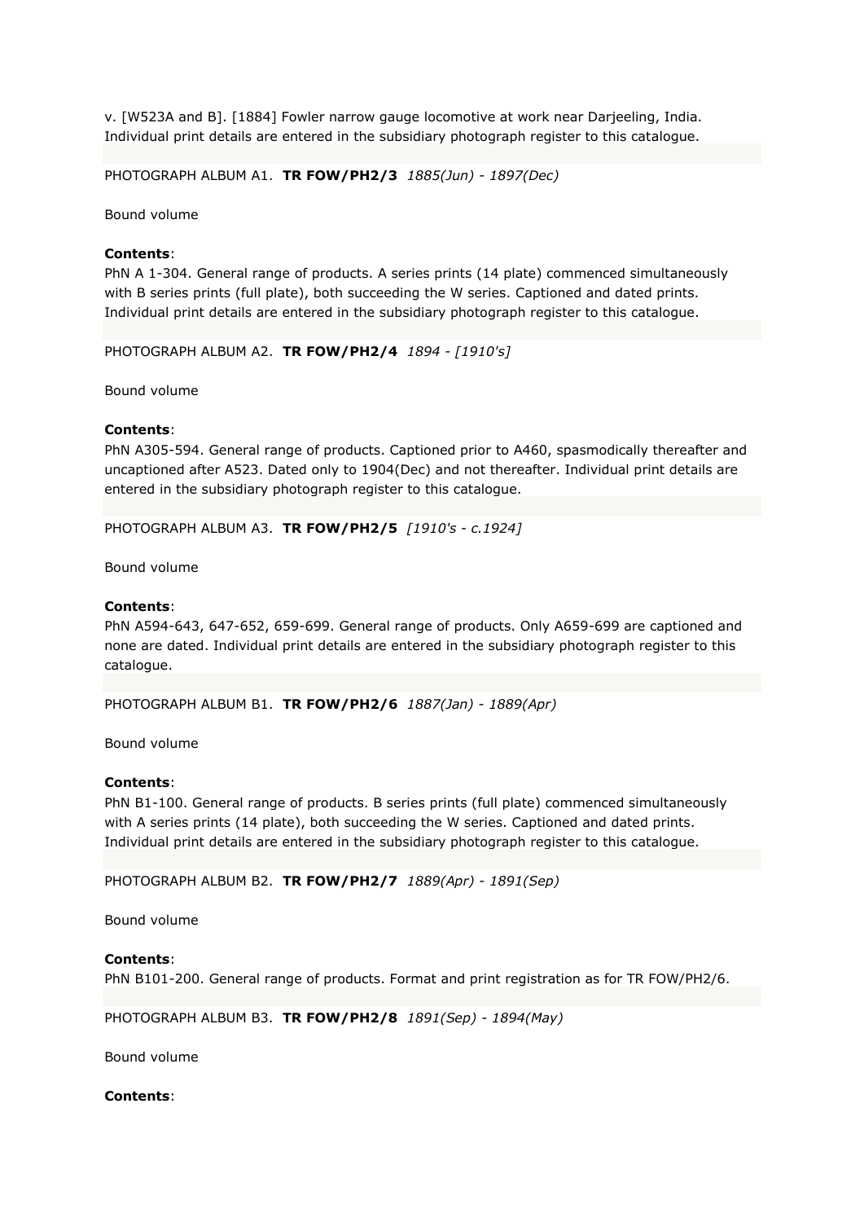v. [W523A and B]. [1884] Fowler narrow gauge locomotive at work near Darjeeling, India. Individual print details are entered in the subsidiary photograph register to this catalogue.

PHOTOGRAPH ALBUM A1. **TR FOW/PH2/3** *1885(Jun) - 1897(Dec)*

Bound volume

**Contents**:
PhN A 1-304. General range of products. A series prints (14 plate) commenced simultaneously with B series prints (full plate), both succeeding the W series. Captioned and dated prints. Individual print details are entered in the subsidiary photograph register to this catalogue.

PHOTOGRAPH ALBUM A2. **TR FOW/PH2/4** *1894 - [1910's]*

Bound volume

**Contents**:
PhN A305-594. General range of products. Captioned prior to A460, spasmodically thereafter and uncaptioned after A523. Dated only to 1904(Dec) and not thereafter. Individual print details are entered in the subsidiary photograph register to this catalogue.

PHOTOGRAPH ALBUM A3. **TR FOW/PH2/5** *[1910's - c.1924]*

Bound volume

**Contents**:
PhN A594-643, 647-652, 659-699. General range of products. Only A659-699 are captioned and none are dated. Individual print details are entered in the subsidiary photograph register to this catalogue.

PHOTOGRAPH ALBUM B1. **TR FOW/PH2/6** *1887(Jan) - 1889(Apr)*

Bound volume

**Contents**:
PhN B1-100. General range of products. B series prints (full plate) commenced simultaneously with A series prints (14 plate), both succeeding the W series. Captioned and dated prints. Individual print details are entered in the subsidiary photograph register to this catalogue.

PHOTOGRAPH ALBUM B2. **TR FOW/PH2/7** *1889(Apr) - 1891(Sep)*

Bound volume

**Contents**:
PhN B101-200. General range of products. Format and print registration as for TR FOW/PH2/6.

PHOTOGRAPH ALBUM B3. **TR FOW/PH2/8** *1891(Sep) - 1894(May)*

Bound volume

**Contents**: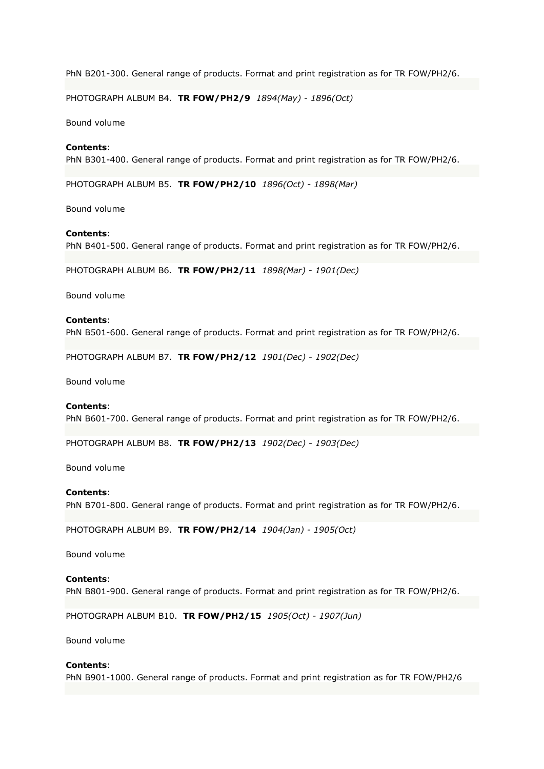PhN B201-300. General range of products. Format and print registration as for TR FOW/PH2/6.

PHOTOGRAPH ALBUM B4. **TR FOW/PH2/9** *1894(May) - 1896(Oct)*

Bound volume

**Contents**:
PhN B301-400. General range of products. Format and print registration as for TR FOW/PH2/6.

PHOTOGRAPH ALBUM B5. **TR FOW/PH2/10** *1896(Oct) - 1898(Mar)*

Bound volume

**Contents**:
PhN B401-500. General range of products. Format and print registration as for TR FOW/PH2/6.

PHOTOGRAPH ALBUM B6. **TR FOW/PH2/11** *1898(Mar) - 1901(Dec)*

Bound volume

**Contents**:
PhN B501-600. General range of products. Format and print registration as for TR FOW/PH2/6.

PHOTOGRAPH ALBUM B7. **TR FOW/PH2/12** *1901(Dec) - 1902(Dec)*

Bound volume

**Contents**:
PhN B601-700. General range of products. Format and print registration as for TR FOW/PH2/6.

PHOTOGRAPH ALBUM B8. **TR FOW/PH2/13** *1902(Dec) - 1903(Dec)*

Bound volume

**Contents**:
PhN B701-800. General range of products. Format and print registration as for TR FOW/PH2/6.

PHOTOGRAPH ALBUM B9. **TR FOW/PH2/14** *1904(Jan) - 1905(Oct)*

Bound volume

**Contents**:
PhN B801-900. General range of products. Format and print registration as for TR FOW/PH2/6.

PHOTOGRAPH ALBUM B10. **TR FOW/PH2/15** *1905(Oct) - 1907(Jun)*

Bound volume

**Contents**:
PhN B901-1000. General range of products. Format and print registration as for TR FOW/PH2/6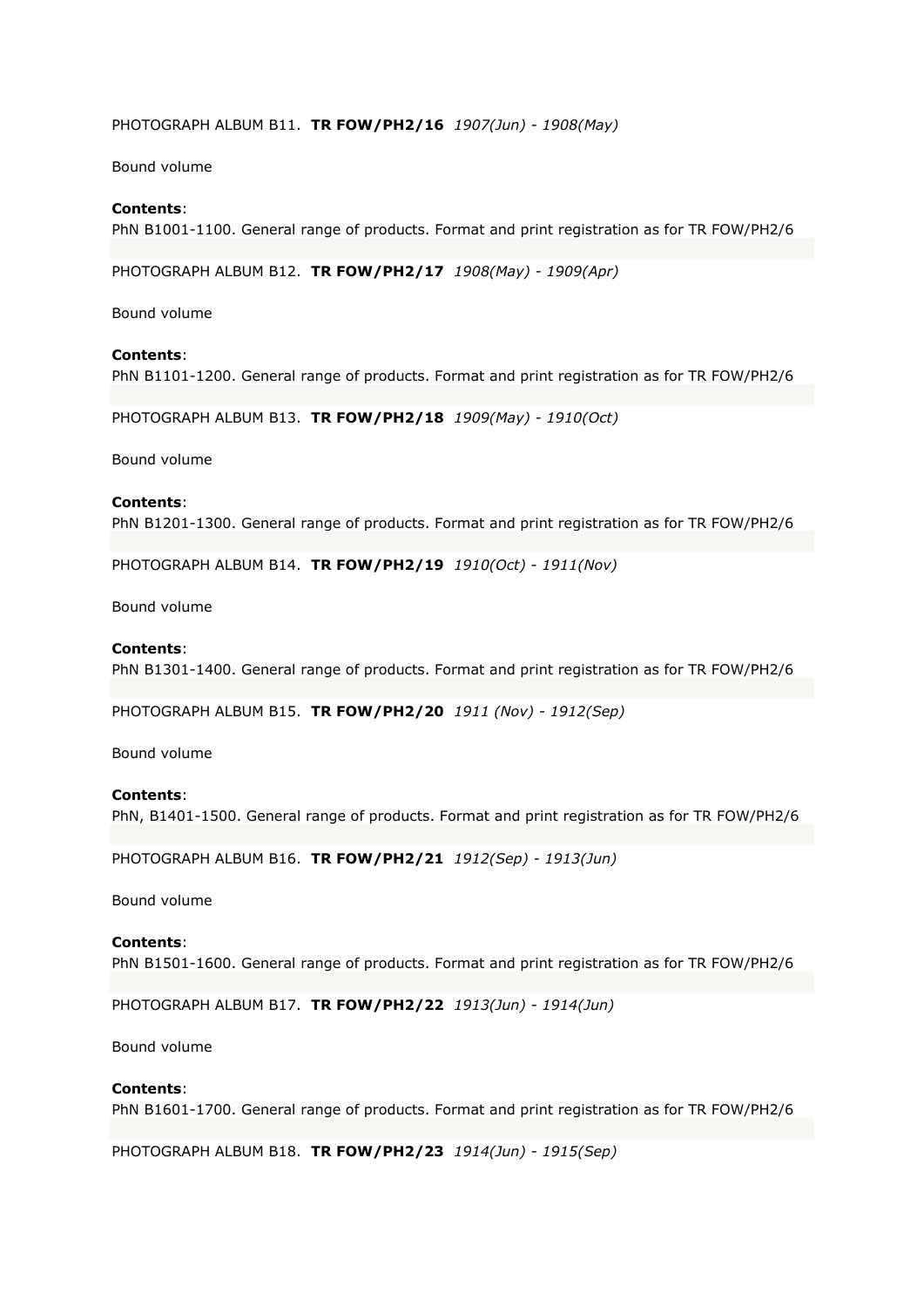PHOTOGRAPH ALBUM B11. **TR FOW/PH2/16** *1907(Jun) - 1908(May)*

Bound volume

**Contents**:
PhN B1001-1100. General range of products. Format and print registration as for TR FOW/PH2/6

PHOTOGRAPH ALBUM B12. **TR FOW/PH2/17** *1908(May) - 1909(Apr)*

Bound volume

**Contents**:
PhN B1101-1200. General range of products. Format and print registration as for TR FOW/PH2/6

PHOTOGRAPH ALBUM B13. **TR FOW/PH2/18** *1909(May) - 1910(Oct)*

Bound volume

**Contents**:
PhN B1201-1300. General range of products. Format and print registration as for TR FOW/PH2/6

PHOTOGRAPH ALBUM B14. **TR FOW/PH2/19** *1910(Oct) - 1911(Nov)*

Bound volume

**Contents**:
PhN B1301-1400. General range of products. Format and print registration as for TR FOW/PH2/6

PHOTOGRAPH ALBUM B15. **TR FOW/PH2/20** *1911 (Nov) - 1912(Sep)*

Bound volume

**Contents**:
PhN, B1401-1500. General range of products. Format and print registration as for TR FOW/PH2/6

PHOTOGRAPH ALBUM B16. **TR FOW/PH2/21** *1912(Sep) - 1913(Jun)*

Bound volume

**Contents**:
PhN B1501-1600. General range of products. Format and print registration as for TR FOW/PH2/6

PHOTOGRAPH ALBUM B17. **TR FOW/PH2/22** *1913(Jun) - 1914(Jun)*

Bound volume

**Contents**:
PhN B1601-1700. General range of products. Format and print registration as for TR FOW/PH2/6

PHOTOGRAPH ALBUM B18. **TR FOW/PH2/23** *1914(Jun) - 1915(Sep)*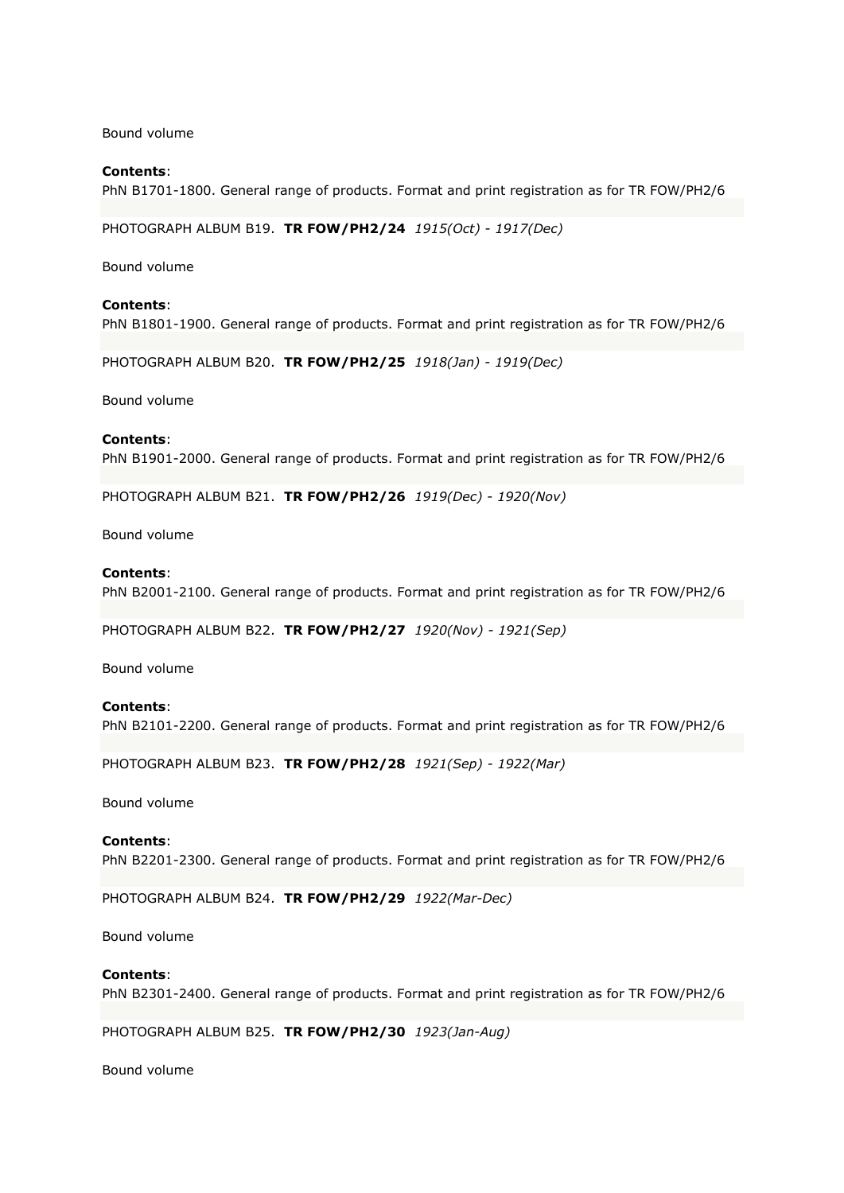Bound volume

**Contents**:
PhN B1701-1800. General range of products. Format and print registration as for TR FOW/PH2/6

PHOTOGRAPH ALBUM B19. **TR FOW/PH2/24** *1915(Oct) - 1917(Dec)*

Bound volume

**Contents**:
PhN B1801-1900. General range of products. Format and print registration as for TR FOW/PH2/6

PHOTOGRAPH ALBUM B20. **TR FOW/PH2/25** *1918(Jan) - 1919(Dec)*

Bound volume

**Contents**:
PhN B1901-2000. General range of products. Format and print registration as for TR FOW/PH2/6

PHOTOGRAPH ALBUM B21. **TR FOW/PH2/26** *1919(Dec) - 1920(Nov)*

Bound volume

**Contents**:
PhN B2001-2100. General range of products. Format and print registration as for TR FOW/PH2/6

PHOTOGRAPH ALBUM B22. **TR FOW/PH2/27** *1920(Nov) - 1921(Sep)*

Bound volume

**Contents**:
PhN B2101-2200. General range of products. Format and print registration as for TR FOW/PH2/6

PHOTOGRAPH ALBUM B23. **TR FOW/PH2/28** *1921(Sep) - 1922(Mar)*

Bound volume

**Contents**:
PhN B2201-2300. General range of products. Format and print registration as for TR FOW/PH2/6

PHOTOGRAPH ALBUM B24. **TR FOW/PH2/29** *1922(Mar-Dec)*

Bound volume

**Contents**:
PhN B2301-2400. General range of products. Format and print registration as for TR FOW/PH2/6

PHOTOGRAPH ALBUM B25. **TR FOW/PH2/30** *1923(Jan-Aug)*

Bound volume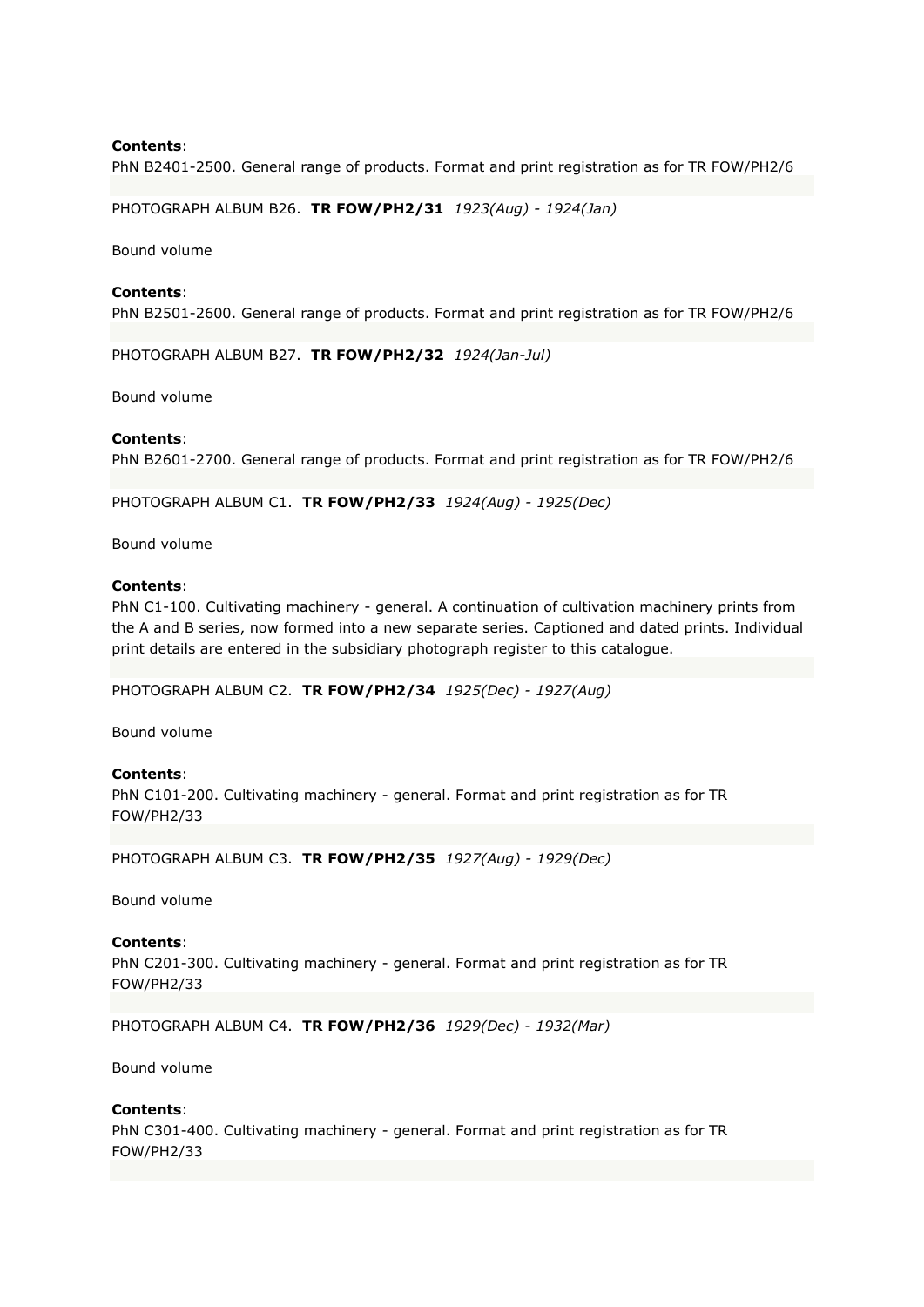**Contents**:
PhN B2401-2500. General range of products. Format and print registration as for TR FOW/PH2/6

PHOTOGRAPH ALBUM B26. **TR FOW/PH2/31** *1923(Aug) - 1924(Jan)*

Bound volume

**Contents**:
PhN B2501-2600. General range of products. Format and print registration as for TR FOW/PH2/6

PHOTOGRAPH ALBUM B27. **TR FOW/PH2/32** *1924(Jan-Jul)*

Bound volume

**Contents**:
PhN B2601-2700. General range of products. Format and print registration as for TR FOW/PH2/6

PHOTOGRAPH ALBUM C1. **TR FOW/PH2/33** *1924(Aug) - 1925(Dec)*

Bound volume

**Contents**:
PhN C1-100. Cultivating machinery - general. A continuation of cultivation machinery prints from the A and B series, now formed into a new separate series. Captioned and dated prints. Individual print details are entered in the subsidiary photograph register to this catalogue.

PHOTOGRAPH ALBUM C2. **TR FOW/PH2/34** *1925(Dec) - 1927(Aug)*

Bound volume

**Contents**:
PhN C101-200. Cultivating machinery - general. Format and print registration as for TR FOW/PH2/33

PHOTOGRAPH ALBUM C3. **TR FOW/PH2/35** *1927(Aug) - 1929(Dec)*

Bound volume

**Contents**:
PhN C201-300. Cultivating machinery - general. Format and print registration as for TR FOW/PH2/33

PHOTOGRAPH ALBUM C4. **TR FOW/PH2/36** *1929(Dec) - 1932(Mar)*

Bound volume

**Contents**:
PhN C301-400. Cultivating machinery - general. Format and print registration as for TR FOW/PH2/33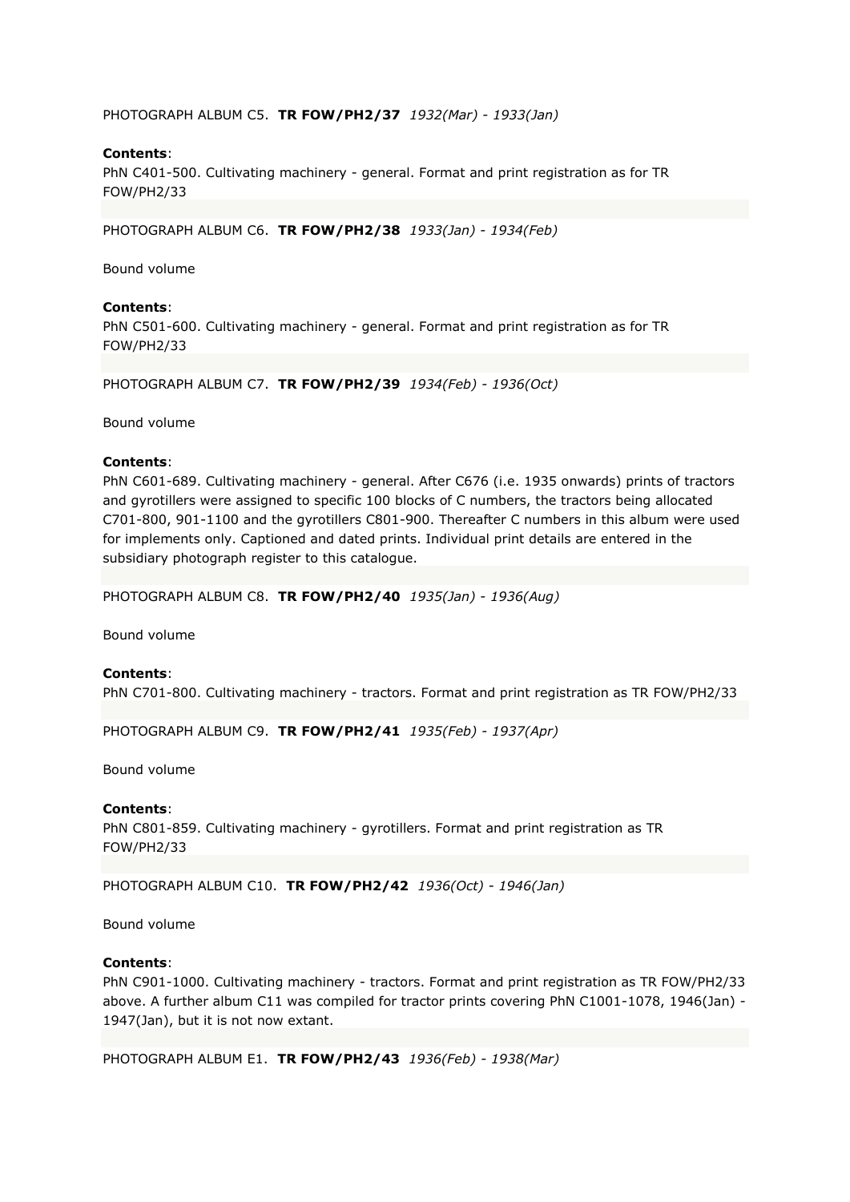PHOTOGRAPH ALBUM C5. **TR FOW/PH2/37** *1932(Mar) - 1933(Jan)*

**Contents**:
PhN C401-500. Cultivating machinery - general. Format and print registration as for TR FOW/PH2/33

PHOTOGRAPH ALBUM C6. **TR FOW/PH2/38** *1933(Jan) - 1934(Feb)*

Bound volume

**Contents**:
PhN C501-600. Cultivating machinery - general. Format and print registration as for TR FOW/PH2/33

PHOTOGRAPH ALBUM C7. **TR FOW/PH2/39** *1934(Feb) - 1936(Oct)*

Bound volume

**Contents**:
PhN C601-689. Cultivating machinery - general. After C676 (i.e. 1935 onwards) prints of tractors and gyrotillers were assigned to specific 100 blocks of C numbers, the tractors being allocated C701-800, 901-1100 and the gyrotillers C801-900. Thereafter C numbers in this album were used for implements only. Captioned and dated prints. Individual print details are entered in the subsidiary photograph register to this catalogue.

PHOTOGRAPH ALBUM C8. **TR FOW/PH2/40** *1935(Jan) - 1936(Aug)*

Bound volume

**Contents**:
PhN C701-800. Cultivating machinery - tractors. Format and print registration as TR FOW/PH2/33

PHOTOGRAPH ALBUM C9. **TR FOW/PH2/41** *1935(Feb) - 1937(Apr)*

Bound volume

**Contents**:
PhN C801-859. Cultivating machinery - gyrotillers. Format and print registration as TR FOW/PH2/33

PHOTOGRAPH ALBUM C10. **TR FOW/PH2/42** *1936(Oct) - 1946(Jan)*

Bound volume

**Contents**:
PhN C901-1000. Cultivating machinery - tractors. Format and print registration as TR FOW/PH2/33 above. A further album C11 was compiled for tractor prints covering PhN C1001-1078, 1946(Jan) - 1947(Jan), but it is not now extant.

PHOTOGRAPH ALBUM E1. **TR FOW/PH2/43** *1936(Feb) - 1938(Mar)*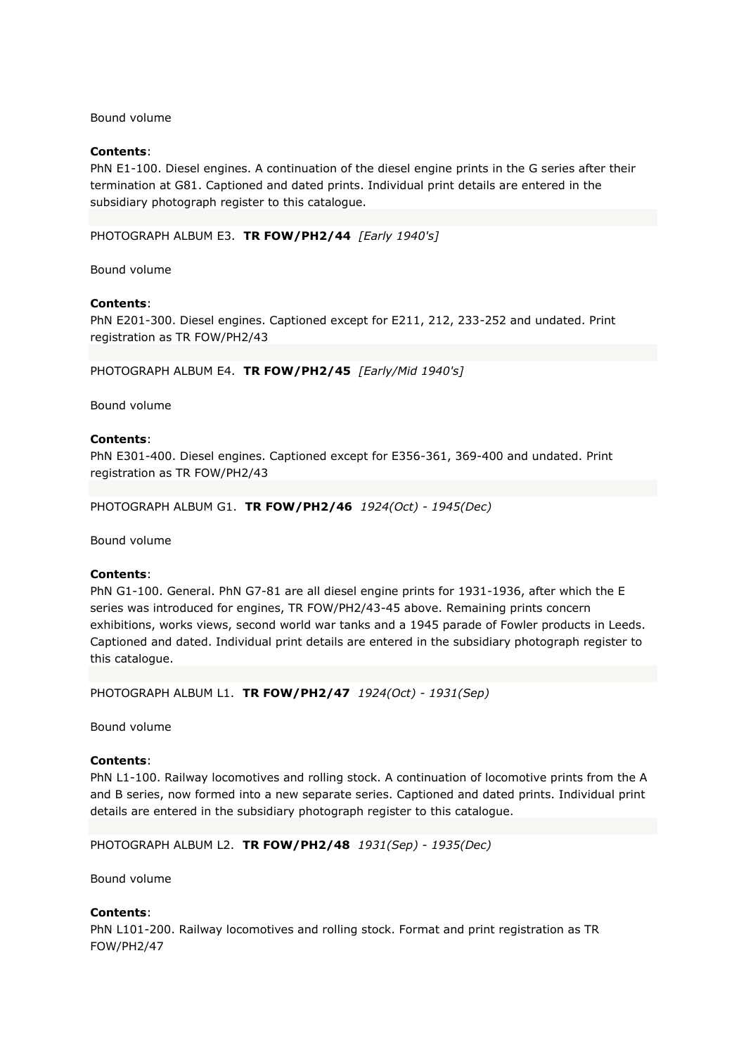Bound volume

**Contents**:
PhN E1-100. Diesel engines. A continuation of the diesel engine prints in the G series after their termination at G81. Captioned and dated prints. Individual print details are entered in the subsidiary photograph register to this catalogue.

PHOTOGRAPH ALBUM E3. **TR FOW/PH2/44** *[Early 1940's]*

Bound volume

**Contents**:
PhN E201-300. Diesel engines. Captioned except for E211, 212, 233-252 and undated. Print registration as TR FOW/PH2/43

PHOTOGRAPH ALBUM E4. **TR FOW/PH2/45** *[Early/Mid 1940's]*

Bound volume

**Contents**:
PhN E301-400. Diesel engines. Captioned except for E356-361, 369-400 and undated. Print registration as TR FOW/PH2/43

PHOTOGRAPH ALBUM G1. **TR FOW/PH2/46** *1924(Oct) - 1945(Dec)*

Bound volume

**Contents**:
PhN G1-100. General. PhN G7-81 are all diesel engine prints for 1931-1936, after which the E series was introduced for engines, TR FOW/PH2/43-45 above. Remaining prints concern exhibitions, works views, second world war tanks and a 1945 parade of Fowler products in Leeds. Captioned and dated. Individual print details are entered in the subsidiary photograph register to this catalogue.

PHOTOGRAPH ALBUM L1. **TR FOW/PH2/47** *1924(Oct) - 1931(Sep)*

Bound volume

**Contents**:
PhN L1-100. Railway locomotives and rolling stock. A continuation of locomotive prints from the A and B series, now formed into a new separate series. Captioned and dated prints. Individual print details are entered in the subsidiary photograph register to this catalogue.

PHOTOGRAPH ALBUM L2. **TR FOW/PH2/48** *1931(Sep) - 1935(Dec)*

Bound volume

**Contents**:
PhN L101-200. Railway locomotives and rolling stock. Format and print registration as TR FOW/PH2/47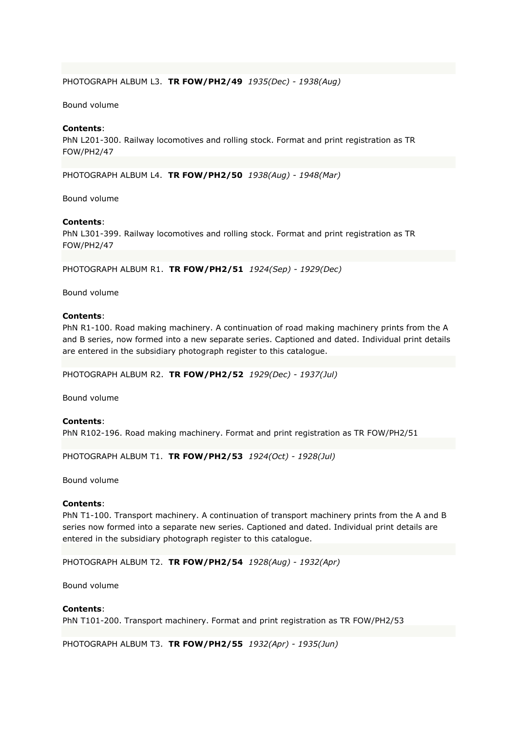PHOTOGRAPH ALBUM L3. **TR FOW/PH2/49** *1935(Dec) - 1938(Aug)*

Bound volume

**Contents**:
PhN L201-300. Railway locomotives and rolling stock. Format and print registration as TR FOW/PH2/47

PHOTOGRAPH ALBUM L4. **TR FOW/PH2/50** *1938(Aug) - 1948(Mar)*

Bound volume

**Contents**:
PhN L301-399. Railway locomotives and rolling stock. Format and print registration as TR FOW/PH2/47

PHOTOGRAPH ALBUM R1. **TR FOW/PH2/51** *1924(Sep) - 1929(Dec)*

Bound volume

**Contents**:
PhN R1-100. Road making machinery. A continuation of road making machinery prints from the A and B series, now formed into a new separate series. Captioned and dated. Individual print details are entered in the subsidiary photograph register to this catalogue.

PHOTOGRAPH ALBUM R2. **TR FOW/PH2/52** *1929(Dec) - 1937(Jul)*

Bound volume

**Contents**:
PhN R102-196. Road making machinery. Format and print registration as TR FOW/PH2/51

PHOTOGRAPH ALBUM T1. **TR FOW/PH2/53** *1924(Oct) - 1928(Jul)*

Bound volume

**Contents**:
PhN T1-100. Transport machinery. A continuation of transport machinery prints from the A and B series now formed into a separate new series. Captioned and dated. Individual print details are entered in the subsidiary photograph register to this catalogue.

PHOTOGRAPH ALBUM T2. **TR FOW/PH2/54** *1928(Aug) - 1932(Apr)*

Bound volume

**Contents**:
PhN T101-200. Transport machinery. Format and print registration as TR FOW/PH2/53

PHOTOGRAPH ALBUM T3. **TR FOW/PH2/55** *1932(Apr) - 1935(Jun)*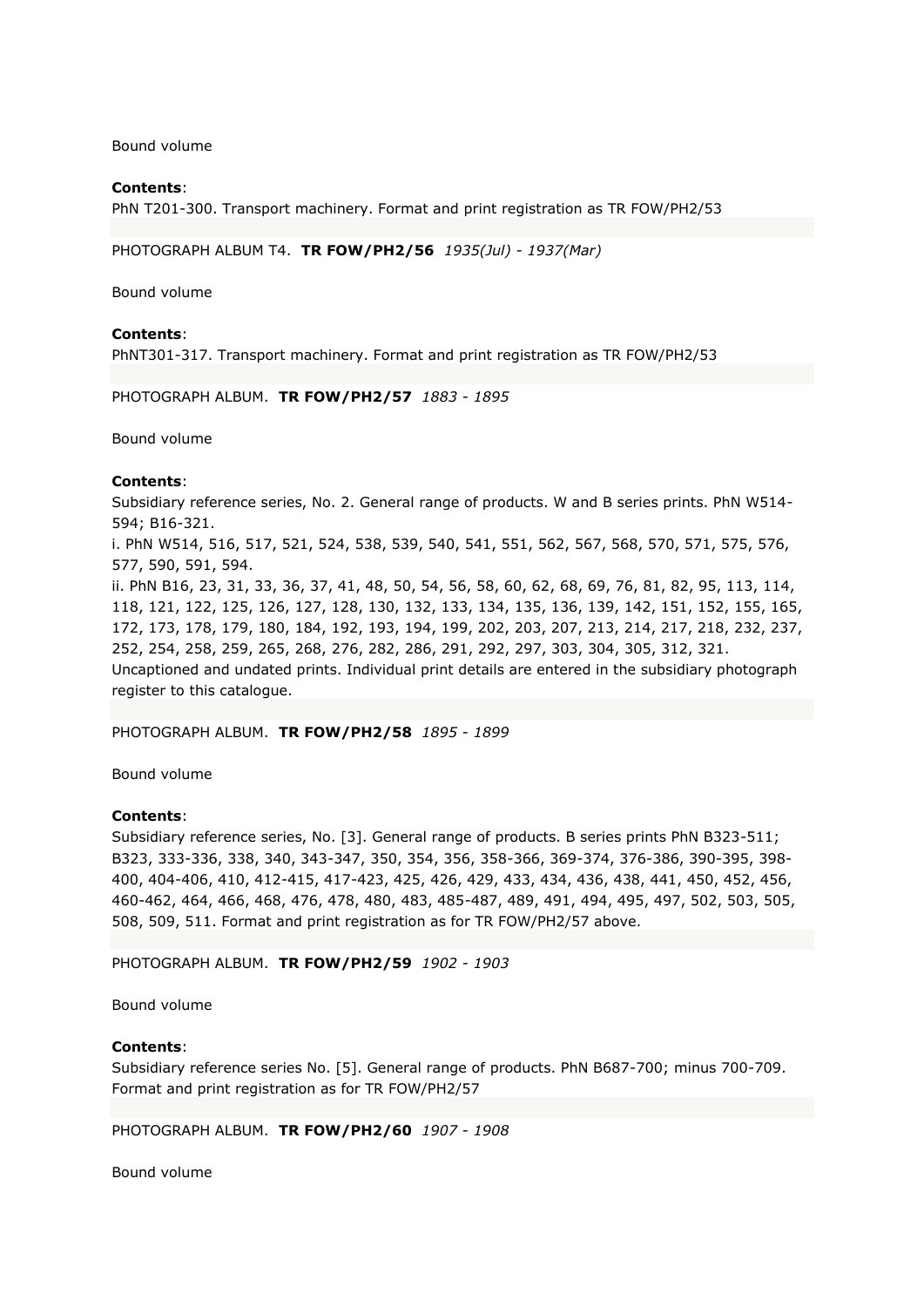Bound volume

**Contents**:
PhN T201-300. Transport machinery. Format and print registration as TR FOW/PH2/53

PHOTOGRAPH ALBUM T4. **TR FOW/PH2/56** *1935(Jul) - 1937(Mar)*

Bound volume

**Contents**:
PhNT301-317. Transport machinery. Format and print registration as TR FOW/PH2/53

PHOTOGRAPH ALBUM. **TR FOW/PH2/57** *1883 - 1895*

Bound volume

**Contents**:
Subsidiary reference series, No. 2. General range of products. W and B series prints. PhN W514-594; B16-321.
i. PhN W514, 516, 517, 521, 524, 538, 539, 540, 541, 551, 562, 567, 568, 570, 571, 575, 576, 577, 590, 591, 594.
ii. PhN B16, 23, 31, 33, 36, 37, 41, 48, 50, 54, 56, 58, 60, 62, 68, 69, 76, 81, 82, 95, 113, 114, 118, 121, 122, 125, 126, 127, 128, 130, 132, 133, 134, 135, 136, 139, 142, 151, 152, 155, 165, 172, 173, 178, 179, 180, 184, 192, 193, 194, 199, 202, 203, 207, 213, 214, 217, 218, 232, 237, 252, 254, 258, 259, 265, 268, 276, 282, 286, 291, 292, 297, 303, 304, 305, 312, 321.
Uncaptioned and undated prints. Individual print details are entered in the subsidiary photograph register to this catalogue.

PHOTOGRAPH ALBUM. **TR FOW/PH2/58** *1895 - 1899*

Bound volume

**Contents**:
Subsidiary reference series, No. [3]. General range of products. B series prints PhN B323-511; B323, 333-336, 338, 340, 343-347, 350, 354, 356, 358-366, 369-374, 376-386, 390-395, 398-400, 404-406, 410, 412-415, 417-423, 425, 426, 429, 433, 434, 436, 438, 441, 450, 452, 456, 460-462, 464, 466, 468, 476, 478, 480, 483, 485-487, 489, 491, 494, 495, 497, 502, 503, 505, 508, 509, 511. Format and print registration as for TR FOW/PH2/57 above.

PHOTOGRAPH ALBUM. **TR FOW/PH2/59** *1902 - 1903*

Bound volume

**Contents**:
Subsidiary reference series No. [5]. General range of products. PhN B687-700; minus 700-709. Format and print registration as for TR FOW/PH2/57

PHOTOGRAPH ALBUM. **TR FOW/PH2/60** *1907 - 1908*

Bound volume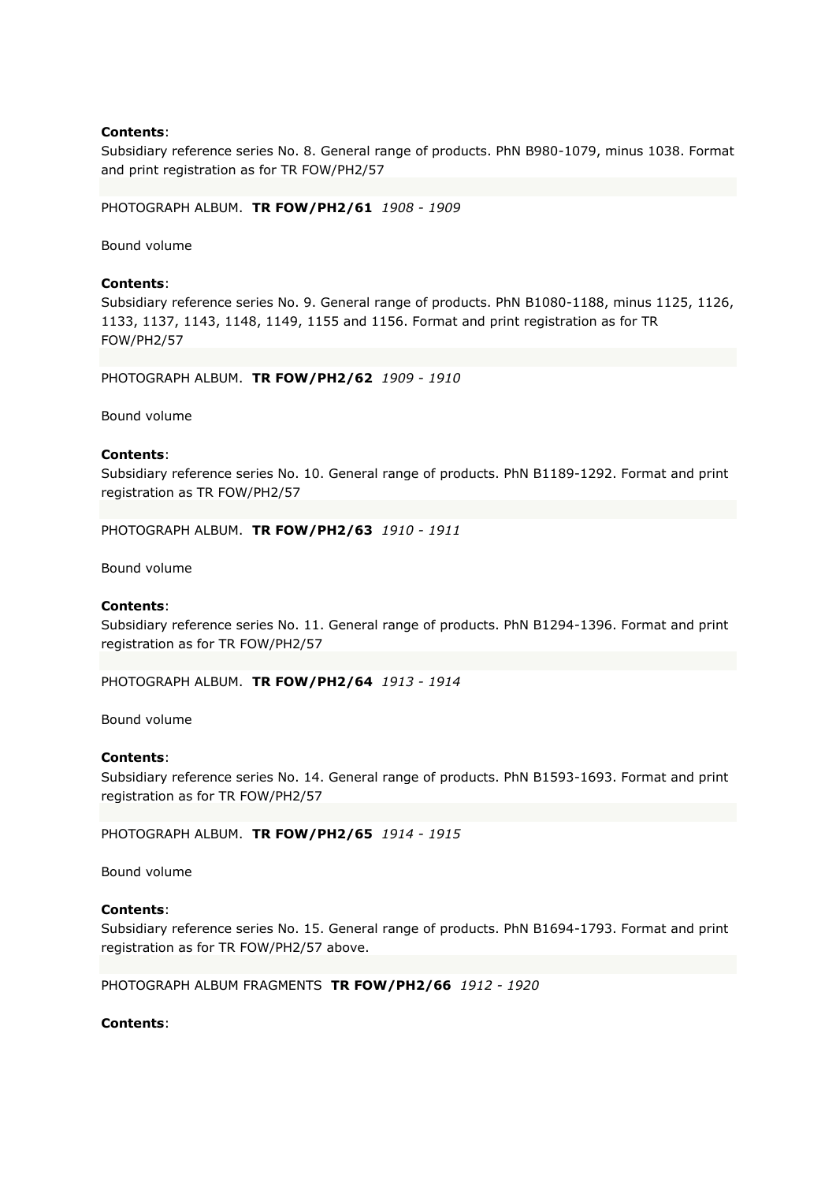**Contents**:
Subsidiary reference series No. 8. General range of products. PhN B980-1079, minus 1038. Format and print registration as for TR FOW/PH2/57

PHOTOGRAPH ALBUM. **TR FOW/PH2/61** *1908 - 1909*

Bound volume

**Contents**:
Subsidiary reference series No. 9. General range of products. PhN B1080-1188, minus 1125, 1126, 1133, 1137, 1143, 1148, 1149, 1155 and 1156. Format and print registration as for TR FOW/PH2/57

PHOTOGRAPH ALBUM. **TR FOW/PH2/62** *1909 - 1910*

Bound volume

**Contents**:
Subsidiary reference series No. 10. General range of products. PhN B1189-1292. Format and print registration as TR FOW/PH2/57

PHOTOGRAPH ALBUM. **TR FOW/PH2/63** *1910 - 1911*

Bound volume

**Contents**:
Subsidiary reference series No. 11. General range of products. PhN B1294-1396. Format and print registration as for TR FOW/PH2/57

PHOTOGRAPH ALBUM. **TR FOW/PH2/64** *1913 - 1914*

Bound volume

**Contents**:
Subsidiary reference series No. 14. General range of products. PhN B1593-1693. Format and print registration as for TR FOW/PH2/57

PHOTOGRAPH ALBUM. **TR FOW/PH2/65** *1914 - 1915*

Bound volume

**Contents**:
Subsidiary reference series No. 15. General range of products. PhN B1694-1793. Format and print registration as for TR FOW/PH2/57 above.

PHOTOGRAPH ALBUM FRAGMENTS **TR FOW/PH2/66** *1912 - 1920*

**Contents**: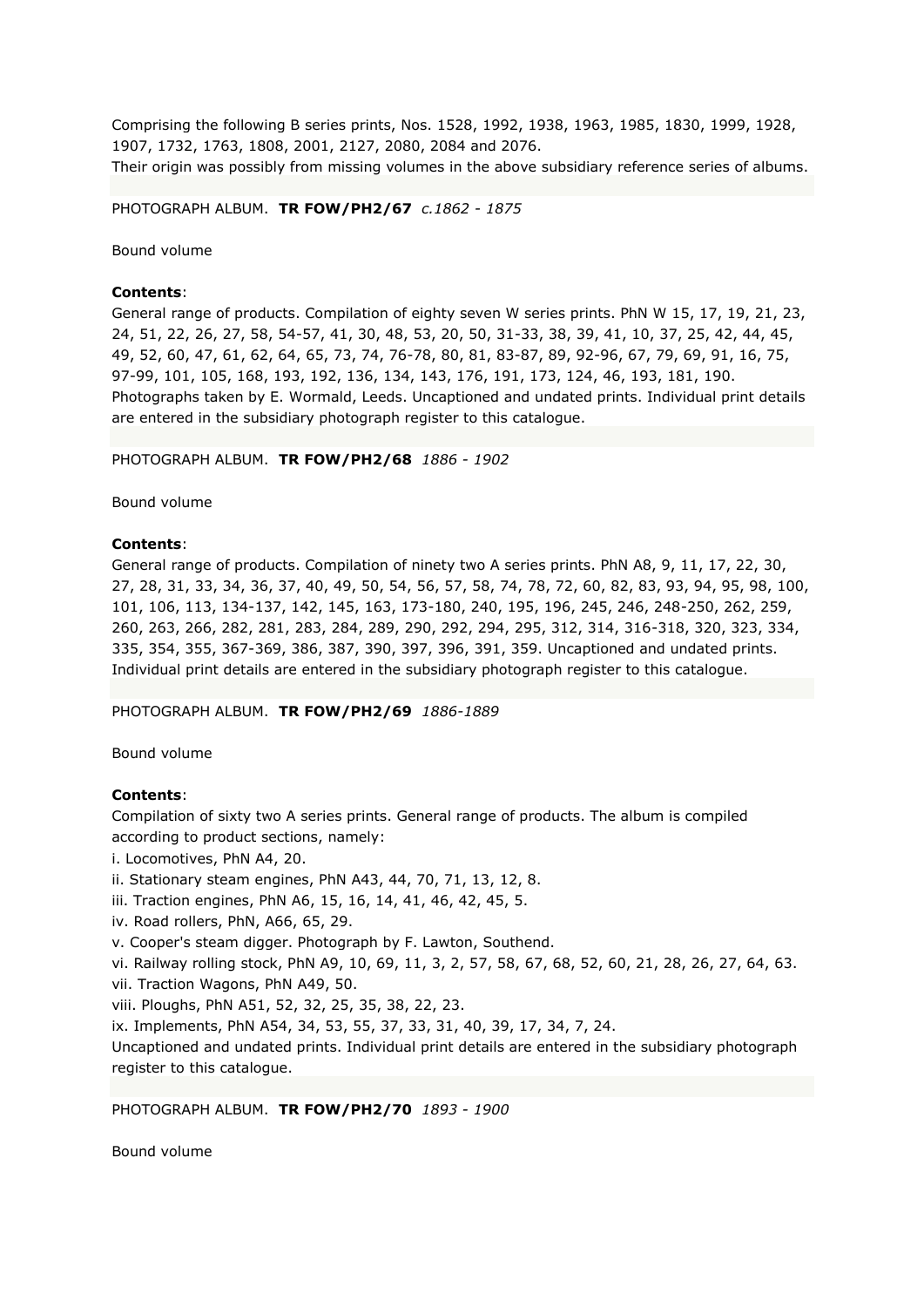Comprising the following B series prints, Nos. 1528, 1992, 1938, 1963, 1985, 1830, 1999, 1928, 1907, 1732, 1763, 1808, 2001, 2127, 2080, 2084 and 2076.
Their origin was possibly from missing volumes in the above subsidiary reference series of albums.

PHOTOGRAPH ALBUM. **TR FOW/PH2/67** *c.1862 - 1875*

Bound volume

**Contents**:
General range of products. Compilation of eighty seven W series prints. PhN W 15, 17, 19, 21, 23, 24, 51, 22, 26, 27, 58, 54-57, 41, 30, 48, 53, 20, 50, 31-33, 38, 39, 41, 10, 37, 25, 42, 44, 45, 49, 52, 60, 47, 61, 62, 64, 65, 73, 74, 76-78, 80, 81, 83-87, 89, 92-96, 67, 79, 69, 91, 16, 75, 97-99, 101, 105, 168, 193, 192, 136, 134, 143, 176, 191, 173, 124, 46, 193, 181, 190.
Photographs taken by E. Wormald, Leeds. Uncaptioned and undated prints. Individual print details are entered in the subsidiary photograph register to this catalogue.

PHOTOGRAPH ALBUM. **TR FOW/PH2/68** *1886 - 1902*

Bound volume

**Contents**:
General range of products. Compilation of ninety two A series prints. PhN A8, 9, 11, 17, 22, 30, 27, 28, 31, 33, 34, 36, 37, 40, 49, 50, 54, 56, 57, 58, 74, 78, 72, 60, 82, 83, 93, 94, 95, 98, 100, 101, 106, 113, 134-137, 142, 145, 163, 173-180, 240, 195, 196, 245, 246, 248-250, 262, 259, 260, 263, 266, 282, 281, 283, 284, 289, 290, 292, 294, 295, 312, 314, 316-318, 320, 323, 334, 335, 354, 355, 367-369, 386, 387, 390, 397, 396, 391, 359. Uncaptioned and undated prints. Individual print details are entered in the subsidiary photograph register to this catalogue.

PHOTOGRAPH ALBUM. **TR FOW/PH2/69** *1886-1889*

Bound volume

**Contents**:
Compilation of sixty two A series prints. General range of products. The album is compiled according to product sections, namely:
i. Locomotives, PhN A4, 20.
ii. Stationary steam engines, PhN A43, 44, 70, 71, 13, 12, 8.
iii. Traction engines, PhN A6, 15, 16, 14, 41, 46, 42, 45, 5.
iv. Road rollers, PhN, A66, 65, 29.
v. Cooper's steam digger. Photograph by F. Lawton, Southend.
vi. Railway rolling stock, PhN A9, 10, 69, 11, 3, 2, 57, 58, 67, 68, 52, 60, 21, 28, 26, 27, 64, 63.
vii. Traction Wagons, PhN A49, 50.
viii. Ploughs, PhN A51, 52, 32, 25, 35, 38, 22, 23.
ix. Implements, PhN A54, 34, 53, 55, 37, 33, 31, 40, 39, 17, 34, 7, 24.
Uncaptioned and undated prints. Individual print details are entered in the subsidiary photograph register to this catalogue.

PHOTOGRAPH ALBUM. **TR FOW/PH2/70** *1893 - 1900*

Bound volume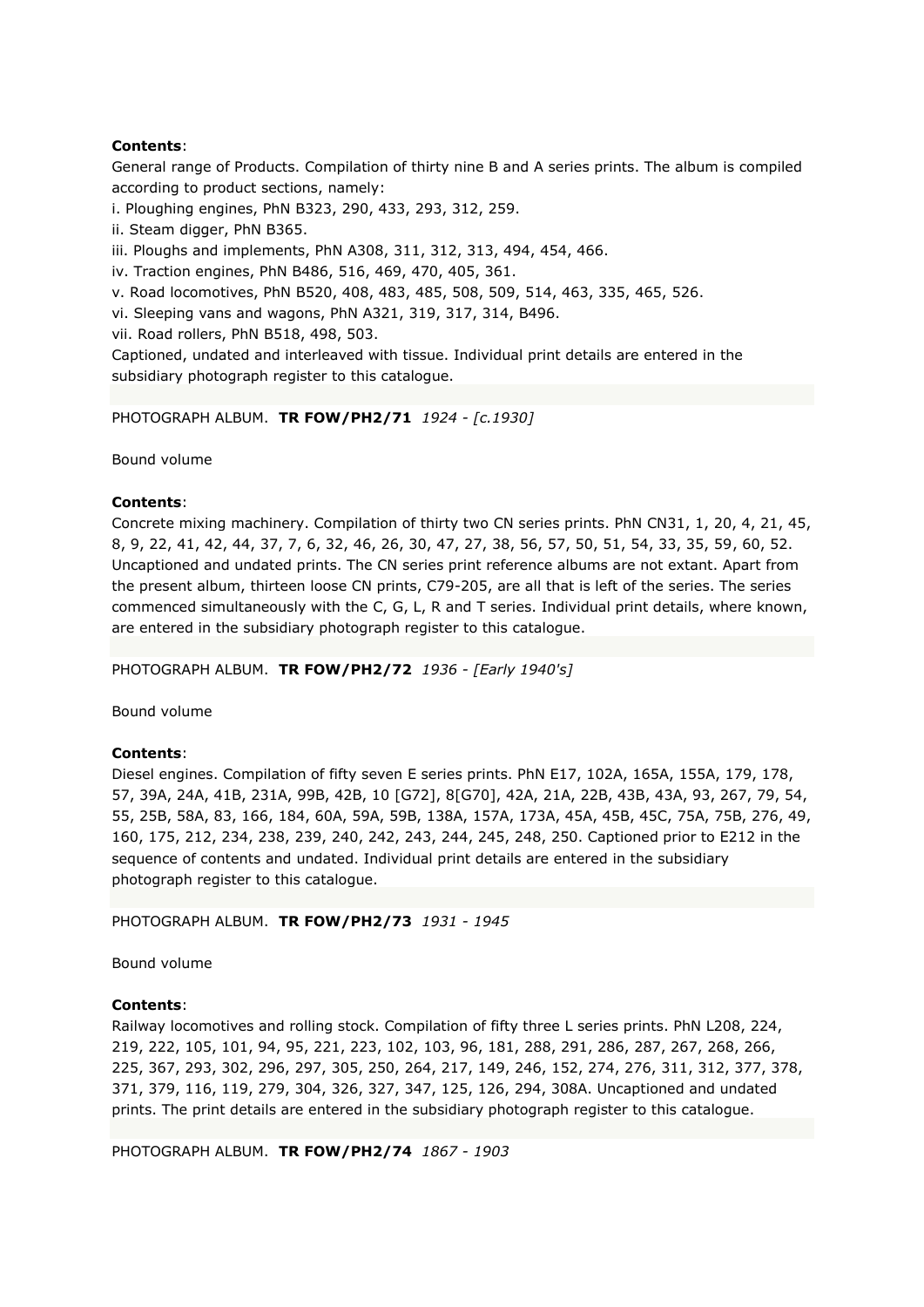**Contents**:
General range of Products. Compilation of thirty nine B and A series prints. The album is compiled according to product sections, namely:
i. Ploughing engines, PhN B323, 290, 433, 293, 312, 259.
ii. Steam digger, PhN B365.
iii. Ploughs and implements, PhN A308, 311, 312, 313, 494, 454, 466.
iv. Traction engines, PhN B486, 516, 469, 470, 405, 361.
v. Road locomotives, PhN B520, 408, 483, 485, 508, 509, 514, 463, 335, 465, 526.
vi. Sleeping vans and wagons, PhN A321, 319, 317, 314, B496.
vii. Road rollers, PhN B518, 498, 503.
Captioned, undated and interleaved with tissue. Individual print details are entered in the subsidiary photograph register to this catalogue.

PHOTOGRAPH ALBUM. **TR FOW/PH2/71** *1924 - [c.1930]*

Bound volume

**Contents**:
Concrete mixing machinery. Compilation of thirty two CN series prints. PhN CN31, 1, 20, 4, 21, 45, 8, 9, 22, 41, 42, 44, 37, 7, 6, 32, 46, 26, 30, 47, 27, 38, 56, 57, 50, 51, 54, 33, 35, 59, 60, 52. Uncaptioned and undated prints. The CN series print reference albums are not extant. Apart from the present album, thirteen loose CN prints, C79-205, are all that is left of the series. The series commenced simultaneously with the C, G, L, R and T series. Individual print details, where known, are entered in the subsidiary photograph register to this catalogue.

PHOTOGRAPH ALBUM. **TR FOW/PH2/72** *1936 - [Early 1940's]*

Bound volume

**Contents**:
Diesel engines. Compilation of fifty seven E series prints. PhN E17, 102A, 165A, 155A, 179, 178, 57, 39A, 24A, 41B, 231A, 99B, 42B, 10 [G72], 8[G70], 42A, 21A, 22B, 43B, 43A, 93, 267, 79, 54, 55, 25B, 58A, 83, 166, 184, 60A, 59A, 59B, 138A, 157A, 173A, 45A, 45B, 45C, 75A, 75B, 276, 49, 160, 175, 212, 234, 238, 239, 240, 242, 243, 244, 245, 248, 250. Captioned prior to E212 in the sequence of contents and undated. Individual print details are entered in the subsidiary photograph register to this catalogue.

PHOTOGRAPH ALBUM. **TR FOW/PH2/73** *1931 - 1945*

Bound volume

**Contents**:
Railway locomotives and rolling stock. Compilation of fifty three L series prints. PhN L208, 224, 219, 222, 105, 101, 94, 95, 221, 223, 102, 103, 96, 181, 288, 291, 286, 287, 267, 268, 266, 225, 367, 293, 302, 296, 297, 305, 250, 264, 217, 149, 246, 152, 274, 276, 311, 312, 377, 378, 371, 379, 116, 119, 279, 304, 326, 327, 347, 125, 126, 294, 308A. Uncaptioned and undated prints. The print details are entered in the subsidiary photograph register to this catalogue.

PHOTOGRAPH ALBUM. **TR FOW/PH2/74** *1867 - 1903*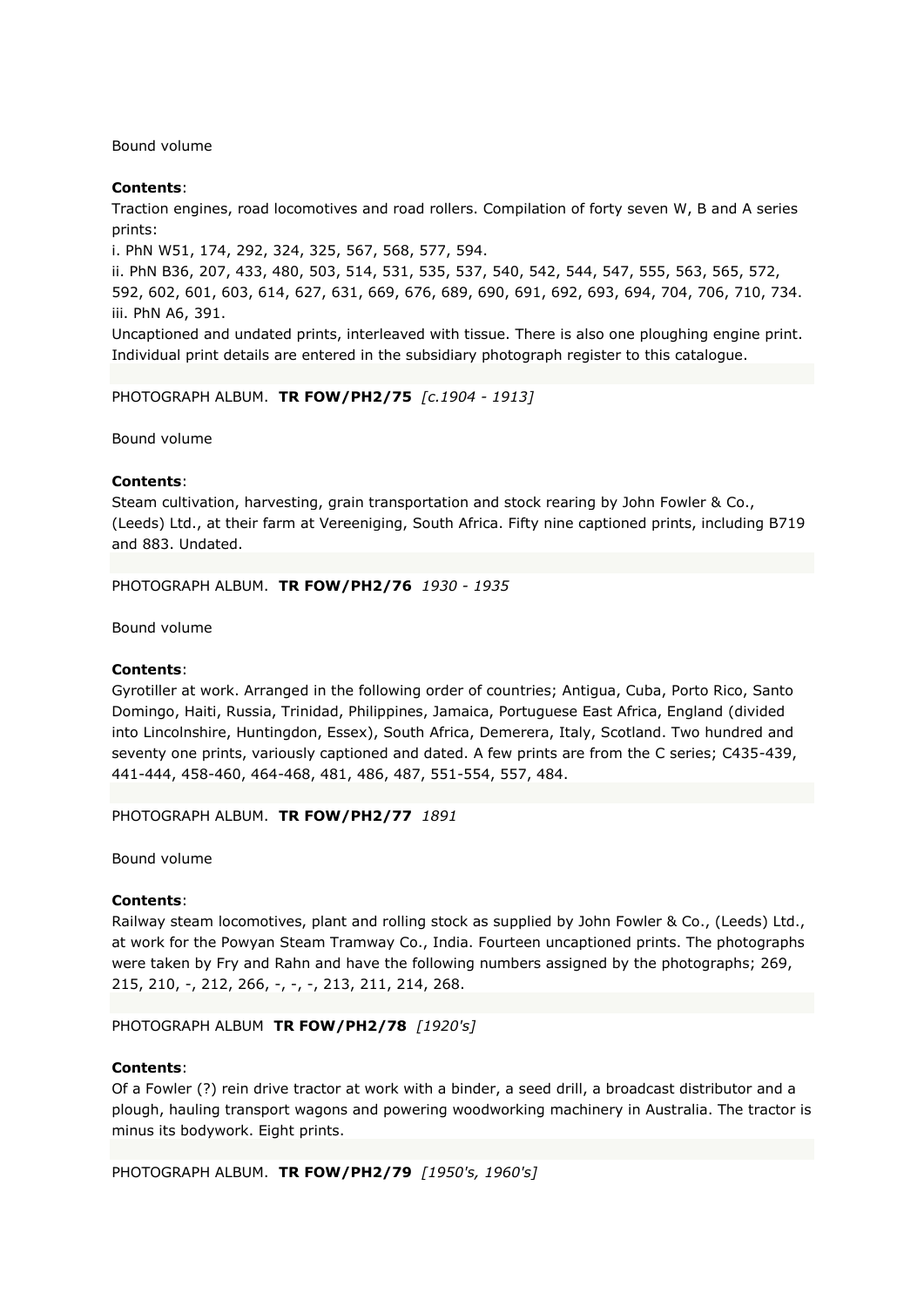Bound volume

**Contents**:
Traction engines, road locomotives and road rollers. Compilation of forty seven W, B and A series prints:
i. PhN W51, 174, 292, 324, 325, 567, 568, 577, 594.
ii. PhN B36, 207, 433, 480, 503, 514, 531, 535, 537, 540, 542, 544, 547, 555, 563, 565, 572, 592, 602, 601, 603, 614, 627, 631, 669, 676, 689, 690, 691, 692, 693, 694, 704, 706, 710, 734.
iii. PhN A6, 391.
Uncaptioned and undated prints, interleaved with tissue. There is also one ploughing engine print. Individual print details are entered in the subsidiary photograph register to this catalogue.

PHOTOGRAPH ALBUM. **TR FOW/PH2/75** *[c.1904 - 1913]*

Bound volume

**Contents**:
Steam cultivation, harvesting, grain transportation and stock rearing by John Fowler & Co., (Leeds) Ltd., at their farm at Vereeniging, South Africa. Fifty nine captioned prints, including B719 and 883. Undated.

PHOTOGRAPH ALBUM. **TR FOW/PH2/76** *1930 - 1935*

Bound volume

**Contents**:
Gyrotiller at work. Arranged in the following order of countries; Antigua, Cuba, Porto Rico, Santo Domingo, Haiti, Russia, Trinidad, Philippines, Jamaica, Portuguese East Africa, England (divided into Lincolnshire, Huntingdon, Essex), South Africa, Demerera, Italy, Scotland. Two hundred and seventy one prints, variously captioned and dated. A few prints are from the C series; C435-439, 441-444, 458-460, 464-468, 481, 486, 487, 551-554, 557, 484.

PHOTOGRAPH ALBUM. **TR FOW/PH2/77** *1891*

Bound volume

**Contents**:
Railway steam locomotives, plant and rolling stock as supplied by John Fowler & Co., (Leeds) Ltd., at work for the Powyan Steam Tramway Co., India. Fourteen uncaptioned prints. The photographs were taken by Fry and Rahn and have the following numbers assigned by the photographs; 269, 215, 210, -, 212, 266, -, -, -, 213, 211, 214, 268.

PHOTOGRAPH ALBUM **TR FOW/PH2/78** *[1920's]*

**Contents**:
Of a Fowler (?) rein drive tractor at work with a binder, a seed drill, a broadcast distributor and a plough, hauling transport wagons and powering woodworking machinery in Australia. The tractor is minus its bodywork. Eight prints.

PHOTOGRAPH ALBUM. **TR FOW/PH2/79** *[1950's, 1960's]*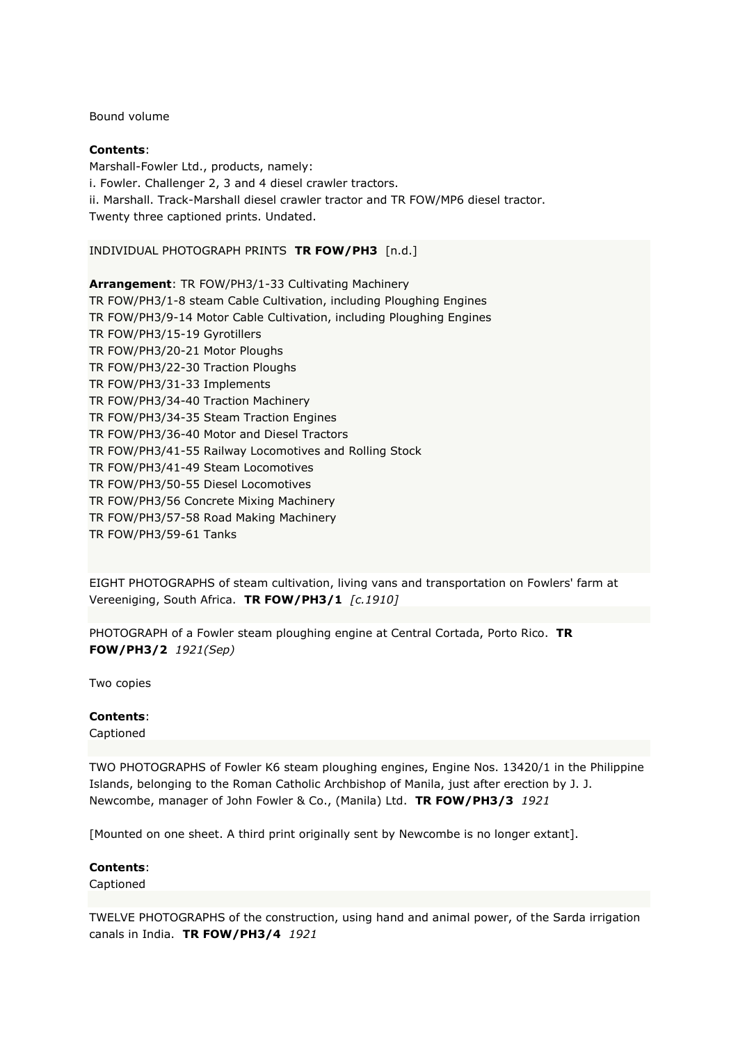Bound volume

**Contents**:
Marshall-Fowler Ltd., products, namely:
i. Fowler. Challenger 2, 3 and 4 diesel crawler tractors.
ii. Marshall. Track-Marshall diesel crawler tractor and TR FOW/MP6 diesel tractor.
Twenty three captioned prints. Undated.

INDIVIDUAL PHOTOGRAPH PRINTS **TR FOW/PH3** [n.d.]

**Arrangement**: TR FOW/PH3/1-33 Cultivating Machinery
TR FOW/PH3/1-8 steam Cable Cultivation, including Ploughing Engines
TR FOW/PH3/9-14 Motor Cable Cultivation, including Ploughing Engines
TR FOW/PH3/15-19 Gyrotillers
TR FOW/PH3/20-21 Motor Ploughs
TR FOW/PH3/22-30 Traction Ploughs
TR FOW/PH3/31-33 Implements
TR FOW/PH3/34-40 Traction Machinery
TR FOW/PH3/34-35 Steam Traction Engines
TR FOW/PH3/36-40 Motor and Diesel Tractors
TR FOW/PH3/41-55 Railway Locomotives and Rolling Stock
TR FOW/PH3/41-49 Steam Locomotives
TR FOW/PH3/50-55 Diesel Locomotives
TR FOW/PH3/56 Concrete Mixing Machinery
TR FOW/PH3/57-58 Road Making Machinery
TR FOW/PH3/59-61 Tanks

EIGHT PHOTOGRAPHS of steam cultivation, living vans and transportation on Fowlers' farm at Vereeniging, South Africa. **TR FOW/PH3/1** *[c.1910]*

PHOTOGRAPH of a Fowler steam ploughing engine at Central Cortada, Porto Rico. **TR FOW/PH3/2** *1921(Sep)*

Two copies

**Contents**:
Captioned

TWO PHOTOGRAPHS of Fowler K6 steam ploughing engines, Engine Nos. 13420/1 in the Philippine Islands, belonging to the Roman Catholic Archbishop of Manila, just after erection by J. J. Newcombe, manager of John Fowler & Co., (Manila) Ltd. **TR FOW/PH3/3** *1921*

[Mounted on one sheet. A third print originally sent by Newcombe is no longer extant].

**Contents**:
Captioned

TWELVE PHOTOGRAPHS of the construction, using hand and animal power, of the Sarda irrigation canals in India. **TR FOW/PH3/4** *1921*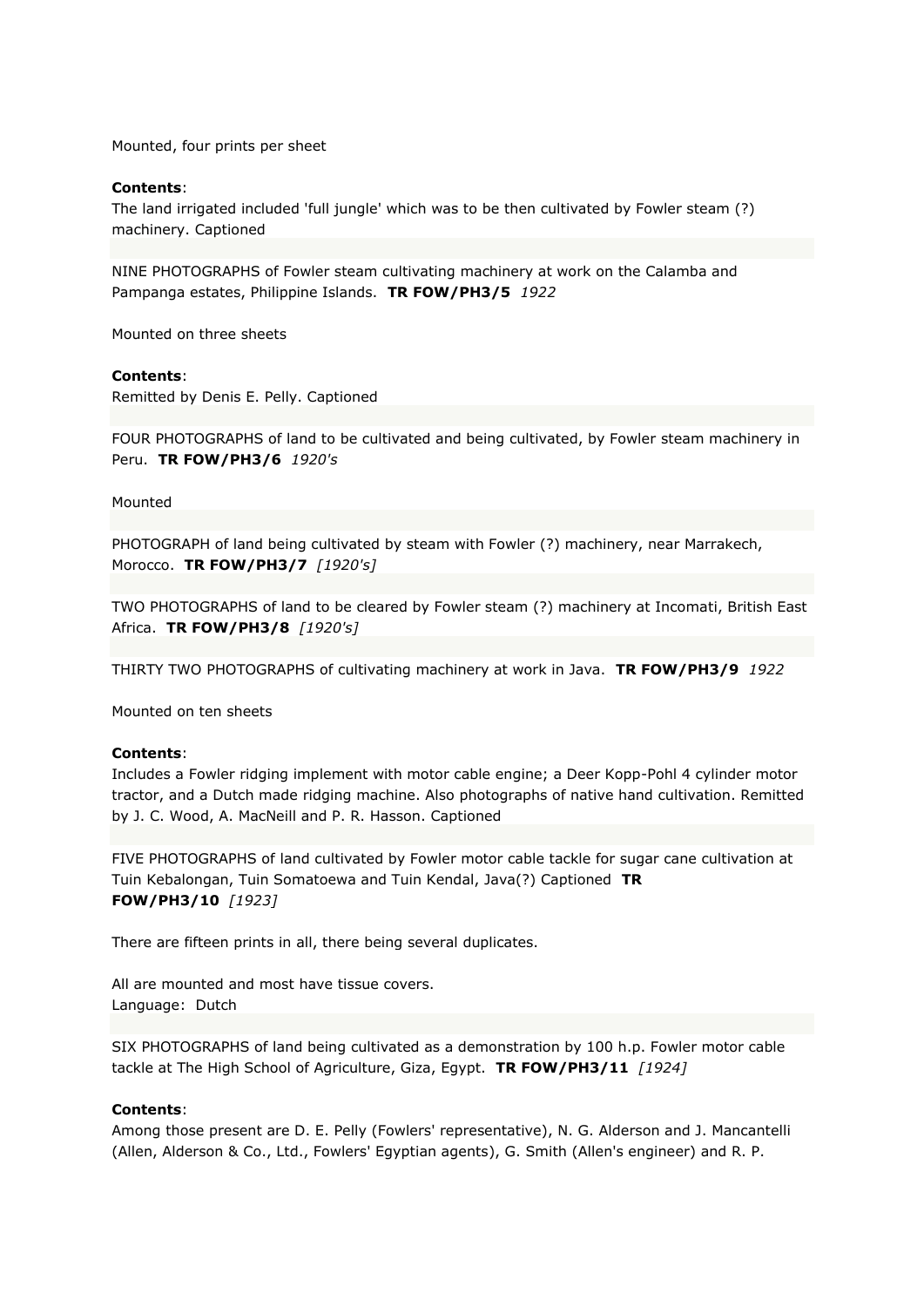Mounted, four prints per sheet

**Contents**:
The land irrigated included 'full jungle' which was to be then cultivated by Fowler steam (?) machinery. Captioned

NINE PHOTOGRAPHS of Fowler steam cultivating machinery at work on the Calamba and Pampanga estates, Philippine Islands. **TR FOW/PH3/5** *1922*

Mounted on three sheets

**Contents**:
Remitted by Denis E. Pelly. Captioned

FOUR PHOTOGRAPHS of land to be cultivated and being cultivated, by Fowler steam machinery in Peru. **TR FOW/PH3/6** *1920's*

Mounted

PHOTOGRAPH of land being cultivated by steam with Fowler (?) machinery, near Marrakech, Morocco. **TR FOW/PH3/7** *[1920's]*

TWO PHOTOGRAPHS of land to be cleared by Fowler steam (?) machinery at Incomati, British East Africa. **TR FOW/PH3/8** *[1920's]*

THIRTY TWO PHOTOGRAPHS of cultivating machinery at work in Java. **TR FOW/PH3/9** *1922*

Mounted on ten sheets

**Contents**:
Includes a Fowler ridging implement with motor cable engine; a Deer Kopp-Pohl 4 cylinder motor tractor, and a Dutch made ridging machine. Also photographs of native hand cultivation. Remitted by J. C. Wood, A. MacNeill and P. R. Hasson. Captioned

FIVE PHOTOGRAPHS of land cultivated by Fowler motor cable tackle for sugar cane cultivation at Tuin Kebalongan, Tuin Somatoewa and Tuin Kendal, Java(?) Captioned **TR FOW/PH3/10** *[1923]*

There are fifteen prints in all, there being several duplicates.

All are mounted and most have tissue covers.
Language: Dutch

SIX PHOTOGRAPHS of land being cultivated as a demonstration by 100 h.p. Fowler motor cable tackle at The High School of Agriculture, Giza, Egypt. **TR FOW/PH3/11** *[1924]*

**Contents**:
Among those present are D. E. Pelly (Fowlers' representative), N. G. Alderson and J. Mancantelli (Allen, Alderson & Co., Ltd., Fowlers' Egyptian agents), G. Smith (Allen's engineer) and R. P.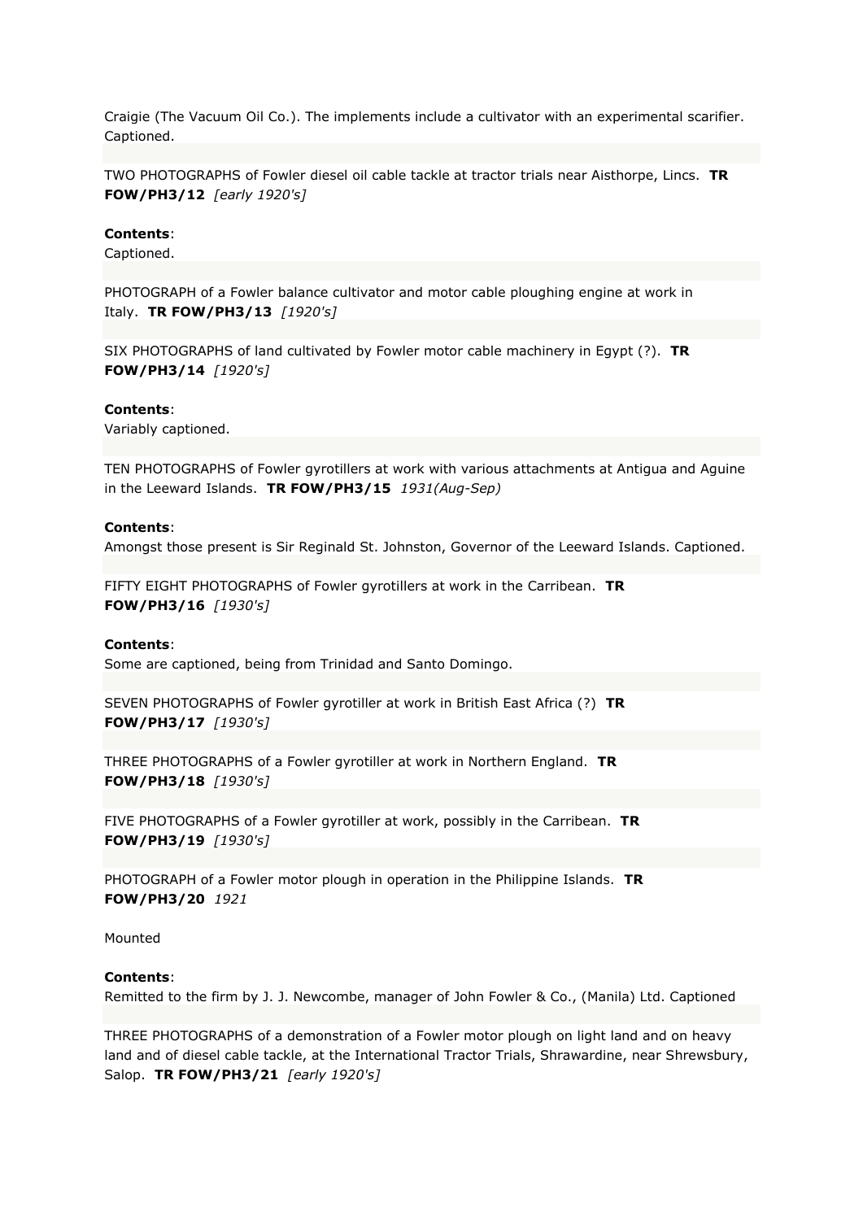Craigie (The Vacuum Oil Co.). The implements include a cultivator with an experimental scarifier. Captioned.

TWO PHOTOGRAPHS of Fowler diesel oil cable tackle at tractor trials near Aisthorpe, Lincs. **TR FOW/PH3/12** *[early 1920's]*

**Contents**:
Captioned.

PHOTOGRAPH of a Fowler balance cultivator and motor cable ploughing engine at work in Italy. **TR FOW/PH3/13** *[1920's]*

SIX PHOTOGRAPHS of land cultivated by Fowler motor cable machinery in Egypt (?). **TR FOW/PH3/14** *[1920's]*

**Contents**:
Variably captioned.

TEN PHOTOGRAPHS of Fowler gyrotillers at work with various attachments at Antigua and Aguine in the Leeward Islands. **TR FOW/PH3/15** *1931(Aug-Sep)*

**Contents**:
Amongst those present is Sir Reginald St. Johnston, Governor of the Leeward Islands. Captioned.

FIFTY EIGHT PHOTOGRAPHS of Fowler gyrotillers at work in the Carribean. **TR FOW/PH3/16** *[1930's]*

**Contents**:
Some are captioned, being from Trinidad and Santo Domingo.

SEVEN PHOTOGRAPHS of Fowler gyrotiller at work in British East Africa (?) **TR FOW/PH3/17** *[1930's]*

THREE PHOTOGRAPHS of a Fowler gyrotiller at work in Northern England. **TR FOW/PH3/18** *[1930's]*

FIVE PHOTOGRAPHS of a Fowler gyrotiller at work, possibly in the Carribean. **TR FOW/PH3/19** *[1930's]*

PHOTOGRAPH of a Fowler motor plough in operation in the Philippine Islands. **TR FOW/PH3/20** *1921*

Mounted

**Contents**:
Remitted to the firm by J. J. Newcombe, manager of John Fowler & Co., (Manila) Ltd. Captioned

THREE PHOTOGRAPHS of a demonstration of a Fowler motor plough on light land and on heavy land and of diesel cable tackle, at the International Tractor Trials, Shrawardine, near Shrewsbury, Salop. **TR FOW/PH3/21** *[early 1920's]*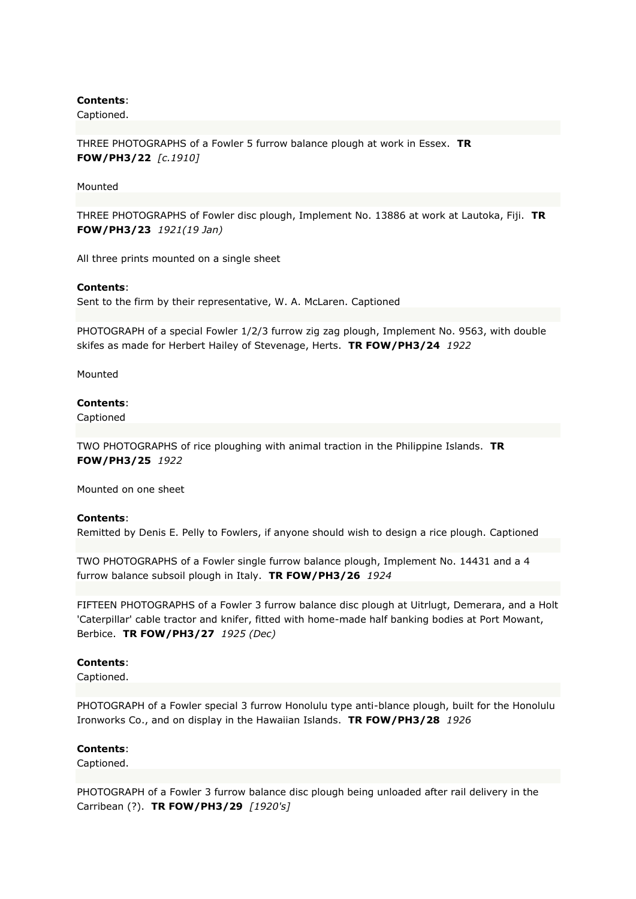**Contents**:
Captioned.

THREE PHOTOGRAPHS of a Fowler 5 furrow balance plough at work in Essex. **TR FOW/PH3/22** *[c.1910]*

Mounted

THREE PHOTOGRAPHS of Fowler disc plough, Implement No. 13886 at work at Lautoka, Fiji. **TR FOW/PH3/23** *1921(19 Jan)*

All three prints mounted on a single sheet

**Contents**:
Sent to the firm by their representative, W. A. McLaren. Captioned

PHOTOGRAPH of a special Fowler 1/2/3 furrow zig zag plough, Implement No. 9563, with double skifes as made for Herbert Hailey of Stevenage, Herts. **TR FOW/PH3/24** *1922*

Mounted

**Contents**:
Captioned

TWO PHOTOGRAPHS of rice ploughing with animal traction in the Philippine Islands. **TR FOW/PH3/25** *1922*

Mounted on one sheet

**Contents**:
Remitted by Denis E. Pelly to Fowlers, if anyone should wish to design a rice plough. Captioned

TWO PHOTOGRAPHS of a Fowler single furrow balance plough, Implement No. 14431 and a 4 furrow balance subsoil plough in Italy. **TR FOW/PH3/26** *1924*

FIFTEEN PHOTOGRAPHS of a Fowler 3 furrow balance disc plough at Uitrlugt, Demerara, and a Holt 'Caterpillar' cable tractor and knifer, fitted with home-made half banking bodies at Port Mowant, Berbice. **TR FOW/PH3/27** *1925 (Dec)*

**Contents**:
Captioned.

PHOTOGRAPH of a Fowler special 3 furrow Honolulu type anti-blance plough, built for the Honolulu Ironworks Co., and on display in the Hawaiian Islands. **TR FOW/PH3/28** *1926*

**Contents**:
Captioned.

PHOTOGRAPH of a Fowler 3 furrow balance disc plough being unloaded after rail delivery in the Carribean (?). **TR FOW/PH3/29** *[1920's]*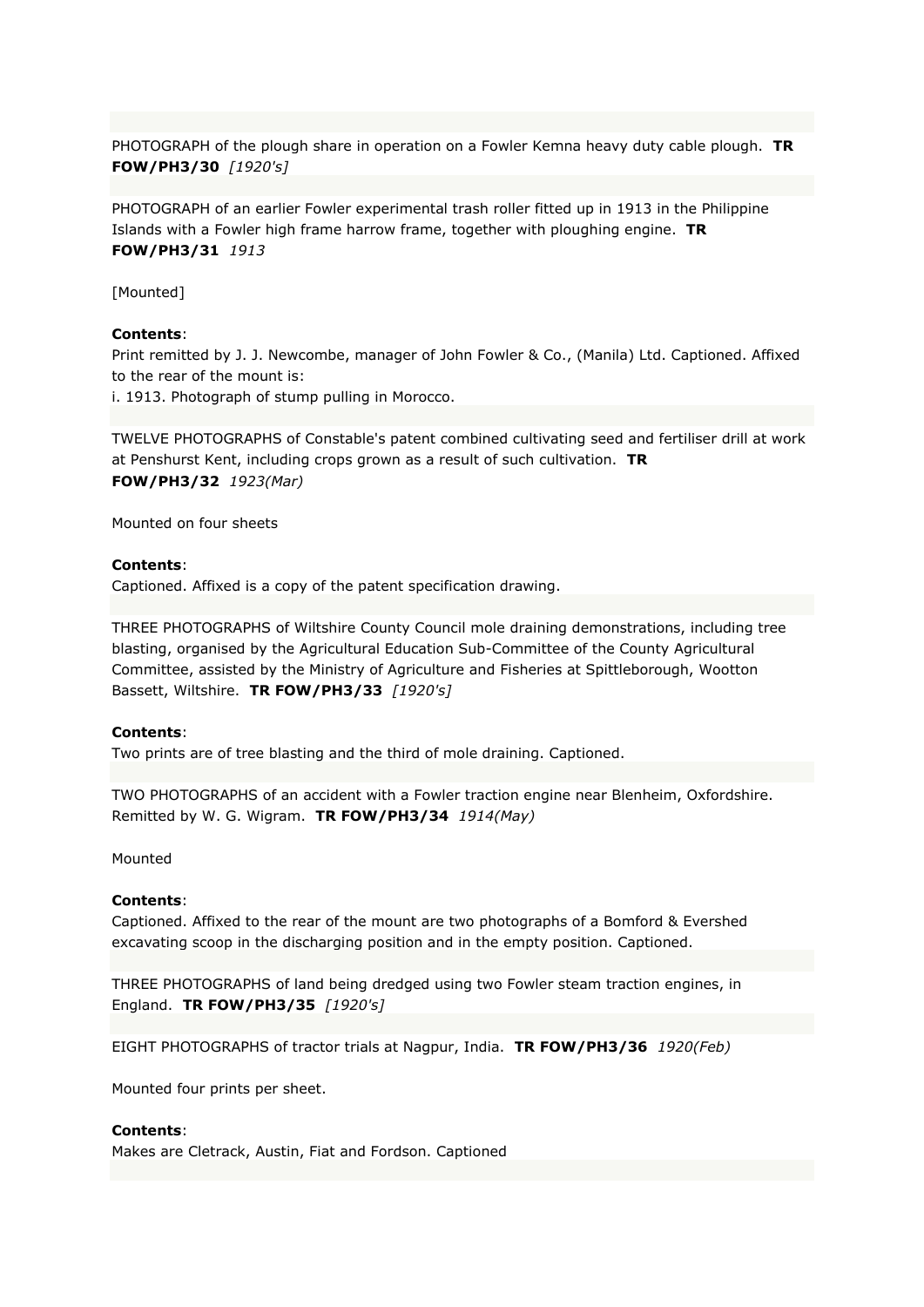PHOTOGRAPH of the plough share in operation on a Fowler Kemna heavy duty cable plough. **TR FOW/PH3/30** *[1920's]*

PHOTOGRAPH of an earlier Fowler experimental trash roller fitted up in 1913 in the Philippine Islands with a Fowler high frame harrow frame, together with ploughing engine. **TR FOW/PH3/31** *1913*

[Mounted]

**Contents**:
Print remitted by J. J. Newcombe, manager of John Fowler & Co., (Manila) Ltd. Captioned. Affixed to the rear of the mount is:
i. 1913. Photograph of stump pulling in Morocco.

TWELVE PHOTOGRAPHS of Constable's patent combined cultivating seed and fertiliser drill at work at Penshurst Kent, including crops grown as a result of such cultivation. **TR FOW/PH3/32** *1923(Mar)*

Mounted on four sheets

**Contents**:
Captioned. Affixed is a copy of the patent specification drawing.

THREE PHOTOGRAPHS of Wiltshire County Council mole draining demonstrations, including tree blasting, organised by the Agricultural Education Sub-Committee of the County Agricultural Committee, assisted by the Ministry of Agriculture and Fisheries at Spittleborough, Wootton Bassett, Wiltshire. **TR FOW/PH3/33** *[1920's]*

**Contents**:
Two prints are of tree blasting and the third of mole draining. Captioned.

TWO PHOTOGRAPHS of an accident with a Fowler traction engine near Blenheim, Oxfordshire. Remitted by W. G. Wigram. **TR FOW/PH3/34** *1914(May)*

Mounted

**Contents**:
Captioned. Affixed to the rear of the mount are two photographs of a Bomford & Evershed excavating scoop in the discharging position and in the empty position. Captioned.

THREE PHOTOGRAPHS of land being dredged using two Fowler steam traction engines, in England. **TR FOW/PH3/35** *[1920's]*

EIGHT PHOTOGRAPHS of tractor trials at Nagpur, India. **TR FOW/PH3/36** *1920(Feb)*

Mounted four prints per sheet.

**Contents**:
Makes are Cletrack, Austin, Fiat and Fordson. Captioned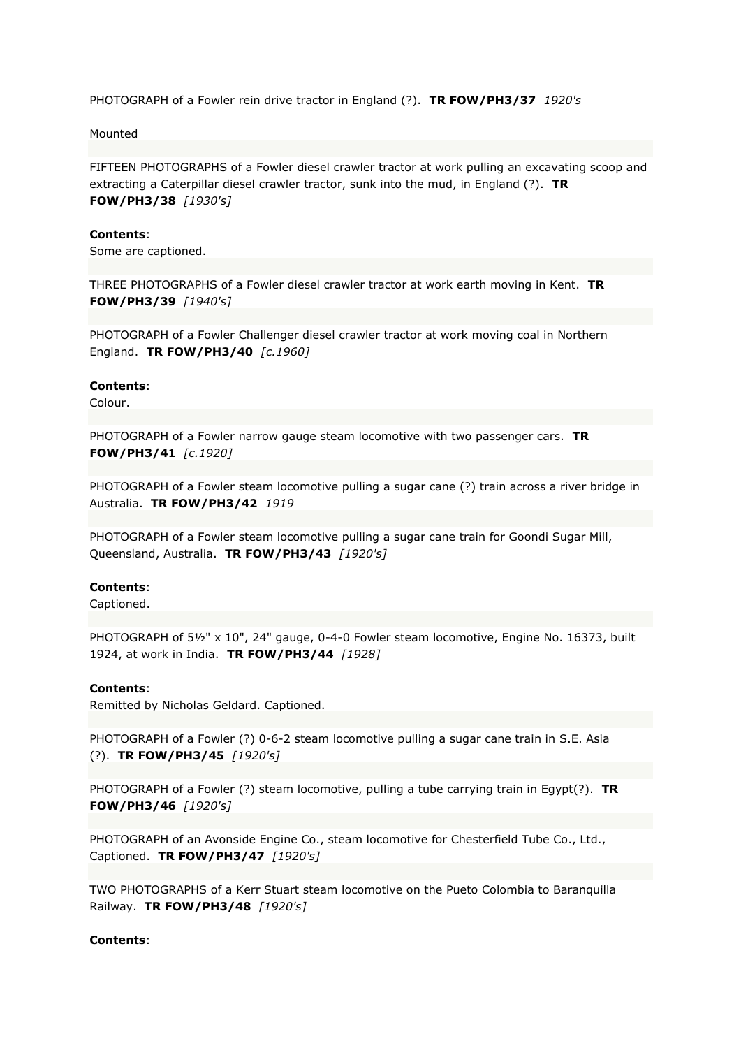PHOTOGRAPH of a Fowler rein drive tractor in England (?). **TR FOW/PH3/37** *1920's*

Mounted

FIFTEEN PHOTOGRAPHS of a Fowler diesel crawler tractor at work pulling an excavating scoop and extracting a Caterpillar diesel crawler tractor, sunk into the mud, in England (?). **TR FOW/PH3/38** *[1930's]*

**Contents**:
Some are captioned.

THREE PHOTOGRAPHS of a Fowler diesel crawler tractor at work earth moving in Kent. **TR FOW/PH3/39** *[1940's]*

PHOTOGRAPH of a Fowler Challenger diesel crawler tractor at work moving coal in Northern England. **TR FOW/PH3/40** *[c.1960]*

**Contents**:
Colour.

PHOTOGRAPH of a Fowler narrow gauge steam locomotive with two passenger cars. **TR FOW/PH3/41** *[c.1920]*

PHOTOGRAPH of a Fowler steam locomotive pulling a sugar cane (?) train across a river bridge in Australia. **TR FOW/PH3/42** *1919*

PHOTOGRAPH of a Fowler steam locomotive pulling a sugar cane train for Goondi Sugar Mill, Queensland, Australia. **TR FOW/PH3/43** *[1920's]*

**Contents**:
Captioned.

PHOTOGRAPH of 5½" x 10", 24" gauge, 0-4-0 Fowler steam locomotive, Engine No. 16373, built 1924, at work in India. **TR FOW/PH3/44** *[1928]*

**Contents**:
Remitted by Nicholas Geldard. Captioned.

PHOTOGRAPH of a Fowler (?) 0-6-2 steam locomotive pulling a sugar cane train in S.E. Asia (?). **TR FOW/PH3/45** *[1920's]*

PHOTOGRAPH of a Fowler (?) steam locomotive, pulling a tube carrying train in Egypt(?). **TR FOW/PH3/46** *[1920's]*

PHOTOGRAPH of an Avonside Engine Co., steam locomotive for Chesterfield Tube Co., Ltd., Captioned. **TR FOW/PH3/47** *[1920's]*

TWO PHOTOGRAPHS of a Kerr Stuart steam locomotive on the Pueto Colombia to Baranquilla Railway. **TR FOW/PH3/48** *[1920's]*

**Contents**: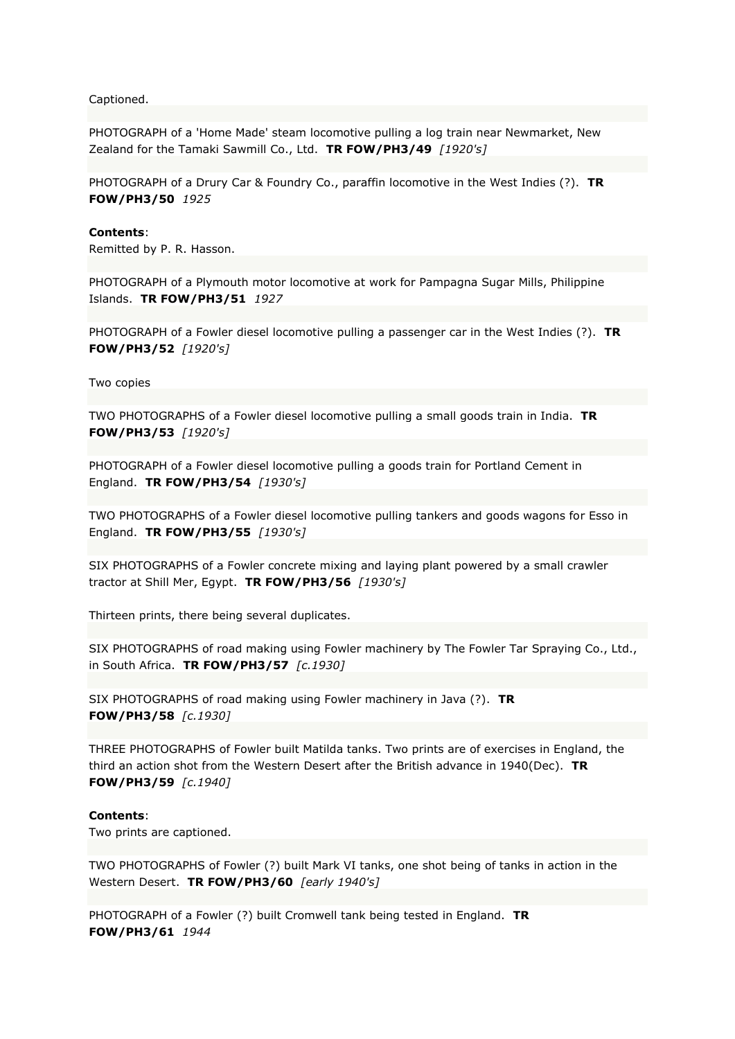Captioned.

PHOTOGRAPH of a 'Home Made' steam locomotive pulling a log train near Newmarket, New Zealand for the Tamaki Sawmill Co., Ltd. **TR FOW/PH3/49** *[1920's]*

PHOTOGRAPH of a Drury Car & Foundry Co., paraffin locomotive in the West Indies (?). **TR FOW/PH3/50** *1925*

**Contents**:
Remitted by P. R. Hasson.

PHOTOGRAPH of a Plymouth motor locomotive at work for Pampagna Sugar Mills, Philippine Islands. **TR FOW/PH3/51** *1927*

PHOTOGRAPH of a Fowler diesel locomotive pulling a passenger car in the West Indies (?). **TR FOW/PH3/52** *[1920's]*

Two copies

TWO PHOTOGRAPHS of a Fowler diesel locomotive pulling a small goods train in India. **TR FOW/PH3/53** *[1920's]*

PHOTOGRAPH of a Fowler diesel locomotive pulling a goods train for Portland Cement in England. **TR FOW/PH3/54** *[1930's]*

TWO PHOTOGRAPHS of a Fowler diesel locomotive pulling tankers and goods wagons for Esso in England. **TR FOW/PH3/55** *[1930's]*

SIX PHOTOGRAPHS of a Fowler concrete mixing and laying plant powered by a small crawler tractor at Shill Mer, Egypt. **TR FOW/PH3/56** *[1930's]*

Thirteen prints, there being several duplicates.

SIX PHOTOGRAPHS of road making using Fowler machinery by The Fowler Tar Spraying Co., Ltd., in South Africa. **TR FOW/PH3/57** *[c.1930]*

SIX PHOTOGRAPHS of road making using Fowler machinery in Java (?). **TR FOW/PH3/58** *[c.1930]*

THREE PHOTOGRAPHS of Fowler built Matilda tanks. Two prints are of exercises in England, the third an action shot from the Western Desert after the British advance in 1940(Dec). **TR FOW/PH3/59** *[c.1940]*

**Contents**:
Two prints are captioned.

TWO PHOTOGRAPHS of Fowler (?) built Mark VI tanks, one shot being of tanks in action in the Western Desert. **TR FOW/PH3/60** *[early 1940's]*

PHOTOGRAPH of a Fowler (?) built Cromwell tank being tested in England. **TR FOW/PH3/61** *1944*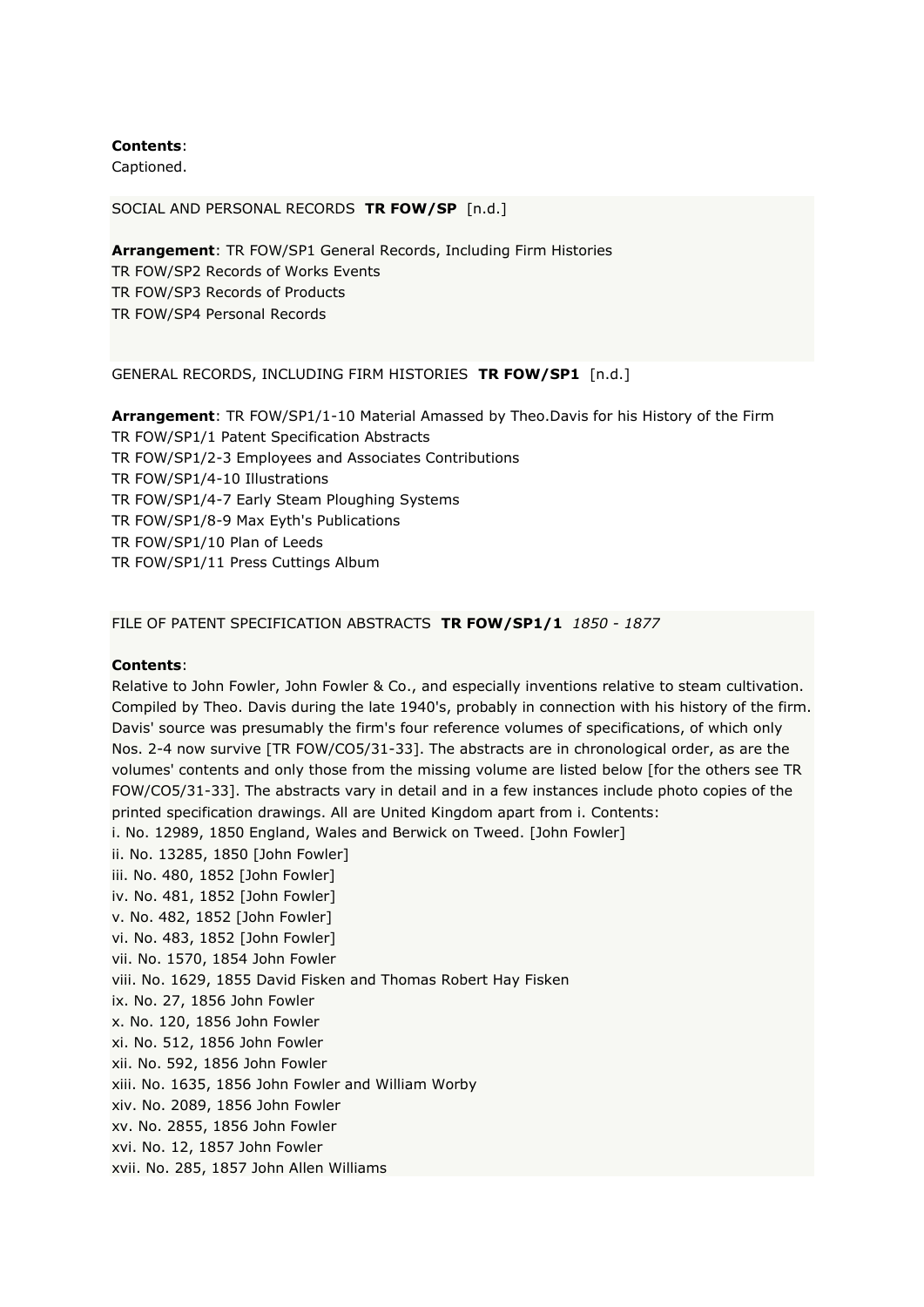**Contents**:
Captioned.

SOCIAL AND PERSONAL RECORDS **TR FOW/SP** [n.d.]

**Arrangement**: TR FOW/SP1 General Records, Including Firm Histories
TR FOW/SP2 Records of Works Events
TR FOW/SP3 Records of Products
TR FOW/SP4 Personal Records

GENERAL RECORDS, INCLUDING FIRM HISTORIES **TR FOW/SP1** [n.d.]

**Arrangement**: TR FOW/SP1/1-10 Material Amassed by Theo.Davis for his History of the Firm
TR FOW/SP1/1 Patent Specification Abstracts
TR FOW/SP1/2-3 Employees and Associates Contributions
TR FOW/SP1/4-10 Illustrations
TR FOW/SP1/4-7 Early Steam Ploughing Systems
TR FOW/SP1/8-9 Max Eyth's Publications
TR FOW/SP1/10 Plan of Leeds
TR FOW/SP1/11 Press Cuttings Album

FILE OF PATENT SPECIFICATION ABSTRACTS **TR FOW/SP1/1** *1850 - 1877*

**Contents**:
Relative to John Fowler, John Fowler & Co., and especially inventions relative to steam cultivation. Compiled by Theo. Davis during the late 1940's, probably in connection with his history of the firm. Davis' source was presumably the firm's four reference volumes of specifications, of which only Nos. 2-4 now survive [TR FOW/CO5/31-33]. The abstracts are in chronological order, as are the volumes' contents and only those from the missing volume are listed below [for the others see TR FOW/CO5/31-33]. The abstracts vary in detail and in a few instances include photo copies of the printed specification drawings. All are United Kingdom apart from i. Contents:
i. No. 12989, 1850 England, Wales and Berwick on Tweed. [John Fowler]
ii. No. 13285, 1850 [John Fowler]
iii. No. 480, 1852 [John Fowler]
iv. No. 481, 1852 [John Fowler]
v. No. 482, 1852 [John Fowler]
vi. No. 483, 1852 [John Fowler]
vii. No. 1570, 1854 John Fowler
viii. No. 1629, 1855 David Fisken and Thomas Robert Hay Fisken
ix. No. 27, 1856 John Fowler
x. No. 120, 1856 John Fowler
xi. No. 512, 1856 John Fowler
xii. No. 592, 1856 John Fowler
xiii. No. 1635, 1856 John Fowler and William Worby
xiv. No. 2089, 1856 John Fowler
xv. No. 2855, 1856 John Fowler
xvi. No. 12, 1857 John Fowler
xvii. No. 285, 1857 John Allen Williams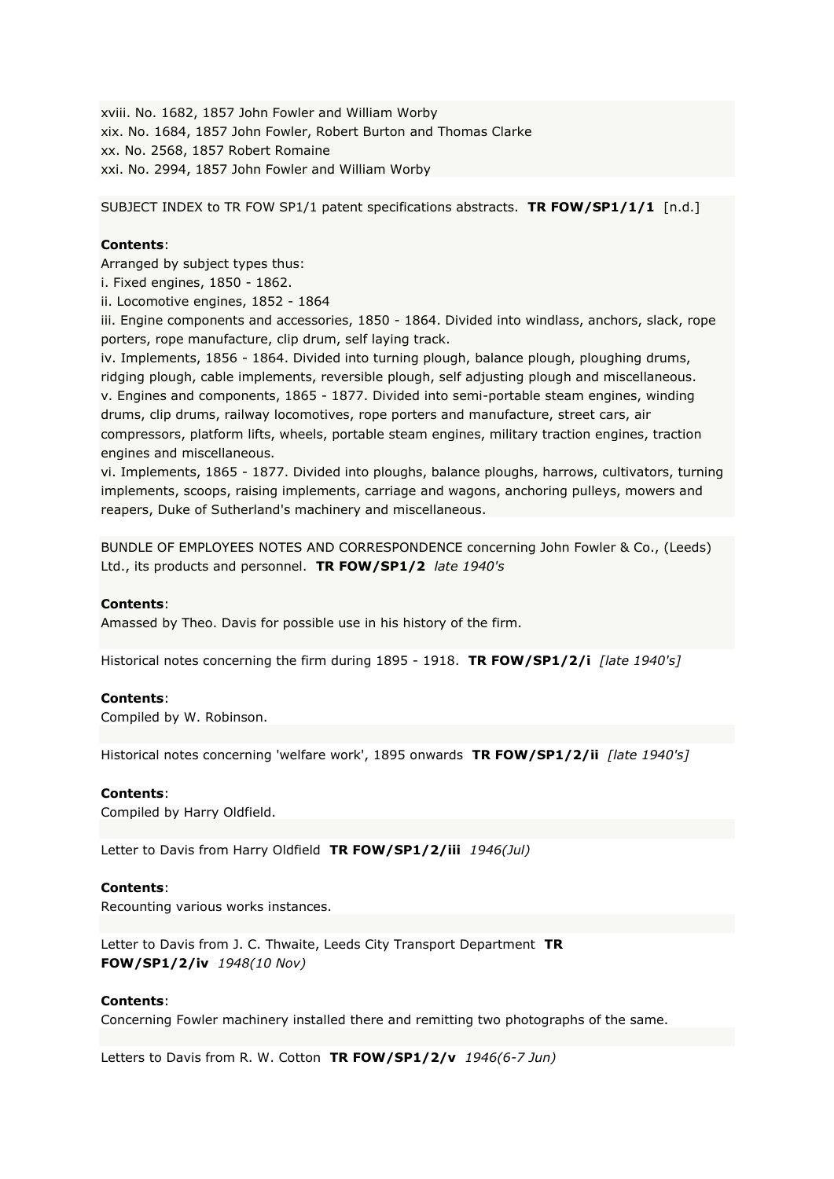xviii. No. 1682, 1857 John Fowler and William Worby
xix. No. 1684, 1857 John Fowler, Robert Burton and Thomas Clarke
xx. No. 2568, 1857 Robert Romaine
xxi. No. 2994, 1857 John Fowler and William Worby

SUBJECT INDEX to TR FOW SP1/1 patent specifications abstracts. **TR FOW/SP1/1/1** [n.d.]

**Contents**:
Arranged by subject types thus:
i. Fixed engines, 1850 - 1862.
ii. Locomotive engines, 1852 - 1864
iii. Engine components and accessories, 1850 - 1864. Divided into windlass, anchors, slack, rope porters, rope manufacture, clip drum, self laying track.
iv. Implements, 1856 - 1864. Divided into turning plough, balance plough, ploughing drums, ridging plough, cable implements, reversible plough, self adjusting plough and miscellaneous.
v. Engines and components, 1865 - 1877. Divided into semi-portable steam engines, winding drums, clip drums, railway locomotives, rope porters and manufacture, street cars, air compressors, platform lifts, wheels, portable steam engines, military traction engines, traction engines and miscellaneous.
vi. Implements, 1865 - 1877. Divided into ploughs, balance ploughs, harrows, cultivators, turning implements, scoops, raising implements, carriage and wagons, anchoring pulleys, mowers and reapers, Duke of Sutherland's machinery and miscellaneous.

BUNDLE OF EMPLOYEES NOTES AND CORRESPONDENCE concerning John Fowler & Co., (Leeds) Ltd., its products and personnel. **TR FOW/SP1/2** *late 1940's*

**Contents**:
Amassed by Theo. Davis for possible use in his history of the firm.

Historical notes concerning the firm during 1895 - 1918. **TR FOW/SP1/2/i** *[late 1940's]*

**Contents**:
Compiled by W. Robinson.

Historical notes concerning 'welfare work', 1895 onwards **TR FOW/SP1/2/ii** *[late 1940's]*

**Contents**:
Compiled by Harry Oldfield.

Letter to Davis from Harry Oldfield **TR FOW/SP1/2/iii** *1946(Jul)*

**Contents**:
Recounting various works instances.

Letter to Davis from J. C. Thwaite, Leeds City Transport Department **TR FOW/SP1/2/iv** *1948(10 Nov)*

**Contents**:
Concerning Fowler machinery installed there and remitting two photographs of the same.

Letters to Davis from R. W. Cotton **TR FOW/SP1/2/v** *1946(6-7 Jun)*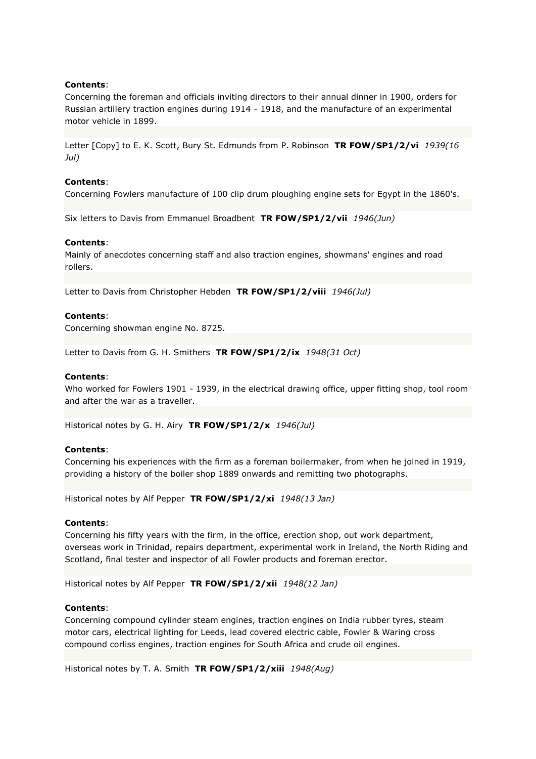**Contents**:
Concerning the foreman and officials inviting directors to their annual dinner in 1900, orders for Russian artillery traction engines during 1914 - 1918, and the manufacture of an experimental motor vehicle in 1899.

Letter [Copy] to E. K. Scott, Bury St. Edmunds from P. Robinson **TR FOW/SP1/2/vi** *1939(16 Jul)*

**Contents**:
Concerning Fowlers manufacture of 100 clip drum ploughing engine sets for Egypt in the 1860's.

Six letters to Davis from Emmanuel Broadbent **TR FOW/SP1/2/vii** *1946(Jun)*

**Contents**:
Mainly of anecdotes concerning staff and also traction engines, showmans' engines and road rollers.

Letter to Davis from Christopher Hebden **TR FOW/SP1/2/viii** *1946(Jul)*

**Contents**:
Concerning showman engine No. 8725.

Letter to Davis from G. H. Smithers **TR FOW/SP1/2/ix** *1948(31 Oct)*

**Contents**:
Who worked for Fowlers 1901 - 1939, in the electrical drawing office, upper fitting shop, tool room and after the war as a traveller.

Historical notes by G. H. Airy **TR FOW/SP1/2/x** *1946(Jul)*

**Contents**:
Concerning his experiences with the firm as a foreman boilermaker, from when he joined in 1919, providing a history of the boiler shop 1889 onwards and remitting two photographs.

Historical notes by Alf Pepper **TR FOW/SP1/2/xi** *1948(13 Jan)*

**Contents**:
Concerning his fifty years with the firm, in the office, erection shop, out work department, overseas work in Trinidad, repairs department, experimental work in Ireland, the North Riding and Scotland, final tester and inspector of all Fowler products and foreman erector.

Historical notes by Alf Pepper **TR FOW/SP1/2/xii** *1948(12 Jan)*

**Contents**:
Concerning compound cylinder steam engines, traction engines on India rubber tyres, steam motor cars, electrical lighting for Leeds, lead covered electric cable, Fowler & Waring cross compound corliss engines, traction engines for South Africa and crude oil engines.

Historical notes by T. A. Smith **TR FOW/SP1/2/xiii** *1948(Aug)*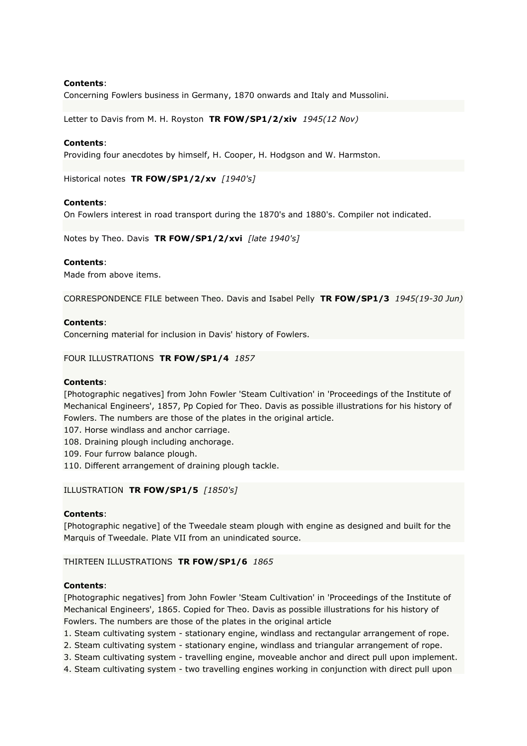**Contents**:
Concerning Fowlers business in Germany, 1870 onwards and Italy and Mussolini.

Letter to Davis from M. H. Royston **TR FOW/SP1/2/xiv** *1945(12 Nov)*

**Contents**:
Providing four anecdotes by himself, H. Cooper, H. Hodgson and W. Harmston.

Historical notes **TR FOW/SP1/2/xv** *[1940's]*

**Contents**:
On Fowlers interest in road transport during the 1870's and 1880's. Compiler not indicated.

Notes by Theo. Davis **TR FOW/SP1/2/xvi** *[late 1940's]*

**Contents**:
Made from above items.

CORRESPONDENCE FILE between Theo. Davis and Isabel Pelly **TR FOW/SP1/3** *1945(19-30 Jun)*

**Contents**:
Concerning material for inclusion in Davis' history of Fowlers.

FOUR ILLUSTRATIONS **TR FOW/SP1/4** *1857*

**Contents**:
[Photographic negatives] from John Fowler 'Steam Cultivation' in 'Proceedings of the Institute of Mechanical Engineers', 1857, Pp Copied for Theo. Davis as possible illustrations for his history of Fowlers. The numbers are those of the plates in the original article.
107. Horse windlass and anchor carriage.
108. Draining plough including anchorage.
109. Four furrow balance plough.
110. Different arrangement of draining plough tackle.

ILLUSTRATION **TR FOW/SP1/5** *[1850's]*

**Contents**:
[Photographic negative] of the Tweedale steam plough with engine as designed and built for the Marquis of Tweedale. Plate VII from an unindicated source.

THIRTEEN ILLUSTRATIONS **TR FOW/SP1/6** *1865*

**Contents**:
[Photographic negatives] from John Fowler 'Steam Cultivation' in 'Proceedings of the Institute of Mechanical Engineers', 1865. Copied for Theo. Davis as possible illustrations for his history of Fowlers. The numbers are those of the plates in the original article
1. Steam cultivating system - stationary engine, windlass and rectangular arrangement of rope.
2. Steam cultivating system - stationary engine, windlass and triangular arrangement of rope.
3. Steam cultivating system - travelling engine, moveable anchor and direct pull upon implement.
4. Steam cultivating system - two travelling engines working in conjunction with direct pull upon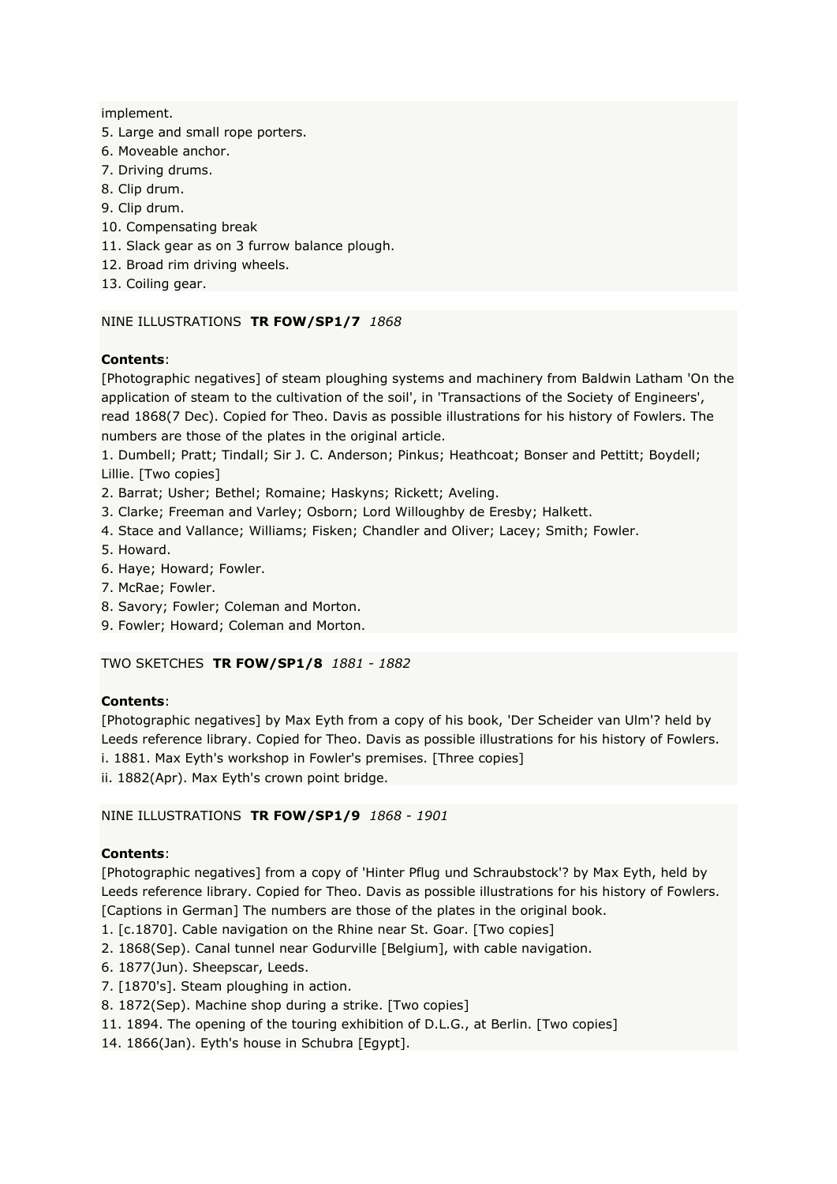implement.
5. Large and small rope porters.
6. Moveable anchor.
7. Driving drums.
8. Clip drum.
9. Clip drum.
10. Compensating break
11. Slack gear as on 3 furrow balance plough.
12. Broad rim driving wheels.
13. Coiling gear.

NINE ILLUSTRATIONS **TR FOW/SP1/7** *1868*

**Contents**:
[Photographic negatives] of steam ploughing systems and machinery from Baldwin Latham 'On the application of steam to the cultivation of the soil', in 'Transactions of the Society of Engineers', read 1868(7 Dec). Copied for Theo. Davis as possible illustrations for his history of Fowlers. The numbers are those of the plates in the original article.
1. Dumbell; Pratt; Tindall; Sir J. C. Anderson; Pinkus; Heathcoat; Bonser and Pettitt; Boydell; Lillie. [Two copies]
2. Barrat; Usher; Bethel; Romaine; Haskyns; Rickett; Aveling.
3. Clarke; Freeman and Varley; Osborn; Lord Willoughby de Eresby; Halkett.
4. Stace and Vallance; Williams; Fisken; Chandler and Oliver; Lacey; Smith; Fowler.
5. Howard.
6. Haye; Howard; Fowler.
7. McRae; Fowler.
8. Savory; Fowler; Coleman and Morton.
9. Fowler; Howard; Coleman and Morton.

TWO SKETCHES **TR FOW/SP1/8** *1881 - 1882*

**Contents**:
[Photographic negatives] by Max Eyth from a copy of his book, 'Der Scheider van Ulm'? held by Leeds reference library. Copied for Theo. Davis as possible illustrations for his history of Fowlers.
i. 1881. Max Eyth's workshop in Fowler's premises. [Three copies]
ii. 1882(Apr). Max Eyth's crown point bridge.

NINE ILLUSTRATIONS **TR FOW/SP1/9** *1868 - 1901*

**Contents**:
[Photographic negatives] from a copy of 'Hinter Pflug und Schraubstock'? by Max Eyth, held by Leeds reference library. Copied for Theo. Davis as possible illustrations for his history of Fowlers. [Captions in German] The numbers are those of the plates in the original book.
1. [c.1870]. Cable navigation on the Rhine near St. Goar. [Two copies]
2. 1868(Sep). Canal tunnel near Godurville [Belgium], with cable navigation.
6. 1877(Jun). Sheepscar, Leeds.
7. [1870's]. Steam ploughing in action.
8. 1872(Sep). Machine shop during a strike. [Two copies]
11. 1894. The opening of the touring exhibition of D.L.G., at Berlin. [Two copies]
14. 1866(Jan). Eyth's house in Schubra [Egypt].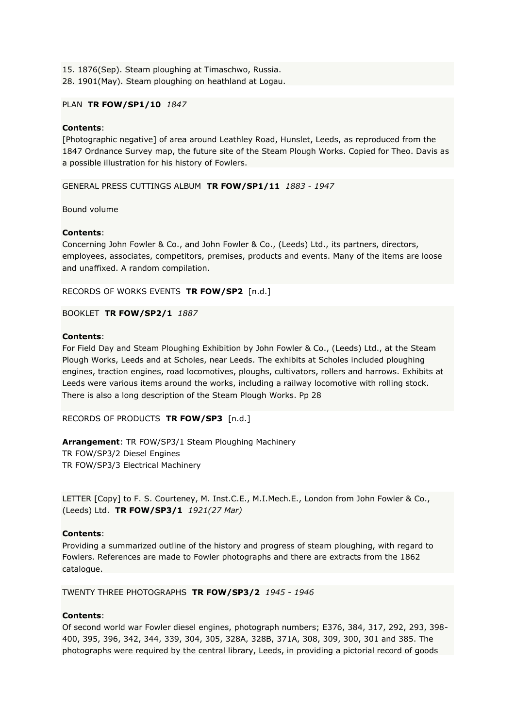15. 1876(Sep). Steam ploughing at Timaschwo, Russia.
28. 1901(May). Steam ploughing on heathland at Logau.

PLAN **TR FOW/SP1/10** *1847*

**Contents**:
[Photographic negative] of area around Leathley Road, Hunslet, Leeds, as reproduced from the 1847 Ordnance Survey map, the future site of the Steam Plough Works. Copied for Theo. Davis as a possible illustration for his history of Fowlers.

GENERAL PRESS CUTTINGS ALBUM **TR FOW/SP1/11** *1883 - 1947*

Bound volume

**Contents**:
Concerning John Fowler & Co., and John Fowler & Co., (Leeds) Ltd., its partners, directors, employees, associates, competitors, premises, products and events. Many of the items are loose and unaffixed. A random compilation.

RECORDS OF WORKS EVENTS **TR FOW/SP2** [n.d.]

BOOKLET **TR FOW/SP2/1** *1887*

**Contents**:
For Field Day and Steam Ploughing Exhibition by John Fowler & Co., (Leeds) Ltd., at the Steam Plough Works, Leeds and at Scholes, near Leeds. The exhibits at Scholes included ploughing engines, traction engines, road locomotives, ploughs, cultivators, rollers and harrows. Exhibits at Leeds were various items around the works, including a railway locomotive with rolling stock. There is also a long description of the Steam Plough Works. Pp 28

RECORDS OF PRODUCTS **TR FOW/SP3** [n.d.]

**Arrangement**: TR FOW/SP3/1 Steam Ploughing Machinery
TR FOW/SP3/2 Diesel Engines
TR FOW/SP3/3 Electrical Machinery

LETTER [Copy] to F. S. Courteney, M. Inst.C.E., M.I.Mech.E., London from John Fowler & Co., (Leeds) Ltd. **TR FOW/SP3/1** *1921(27 Mar)*

**Contents**:
Providing a summarized outline of the history and progress of steam ploughing, with regard to Fowlers. References are made to Fowler photographs and there are extracts from the 1862 catalogue.

TWENTY THREE PHOTOGRAPHS **TR FOW/SP3/2** *1945 - 1946*

**Contents**:
Of second world war Fowler diesel engines, photograph numbers; E376, 384, 317, 292, 293, 398-400, 395, 396, 342, 344, 339, 304, 305, 328A, 328B, 371A, 308, 309, 300, 301 and 385. The photographs were required by the central library, Leeds, in providing a pictorial record of goods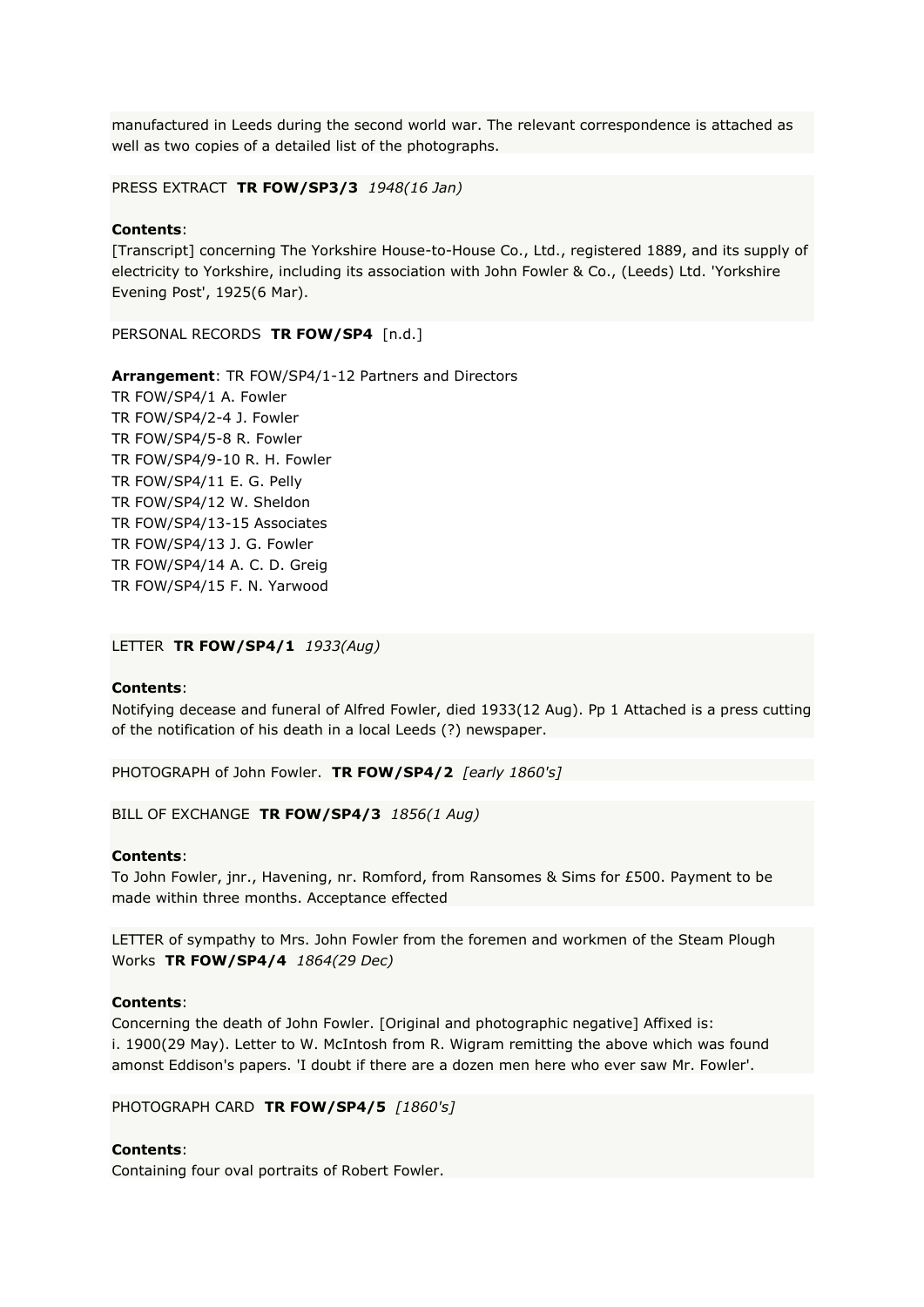manufactured in Leeds during the second world war. The relevant correspondence is attached as well as two copies of a detailed list of the photographs.

PRESS EXTRACT **TR FOW/SP3/3** *1948(16 Jan)*

**Contents**:
[Transcript] concerning The Yorkshire House-to-House Co., Ltd., registered 1889, and its supply of electricity to Yorkshire, including its association with John Fowler & Co., (Leeds) Ltd. 'Yorkshire Evening Post', 1925(6 Mar).

PERSONAL RECORDS **TR FOW/SP4** [n.d.]

**Arrangement**: TR FOW/SP4/1-12 Partners and Directors
TR FOW/SP4/1 A. Fowler
TR FOW/SP4/2-4 J. Fowler
TR FOW/SP4/5-8 R. Fowler
TR FOW/SP4/9-10 R. H. Fowler
TR FOW/SP4/11 E. G. Pelly
TR FOW/SP4/12 W. Sheldon
TR FOW/SP4/13-15 Associates
TR FOW/SP4/13 J. G. Fowler
TR FOW/SP4/14 A. C. D. Greig
TR FOW/SP4/15 F. N. Yarwood

LETTER **TR FOW/SP4/1** *1933(Aug)*

**Contents**:
Notifying decease and funeral of Alfred Fowler, died 1933(12 Aug). Pp 1 Attached is a press cutting of the notification of his death in a local Leeds (?) newspaper.

PHOTOGRAPH of John Fowler. **TR FOW/SP4/2** *[early 1860's]*

BILL OF EXCHANGE **TR FOW/SP4/3** *1856(1 Aug)*

**Contents**:
To John Fowler, jnr., Havening, nr. Romford, from Ransomes & Sims for £500. Payment to be made within three months. Acceptance effected

LETTER of sympathy to Mrs. John Fowler from the foremen and workmen of the Steam Plough Works **TR FOW/SP4/4** *1864(29 Dec)*

**Contents**:
Concerning the death of John Fowler. [Original and photographic negative] Affixed is:
i. 1900(29 May). Letter to W. McIntosh from R. Wigram remitting the above which was found amonst Eddison's papers. 'I doubt if there are a dozen men here who ever saw Mr. Fowler'.

PHOTOGRAPH CARD **TR FOW/SP4/5** *[1860's]*

**Contents**:
Containing four oval portraits of Robert Fowler.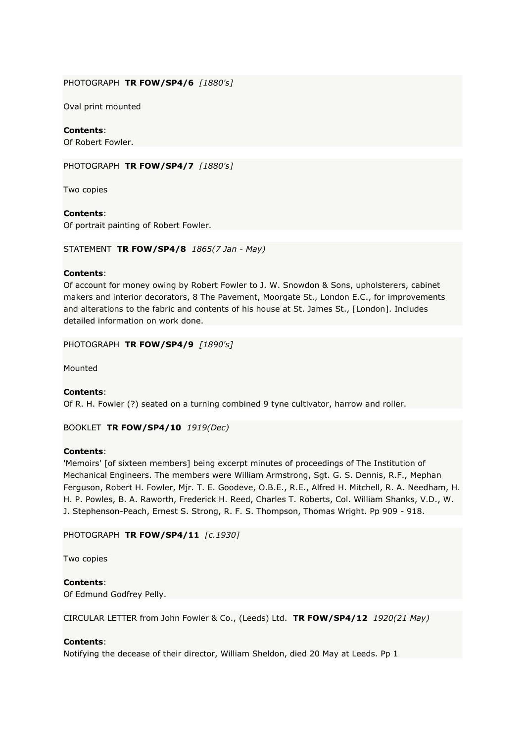PHOTOGRAPH **TR FOW/SP4/6** *[1880's]*

Oval print mounted

**Contents**:
Of Robert Fowler.

PHOTOGRAPH **TR FOW/SP4/7** *[1880's]*

Two copies

**Contents**:
Of portrait painting of Robert Fowler.

STATEMENT **TR FOW/SP4/8** *1865(7 Jan - May)*

**Contents**:
Of account for money owing by Robert Fowler to J. W. Snowdon & Sons, upholsterers, cabinet makers and interior decorators, 8 The Pavement, Moorgate St., London E.C., for improvements and alterations to the fabric and contents of his house at St. James St., [London]. Includes detailed information on work done.

PHOTOGRAPH **TR FOW/SP4/9** *[1890's]*

Mounted

**Contents**:
Of R. H. Fowler (?) seated on a turning combined 9 tyne cultivator, harrow and roller.

BOOKLET **TR FOW/SP4/10** *1919(Dec)*

**Contents**:
'Memoirs' [of sixteen members] being excerpt minutes of proceedings of The Institution of Mechanical Engineers. The members were William Armstrong, Sgt. G. S. Dennis, R.F., Mephan Ferguson, Robert H. Fowler, Mjr. T. E. Goodeve, O.B.E., R.E., Alfred H. Mitchell, R. A. Needham, H. H. P. Powles, B. A. Raworth, Frederick H. Reed, Charles T. Roberts, Col. William Shanks, V.D., W. J. Stephenson-Peach, Ernest S. Strong, R. F. S. Thompson, Thomas Wright. Pp 909 - 918.

PHOTOGRAPH **TR FOW/SP4/11** *[c.1930]*

Two copies

**Contents**:
Of Edmund Godfrey Pelly.

CIRCULAR LETTER from John Fowler & Co., (Leeds) Ltd. **TR FOW/SP4/12** *1920(21 May)*

**Contents**:
Notifying the decease of their director, William Sheldon, died 20 May at Leeds. Pp 1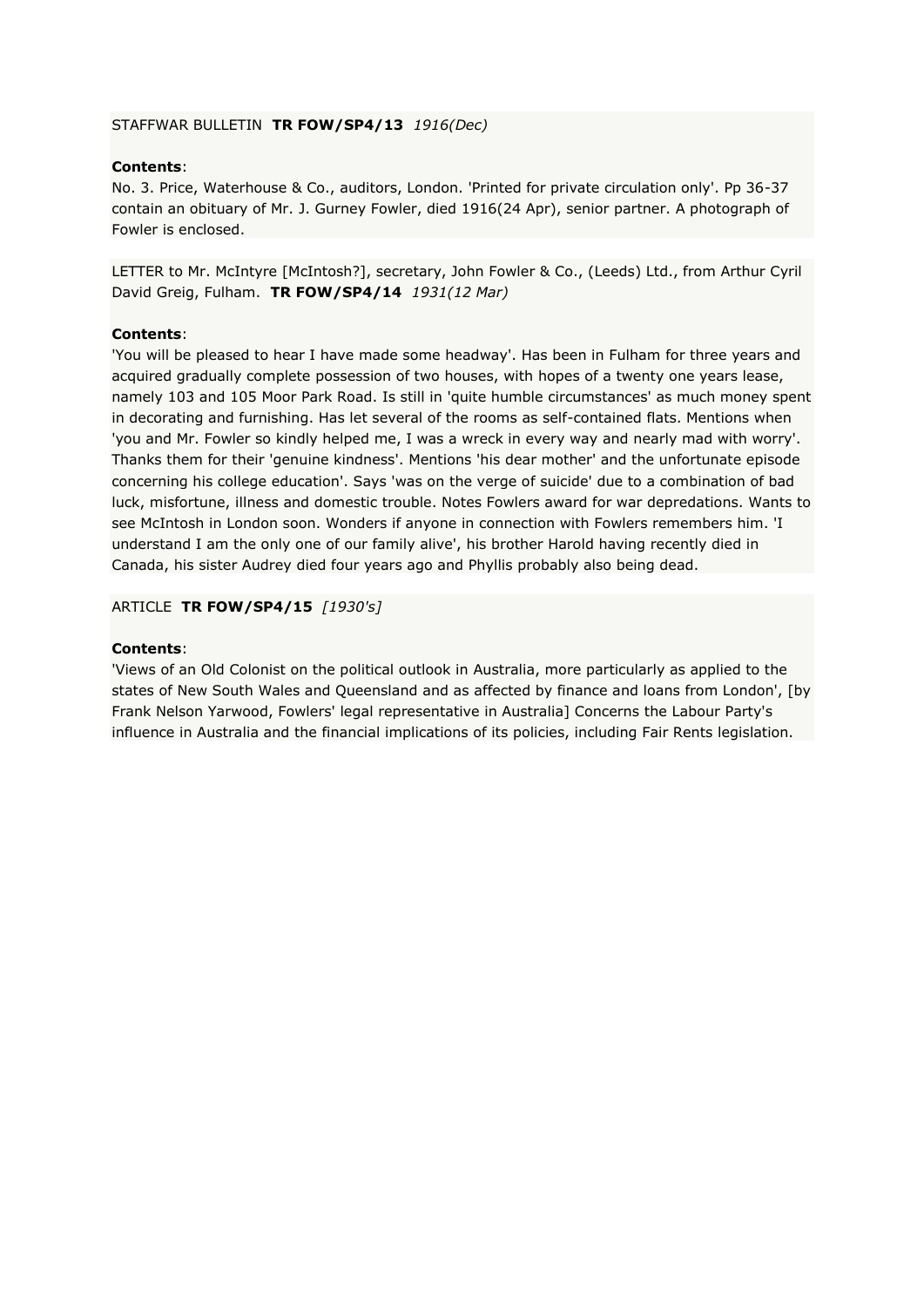STAFFWAR BULLETIN **TR FOW/SP4/13** *1916(Dec)*

**Contents**:
No. 3. Price, Waterhouse & Co., auditors, London. 'Printed for private circulation only'. Pp 36-37 contain an obituary of Mr. J. Gurney Fowler, died 1916(24 Apr), senior partner. A photograph of Fowler is enclosed.

LETTER to Mr. McIntyre [McIntosh?], secretary, John Fowler & Co., (Leeds) Ltd., from Arthur Cyril David Greig, Fulham. **TR FOW/SP4/14** *1931(12 Mar)*

**Contents**:
'You will be pleased to hear I have made some headway'. Has been in Fulham for three years and acquired gradually complete possession of two houses, with hopes of a twenty one years lease, namely 103 and 105 Moor Park Road. Is still in 'quite humble circumstances' as much money spent in decorating and furnishing. Has let several of the rooms as self-contained flats. Mentions when 'you and Mr. Fowler so kindly helped me, I was a wreck in every way and nearly mad with worry'. Thanks them for their 'genuine kindness'. Mentions 'his dear mother' and the unfortunate episode concerning his college education'. Says 'was on the verge of suicide' due to a combination of bad luck, misfortune, illness and domestic trouble. Notes Fowlers award for war depredations. Wants to see McIntosh in London soon. Wonders if anyone in connection with Fowlers remembers him. 'I understand I am the only one of our family alive', his brother Harold having recently died in Canada, his sister Audrey died four years ago and Phyllis probably also being dead.

ARTICLE **TR FOW/SP4/15** *[1930's]*

**Contents**:
'Views of an Old Colonist on the political outlook in Australia, more particularly as applied to the states of New South Wales and Queensland and as affected by finance and loans from London', [by Frank Nelson Yarwood, Fowlers' legal representative in Australia] Concerns the Labour Party's influence in Australia and the financial implications of its policies, including Fair Rents legislation.